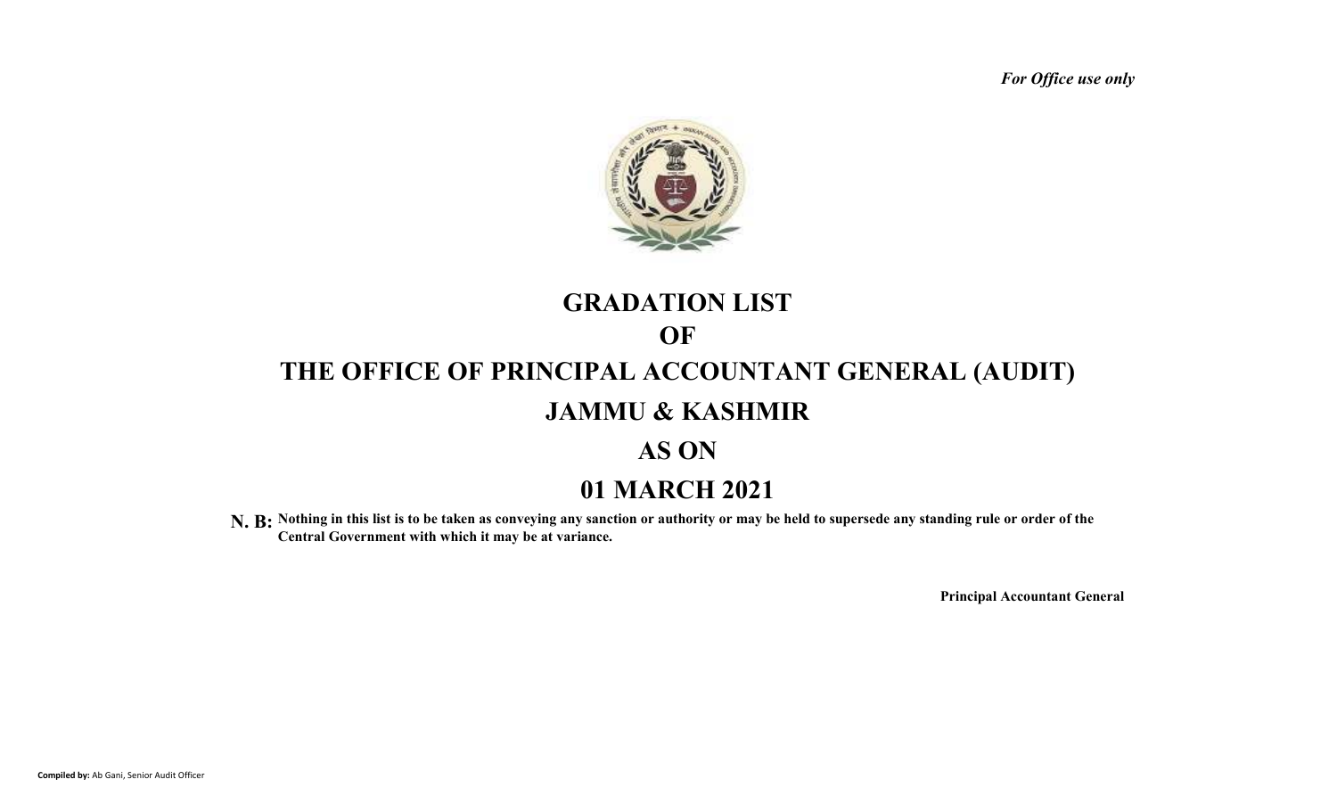*For Office use only*

# GRADATION LIST

# OF

# THE OFFICE OF PRINCIPAL ACCOUNTANT GENERAL (AUDIT)

# JAMMU & KASHMIR

# AS ON

# 01 MARCH 2021

**N. B:** **Nothing in this list is to be taken as conveying any sanction or authority or may be held to supersede any standing rule or order of the Central Government with which it may be at variance.**

**Principal Accountant General**

**Compiled by:** Ab Gani, Senior Audit Officer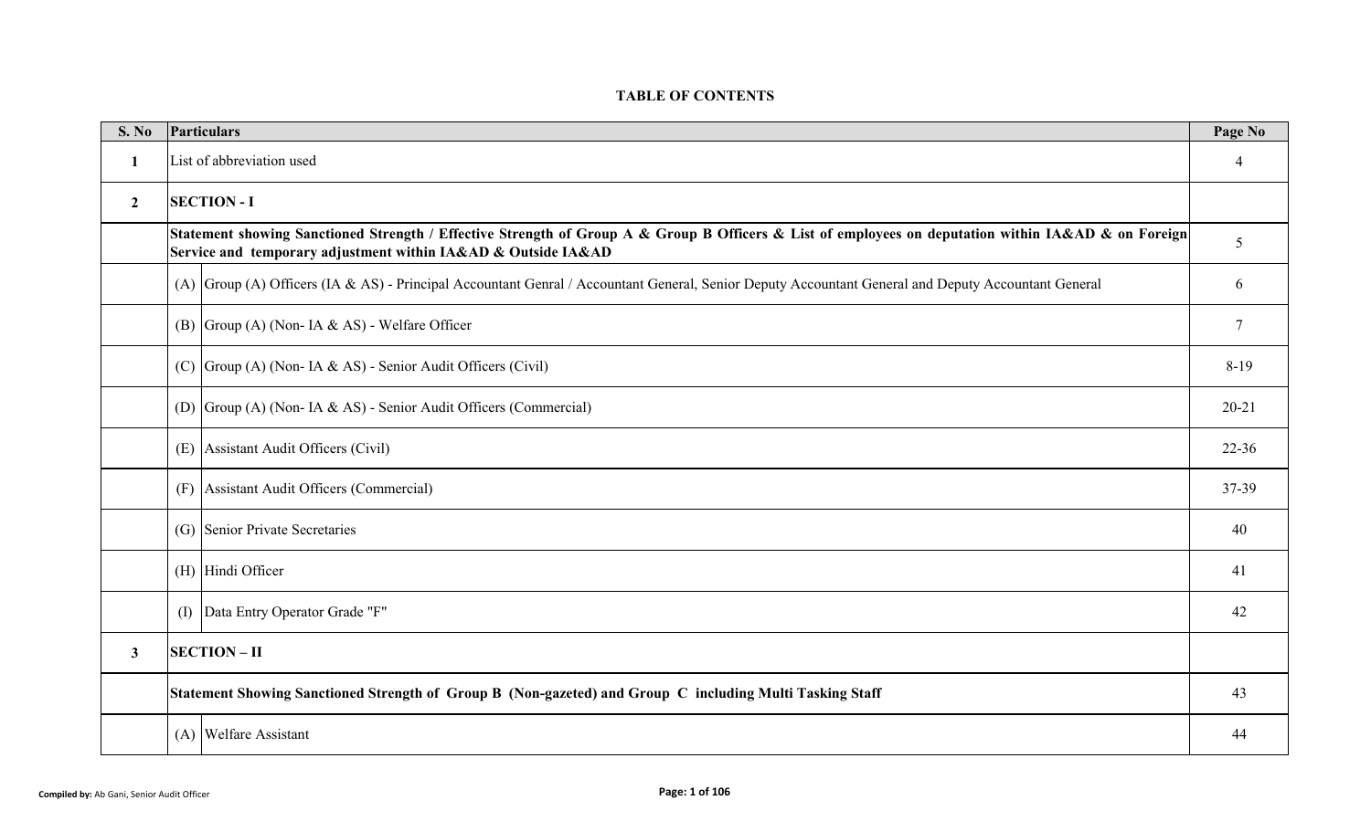**TABLE OF CONTENTS**

| S. No | Particulars | | Page No |
|---|---|---|---|
| **1** | List of abbreviation used | | 4 |
| **2** | **SECTION - I** | | |
| | **Statement showing Sanctioned Strength / Effective Strength of Group A & Group B Officers & List of employees on deputation within IA&AD & on Foreign Service and temporary adjustment within IA&AD & Outside IA&AD** | | 5 |
| | (A) | Group (A) Officers (IA & AS) - Principal Accountant Genral / Accountant General, Senior Deputy Accountant General and Deputy Accountant General | 6 |
| | (B) | Group (A) (Non- IA & AS) - Welfare Officer | 7 |
| | (C) | Group (A) (Non- IA & AS) - Senior Audit Officers (Civil) | 8-19 |
| | (D) | Group (A) (Non- IA & AS) - Senior Audit Officers (Commercial) | 20-21 |
| | (E) | Assistant Audit Officers (Civil) | 22-36 |
| | (F) | Assistant Audit Officers (Commercial) | 37-39 |
| | (G) | Senior Private Secretaries | 40 |
| | (H) | Hindi Officer | 41 |
| | (I) | Data Entry Operator Grade "F" | 42 |
| **3** | **SECTION – II** | | |
| | **Statement Showing Sanctioned Strength of Group B (Non-gazeted) and Group C including Multi Tasking Staff** | | 43 |
| | (A) | Welfare Assistant | 44 |

**Compiled by:** Ab Gani, Senior Audit Officer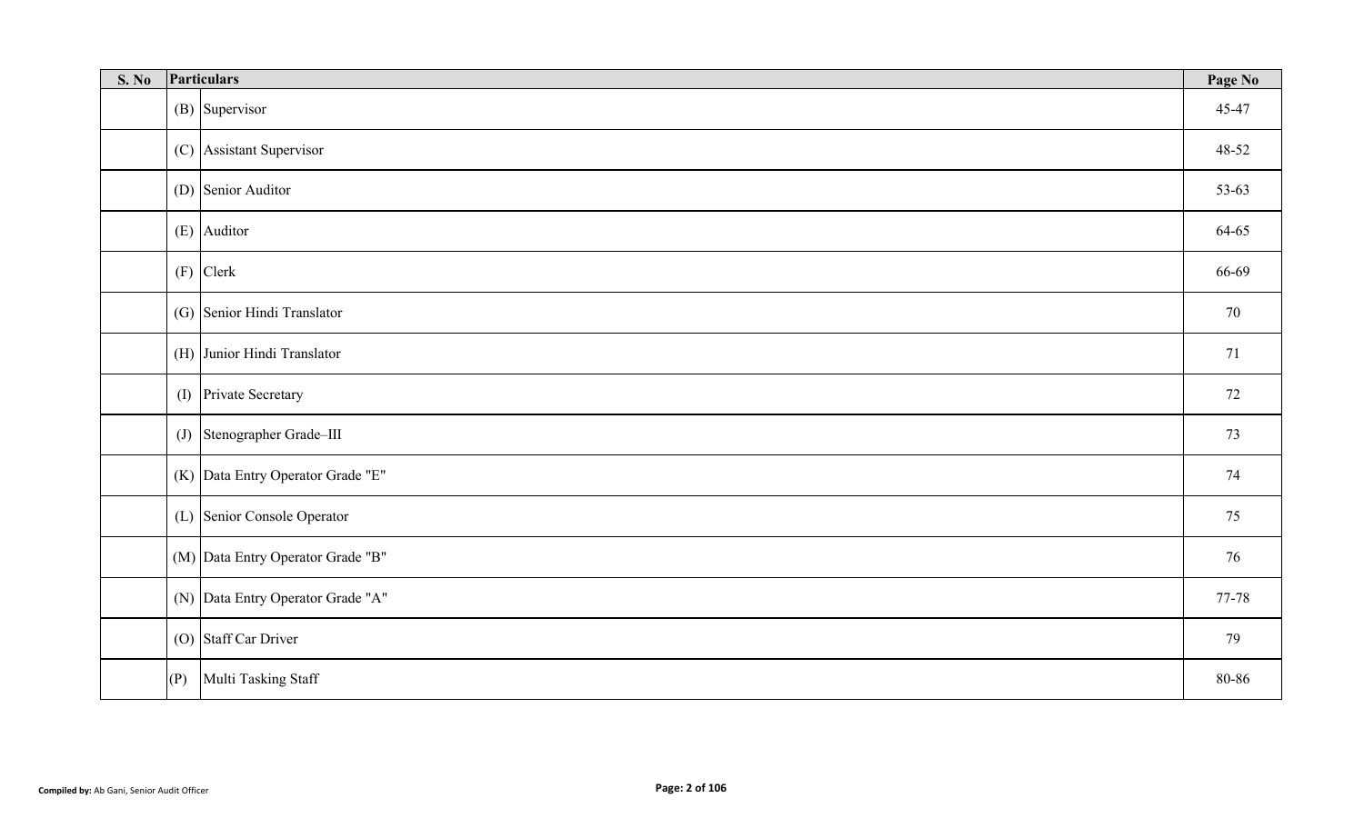| S. No | Particulars | | Page No |
|---|---|---|---|
| | (B) | Supervisor | 45-47 |
| | (C) | Assistant Supervisor | 48-52 |
| | (D) | Senior Auditor | 53-63 |
| | (E) | Auditor | 64-65 |
| | (F) | Clerk | 66-69 |
| | (G) | Senior Hindi Translator | 70 |
| | (H) | Junior Hindi Translator | 71 |
| | (I) | Private Secretary | 72 |
| | (J) | Stenographer Grade–III | 73 |
| | (K) | Data Entry Operator Grade "E" | 74 |
| | (L) | Senior Console Operator | 75 |
| | (M) | Data Entry Operator Grade "B" | 76 |
| | (N) | Data Entry Operator Grade "A" | 77-78 |
| | (O) | Staff Car Driver | 79 |
| | (P) | Multi Tasking Staff | 80-86 |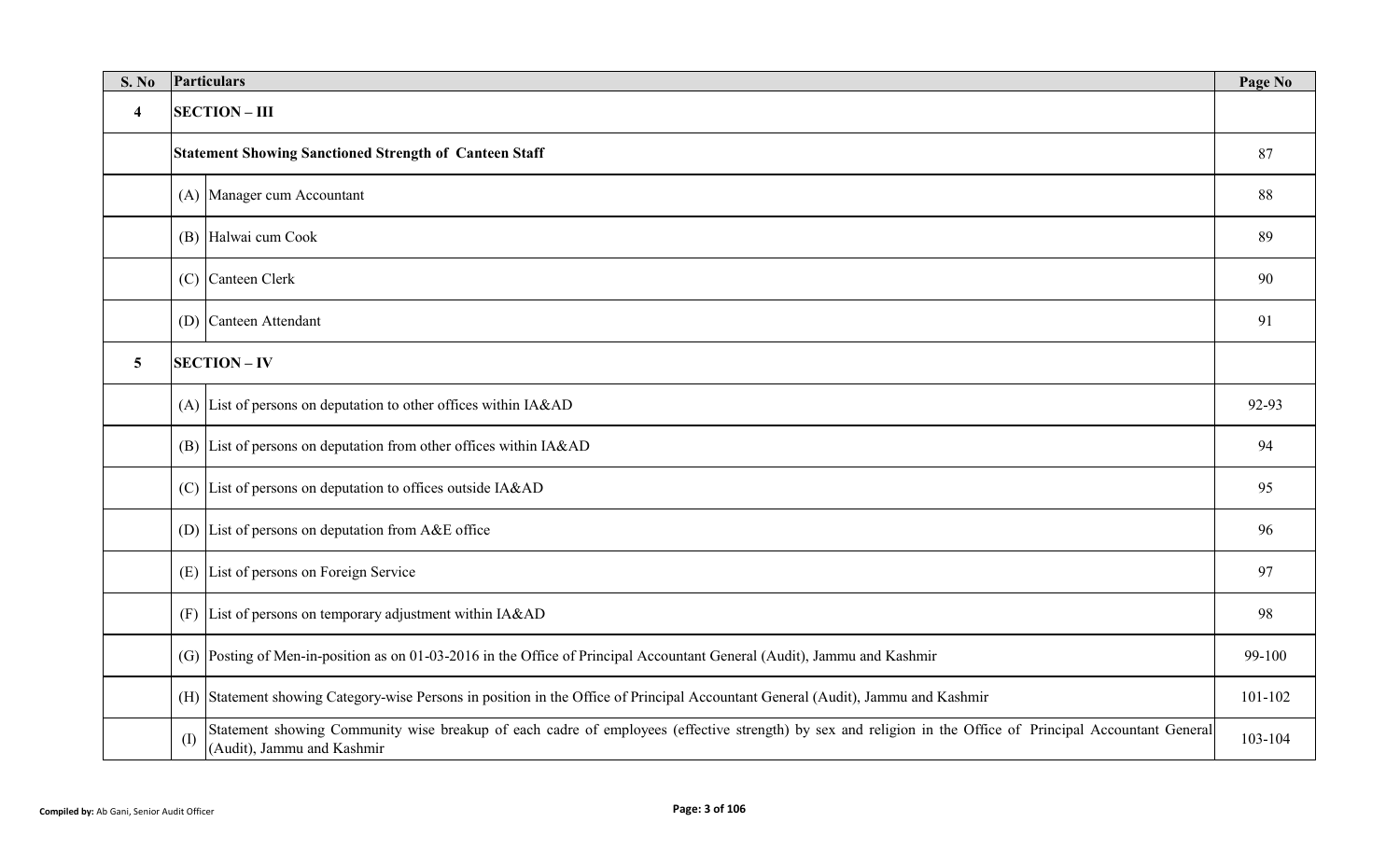| S. No | Particulars | | Page No |
|---|---|---|---|
| **4** | **SECTION – III** | | |
| | **Statement Showing Sanctioned Strength of Canteen Staff** | | 87 |
| | (A) | Manager cum Accountant | 88 |
| | (B) | Halwai cum Cook | 89 |
| | (C) | Canteen Clerk | 90 |
| | (D) | Canteen Attendant | 91 |
| **5** | **SECTION – IV** | | |
| | (A) | List of persons on deputation to other offices within IA&AD | 92-93 |
| | (B) | List of persons on deputation from other offices within IA&AD | 94 |
| | (C) | List of persons on deputation to offices outside IA&AD | 95 |
| | (D) | List of persons on deputation from A&E office | 96 |
| | (E) | List of persons on Foreign Service | 97 |
| | (F) | List of persons on temporary adjustment within IA&AD | 98 |
| | (G) | Posting of Men-in-position as on 01-03-2016 in the Office of Principal Accountant General (Audit), Jammu and Kashmir | 99-100 |
| | (H) | Statement showing Category-wise Persons in position in the Office of Principal Accountant General (Audit), Jammu and Kashmir | 101-102 |
| | (I) | Statement showing Community wise breakup of each cadre of employees (effective strength) by sex and religion in the Office of Principal Accountant General (Audit), Jammu and Kashmir | 103-104 |

Compiled by: Ab Gani, Senior Audit Officer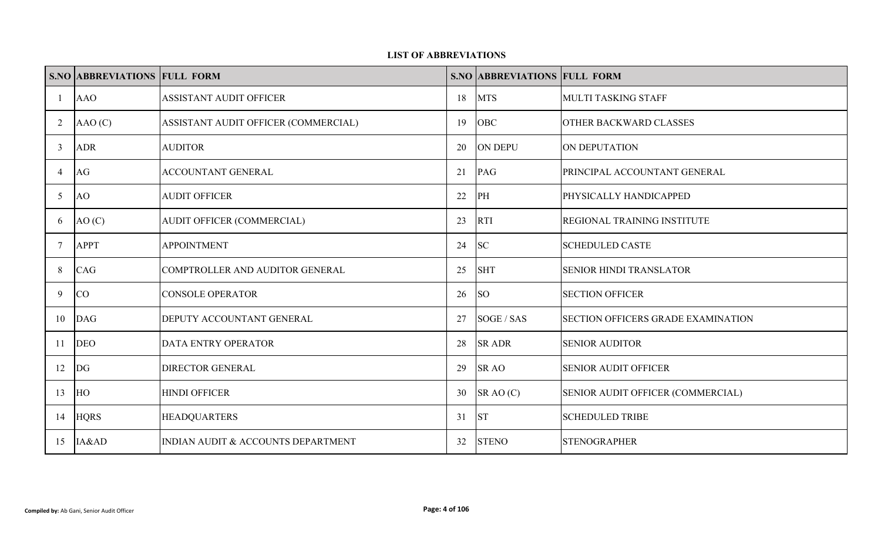**LIST OF ABBREVIATIONS**

| S.NO | ABBREVIATIONS | FULL FORM | S.NO | ABBREVIATIONS | FULL FORM |
|---|---|---|---|---|---|
| 1 | AAO | ASSISTANT AUDIT OFFICER | 18 | MTS | MULTI TASKING STAFF |
| 2 | AAO (C) | ASSISTANT AUDIT OFFICER (COMMERCIAL) | 19 | OBC | OTHER BACKWARD CLASSES |
| 3 | ADR | AUDITOR | 20 | ON DEPU | ON DEPUTATION |
| 4 | AG | ACCOUNTANT GENERAL | 21 | PAG | PRINCIPAL ACCOUNTANT GENERAL |
| 5 | AO | AUDIT OFFICER | 22 | PH | PHYSICALLY HANDICAPPED |
| 6 | AO (C) | AUDIT OFFICER (COMMERCIAL) | 23 | RTI | REGIONAL TRAINING INSTITUTE |
| 7 | APPT | APPOINTMENT | 24 | SC | SCHEDULED CASTE |
| 8 | CAG | COMPTROLLER AND AUDITOR GENERAL | 25 | SHT | SENIOR HINDI TRANSLATOR |
| 9 | CO | CONSOLE OPERATOR | 26 | SO | SECTION OFFICER |
| 10 | DAG | DEPUTY ACCOUNTANT GENERAL | 27 | SOGE / SAS | SECTION OFFICERS GRADE EXAMINATION |
| 11 | DEO | DATA ENTRY OPERATOR | 28 | SR ADR | SENIOR AUDITOR |
| 12 | DG | DIRECTOR GENERAL | 29 | SR AO | SENIOR AUDIT OFFICER |
| 13 | HO | HINDI OFFICER | 30 | SR AO (C) | SENIOR AUDIT OFFICER (COMMERCIAL) |
| 14 | HQRS | HEADQUARTERS | 31 | ST | SCHEDULED TRIBE |
| 15 | IA&AD | INDIAN AUDIT & ACCOUNTS DEPARTMENT | 32 | STENO | STENOGRAPHER |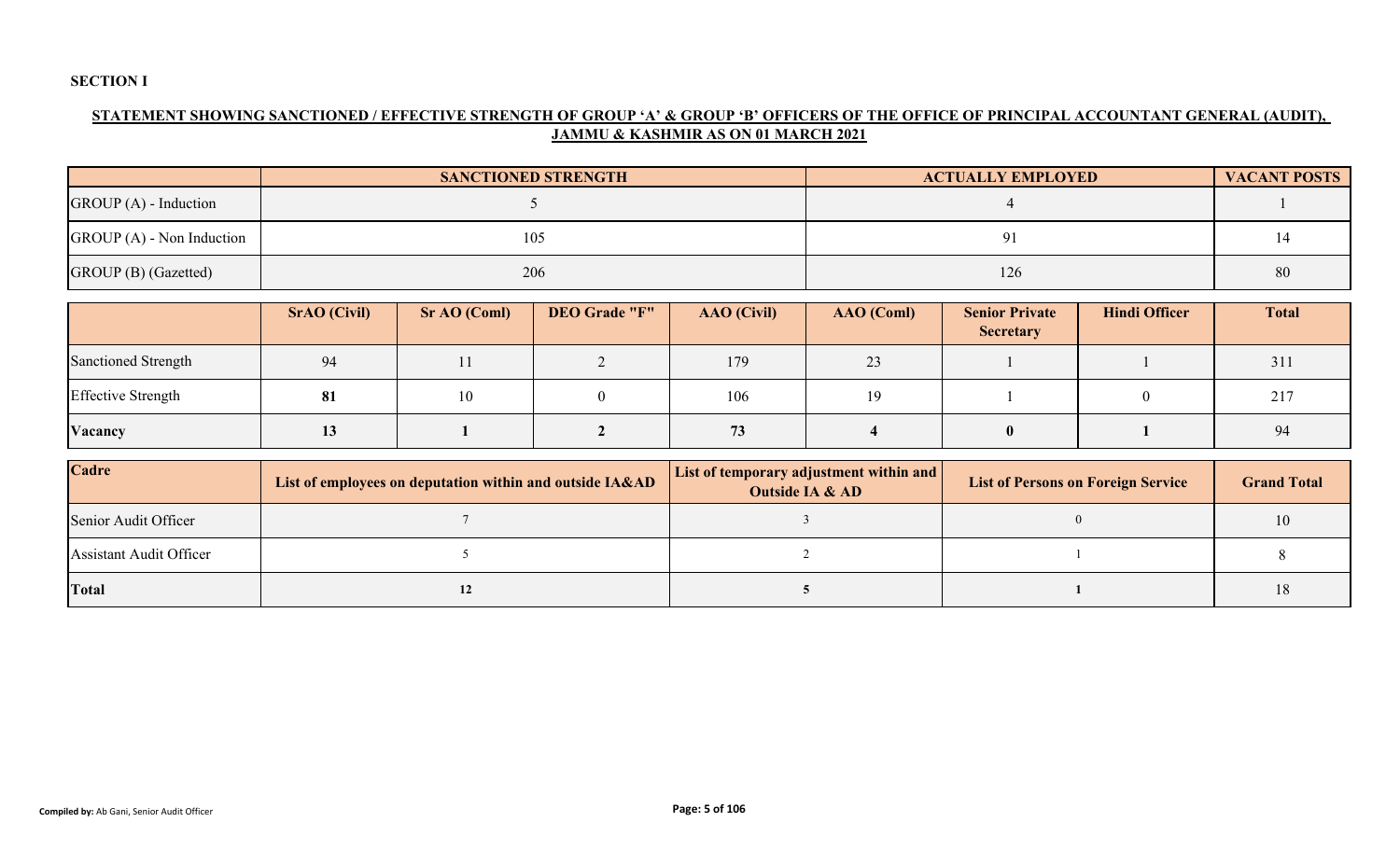**SECTION I**

**STATEMENT SHOWING SANCTIONED / EFFECTIVE STRENGTH OF GROUP 'A' & GROUP 'B' OFFICERS OF THE OFFICE OF PRINCIPAL ACCOUNTANT GENERAL (AUDIT), JAMMU & KASHMIR AS ON 01 MARCH 2021**

| | SANCTIONED STRENGTH | ACTUALLY EMPLOYED | VACANT POSTS |
|---|---|---|---|
| GROUP (A) - Induction | 5 | 4 | 1 |
| GROUP (A) - Non Induction | 105 | 91 | 14 |
| GROUP (B) (Gazetted) | 206 | 126 | 80 |

| | SrAO (Civil) | Sr AO (Coml) | DEO Grade "F" | AAO (Civil) | AAO (Coml) | Senior Private Secretary | Hindi Officer | Total |
|---|---|---|---|---|---|---|---|---|
| Sanctioned Strength | 94 | 11 | 2 | 179 | 23 | 1 | 1 | 311 |
| Effective Strength | **81** | 10 | 0 | 106 | 19 | 1 | 0 | 217 |
| **Vacancy** | **13** | **1** | **2** | **73** | **4** | **0** | **1** | 94 |

| Cadre | List of employees on deputation within and outside IA&AD | List of temporary adjustment within and Outside IA & AD | List of Persons on Foreign Service | Grand Total |
|---|---|---|---|---|
| Senior Audit Officer | 7 | 3 | 0 | 10 |
| Assistant Audit Officer | 5 | 2 | 1 | 8 |
| **Total** | **12** | **5** | **1** | 18 |

**Compiled by:** Ab Gani, Senior Audit Officer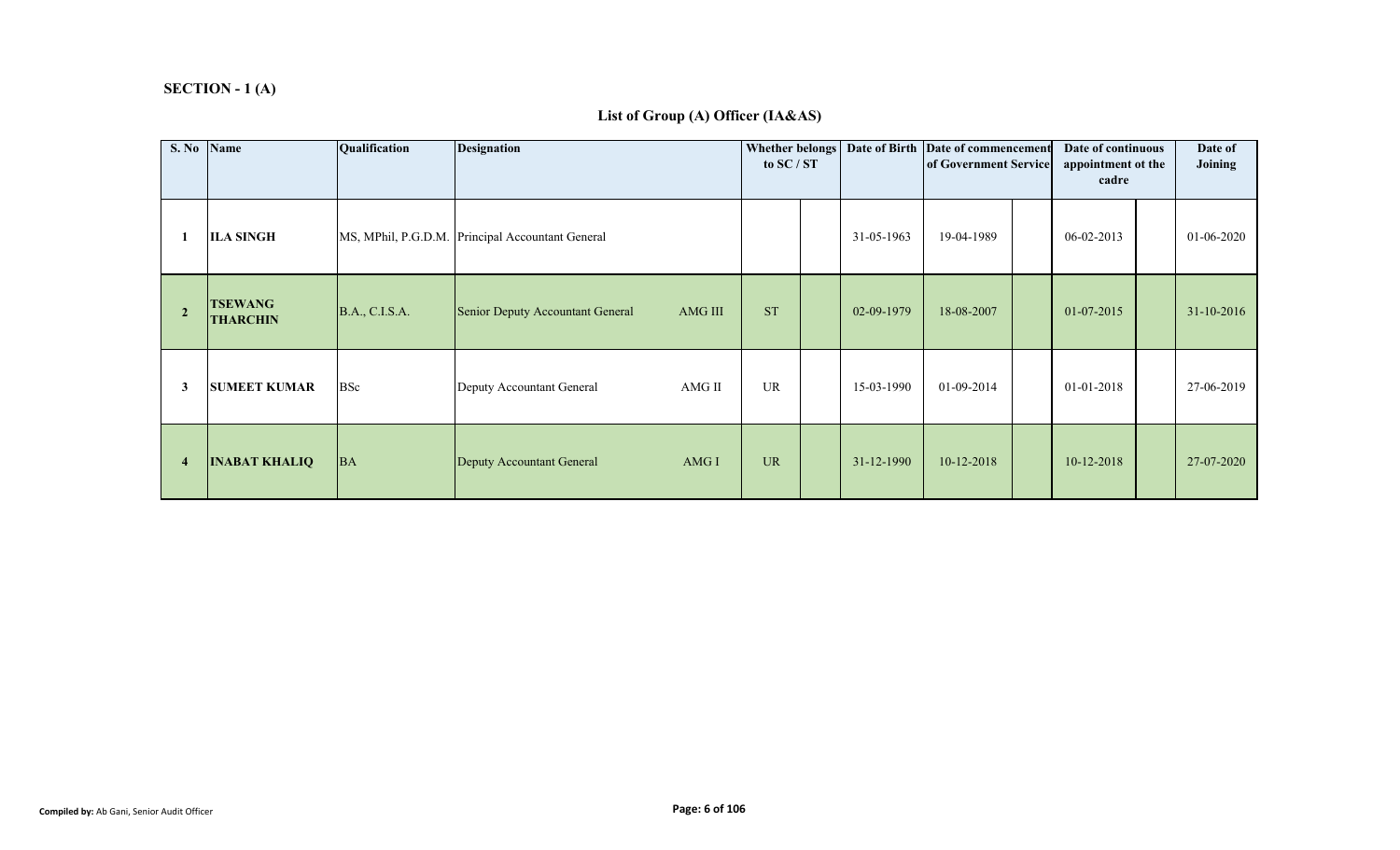**SECTION - 1 (A)**

## List of Group (A) Officer (IA&AS)

| S. No | Name | Qualification | Designation | | Whether belongs to SC / ST | | Date of Birth | Date of commencement of Government Service | | Date of continuous appointment ot the cadre | | Date of Joining |
|---|---|---|---|---|---|---|---|---|---|---|---|---|
| 1 | ILA SINGH | MS, MPhil, P.G.D.M. | Principal Accountant General | | | | 31-05-1963 | 19-04-1989 | | 06-02-2013 | | 01-06-2020 |
| 2 | TSEWANG THARCHIN | B.A., C.I.S.A. | Senior Deputy Accountant General | AMG III | ST | | 02-09-1979 | 18-08-2007 | | 01-07-2015 | | 31-10-2016 |
| 3 | SUMEET KUMAR | BSc | Deputy Accountant General | AMG II | UR | | 15-03-1990 | 01-09-2014 | | 01-01-2018 | | 27-06-2019 |
| 4 | INABAT KHALIQ | BA | Deputy Accountant General | AMG I | UR | | 31-12-1990 | 10-12-2018 | | 10-12-2018 | | 27-07-2020 |

**Compiled by:** Ab Gani, Senior Audit Officer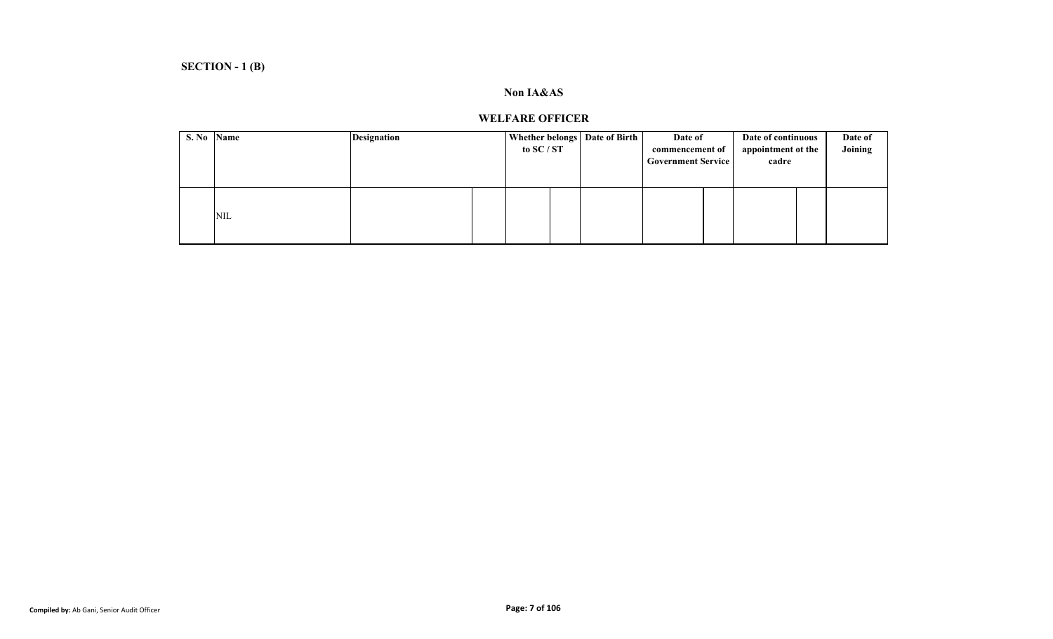**SECTION - 1 (B)**

**Non IA&AS**

**WELFARE OFFICER**

| S. No | Name | Designation | Whether belongs to SC / ST | Date of Birth | Date of commencement of Government Service | Date of continuous appointment ot the cadre | Date of Joining |
|---|---|---|---|---|---|---|---|
| | NIL | | | | | | |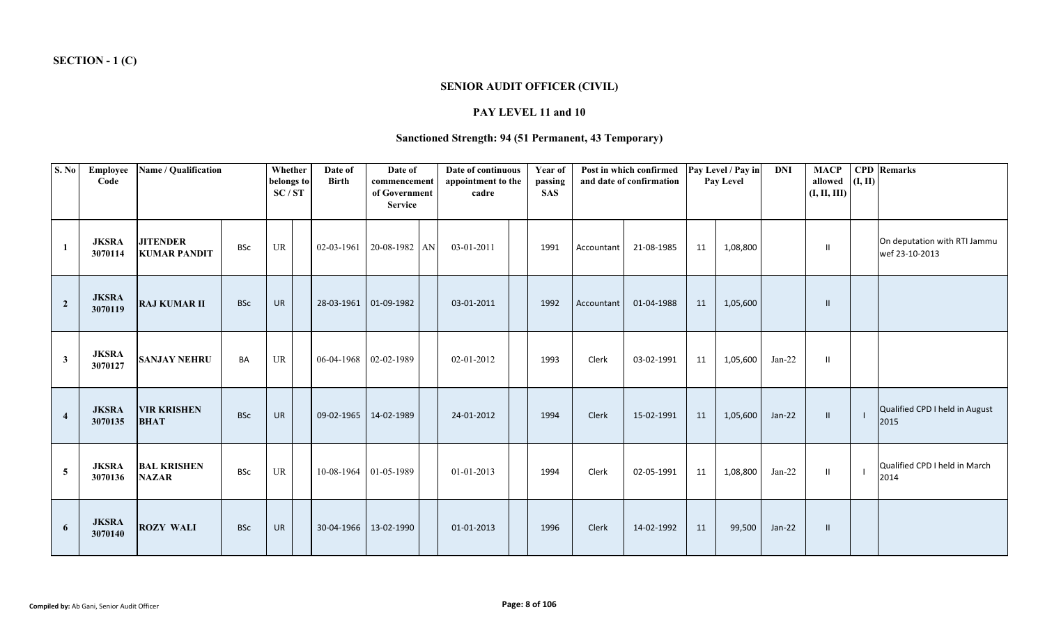**SECTION - 1 (C)**

## SENIOR AUDIT OFFICER (CIVIL)

### PAY LEVEL 11 and 10

### Sanctioned Strength: 94 (51 Permanent, 43 Temporary)

| S. No | Employee Code | Name / Qualification | | Whether belongs to SC / ST | | Date of Birth | Date of commencement of Government Service | | Date of continuous appointment to the cadre | | Year of passing SAS | Post in which confirmed and date of confirmation | | Pay Level / Pay in Pay Level | | DNI | MACP allowed (I, II, III) | CPD (I, II) | Remarks |
|---|---|---|---|---|---|---|---|---|---|---|---|---|---|---|---|---|---|---|---|
| 1 | JKSRA 3070114 | JITENDER KUMAR PANDIT | BSc | UR | | 02-03-1961 | 20-08-1982 | AN | 03-01-2011 | | 1991 | Accountant | 21-08-1985 | 11 | 1,08,800 | | II | | On deputation with RTI Jammu wef 23-10-2013 |
| 2 | JKSRA 3070119 | RAJ KUMAR II | BSc | UR | | 28-03-1961 | 01-09-1982 | | 03-01-2011 | | 1992 | Accountant | 01-04-1988 | 11 | 1,05,600 | | II | | |
| 3 | JKSRA 3070127 | SANJAY NEHRU | BA | UR | | 06-04-1968 | 02-02-1989 | | 02-01-2012 | | 1993 | Clerk | 03-02-1991 | 11 | 1,05,600 | Jan-22 | II | | |
| 4 | JKSRA 3070135 | VIR KRISHEN BHAT | BSc | UR | | 09-02-1965 | 14-02-1989 | | 24-01-2012 | | 1994 | Clerk | 15-02-1991 | 11 | 1,05,600 | Jan-22 | II | I | Qualified CPD I held in August 2015 |
| 5 | JKSRA 3070136 | BAL KRISHEN NAZAR | BSc | UR | | 10-08-1964 | 01-05-1989 | | 01-01-2013 | | 1994 | Clerk | 02-05-1991 | 11 | 1,08,800 | Jan-22 | II | I | Qualified CPD I held in March 2014 |
| 6 | JKSRA 3070140 | ROZY WALI | BSc | UR | | 30-04-1966 | 13-02-1990 | | 01-01-2013 | | 1996 | Clerk | 14-02-1992 | 11 | 99,500 | Jan-22 | II | | |

**Compiled by:** Ab Gani, Senior Audit Officer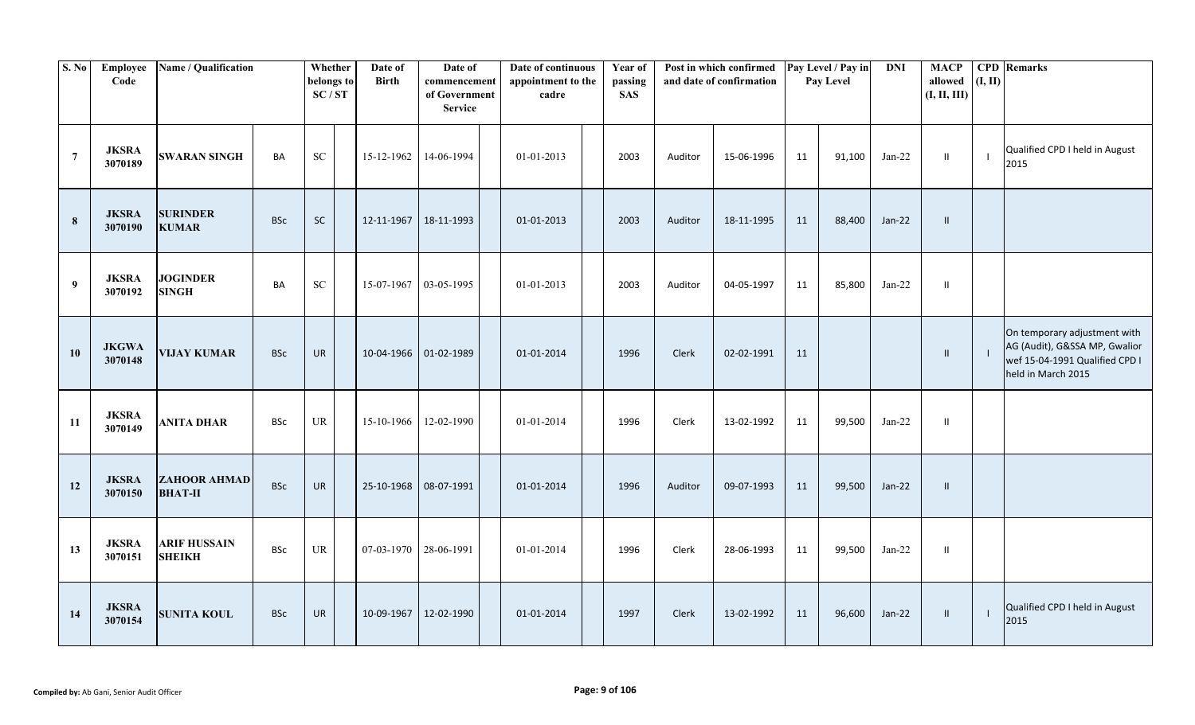| S. No | Employee Code | Name / Qualification | | Whether belongs to SC / ST | Date of Birth | Date of commencement of Government Service | Date of continuous appointment to the cadre | Year of passing SAS | Post in which confirmed and date of confirmation | | Pay Level / Pay in Pay Level | | DNI | MACP allowed (I, II, III) | CPD (I, II) | Remarks |
|---|---|---|---|---|---|---|---|---|---|---|---|---|---|---|---|---|
| 7 | JKSRA 3070189 | SWARAN SINGH | BA | SC | 15-12-1962 | 14-06-1994 | 01-01-2013 | 2003 | Auditor | 15-06-1996 | 11 | 91,100 | Jan-22 | II | I | Qualified CPD I held in August 2015 |
| 8 | JKSRA 3070190 | SURINDER KUMAR | BSc | SC | 12-11-1967 | 18-11-1993 | 01-01-2013 | 2003 | Auditor | 18-11-1995 | 11 | 88,400 | Jan-22 | II | | |
| 9 | JKSRA 3070192 | JOGINDER SINGH | BA | SC | 15-07-1967 | 03-05-1995 | 01-01-2013 | 2003 | Auditor | 04-05-1997 | 11 | 85,800 | Jan-22 | II | | |
| 10 | JKGWA 3070148 | VIJAY KUMAR | BSc | UR | 10-04-1966 | 01-02-1989 | 01-01-2014 | 1996 | Clerk | 02-02-1991 | 11 | | | II | I | On temporary adjustment with AG (Audit), G&SSA MP, Gwalior wef 15-04-1991 Qualified CPD I held in March 2015 |
| 11 | JKSRA 3070149 | ANITA DHAR | BSc | UR | 15-10-1966 | 12-02-1990 | 01-01-2014 | 1996 | Clerk | 13-02-1992 | 11 | 99,500 | Jan-22 | II | | |
| 12 | JKSRA 3070150 | ZAHOOR AHMAD BHAT-II | BSc | UR | 25-10-1968 | 08-07-1991 | 01-01-2014 | 1996 | Auditor | 09-07-1993 | 11 | 99,500 | Jan-22 | II | | |
| 13 | JKSRA 3070151 | ARIF HUSSAIN SHEIKH | BSc | UR | 07-03-1970 | 28-06-1991 | 01-01-2014 | 1996 | Clerk | 28-06-1993 | 11 | 99,500 | Jan-22 | II | | |
| 14 | JKSRA 3070154 | SUNITA KOUL | BSc | UR | 10-09-1967 | 12-02-1990 | 01-01-2014 | 1997 | Clerk | 13-02-1992 | 11 | 96,600 | Jan-22 | II | I | Qualified CPD I held in August 2015 |

**Compiled by:** Ab Gani, Senior Audit Officer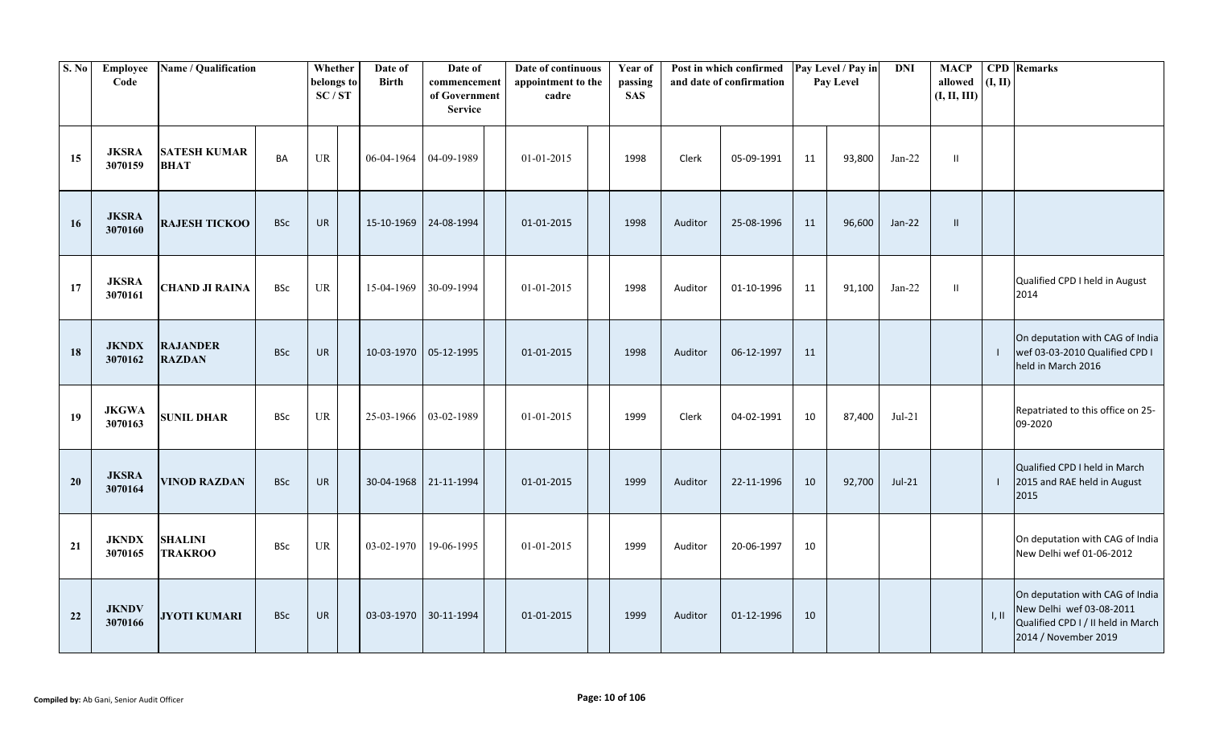| S. No | Employee Code | Name / Qualification | | Whether belongs to SC / ST | | Date of Birth | Date of commencement of Government Service | | Date of continuous appointment to the cadre | | Year of passing SAS | Post in which confirmed and date of confirmation | | Pay Level / Pay in Pay Level | | DNI | MACP allowed (I, II, III) | CPD (I, II) | Remarks |
|---|---|---|---|---|---|---|---|---|---|---|---|---|---|---|---|---|---|---|---|
| 15 | JKSRA 3070159 | SATESH KUMAR BHAT | BA | UR | | 06-04-1964 | 04-09-1989 | | 01-01-2015 | | 1998 | Clerk | 05-09-1991 | 11 | 93,800 | Jan-22 | II | | |
| 16 | JKSRA 3070160 | RAJESH TICKOO | BSc | UR | | 15-10-1969 | 24-08-1994 | | 01-01-2015 | | 1998 | Auditor | 25-08-1996 | 11 | 96,600 | Jan-22 | II | | |
| 17 | JKSRA 3070161 | CHAND JI RAINA | BSc | UR | | 15-04-1969 | 30-09-1994 | | 01-01-2015 | | 1998 | Auditor | 01-10-1996 | 11 | 91,100 | Jan-22 | II | | Qualified CPD I held in August 2014 |
| 18 | JKNDX 3070162 | RAJANDER RAZDAN | BSc | UR | | 10-03-1970 | 05-12-1995 | | 01-01-2015 | | 1998 | Auditor | 06-12-1997 | 11 | | | | I | On deputation with CAG of India wef 03-03-2010 Qualified CPD I held in March 2016 |
| 19 | JKGWA 3070163 | SUNIL DHAR | BSc | UR | | 25-03-1966 | 03-02-1989 | | 01-01-2015 | | 1999 | Clerk | 04-02-1991 | 10 | 87,400 | Jul-21 | | | Repatriated to this office on 25-09-2020 |
| 20 | JKSRA 3070164 | VINOD RAZDAN | BSc | UR | | 30-04-1968 | 21-11-1994 | | 01-01-2015 | | 1999 | Auditor | 22-11-1996 | 10 | 92,700 | Jul-21 | | I | Qualified CPD I held in March 2015 and RAE held in August 2015 |
| 21 | JKNDX 3070165 | SHALINI TRAKROO | BSc | UR | | 03-02-1970 | 19-06-1995 | | 01-01-2015 | | 1999 | Auditor | 20-06-1997 | 10 | | | | | On deputation with CAG of India New Delhi wef 01-06-2012 |
| 22 | JKNDV 3070166 | JYOTI KUMARI | BSc | UR | | 03-03-1970 | 30-11-1994 | | 01-01-2015 | | 1999 | Auditor | 01-12-1996 | 10 | | | | I, II | On deputation with CAG of India New Delhi wef 03-08-2011 Qualified CPD I / II held in March 2014 / November 2019 |

**Compiled by:** Ab Gani, Senior Audit Officer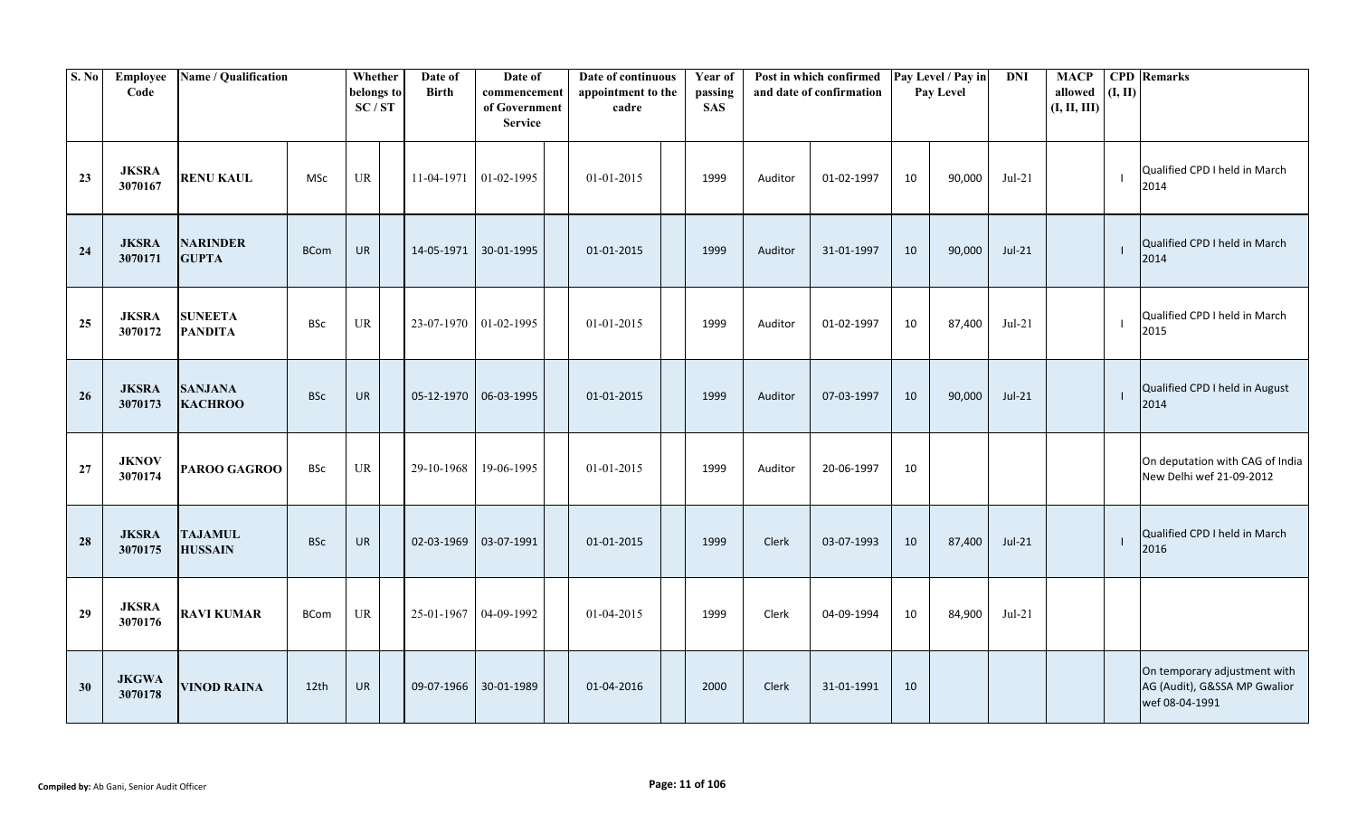| S. No | Employee Code | Name / Qualification | | Whether belongs to SC / ST | | Date of Birth | Date of commencement of Government Service | | Date of continuous appointment to the cadre | | Year of passing SAS | Post in which confirmed and date of confirmation | | Pay Level / Pay in Pay Level | | DNI | MACP allowed (I, II, III) | CPD (I, II) | Remarks |
|---|---|---|---|---|---|---|---|---|---|---|---|---|---|---|---|---|---|---|---|
| 23 | JKSRA 3070167 | RENU KAUL | MSc | UR | | 11-04-1971 | 01-02-1995 | | 01-01-2015 | | 1999 | Auditor | 01-02-1997 | 10 | 90,000 | Jul-21 | | I | Qualified CPD I held in March 2014 |
| 24 | JKSRA 3070171 | NARINDER GUPTA | BCom | UR | | 14-05-1971 | 30-01-1995 | | 01-01-2015 | | 1999 | Auditor | 31-01-1997 | 10 | 90,000 | Jul-21 | | I | Qualified CPD I held in March 2014 |
| 25 | JKSRA 3070172 | SUNEETA PANDITA | BSc | UR | | 23-07-1970 | 01-02-1995 | | 01-01-2015 | | 1999 | Auditor | 01-02-1997 | 10 | 87,400 | Jul-21 | | I | Qualified CPD I held in March 2015 |
| 26 | JKSRA 3070173 | SANJANA KACHROO | BSc | UR | | 05-12-1970 | 06-03-1995 | | 01-01-2015 | | 1999 | Auditor | 07-03-1997 | 10 | 90,000 | Jul-21 | | I | Qualified CPD I held in August 2014 |
| 27 | JKNOV 3070174 | PAROO GAGROO | BSc | UR | | 29-10-1968 | 19-06-1995 | | 01-01-2015 | | 1999 | Auditor | 20-06-1997 | 10 | | | | | On deputation with CAG of India New Delhi wef 21-09-2012 |
| 28 | JKSRA 3070175 | TAJAMUL HUSSAIN | BSc | UR | | 02-03-1969 | 03-07-1991 | | 01-01-2015 | | 1999 | Clerk | 03-07-1993 | 10 | 87,400 | Jul-21 | | I | Qualified CPD I held in March 2016 |
| 29 | JKSRA 3070176 | RAVI KUMAR | BCom | UR | | 25-01-1967 | 04-09-1992 | | 01-04-2015 | | 1999 | Clerk | 04-09-1994 | 10 | 84,900 | Jul-21 | | | |
| 30 | JKGWA 3070178 | VINOD RAINA | 12th | UR | | 09-07-1966 | 30-01-1989 | | 01-04-2016 | | 2000 | Clerk | 31-01-1991 | 10 | | | | | On temporary adjustment with AG (Audit), G&SSA MP Gwalior wef 08-04-1991 |

**Compiled by:** Ab Gani, Senior Audit Officer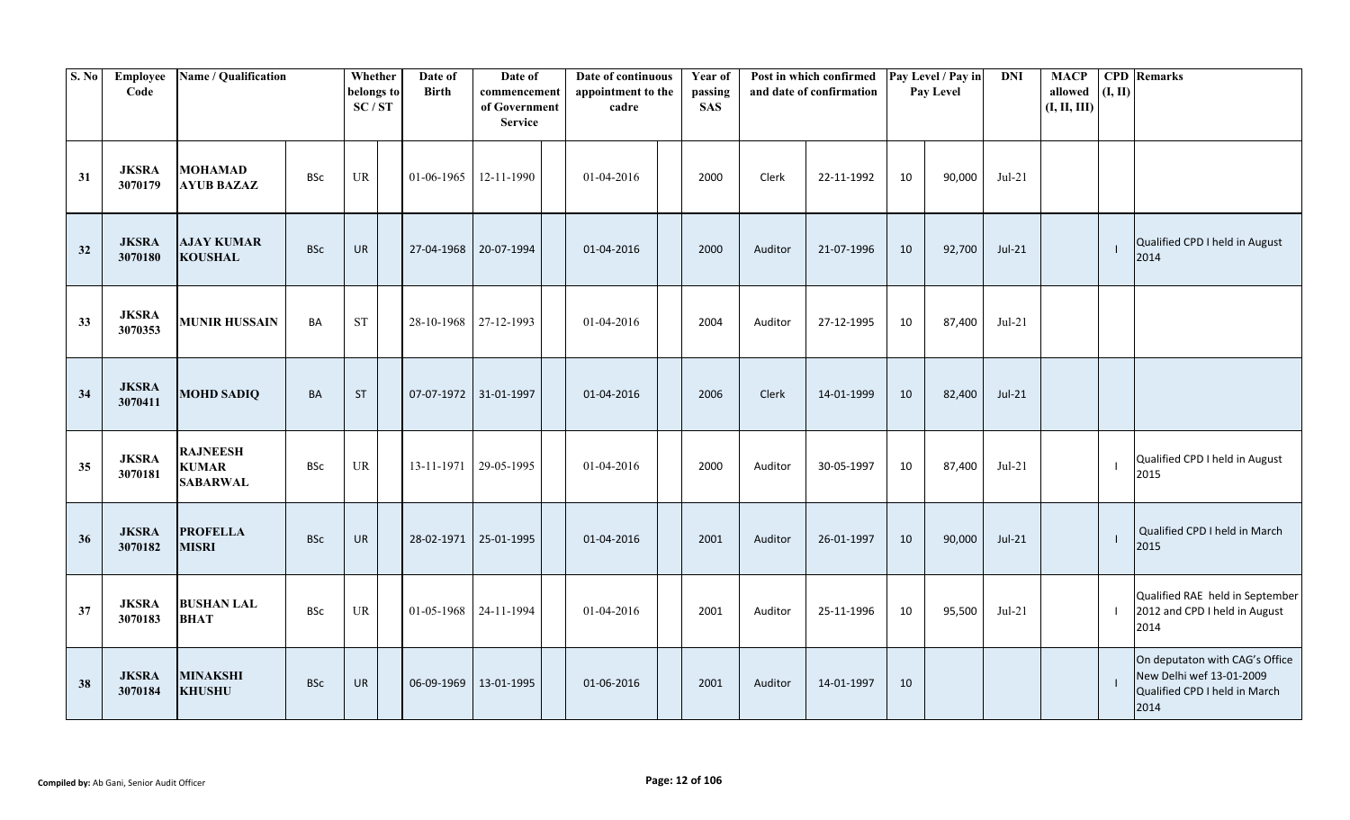| S. No | Employee Code | Name / Qualification | | Whether belongs to SC / ST | Date of Birth | Date of commencement of Government Service | Date of continuous appointment to the cadre | Year of passing SAS | Post in which confirmed and date of confirmation | | Pay Level / Pay in Pay Level | | DNI | MACP allowed (I, II, III) | CPD (I, II) | Remarks |
|---|---|---|---|---|---|---|---|---|---|---|---|---|---|---|---|---|
| 31 | JKSRA 3070179 | MOHAMAD AYUB BAZAZ | BSc | UR | 01-06-1965 | 12-11-1990 | 01-04-2016 | 2000 | Clerk | 22-11-1992 | 10 | 90,000 | Jul-21 | | | |
| 32 | JKSRA 3070180 | AJAY KUMAR KOUSHAL | BSc | UR | 27-04-1968 | 20-07-1994 | 01-04-2016 | 2000 | Auditor | 21-07-1996 | 10 | 92,700 | Jul-21 | | I | Qualified CPD I held in August 2014 |
| 33 | JKSRA 3070353 | MUNIR HUSSAIN | BA | ST | 28-10-1968 | 27-12-1993 | 01-04-2016 | 2004 | Auditor | 27-12-1995 | 10 | 87,400 | Jul-21 | | | |
| 34 | JKSRA 3070411 | MOHD SADIQ | BA | ST | 07-07-1972 | 31-01-1997 | 01-04-2016 | 2006 | Clerk | 14-01-1999 | 10 | 82,400 | Jul-21 | | | |
| 35 | JKSRA 3070181 | RAJNEESH KUMAR SABARWAL | BSc | UR | 13-11-1971 | 29-05-1995 | 01-04-2016 | 2000 | Auditor | 30-05-1997 | 10 | 87,400 | Jul-21 | | I | Qualified CPD I held in August 2015 |
| 36 | JKSRA 3070182 | PROFELLA MISRI | BSc | UR | 28-02-1971 | 25-01-1995 | 01-04-2016 | 2001 | Auditor | 26-01-1997 | 10 | 90,000 | Jul-21 | | I | Qualified CPD I held in March 2015 |
| 37 | JKSRA 3070183 | BUSHAN LAL BHAT | BSc | UR | 01-05-1968 | 24-11-1994 | 01-04-2016 | 2001 | Auditor | 25-11-1996 | 10 | 95,500 | Jul-21 | | I | Qualified RAE held in September 2012 and CPD I held in August 2014 |
| 38 | JKSRA 3070184 | MINAKSHI KHUSHU | BSc | UR | 06-09-1969 | 13-01-1995 | 01-06-2016 | 2001 | Auditor | 14-01-1997 | 10 | | | | I | On deputaton with CAG's Office New Delhi wef 13-01-2009 Qualified CPD I held in March 2014 |

**Compiled by:** Ab Gani, Senior Audit Officer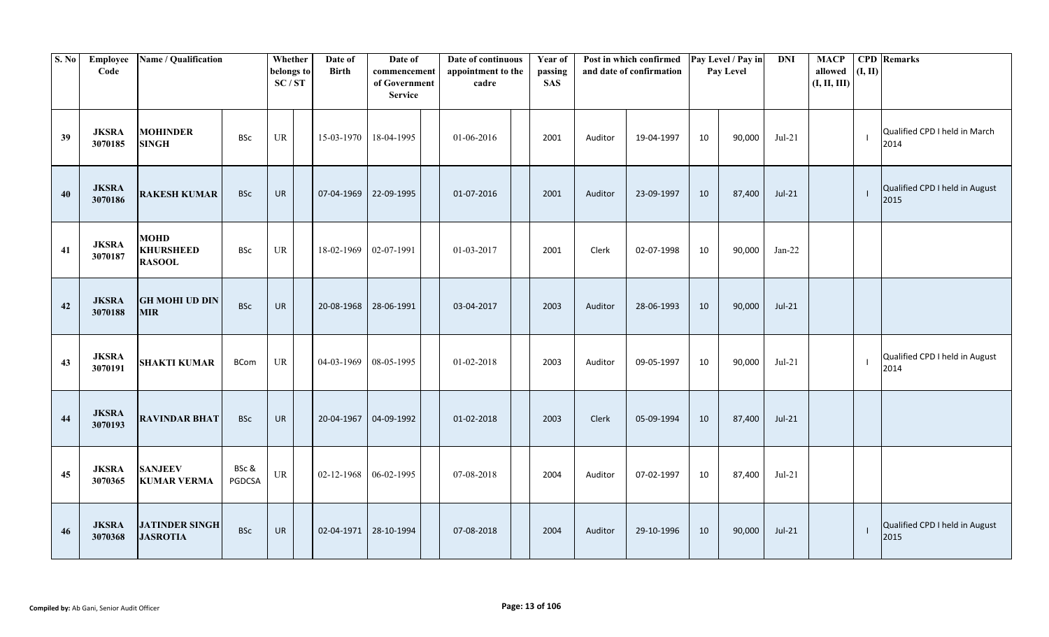| S. No | Employee Code | Name / Qualification | | Whether belongs to SC / ST | | Date of Birth | Date of commencement of Government Service | | Date of continuous appointment to the cadre | | Year of passing SAS | Post in which confirmed and date of confirmation | | Pay Level / Pay in Pay Level | | DNI | MACP allowed (I, II, III) | CPD (I, II) | Remarks |
|---|---|---|---|---|---|---|---|---|---|---|---|---|---|---|---|---|---|---|---|
| 39 | JKSRA 3070185 | MOHINDER SINGH | BSc | UR | | 15-03-1970 | 18-04-1995 | | 01-06-2016 | | 2001 | Auditor | 19-04-1997 | 10 | 90,000 | Jul-21 | | I | Qualified CPD I held in March 2014 |
| 40 | JKSRA 3070186 | RAKESH KUMAR | BSc | UR | | 07-04-1969 | 22-09-1995 | | 01-07-2016 | | 2001 | Auditor | 23-09-1997 | 10 | 87,400 | Jul-21 | | I | Qualified CPD I held in August 2015 |
| 41 | JKSRA 3070187 | MOHD KHURSHEED RASOOL | BSc | UR | | 18-02-1969 | 02-07-1991 | | 01-03-2017 | | 2001 | Clerk | 02-07-1998 | 10 | 90,000 | Jan-22 | | | |
| 42 | JKSRA 3070188 | GH MOHI UD DIN MIR | BSc | UR | | 20-08-1968 | 28-06-1991 | | 03-04-2017 | | 2003 | Auditor | 28-06-1993 | 10 | 90,000 | Jul-21 | | | |
| 43 | JKSRA 3070191 | SHAKTI KUMAR | BCom | UR | | 04-03-1969 | 08-05-1995 | | 01-02-2018 | | 2003 | Auditor | 09-05-1997 | 10 | 90,000 | Jul-21 | | I | Qualified CPD I held in August 2014 |
| 44 | JKSRA 3070193 | RAVINDAR BHAT | BSc | UR | | 20-04-1967 | 04-09-1992 | | 01-02-2018 | | 2003 | Clerk | 05-09-1994 | 10 | 87,400 | Jul-21 | | | |
| 45 | JKSRA 3070365 | SANJEEV KUMAR VERMA | BSc & PGDCSA | UR | | 02-12-1968 | 06-02-1995 | | 07-08-2018 | | 2004 | Auditor | 07-02-1997 | 10 | 87,400 | Jul-21 | | | |
| 46 | JKSRA 3070368 | JATINDER SINGH JASROTIA | BSc | UR | | 02-04-1971 | 28-10-1994 | | 07-08-2018 | | 2004 | Auditor | 29-10-1996 | 10 | 90,000 | Jul-21 | | I | Qualified CPD I held in August 2015 |

**Compiled by:** Ab Gani, Senior Audit Officer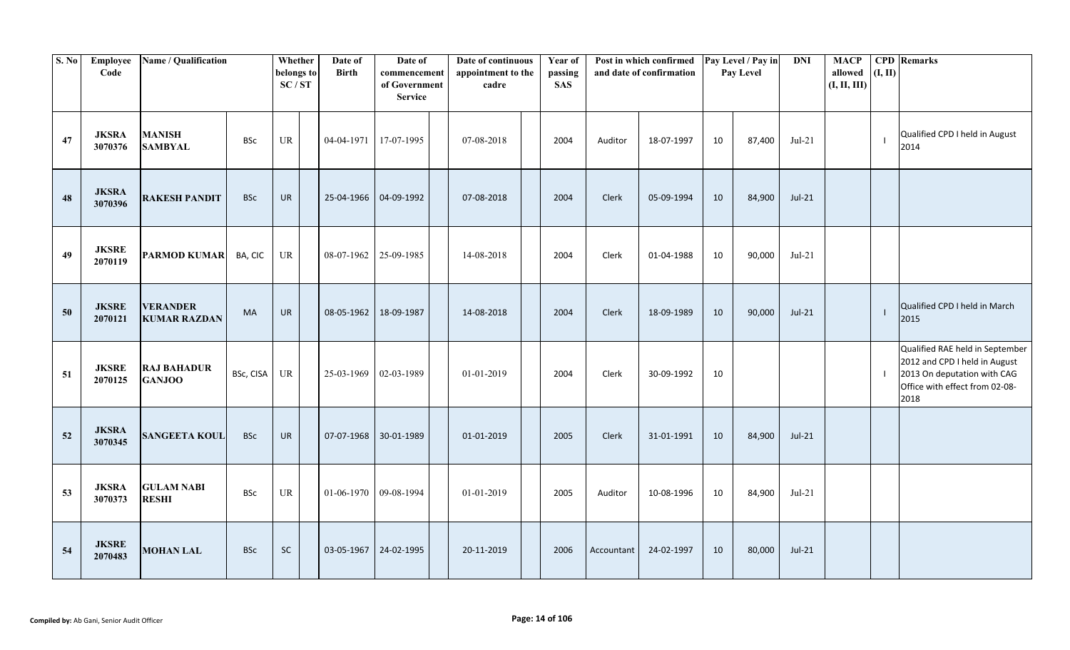| S. No | Employee Code | Name / Qualification | | Whether belongs to SC / ST | | Date of Birth | Date of commencement of Government Service | | Date of continuous appointment to the cadre | | Year of passing SAS | Post in which confirmed and date of confirmation | | Pay Level / Pay in Pay Level | | DNI | MACP allowed (I, II, III) | CPD (I, II) | Remarks |
|---|---|---|---|---|---|---|---|---|---|---|---|---|---|---|---|---|---|---|---|
| 47 | JKSRA 3070376 | MANISH SAMBYAL | BSc | UR | | 04-04-1971 | 17-07-1995 | | 07-08-2018 | | 2004 | Auditor | 18-07-1997 | 10 | 87,400 | Jul-21 | | I | Qualified CPD I held in August 2014 |
| 48 | JKSRA 3070396 | RAKESH PANDIT | BSc | UR | | 25-04-1966 | 04-09-1992 | | 07-08-2018 | | 2004 | Clerk | 05-09-1994 | 10 | 84,900 | Jul-21 | | | |
| 49 | JKSRE 2070119 | PARMOD KUMAR | BA, CIC | UR | | 08-07-1962 | 25-09-1985 | | 14-08-2018 | | 2004 | Clerk | 01-04-1988 | 10 | 90,000 | Jul-21 | | | |
| 50 | JKSRE 2070121 | VERANDER KUMAR RAZDAN | MA | UR | | 08-05-1962 | 18-09-1987 | | 14-08-2018 | | 2004 | Clerk | 18-09-1989 | 10 | 90,000 | Jul-21 | | I | Qualified CPD I held in March 2015 |
| 51 | JKSRE 2070125 | RAJ BAHADUR GANJOO | BSc, CISA | UR | | 25-03-1969 | 02-03-1989 | | 01-01-2019 | | 2004 | Clerk | 30-09-1992 | 10 | | | | I | Qualified RAE held in September 2012 and CPD I held in August 2013 On deputation with CAG Office with effect from 02-08-2018 |
| 52 | JKSRA 3070345 | SANGEETA KOUL | BSc | UR | | 07-07-1968 | 30-01-1989 | | 01-01-2019 | | 2005 | Clerk | 31-01-1991 | 10 | 84,900 | Jul-21 | | | |
| 53 | JKSRA 3070373 | GULAM NABI RESHI | BSc | UR | | 01-06-1970 | 09-08-1994 | | 01-01-2019 | | 2005 | Auditor | 10-08-1996 | 10 | 84,900 | Jul-21 | | | |
| 54 | JKSRE 2070483 | MOHAN LAL | BSc | SC | | 03-05-1967 | 24-02-1995 | | 20-11-2019 | | 2006 | Accountant | 24-02-1997 | 10 | 80,000 | Jul-21 | | | |

**Compiled by:** Ab Gani, Senior Audit Officer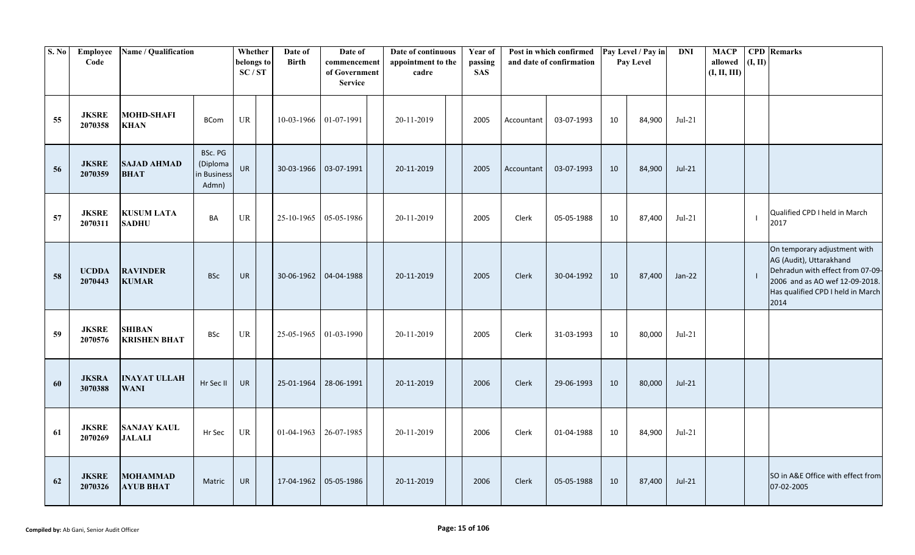| S. No | Employee Code | Name / Qualification | | Whether belongs to SC / ST | | Date of Birth | Date of commencement of Government Service | | Date of continuous appointment to the cadre | | Year of passing SAS | Post in which confirmed and date of confirmation | | Pay Level / Pay in Pay Level | | DNI | MACP allowed (I, II, III) | CPD (I, II) | Remarks |
|---|---|---|---|---|---|---|---|---|---|---|---|---|---|---|---|---|---|---|---|
| 55 | JKSRE 2070358 | MOHD-SHAFI KHAN | BCom | UR | | 10-03-1966 | 01-07-1991 | | 20-11-2019 | | 2005 | Accountant | 03-07-1993 | 10 | 84,900 | Jul-21 | | | |
| 56 | JKSRE 2070359 | SAJAD AHMAD BHAT | BSc. PG (Diploma in Business Admn) | UR | | 30-03-1966 | 03-07-1991 | | 20-11-2019 | | 2005 | Accountant | 03-07-1993 | 10 | 84,900 | Jul-21 | | | |
| 57 | JKSRE 2070311 | KUSUM LATA SADHU | BA | UR | | 25-10-1965 | 05-05-1986 | | 20-11-2019 | | 2005 | Clerk | 05-05-1988 | 10 | 87,400 | Jul-21 | | I | Qualified CPD I held in March 2017 |
| 58 | UCDDA 2070443 | RAVINDER KUMAR | BSc | UR | | 30-06-1962 | 04-04-1988 | | 20-11-2019 | | 2005 | Clerk | 30-04-1992 | 10 | 87,400 | Jan-22 | | I | On temporary adjustment with AG (Audit), Uttarakhand Dehradun with effect from 07-09-2006 and as AO wef 12-09-2018. Has qualified CPD I held in March 2014 |
| 59 | JKSRE 2070576 | SHIBAN KRISHEN BHAT | BSc | UR | | 25-05-1965 | 01-03-1990 | | 20-11-2019 | | 2005 | Clerk | 31-03-1993 | 10 | 80,000 | Jul-21 | | | |
| 60 | JKSRA 3070388 | INAYAT ULLAH WANI | Hr Sec II | UR | | 25-01-1964 | 28-06-1991 | | 20-11-2019 | | 2006 | Clerk | 29-06-1993 | 10 | 80,000 | Jul-21 | | | |
| 61 | JKSRE 2070269 | SANJAY KAUL JALALI | Hr Sec | UR | | 01-04-1963 | 26-07-1985 | | 20-11-2019 | | 2006 | Clerk | 01-04-1988 | 10 | 84,900 | Jul-21 | | | |
| 62 | JKSRE 2070326 | MOHAMMAD AYUB BHAT | Matric | UR | | 17-04-1962 | 05-05-1986 | | 20-11-2019 | | 2006 | Clerk | 05-05-1988 | 10 | 87,400 | Jul-21 | | | SO in A&E Office with effect from 07-02-2005 |

**Compiled by:** Ab Gani, Senior Audit Officer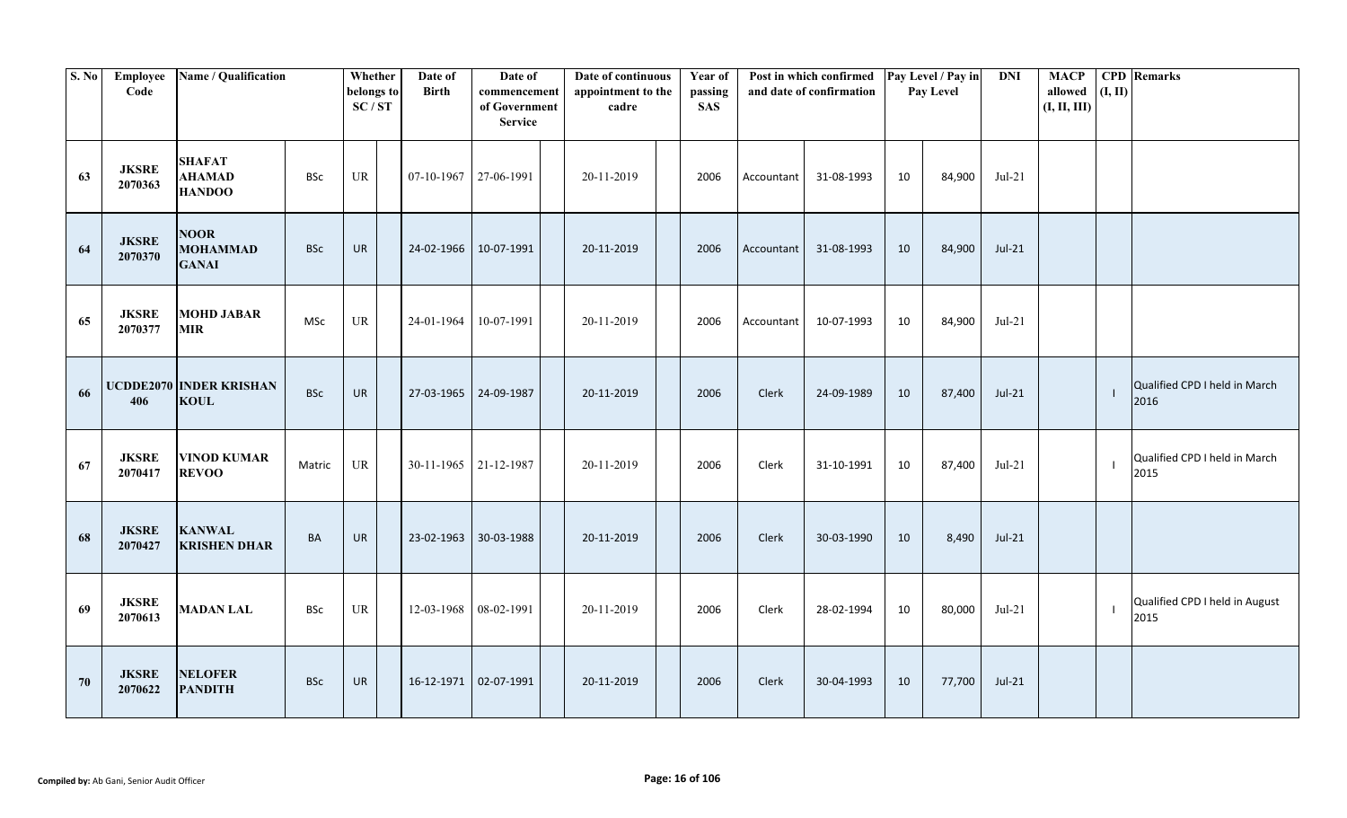| S. No | Employee Code | Name / Qualification | | Whether belongs to SC / ST | | Date of Birth | Date of commencement of Government Service | | Date of continuous appointment to the cadre | | Year of passing SAS | Post in which confirmed and date of confirmation | | Pay Level / Pay in Pay Level | | DNI | MACP allowed (I, II, III) | CPD (I, II) | Remarks |
|---|---|---|---|---|---|---|---|---|---|---|---|---|---|---|---|---|---|---|---|
| 63 | JKSRE 2070363 | SHAFAT AHAMAD HANDOO | BSc | UR | | 07-10-1967 | 27-06-1991 | | 20-11-2019 | | 2006 | Accountant | 31-08-1993 | 10 | 84,900 | Jul-21 | | | |
| 64 | JKSRE 2070370 | NOOR MOHAMMAD GANAI | BSc | UR | | 24-02-1966 | 10-07-1991 | | 20-11-2019 | | 2006 | Accountant | 31-08-1993 | 10 | 84,900 | Jul-21 | | | |
| 65 | JKSRE 2070377 | MOHD JABAR MIR | MSc | UR | | 24-01-1964 | 10-07-1991 | | 20-11-2019 | | 2006 | Accountant | 10-07-1993 | 10 | 84,900 | Jul-21 | | | |
| 66 | UCDDE2070 406 | INDER KRISHAN KOUL | BSc | UR | | 27-03-1965 | 24-09-1987 | | 20-11-2019 | | 2006 | Clerk | 24-09-1989 | 10 | 87,400 | Jul-21 | | I | Qualified CPD I held in March 2016 |
| 67 | JKSRE 2070417 | VINOD KUMAR REVOO | Matric | UR | | 30-11-1965 | 21-12-1987 | | 20-11-2019 | | 2006 | Clerk | 31-10-1991 | 10 | 87,400 | Jul-21 | | I | Qualified CPD I held in March 2015 |
| 68 | JKSRE 2070427 | KANWAL KRISHEN DHAR | BA | UR | | 23-02-1963 | 30-03-1988 | | 20-11-2019 | | 2006 | Clerk | 30-03-1990 | 10 | 8,490 | Jul-21 | | | |
| 69 | JKSRE 2070613 | MADAN LAL | BSc | UR | | 12-03-1968 | 08-02-1991 | | 20-11-2019 | | 2006 | Clerk | 28-02-1994 | 10 | 80,000 | Jul-21 | | I | Qualified CPD I held in August 2015 |
| 70 | JKSRE 2070622 | NELOFER PANDITH | BSc | UR | | 16-12-1971 | 02-07-1991 | | 20-11-2019 | | 2006 | Clerk | 30-04-1993 | 10 | 77,700 | Jul-21 | | | |

**Compiled by:** Ab Gani, Senior Audit Officer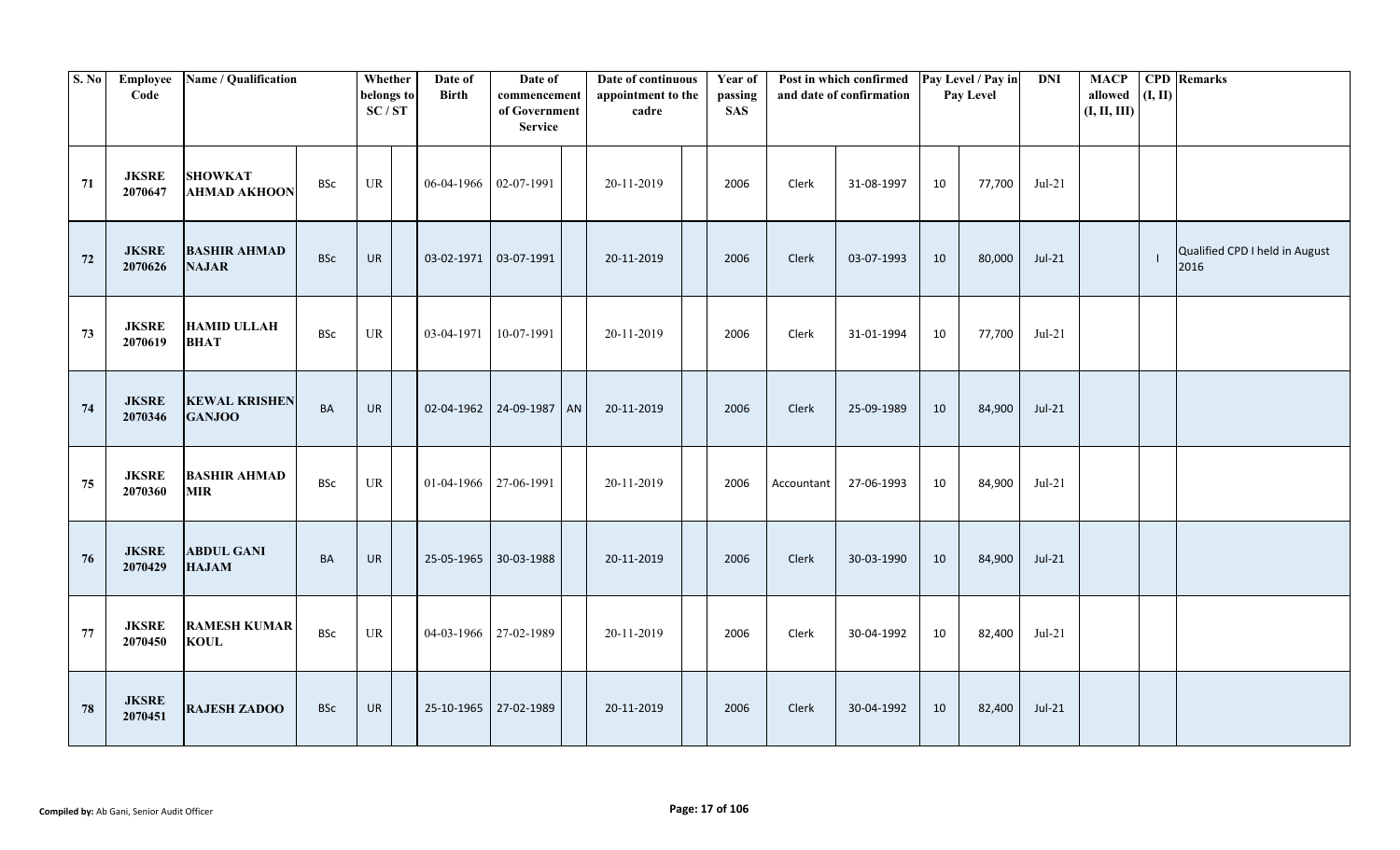| S. No | Employee Code | Name / Qualification | | Whether belongs to SC / ST | | Date of Birth | Date of commencement of Government Service | | Date of continuous appointment to the cadre | | Year of passing SAS | Post in which confirmed and date of confirmation | | Pay Level / Pay in Pay Level | | DNI | MACP allowed (I, II, III) | CPD (I, II) | Remarks |
|---|---|---|---|---|---|---|---|---|---|---|---|---|---|---|---|---|---|---|---|
| 71 | JKSRE 2070647 | SHOWKAT AHMAD AKHOON | BSc | UR | | 06-04-1966 | 02-07-1991 | | 20-11-2019 | | 2006 | Clerk | 31-08-1997 | 10 | 77,700 | Jul-21 | | | |
| 72 | JKSRE 2070626 | BASHIR AHMAD NAJAR | BSc | UR | | 03-02-1971 | 03-07-1991 | | 20-11-2019 | | 2006 | Clerk | 03-07-1993 | 10 | 80,000 | Jul-21 | | I | Qualified CPD I held in August 2016 |
| 73 | JKSRE 2070619 | HAMID ULLAH BHAT | BSc | UR | | 03-04-1971 | 10-07-1991 | | 20-11-2019 | | 2006 | Clerk | 31-01-1994 | 10 | 77,700 | Jul-21 | | | |
| 74 | JKSRE 2070346 | KEWAL KRISHEN GANJOO | BA | UR | | 02-04-1962 | 24-09-1987 | AN | 20-11-2019 | | 2006 | Clerk | 25-09-1989 | 10 | 84,900 | Jul-21 | | | |
| 75 | JKSRE 2070360 | BASHIR AHMAD MIR | BSc | UR | | 01-04-1966 | 27-06-1991 | | 20-11-2019 | | 2006 | Accountant | 27-06-1993 | 10 | 84,900 | Jul-21 | | | |
| 76 | JKSRE 2070429 | ABDUL GANI HAJAM | BA | UR | | 25-05-1965 | 30-03-1988 | | 20-11-2019 | | 2006 | Clerk | 30-03-1990 | 10 | 84,900 | Jul-21 | | | |
| 77 | JKSRE 2070450 | RAMESH KUMAR KOUL | BSc | UR | | 04-03-1966 | 27-02-1989 | | 20-11-2019 | | 2006 | Clerk | 30-04-1992 | 10 | 82,400 | Jul-21 | | | |
| 78 | JKSRE 2070451 | RAJESH ZADOO | BSc | UR | | 25-10-1965 | 27-02-1989 | | 20-11-2019 | | 2006 | Clerk | 30-04-1992 | 10 | 82,400 | Jul-21 | | | |

**Compiled by:** Ab Gani, Senior Audit Officer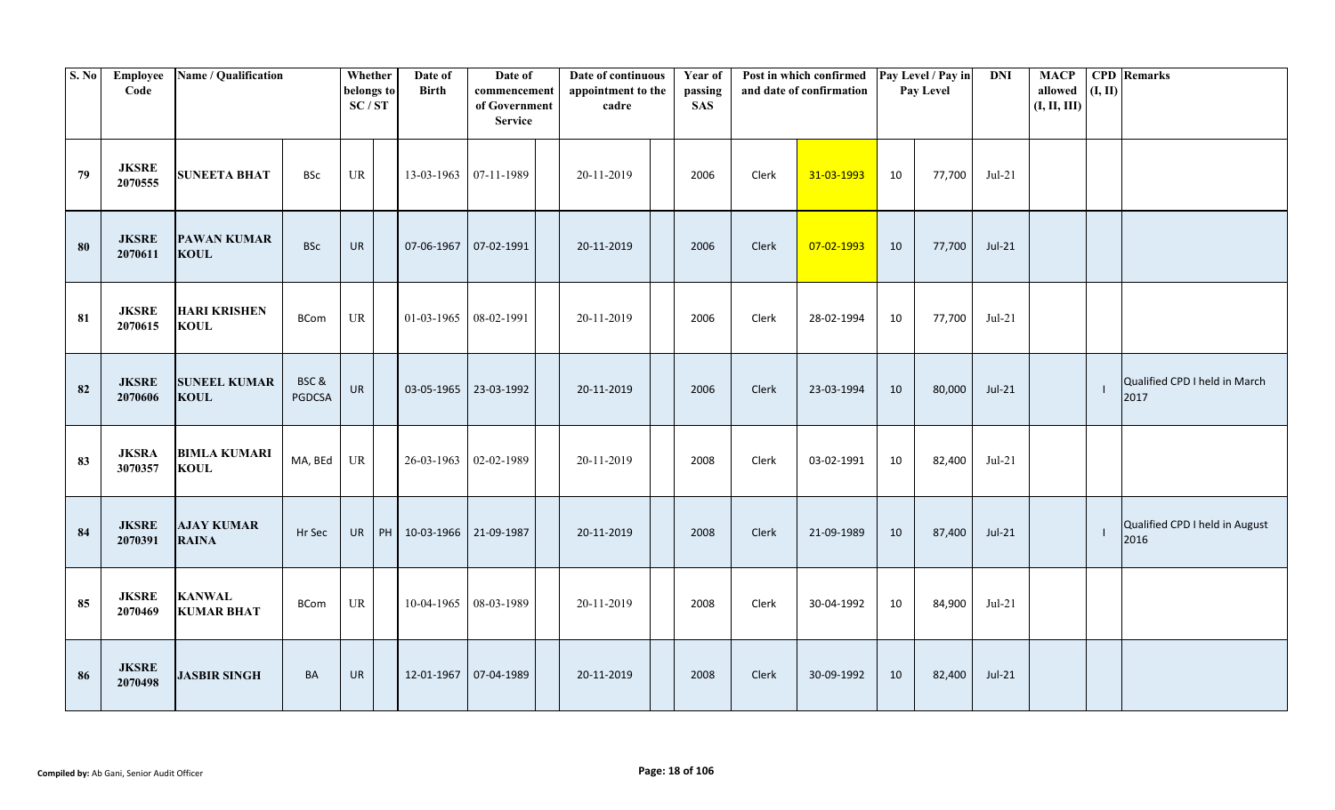| S. No | Employee Code | Name / Qualification | | Whether belongs to SC / ST | | Date of Birth | Date of commencement of Government Service | | Date of continuous appointment to the cadre | | Year of passing SAS | Post in which confirmed and date of confirmation | | Pay Level / Pay in Pay Level | | DNI | MACP allowed (I, II, III) | CPD (I, II) | Remarks |
|---|---|---|---|---|---|---|---|---|---|---|---|---|---|---|---|---|---|---|---|
| 79 | JKSRE 2070555 | SUNEETA BHAT | BSc | UR | | 13-03-1963 | 07-11-1989 | | 20-11-2019 | | 2006 | Clerk | 31-03-1993 | 10 | 77,700 | Jul-21 | | | |
| 80 | JKSRE 2070611 | PAWAN KUMAR KOUL | BSc | UR | | 07-06-1967 | 07-02-1991 | | 20-11-2019 | | 2006 | Clerk | 07-02-1993 | 10 | 77,700 | Jul-21 | | | |
| 81 | JKSRE 2070615 | HARI KRISHEN KOUL | BCom | UR | | 01-03-1965 | 08-02-1991 | | 20-11-2019 | | 2006 | Clerk | 28-02-1994 | 10 | 77,700 | Jul-21 | | | |
| 82 | JKSRE 2070606 | SUNEEL KUMAR KOUL | BSC & PGDCSA | UR | | 03-05-1965 | 23-03-1992 | | 20-11-2019 | | 2006 | Clerk | 23-03-1994 | 10 | 80,000 | Jul-21 | | I | Qualified CPD I held in March 2017 |
| 83 | JKSRA 3070357 | BIMLA KUMARI KOUL | MA, BEd | UR | | 26-03-1963 | 02-02-1989 | | 20-11-2019 | | 2008 | Clerk | 03-02-1991 | 10 | 82,400 | Jul-21 | | | |
| 84 | JKSRE 2070391 | AJAY KUMAR RAINA | Hr Sec | UR | PH | 10-03-1966 | 21-09-1987 | | 20-11-2019 | | 2008 | Clerk | 21-09-1989 | 10 | 87,400 | Jul-21 | | I | Qualified CPD I held in August 2016 |
| 85 | JKSRE 2070469 | KANWAL KUMAR BHAT | BCom | UR | | 10-04-1965 | 08-03-1989 | | 20-11-2019 | | 2008 | Clerk | 30-04-1992 | 10 | 84,900 | Jul-21 | | | |
| 86 | JKSRE 2070498 | JASBIR SINGH | BA | UR | | 12-01-1967 | 07-04-1989 | | 20-11-2019 | | 2008 | Clerk | 30-09-1992 | 10 | 82,400 | Jul-21 | | | |

**Compiled by:** Ab Gani, Senior Audit Officer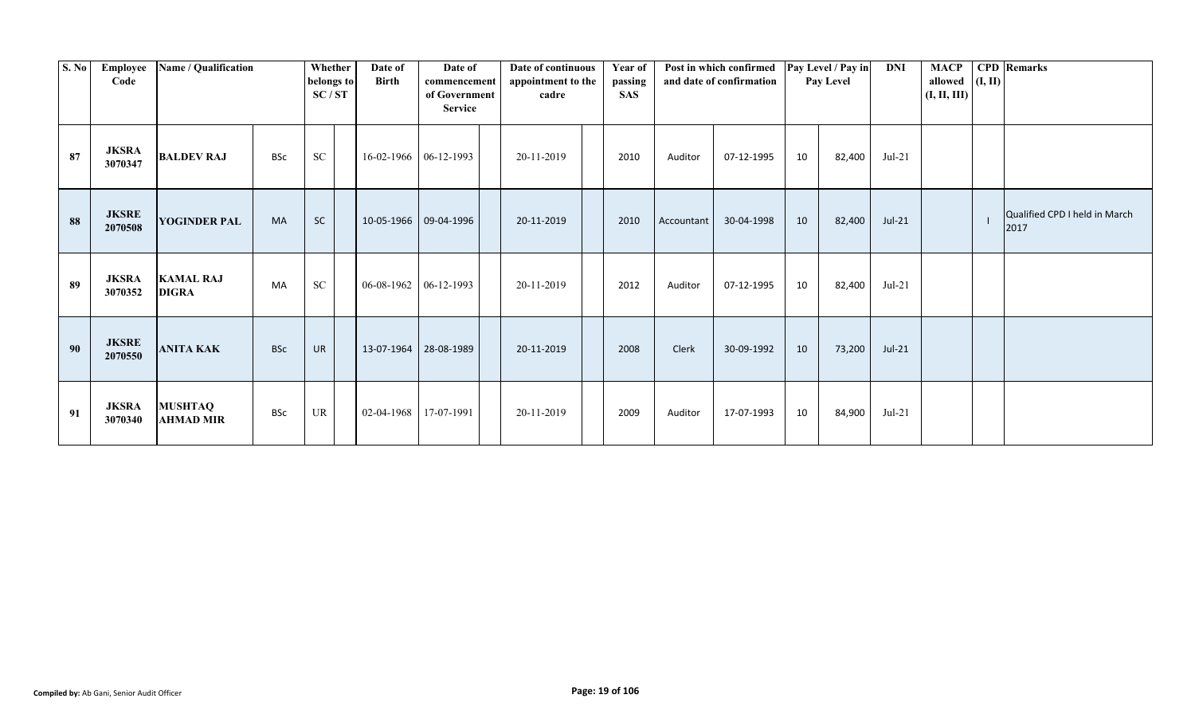| S. No | Employee Code | Name / Qualification | | Whether belongs to SC / ST | | Date of Birth | Date of commencement of Government Service | | Date of continuous appointment to the cadre | | Year of passing SAS | Post in which confirmed and date of confirmation | | Pay Level / Pay in Pay Level | | DNI | MACP allowed (I, II, III) | CPD (I, II) | Remarks |
|---|---|---|---|---|---|---|---|---|---|---|---|---|---|---|---|---|---|---|---|
| 87 | JKSRA 3070347 | BALDEV RAJ | BSc | SC | | 16-02-1966 | 06-12-1993 | | 20-11-2019 | | 2010 | Auditor | 07-12-1995 | 10 | 82,400 | Jul-21 | | | |
| 88 | JKSRE 2070508 | YOGINDER PAL | MA | SC | | 10-05-1966 | 09-04-1996 | | 20-11-2019 | | 2010 | Accountant | 30-04-1998 | 10 | 82,400 | Jul-21 | | I | Qualified CPD I held in March 2017 |
| 89 | JKSRA 3070352 | KAMAL RAJ DIGRA | MA | SC | | 06-08-1962 | 06-12-1993 | | 20-11-2019 | | 2012 | Auditor | 07-12-1995 | 10 | 82,400 | Jul-21 | | | |
| 90 | JKSRE 2070550 | ANITA KAK | BSc | UR | | 13-07-1964 | 28-08-1989 | | 20-11-2019 | | 2008 | Clerk | 30-09-1992 | 10 | 73,200 | Jul-21 | | | |
| 91 | JKSRA 3070340 | MUSHTAQ AHMAD MIR | BSc | UR | | 02-04-1968 | 17-07-1991 | | 20-11-2019 | | 2009 | Auditor | 17-07-1993 | 10 | 84,900 | Jul-21 | | | |

**Compiled by:** Ab Gani, Senior Audit Officer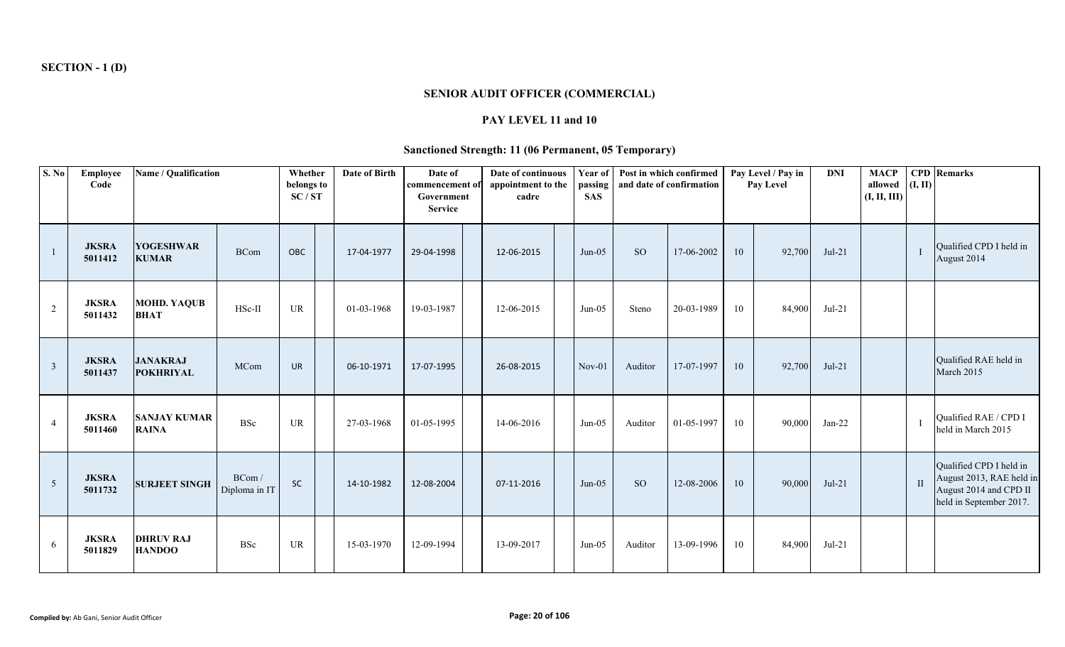**SECTION - 1 (D)**

## SENIOR AUDIT OFFICER (COMMERCIAL)

### PAY LEVEL 11 and 10

### Sanctioned Strength: 11 (06 Permanent, 05 Temporary)

| S. No | Employee Code | Name / Qualification | | Whether belongs to SC / ST | | Date of Birth | Date of commencement of Government Service | | Date of continuous appointment to the cadre | | Year of passing SAS | Post in which confirmed and date of confirmation | | Pay Level / Pay in Pay Level | | DNI | MACP allowed (I, II, III) | CPD (I, II) | Remarks |
|---|---|---|---|---|---|---|---|---|---|---|---|---|---|---|---|---|---|---|---|
| 1 | JKSRA 5011412 | YOGESHWAR KUMAR | BCom | OBC | | 17-04-1977 | 29-04-1998 | | 12-06-2015 | | Jun-05 | SO | 17-06-2002 | 10 | 92,700 | Jul-21 | | I | Qualified CPD I held in August 2014 |
| 2 | JKSRA 5011432 | MOHD. YAQUB BHAT | HSc-II | UR | | 01-03-1968 | 19-03-1987 | | 12-06-2015 | | Jun-05 | Steno | 20-03-1989 | 10 | 84,900 | Jul-21 | | | |
| 3 | JKSRA 5011437 | JANAKRAJ POKHRIYAL | MCom | UR | | 06-10-1971 | 17-07-1995 | | 26-08-2015 | | Nov-01 | Auditor | 17-07-1997 | 10 | 92,700 | Jul-21 | | | Qualified RAE held in March 2015 |
| 4 | JKSRA 5011460 | SANJAY KUMAR RAINA | BSc | UR | | 27-03-1968 | 01-05-1995 | | 14-06-2016 | | Jun-05 | Auditor | 01-05-1997 | 10 | 90,000 | Jan-22 | | I | Qualified RAE / CPD I held in March 2015 |
| 5 | JKSRA 5011732 | SURJEET SINGH | BCom / Diploma in IT | SC | | 14-10-1982 | 12-08-2004 | | 07-11-2016 | | Jun-05 | SO | 12-08-2006 | 10 | 90,000 | Jul-21 | | II | Qualified CPD I held in August 2013, RAE held in August 2014 and CPD II held in September 2017. |
| 6 | JKSRA 5011829 | DHRUV RAJ HANDOO | BSc | UR | | 15-03-1970 | 12-09-1994 | | 13-09-2017 | | Jun-05 | Auditor | 13-09-1996 | 10 | 84,900 | Jul-21 | | | |

**Compiled by:** Ab Gani, Senior Audit Officer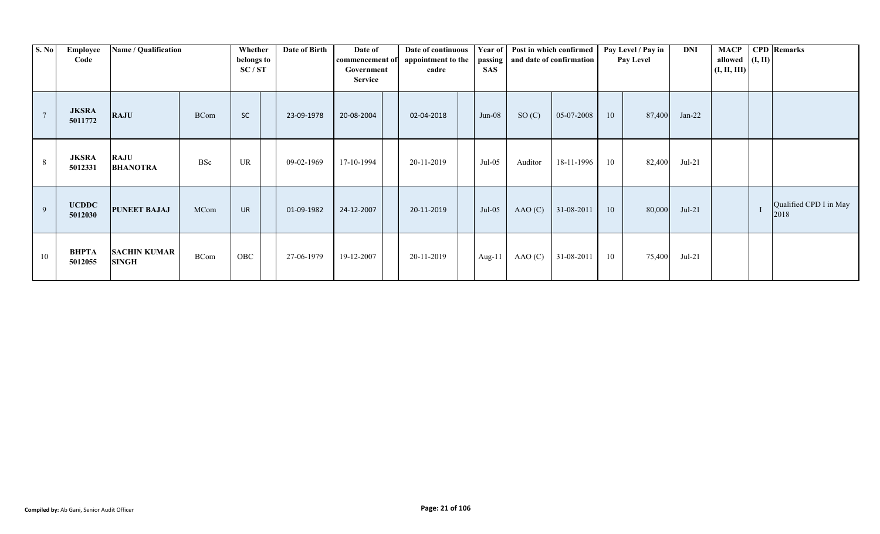| S. No | Employee Code | Name / Qualification | | Whether belongs to SC / ST | | Date of Birth | Date of commencement of Government Service | | Date of continuous appointment to the cadre | | Year of passing SAS | Post in which confirmed and date of confirmation | | Pay Level / Pay in Pay Level | | DNI | MACP allowed (I, II, III) | CPD (I, II) | Remarks |
|---|---|---|---|---|---|---|---|---|---|---|---|---|---|---|---|---|---|---|---|
| 7 | **JKSRA 5011772** | **RAJU** | BCom | SC | | 23-09-1978 | 20-08-2004 | | 02-04-2018 | | Jun-08 | SO (C) | 05-07-2008 | 10 | 87,400 | Jan-22 | | | |
| 8 | **JKSRA 5012331** | **RAJU BHANOTRA** | BSc | UR | | 09-02-1969 | 17-10-1994 | | 20-11-2019 | | Jul-05 | Auditor | 18-11-1996 | 10 | 82,400 | Jul-21 | | | |
| 9 | **UCDDC 5012030** | **PUNEET BAJAJ** | MCom | UR | | 01-09-1982 | 24-12-2007 | | 20-11-2019 | | Jul-05 | AAO (C) | 31-08-2011 | 10 | 80,000 | Jul-21 | | I | Qualified CPD I in May 2018 |
| 10 | **BHPTA 5012055** | **SACHIN KUMAR SINGH** | BCom | OBC | | 27-06-1979 | 19-12-2007 | | 20-11-2019 | | Aug-11 | AAO (C) | 31-08-2011 | 10 | 75,400 | Jul-21 | | | |

**Compiled by:** Ab Gani, Senior Audit Officer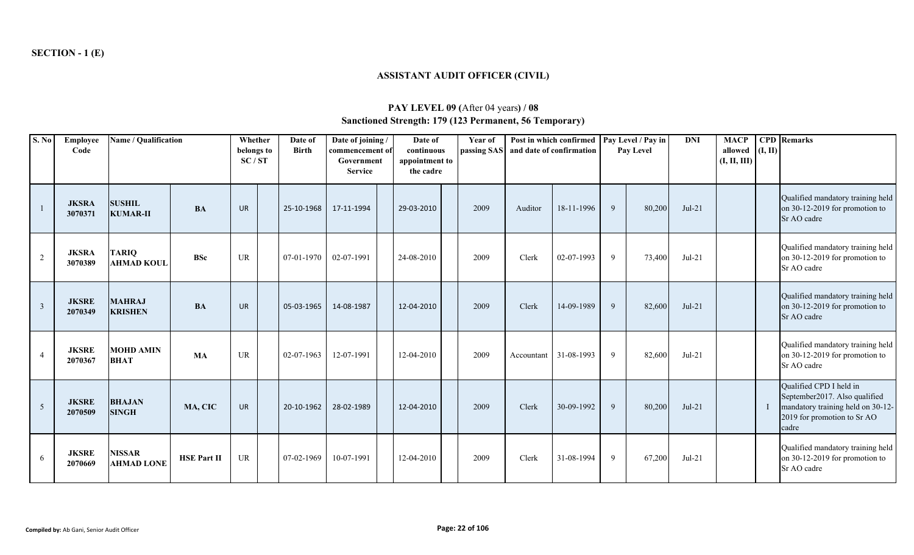**SECTION - 1 (E)**

## ASSISTANT AUDIT OFFICER (CIVIL)

### PAY LEVEL 09 (After 04 years) / 08
### Sanctioned Strength: 179 (123 Permanent, 56 Temporary)

| S. No | Employee Code | Name / Qualification | | Whether belongs to SC / ST | | Date of Birth | Date of joining / commencement of Government Service | | Date of continuous appointment to the cadre | | Year of passing SAS | Post in which confirmed and date of confirmation | | Pay Level / Pay in Pay Level | | DNI | MACP allowed (I, II, III) | CPD (I, II) | Remarks |
|---|---|---|---|---|---|---|---|---|---|---|---|---|---|---|---|---|---|---|---|
| 1 | JKSRA 3070371 | SUSHIL KUMAR-II | BA | UR | | 25-10-1968 | 17-11-1994 | | 29-03-2010 | | 2009 | Auditor | 18-11-1996 | 9 | 80,200 | Jul-21 | | | Qualified mandatory training held on 30-12-2019 for promotion to Sr AO cadre |
| 2 | JKSRA 3070389 | TARIQ AHMAD KOUL | BSc | UR | | 07-01-1970 | 02-07-1991 | | 24-08-2010 | | 2009 | Clerk | 02-07-1993 | 9 | 73,400 | Jul-21 | | | Qualified mandatory training held on 30-12-2019 for promotion to Sr AO cadre |
| 3 | JKSRE 2070349 | MAHRAJ KRISHEN | BA | UR | | 05-03-1965 | 14-08-1987 | | 12-04-2010 | | 2009 | Clerk | 14-09-1989 | 9 | 82,600 | Jul-21 | | | Qualified mandatory training held on 30-12-2019 for promotion to Sr AO cadre |
| 4 | JKSRE 2070367 | MOHD AMIN BHAT | MA | UR | | 02-07-1963 | 12-07-1991 | | 12-04-2010 | | 2009 | Accountant | 31-08-1993 | 9 | 82,600 | Jul-21 | | | Qualified mandatory training held on 30-12-2019 for promotion to Sr AO cadre |
| 5 | JKSRE 2070509 | BHAJAN SINGH | MA, CIC | UR | | 20-10-1962 | 28-02-1989 | | 12-04-2010 | | 2009 | Clerk | 30-09-1992 | 9 | 80,200 | Jul-21 | | I | Qualified CPD I held in September2017. Also qualified mandatory training held on 30-12-2019 for promotion to Sr AO cadre |
| 6 | JKSRE 2070669 | NISSAR AHMAD LONE | HSE Part II | UR | | 07-02-1969 | 10-07-1991 | | 12-04-2010 | | 2009 | Clerk | 31-08-1994 | 9 | 67,200 | Jul-21 | | | Qualified mandatory training held on 30-12-2019 for promotion to Sr AO cadre |

**Compiled by:** Ab Gani, Senior Audit Officer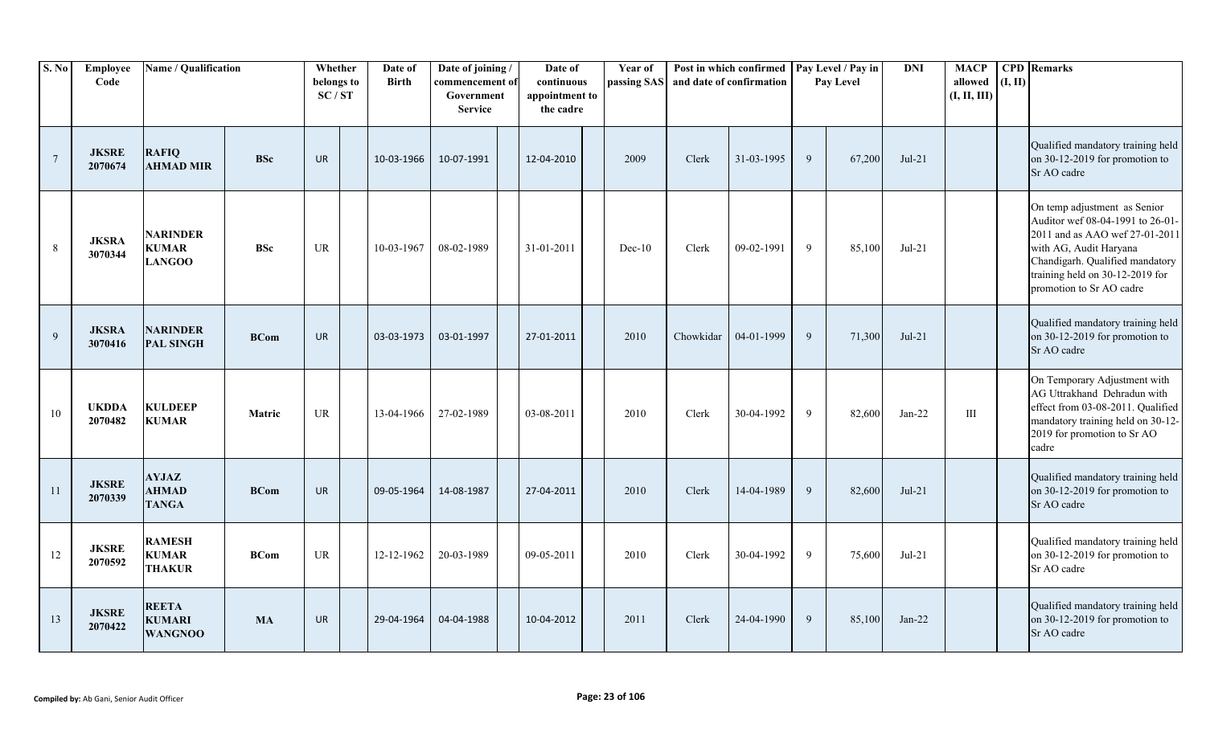| S. No | Employee Code | Name / Qualification | | Whether belongs to SC / ST | | Date of Birth | Date of joining / commencement of Government Service | | Date of continuous appointment to the cadre | | Year of passing SAS | Post in which confirmed and date of confirmation | | Pay Level / Pay in Pay Level | | DNI | MACP allowed (I, II, III) | CPD (I, II) | Remarks |
|---|---|---|---|---|---|---|---|---|---|---|---|---|---|---|---|---|---|---|---|
| 7 | JKSRE 2070674 | RAFIQ AHMAD MIR | BSc | UR | | 10-03-1966 | 10-07-1991 | | 12-04-2010 | | 2009 | Clerk | 31-03-1995 | 9 | 67,200 | Jul-21 | | | Qualified mandatory training held on 30-12-2019 for promotion to Sr AO cadre |
| 8 | JKSRA 3070344 | NARINDER KUMAR LANGOO | BSc | UR | | 10-03-1967 | 08-02-1989 | | 31-01-2011 | | Dec-10 | Clerk | 09-02-1991 | 9 | 85,100 | Jul-21 | | | On temp adjustment as Senior Auditor wef 08-04-1991 to 26-01-2011 and as AAO wef 27-01-2011 with AG, Audit Haryana Chandigarh. Qualified mandatory training held on 30-12-2019 for promotion to Sr AO cadre |
| 9 | JKSRA 3070416 | NARINDER PAL SINGH | BCom | UR | | 03-03-1973 | 03-01-1997 | | 27-01-2011 | | 2010 | Chowkidar | 04-01-1999 | 9 | 71,300 | Jul-21 | | | Qualified mandatory training held on 30-12-2019 for promotion to Sr AO cadre |
| 10 | UKDDA 2070482 | KULDEEP KUMAR | Matric | UR | | 13-04-1966 | 27-02-1989 | | 03-08-2011 | | 2010 | Clerk | 30-04-1992 | 9 | 82,600 | Jan-22 | III | | On Temporary Adjustment with AG Uttrakhand Dehradun with effect from 03-08-2011. Qualified mandatory training held on 30-12-2019 for promotion to Sr AO cadre |
| 11 | JKSRE 2070339 | AYJAZ AHMAD TANGA | BCom | UR | | 09-05-1964 | 14-08-1987 | | 27-04-2011 | | 2010 | Clerk | 14-04-1989 | 9 | 82,600 | Jul-21 | | | Qualified mandatory training held on 30-12-2019 for promotion to Sr AO cadre |
| 12 | JKSRE 2070592 | RAMESH KUMAR THAKUR | BCom | UR | | 12-12-1962 | 20-03-1989 | | 09-05-2011 | | 2010 | Clerk | 30-04-1992 | 9 | 75,600 | Jul-21 | | | Qualified mandatory training held on 30-12-2019 for promotion to Sr AO cadre |
| 13 | JKSRE 2070422 | REETA KUMARI WANGNOO | MA | UR | | 29-04-1964 | 04-04-1988 | | 10-04-2012 | | 2011 | Clerk | 24-04-1990 | 9 | 85,100 | Jan-22 | | | Qualified mandatory training held on 30-12-2019 for promotion to Sr AO cadre |

**Compiled by:** Ab Gani, Senior Audit Officer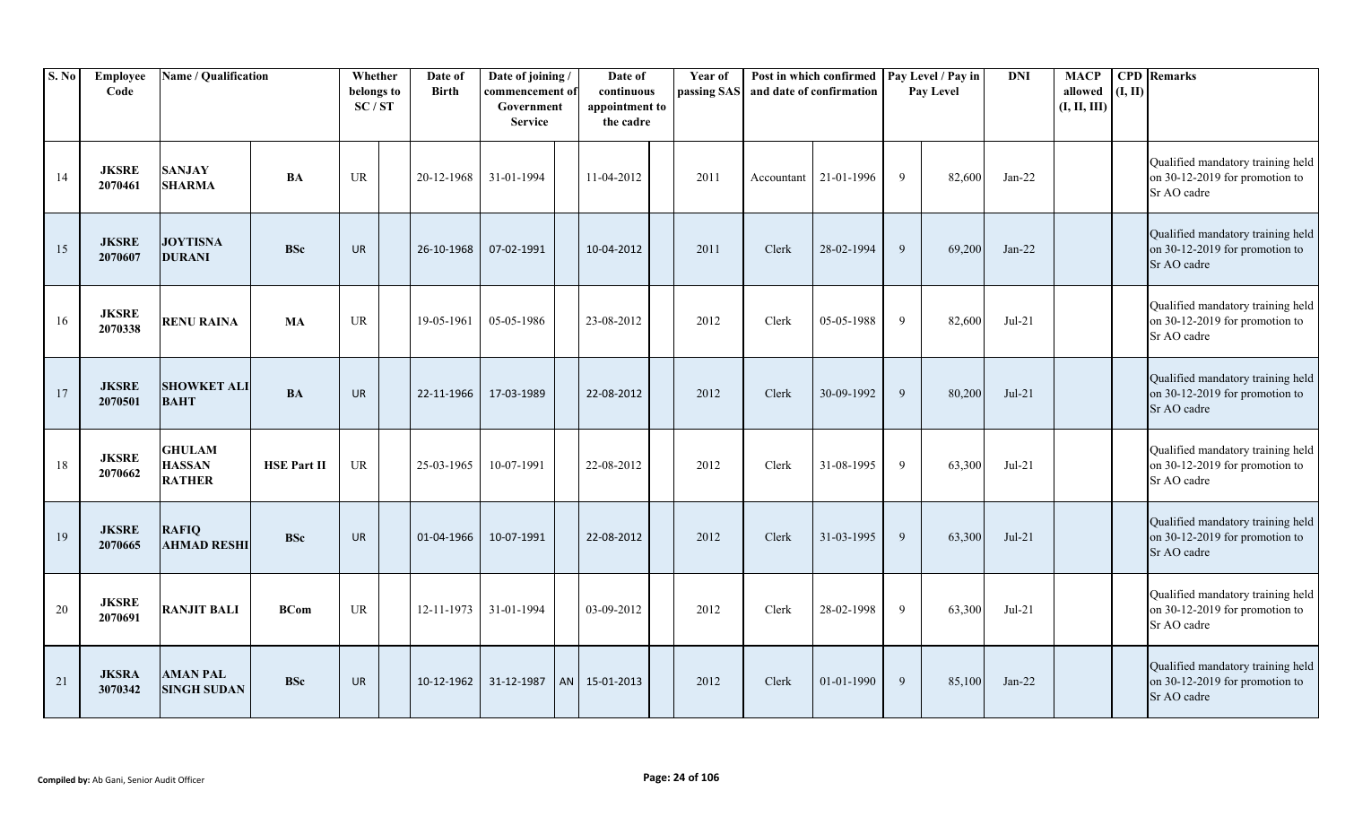| S. No | Employee Code | Name / Qualification | | Whether belongs to SC / ST | | Date of Birth | Date of joining / commencement of Government Service | | Date of continuous appointment to the cadre | | Year of passing SAS | Post in which confirmed and date of confirmation | | Pay Level / Pay in Pay Level | | DNI | MACP allowed (I, II, III) | CPD (I, II) | Remarks |
|---|---|---|---|---|---|---|---|---|---|---|---|---|---|---|---|---|---|---|---|
| 14 | JKSRE 2070461 | SANJAY SHARMA | BA | UR | | 20-12-1968 | 31-01-1994 | | 11-04-2012 | | 2011 | Accountant | 21-01-1996 | 9 | 82,600 | Jan-22 | | | Qualified mandatory training held on 30-12-2019 for promotion to Sr AO cadre |
| 15 | JKSRE 2070607 | JOYTISNA DURANI | BSc | UR | | 26-10-1968 | 07-02-1991 | | 10-04-2012 | | 2011 | Clerk | 28-02-1994 | 9 | 69,200 | Jan-22 | | | Qualified mandatory training held on 30-12-2019 for promotion to Sr AO cadre |
| 16 | JKSRE 2070338 | RENU RAINA | MA | UR | | 19-05-1961 | 05-05-1986 | | 23-08-2012 | | 2012 | Clerk | 05-05-1988 | 9 | 82,600 | Jul-21 | | | Qualified mandatory training held on 30-12-2019 for promotion to Sr AO cadre |
| 17 | JKSRE 2070501 | SHOWKET ALI BAHT | BA | UR | | 22-11-1966 | 17-03-1989 | | 22-08-2012 | | 2012 | Clerk | 30-09-1992 | 9 | 80,200 | Jul-21 | | | Qualified mandatory training held on 30-12-2019 for promotion to Sr AO cadre |
| 18 | JKSRE 2070662 | GHULAM HASSAN RATHER | HSE Part II | UR | | 25-03-1965 | 10-07-1991 | | 22-08-2012 | | 2012 | Clerk | 31-08-1995 | 9 | 63,300 | Jul-21 | | | Qualified mandatory training held on 30-12-2019 for promotion to Sr AO cadre |
| 19 | JKSRE 2070665 | RAFIQ AHMAD RESHI | BSc | UR | | 01-04-1966 | 10-07-1991 | | 22-08-2012 | | 2012 | Clerk | 31-03-1995 | 9 | 63,300 | Jul-21 | | | Qualified mandatory training held on 30-12-2019 for promotion to Sr AO cadre |
| 20 | JKSRE 2070691 | RANJIT BALI | BCom | UR | | 12-11-1973 | 31-01-1994 | | 03-09-2012 | | 2012 | Clerk | 28-02-1998 | 9 | 63,300 | Jul-21 | | | Qualified mandatory training held on 30-12-2019 for promotion to Sr AO cadre |
| 21 | JKSRA 3070342 | AMAN PAL SINGH SUDAN | BSc | UR | | 10-12-1962 | 31-12-1987 | AN | 15-01-2013 | | 2012 | Clerk | 01-01-1990 | 9 | 85,100 | Jan-22 | | | Qualified mandatory training held on 30-12-2019 for promotion to Sr AO cadre |

**Compiled by:** Ab Gani, Senior Audit Officer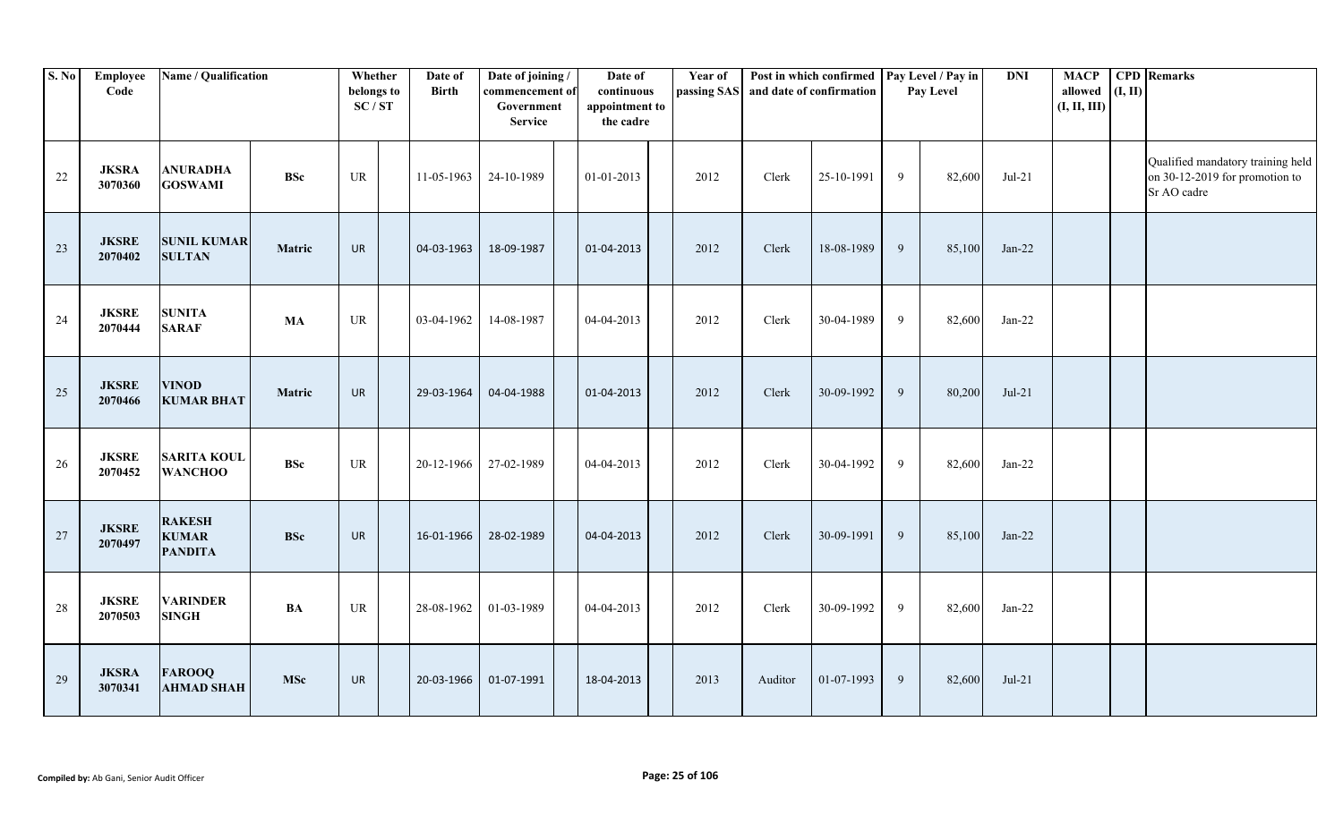| S. No | Employee Code | Name / Qualification | | Whether belongs to SC / ST | | Date of Birth | Date of joining / commencement of Government Service | | Date of continuous appointment to the cadre | | Year of passing SAS | Post in which confirmed and date of confirmation | | Pay Level / Pay in Pay Level | | DNI | MACP allowed (I, II, III) | CPD (I, II) | Remarks |
|---|---|---|---|---|---|---|---|---|---|---|---|---|---|---|---|---|---|---|---|
| 22 | JKSRA 3070360 | ANURADHA GOSWAMI | BSc | UR | | 11-05-1963 | 24-10-1989 | | 01-01-2013 | | 2012 | Clerk | 25-10-1991 | 9 | 82,600 | Jul-21 | | | Qualified mandatory training held on 30-12-2019 for promotion to Sr AO cadre |
| 23 | JKSRE 2070402 | SUNIL KUMAR SULTAN | Matric | UR | | 04-03-1963 | 18-09-1987 | | 01-04-2013 | | 2012 | Clerk | 18-08-1989 | 9 | 85,100 | Jan-22 | | | |
| 24 | JKSRE 2070444 | SUNITA SARAF | MA | UR | | 03-04-1962 | 14-08-1987 | | 04-04-2013 | | 2012 | Clerk | 30-04-1989 | 9 | 82,600 | Jan-22 | | | |
| 25 | JKSRE 2070466 | VINOD KUMAR BHAT | Matric | UR | | 29-03-1964 | 04-04-1988 | | 01-04-2013 | | 2012 | Clerk | 30-09-1992 | 9 | 80,200 | Jul-21 | | | |
| 26 | JKSRE 2070452 | SARITA KOUL WANCHOO | BSc | UR | | 20-12-1966 | 27-02-1989 | | 04-04-2013 | | 2012 | Clerk | 30-04-1992 | 9 | 82,600 | Jan-22 | | | |
| 27 | JKSRE 2070497 | RAKESH KUMAR PANDITA | BSc | UR | | 16-01-1966 | 28-02-1989 | | 04-04-2013 | | 2012 | Clerk | 30-09-1991 | 9 | 85,100 | Jan-22 | | | |
| 28 | JKSRE 2070503 | VARINDER SINGH | BA | UR | | 28-08-1962 | 01-03-1989 | | 04-04-2013 | | 2012 | Clerk | 30-09-1992 | 9 | 82,600 | Jan-22 | | | |
| 29 | JKSRA 3070341 | FAROOQ AHMAD SHAH | MSc | UR | | 20-03-1966 | 01-07-1991 | | 18-04-2013 | | 2013 | Auditor | 01-07-1993 | 9 | 82,600 | Jul-21 | | | |

**Compiled by:** Ab Gani, Senior Audit Officer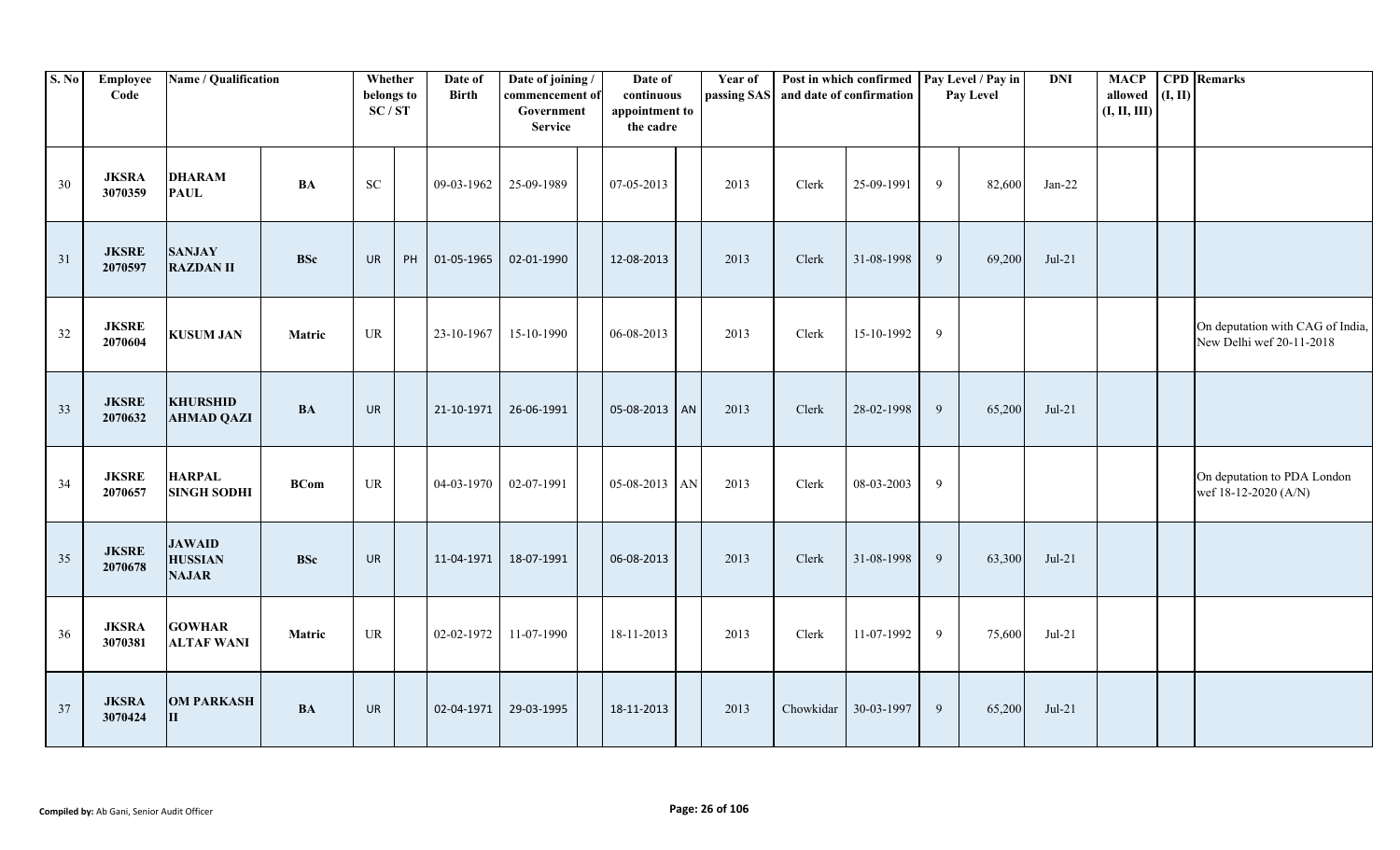| S. No | Employee Code | Name / Qualification | | Whether belongs to SC / ST | | Date of Birth | Date of joining / commencement of Government Service | | Date of continuous appointment to the cadre | | Year of passing SAS | Post in which confirmed and date of confirmation | | Pay Level / Pay in Pay Level | | DNI | MACP allowed (I, II, III) | CPD (I, II) | Remarks |
|---|---|---|---|---|---|---|---|---|---|---|---|---|---|---|---|---|---|---|---|
| 30 | JKSRA 3070359 | DHARAM PAUL | BA | SC | | 09-03-1962 | 25-09-1989 | | 07-05-2013 | | 2013 | Clerk | 25-09-1991 | 9 | 82,600 | Jan-22 | | | |
| 31 | JKSRE 2070597 | SANJAY RAZDAN II | BSc | UR | PH | 01-05-1965 | 02-01-1990 | | 12-08-2013 | | 2013 | Clerk | 31-08-1998 | 9 | 69,200 | Jul-21 | | | |
| 32 | JKSRE 2070604 | KUSUM JAN | Matric | UR | | 23-10-1967 | 15-10-1990 | | 06-08-2013 | | 2013 | Clerk | 15-10-1992 | 9 | | | | | On deputation with CAG of India, New Delhi wef 20-11-2018 |
| 33 | JKSRE 2070632 | KHURSHID AHMAD QAZI | BA | UR | | 21-10-1971 | 26-06-1991 | | 05-08-2013 | AN | 2013 | Clerk | 28-02-1998 | 9 | 65,200 | Jul-21 | | | |
| 34 | JKSRE 2070657 | HARPAL SINGH SODHI | BCom | UR | | 04-03-1970 | 02-07-1991 | | 05-08-2013 | AN | 2013 | Clerk | 08-03-2003 | 9 | | | | | On deputation to PDA London wef 18-12-2020 (A/N) |
| 35 | JKSRE 2070678 | JAWAID HUSSIAN NAJAR | BSc | UR | | 11-04-1971 | 18-07-1991 | | 06-08-2013 | | 2013 | Clerk | 31-08-1998 | 9 | 63,300 | Jul-21 | | | |
| 36 | JKSRA 3070381 | GOWHAR ALTAF WANI | Matric | UR | | 02-02-1972 | 11-07-1990 | | 18-11-2013 | | 2013 | Clerk | 11-07-1992 | 9 | 75,600 | Jul-21 | | | |
| 37 | JKSRA 3070424 | OM PARKASH II | BA | UR | | 02-04-1971 | 29-03-1995 | | 18-11-2013 | | 2013 | Chowkidar | 30-03-1997 | 9 | 65,200 | Jul-21 | | | |

**Compiled by:** Ab Gani, Senior Audit Officer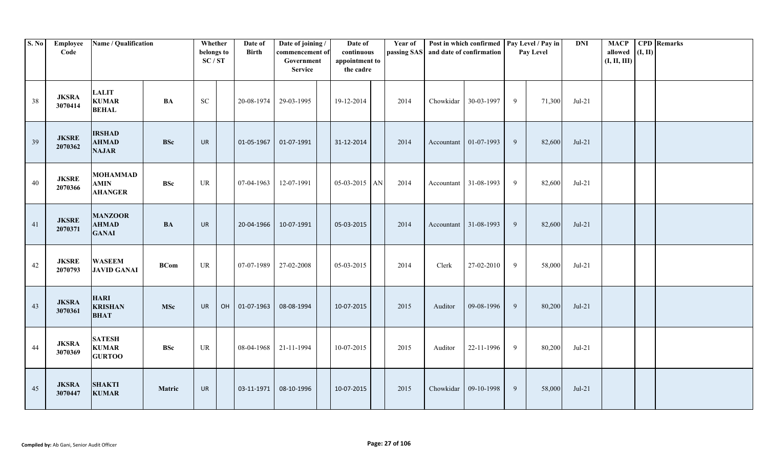| S. No | Employee Code | Name / Qualification | | Whether belongs to SC / ST | | Date of Birth | Date of joining / commencement of Government Service | | Date of continuous appointment to the cadre | | Year of passing SAS | Post in which confirmed and date of confirmation | | Pay Level / Pay in Pay Level | | DNI | MACP allowed (I, II, III) | CPD (I, II) | Remarks |
|---|---|---|---|---|---|---|---|---|---|---|---|---|---|---|---|---|---|---|---|
| 38 | JKSRA 3070414 | LALIT KUMAR BEHAL | BA | SC | | 20-08-1974 | 29-03-1995 | | 19-12-2014 | | 2014 | Chowkidar | 30-03-1997 | 9 | 71,300 | Jul-21 | | | |
| 39 | JKSRE 2070362 | IRSHAD AHMAD NAJAR | BSc | UR | | 01-05-1967 | 01-07-1991 | | 31-12-2014 | | 2014 | Accountant | 01-07-1993 | 9 | 82,600 | Jul-21 | | | |
| 40 | JKSRE 2070366 | MOHAMMAD AMIN AHANGER | BSc | UR | | 07-04-1963 | 12-07-1991 | | 05-03-2015 | AN | 2014 | Accountant | 31-08-1993 | 9 | 82,600 | Jul-21 | | | |
| 41 | JKSRE 2070371 | MANZOOR AHMAD GANAI | BA | UR | | 20-04-1966 | 10-07-1991 | | 05-03-2015 | | 2014 | Accountant | 31-08-1993 | 9 | 82,600 | Jul-21 | | | |
| 42 | JKSRE 2070793 | WASEEM JAVID GANAI | BCom | UR | | 07-07-1989 | 27-02-2008 | | 05-03-2015 | | 2014 | Clerk | 27-02-2010 | 9 | 58,000 | Jul-21 | | | |
| 43 | JKSRA 3070361 | HARI KRISHAN BHAT | MSc | UR | OH | 01-07-1963 | 08-08-1994 | | 10-07-2015 | | 2015 | Auditor | 09-08-1996 | 9 | 80,200 | Jul-21 | | | |
| 44 | JKSRA 3070369 | SATESH KUMAR GURTOO | BSc | UR | | 08-04-1968 | 21-11-1994 | | 10-07-2015 | | 2015 | Auditor | 22-11-1996 | 9 | 80,200 | Jul-21 | | | |
| 45 | JKSRA 3070447 | SHAKTI KUMAR | Matric | UR | | 03-11-1971 | 08-10-1996 | | 10-07-2015 | | 2015 | Chowkidar | 09-10-1998 | 9 | 58,000 | Jul-21 | | | |

**Compiled by:** Ab Gani, Senior Audit Officer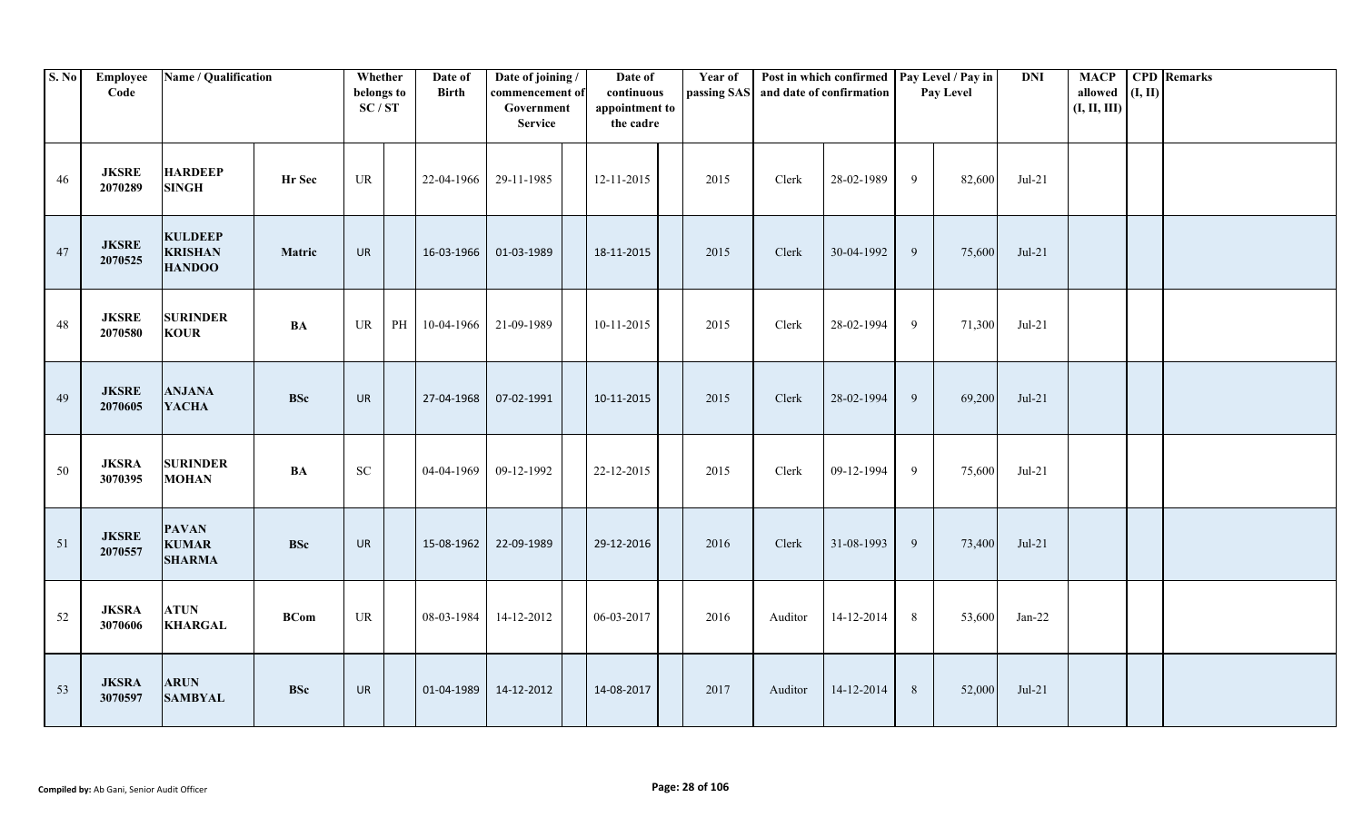| S. No | Employee Code | Name / Qualification | | Whether belongs to SC / ST | | Date of Birth | Date of joining / commencement of Government Service | | Date of continuous appointment to the cadre | | Year of passing SAS | Post in which confirmed and date of confirmation | | Pay Level / Pay in Pay Level | | DNI | MACP allowed (I, II, III) | CPD (I, II) | Remarks |
|---|---|---|---|---|---|---|---|---|---|---|---|---|---|---|---|---|---|---|---|
| 46 | JKSRE 2070289 | HARDEEP SINGH | Hr Sec | UR | | 22-04-1966 | 29-11-1985 | | 12-11-2015 | | 2015 | Clerk | 28-02-1989 | 9 | 82,600 | Jul-21 | | | |
| 47 | JKSRE 2070525 | KULDEEP KRISHAN HANDOO | Matric | UR | | 16-03-1966 | 01-03-1989 | | 18-11-2015 | | 2015 | Clerk | 30-04-1992 | 9 | 75,600 | Jul-21 | | | |
| 48 | JKSRE 2070580 | SURINDER KOUR | BA | UR | PH | 10-04-1966 | 21-09-1989 | | 10-11-2015 | | 2015 | Clerk | 28-02-1994 | 9 | 71,300 | Jul-21 | | | |
| 49 | JKSRE 2070605 | ANJANA YACHA | BSc | UR | | 27-04-1968 | 07-02-1991 | | 10-11-2015 | | 2015 | Clerk | 28-02-1994 | 9 | 69,200 | Jul-21 | | | |
| 50 | JKSRA 3070395 | SURINDER MOHAN | BA | SC | | 04-04-1969 | 09-12-1992 | | 22-12-2015 | | 2015 | Clerk | 09-12-1994 | 9 | 75,600 | Jul-21 | | | |
| 51 | JKSRE 2070557 | PAVAN KUMAR SHARMA | BSc | UR | | 15-08-1962 | 22-09-1989 | | 29-12-2016 | | 2016 | Clerk | 31-08-1993 | 9 | 73,400 | Jul-21 | | | |
| 52 | JKSRA 3070606 | ATUN KHARGAL | BCom | UR | | 08-03-1984 | 14-12-2012 | | 06-03-2017 | | 2016 | Auditor | 14-12-2014 | 8 | 53,600 | Jan-22 | | | |
| 53 | JKSRA 3070597 | ARUN SAMBYAL | BSc | UR | | 01-04-1989 | 14-12-2012 | | 14-08-2017 | | 2017 | Auditor | 14-12-2014 | 8 | 52,000 | Jul-21 | | | |

**Compiled by:** Ab Gani, Senior Audit Officer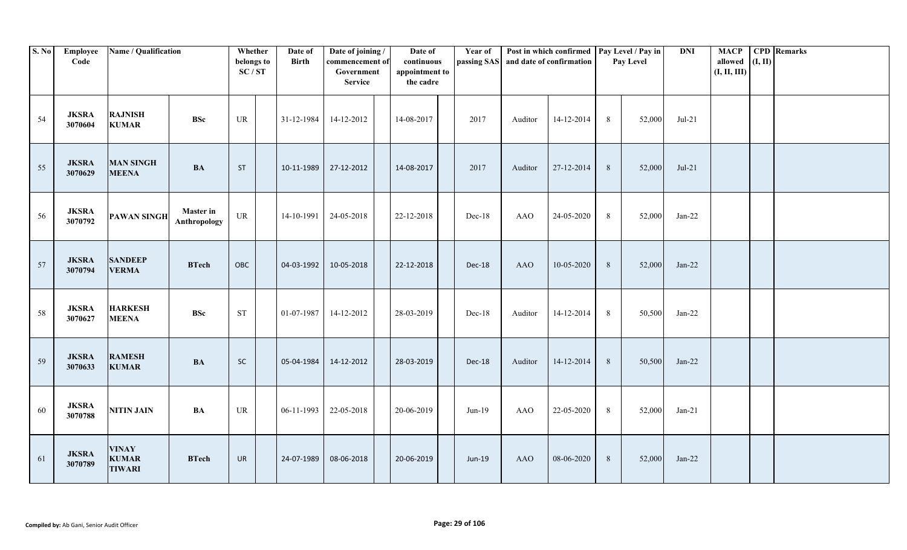| S. No | Employee Code | Name / Qualification | | Whether belongs to SC / ST | | Date of Birth | Date of joining / commencement of Government Service | | Date of continuous appointment to the cadre | | Year of passing SAS | Post in which confirmed and date of confirmation | | Pay Level / Pay in Pay Level | | DNI | MACP allowed (I, II, III) | CPD (I, II) | Remarks |
|---|---|---|---|---|---|---|---|---|---|---|---|---|---|---|---|---|---|---|---|
| 54 | JKSRA 3070604 | RAJNISH KUMAR | BSc | UR | | 31-12-1984 | 14-12-2012 | | 14-08-2017 | | 2017 | Auditor | 14-12-2014 | 8 | 52,000 | Jul-21 | | | |
| 55 | JKSRA 3070629 | MAN SINGH MEENA | BA | ST | | 10-11-1989 | 27-12-2012 | | 14-08-2017 | | 2017 | Auditor | 27-12-2014 | 8 | 52,000 | Jul-21 | | | |
| 56 | JKSRA 3070792 | PAWAN SINGH | Master in Anthropology | UR | | 14-10-1991 | 24-05-2018 | | 22-12-2018 | | Dec-18 | AAO | 24-05-2020 | 8 | 52,000 | Jan-22 | | | |
| 57 | JKSRA 3070794 | SANDEEP VERMA | BTech | OBC | | 04-03-1992 | 10-05-2018 | | 22-12-2018 | | Dec-18 | AAO | 10-05-2020 | 8 | 52,000 | Jan-22 | | | |
| 58 | JKSRA 3070627 | HARKESH MEENA | BSc | ST | | 01-07-1987 | 14-12-2012 | | 28-03-2019 | | Dec-18 | Auditor | 14-12-2014 | 8 | 50,500 | Jan-22 | | | |
| 59 | JKSRA 3070633 | RAMESH KUMAR | BA | SC | | 05-04-1984 | 14-12-2012 | | 28-03-2019 | | Dec-18 | Auditor | 14-12-2014 | 8 | 50,500 | Jan-22 | | | |
| 60 | JKSRA 3070788 | NITIN JAIN | BA | UR | | 06-11-1993 | 22-05-2018 | | 20-06-2019 | | Jun-19 | AAO | 22-05-2020 | 8 | 52,000 | Jan-21 | | | |
| 61 | JKSRA 3070789 | VINAY KUMAR TIWARI | BTech | UR | | 24-07-1989 | 08-06-2018 | | 20-06-2019 | | Jun-19 | AAO | 08-06-2020 | 8 | 52,000 | Jan-22 | | | |

**Compiled by:** Ab Gani, Senior Audit Officer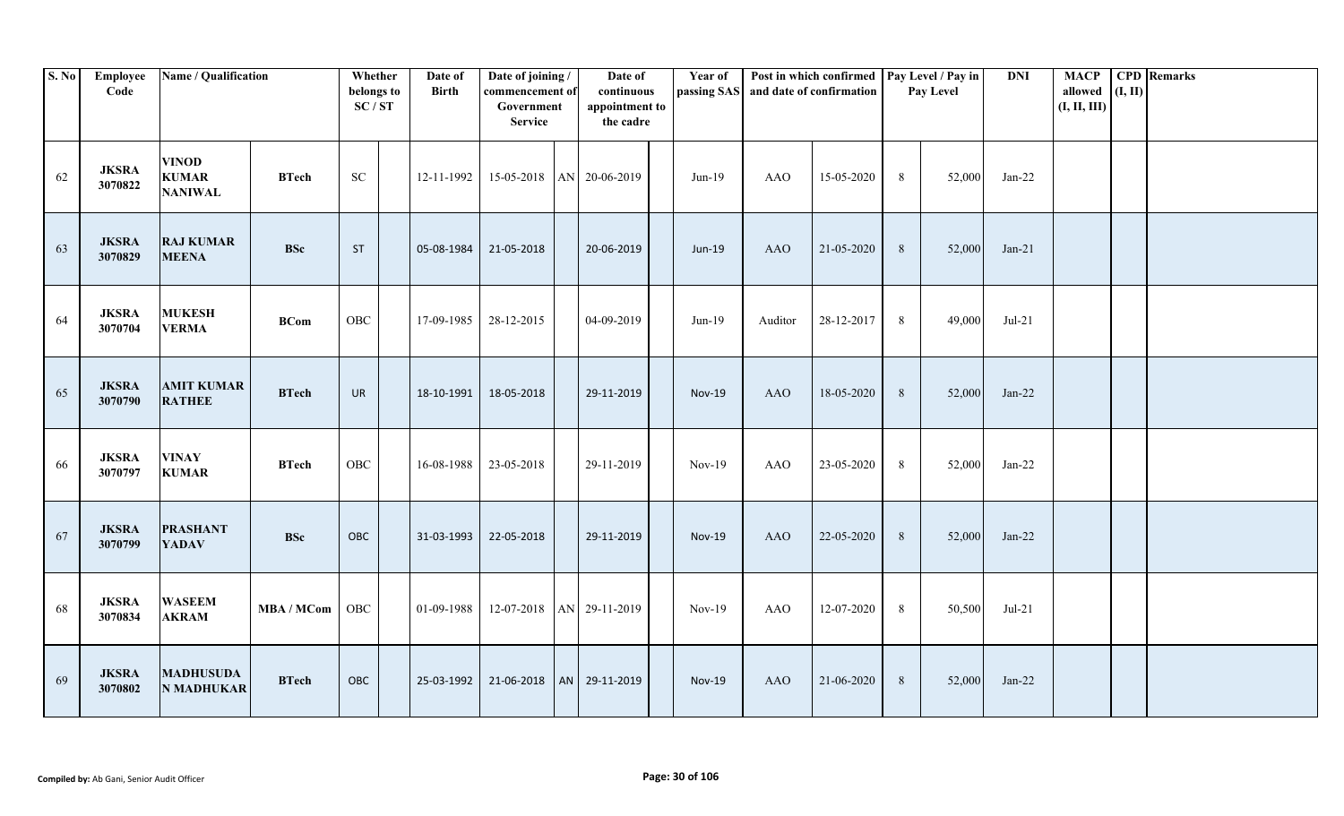| S. No | Employee Code | Name / Qualification | | Whether belongs to SC / ST | | Date of Birth | Date of joining / commencement of Government Service | | Date of continuous appointment to the cadre | | Year of passing SAS | Post in which confirmed and date of confirmation | | Pay Level / Pay in Pay Level | | DNI | MACP allowed (I, II, III) | CPD (I, II) | Remarks |
|---|---|---|---|---|---|---|---|---|---|---|---|---|---|---|---|---|---|---|---|
| 62 | **JKSRA 3070822** | **VINOD KUMAR NANIWAL** | **BTech** | SC | | 12-11-1992 | 15-05-2018 | AN | 20-06-2019 | | Jun-19 | AAO | 15-05-2020 | 8 | 52,000 | Jan-22 | | | |
| 63 | **JKSRA 3070829** | **RAJ KUMAR MEENA** | **BSc** | ST | | 05-08-1984 | 21-05-2018 | | 20-06-2019 | | Jun-19 | AAO | 21-05-2020 | 8 | 52,000 | Jan-21 | | | |
| 64 | **JKSRA 3070704** | **MUKESH VERMA** | **BCom** | OBC | | 17-09-1985 | 28-12-2015 | | 04-09-2019 | | Jun-19 | Auditor | 28-12-2017 | 8 | 49,000 | Jul-21 | | | |
| 65 | **JKSRA 3070790** | **AMIT KUMAR RATHEE** | **BTech** | UR | | 18-10-1991 | 18-05-2018 | | 29-11-2019 | | Nov-19 | AAO | 18-05-2020 | 8 | 52,000 | Jan-22 | | | |
| 66 | **JKSRA 3070797** | **VINAY KUMAR** | **BTech** | OBC | | 16-08-1988 | 23-05-2018 | | 29-11-2019 | | Nov-19 | AAO | 23-05-2020 | 8 | 52,000 | Jan-22 | | | |
| 67 | **JKSRA 3070799** | **PRASHANT YADAV** | **BSc** | OBC | | 31-03-1993 | 22-05-2018 | | 29-11-2019 | | Nov-19 | AAO | 22-05-2020 | 8 | 52,000 | Jan-22 | | | |
| 68 | **JKSRA 3070834** | **WASEEM AKRAM** | **MBA / MCom** | OBC | | 01-09-1988 | 12-07-2018 | AN | 29-11-2019 | | Nov-19 | AAO | 12-07-2020 | 8 | 50,500 | Jul-21 | | | |
| 69 | **JKSRA 3070802** | **MADHUSUDAN MADHUKAR** | **BTech** | OBC | | 25-03-1992 | 21-06-2018 | AN | 29-11-2019 | | Nov-19 | AAO | 21-06-2020 | 8 | 52,000 | Jan-22 | | | |

**Compiled by:** Ab Gani, Senior Audit Officer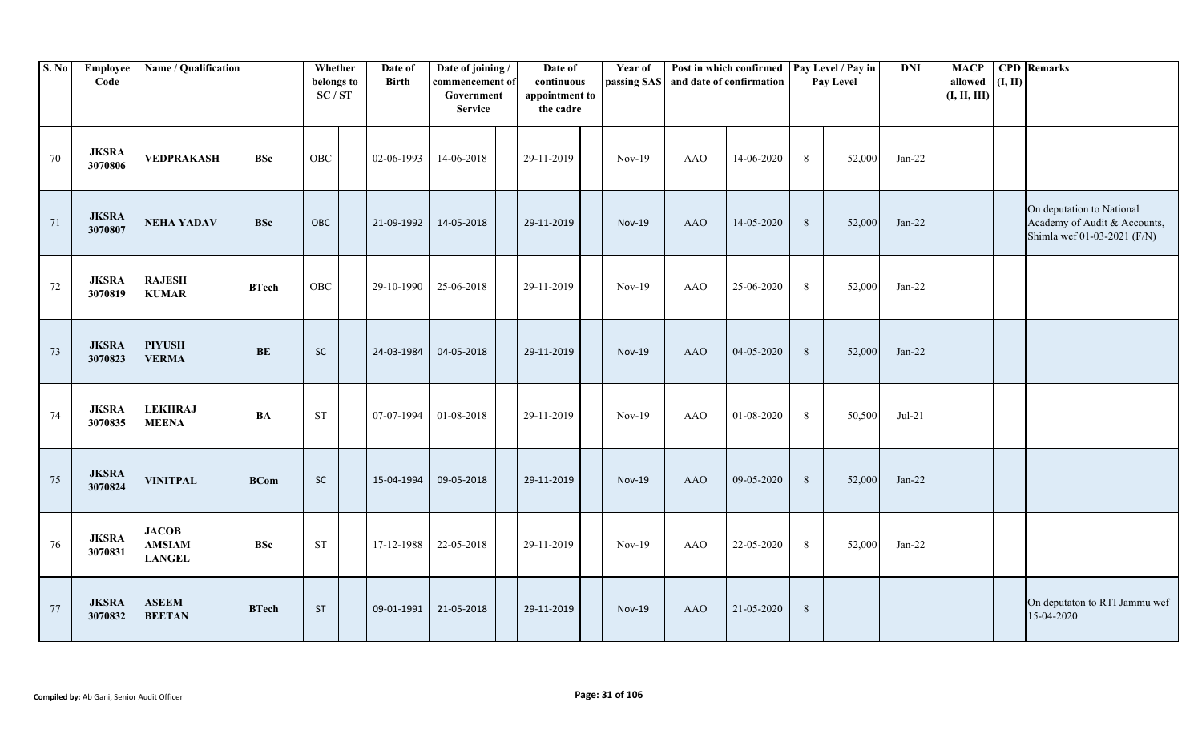| S. No | Employee Code | Name / Qualification | | Whether belongs to SC / ST | | Date of Birth | Date of joining / commencement of Government Service | | Date of continuous appointment to the cadre | | Year of passing SAS | Post in which confirmed and date of confirmation | | Pay Level / Pay in Pay Level | | DNI | MACP allowed (I, II, III) | CPD (I, II) | Remarks |
|---|---|---|---|---|---|---|---|---|---|---|---|---|---|---|---|---|---|---|---|
| 70 | JKSRA 3070806 | VEDPRAKASH | BSc | OBC | | 02-06-1993 | 14-06-2018 | | 29-11-2019 | | Nov-19 | AAO | 14-06-2020 | 8 | 52,000 | Jan-22 | | | |
| 71 | JKSRA 3070807 | NEHA YADAV | BSc | OBC | | 21-09-1992 | 14-05-2018 | | 29-11-2019 | | Nov-19 | AAO | 14-05-2020 | 8 | 52,000 | Jan-22 | | | On deputation to National Academy of Audit & Accounts, Shimla wef 01-03-2021 (F/N) |
| 72 | JKSRA 3070819 | RAJESH KUMAR | BTech | OBC | | 29-10-1990 | 25-06-2018 | | 29-11-2019 | | Nov-19 | AAO | 25-06-2020 | 8 | 52,000 | Jan-22 | | | |
| 73 | JKSRA 3070823 | PIYUSH VERMA | BE | SC | | 24-03-1984 | 04-05-2018 | | 29-11-2019 | | Nov-19 | AAO | 04-05-2020 | 8 | 52,000 | Jan-22 | | | |
| 74 | JKSRA 3070835 | LEKHRAJ MEENA | BA | ST | | 07-07-1994 | 01-08-2018 | | 29-11-2019 | | Nov-19 | AAO | 01-08-2020 | 8 | 50,500 | Jul-21 | | | |
| 75 | JKSRA 3070824 | VINITPAL | BCom | SC | | 15-04-1994 | 09-05-2018 | | 29-11-2019 | | Nov-19 | AAO | 09-05-2020 | 8 | 52,000 | Jan-22 | | | |
| 76 | JKSRA 3070831 | JACOB AMSIAM LANGEL | BSc | ST | | 17-12-1988 | 22-05-2018 | | 29-11-2019 | | Nov-19 | AAO | 22-05-2020 | 8 | 52,000 | Jan-22 | | | |
| 77 | JKSRA 3070832 | ASEEM BEETAN | BTech | ST | | 09-01-1991 | 21-05-2018 | | 29-11-2019 | | Nov-19 | AAO | 21-05-2020 | 8 | | | | | On deputaton to RTI Jammu wef 15-04-2020 |

**Compiled by:** Ab Gani, Senior Audit Officer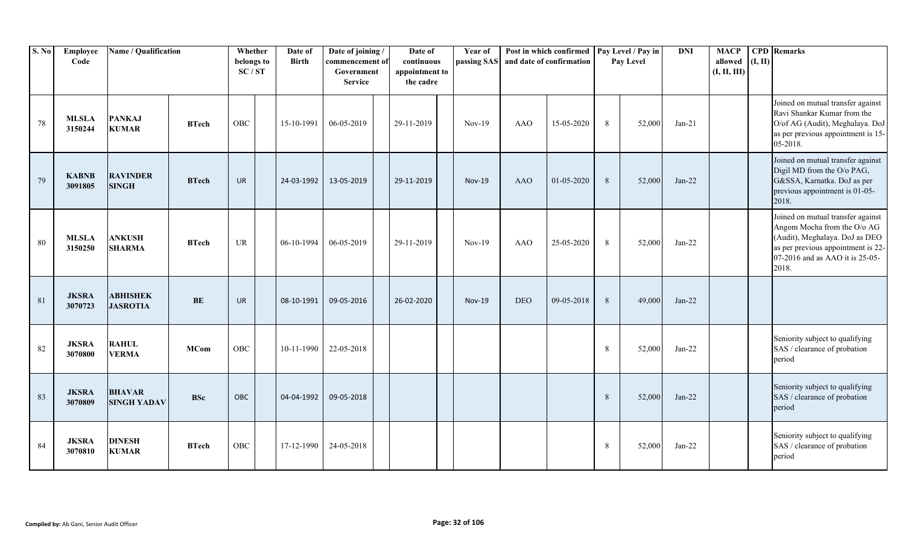| S. No | Employee Code | Name / Qualification | | Whether belongs to SC / ST | | Date of Birth | Date of joining / commencement of Government Service | | Date of continuous appointment to the cadre | | Year of passing SAS | Post in which confirmed and date of confirmation | | Pay Level / Pay in Pay Level | | DNI | MACP allowed (I, II, III) | CPD (I, II) | Remarks |
|---|---|---|---|---|---|---|---|---|---|---|---|---|---|---|---|---|---|---|---|
| 78 | **MLSLA 3150244** | **PANKAJ KUMAR** | **BTech** | OBC | | 15-10-1991 | 06-05-2019 | | 29-11-2019 | | Nov-19 | AAO | 15-05-2020 | 8 | 52,000 | Jan-21 | | | Joined on mutual transfer against Ravi Shankar Kumar from the O/of AG (Audit), Meghalaya. DoJ as per previous appointment is 15-05-2018. |
| 79 | **KABNB 3091805** | **RAVINDER SINGH** | **BTech** | UR | | 24-03-1992 | 13-05-2019 | | 29-11-2019 | | Nov-19 | AAO | 01-05-2020 | 8 | 52,000 | Jan-22 | | | Joined on mutual transfer against Digil MD from the O/o PAG, G&SSA, Karnatka. DoJ as per previous appointment is 01-05-2018. |
| 80 | **MLSLA 3150250** | **ANKUSH SHARMA** | **BTech** | UR | | 06-10-1994 | 06-05-2019 | | 29-11-2019 | | Nov-19 | AAO | 25-05-2020 | 8 | 52,000 | Jan-22 | | | Joined on mutual transfer against Angom Mocha from the O/o AG (Audit), Meghalaya. DoJ as DEO as per previous appointment is 22-07-2016 and as AAO it is 25-05-2018. |
| 81 | **JKSRA 3070723** | **ABHISHEK JASROTIA** | **BE** | UR | | 08-10-1991 | 09-05-2016 | | 26-02-2020 | | Nov-19 | DEO | 09-05-2018 | 8 | 49,000 | Jan-22 | | | |
| 82 | **JKSRA 3070800** | **RAHUL VERMA** | **MCom** | OBC | | 10-11-1990 | 22-05-2018 | | | | | | | 8 | 52,000 | Jan-22 | | | Seniority subject to qualifying SAS / clearance of probation period |
| 83 | **JKSRA 3070809** | **BHAVAR SINGH YADAV** | **BSc** | OBC | | 04-04-1992 | 09-05-2018 | | | | | | | 8 | 52,000 | Jan-22 | | | Seniority subject to qualifying SAS / clearance of probation period |
| 84 | **JKSRA 3070810** | **DINESH KUMAR** | **BTech** | OBC | | 17-12-1990 | 24-05-2018 | | | | | | | 8 | 52,000 | Jan-22 | | | Seniority subject to qualifying SAS / clearance of probation period |

**Compiled by:** Ab Gani, Senior Audit Officer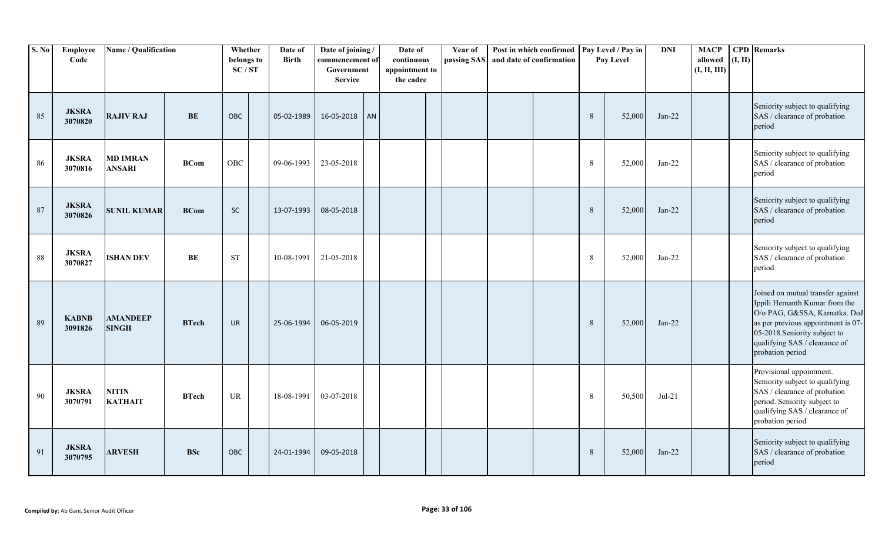| S. No | Employee Code | Name / Qualification | | Whether belongs to SC / ST | | Date of Birth | Date of joining / commencement of Government Service | | Date of continuous appointment to the cadre | | Year of passing SAS | Post in which confirmed and date of confirmation | | Pay Level / Pay in Pay Level | | DNI | MACP allowed (I, II, III) | CPD (I, II) | Remarks |
|---|---|---|---|---|---|---|---|---|---|---|---|---|---|---|---|---|---|---|---|
| 85 | JKSRA 3070820 | RAJIV RAJ | BE | OBC | | 05-02-1989 | 16-05-2018 | AN | | | | | | 8 | 52,000 | Jan-22 | | | Seniority subject to qualifying SAS / clearance of probation period |
| 86 | JKSRA 3070816 | MD IMRAN ANSARI | BCom | OBC | | 09-06-1993 | 23-05-2018 | | | | | | | 8 | 52,000 | Jan-22 | | | Seniority subject to qualifying SAS / clearance of probation period |
| 87 | JKSRA 3070826 | SUNIL KUMAR | BCom | SC | | 13-07-1993 | 08-05-2018 | | | | | | | 8 | 52,000 | Jan-22 | | | Seniority subject to qualifying SAS / clearance of probation period |
| 88 | JKSRA 3070827 | ISHAN DEV | BE | ST | | 10-08-1991 | 21-05-2018 | | | | | | | 8 | 52,000 | Jan-22 | | | Seniority subject to qualifying SAS / clearance of probation period |
| 89 | KABNB 3091826 | AMANDEEP SINGH | BTech | UR | | 25-06-1994 | 06-05-2019 | | | | | | | 8 | 52,000 | Jan-22 | | | Joined on mutual transfer against Ippili Hemanth Kumar from the O/o PAG, G&SSA, Karnatka. DoJ as per previous appointment is 07-05-2018.Seniority subject to qualifying SAS / clearance of probation period |
| 90 | JKSRA 3070791 | NITIN KATHAIT | BTech | UR | | 18-08-1991 | 03-07-2018 | | | | | | | 8 | 50,500 | Jul-21 | | | Provisional appointment. Seniority subject to qualifying SAS / clearance of probation period. Seniority subject to qualifying SAS / clearance of probation period |
| 91 | JKSRA 3070795 | ARVESH | BSc | OBC | | 24-01-1994 | 09-05-2018 | | | | | | | 8 | 52,000 | Jan-22 | | | Seniority subject to qualifying SAS / clearance of probation period |

**Compiled by:** Ab Gani, Senior Audit Officer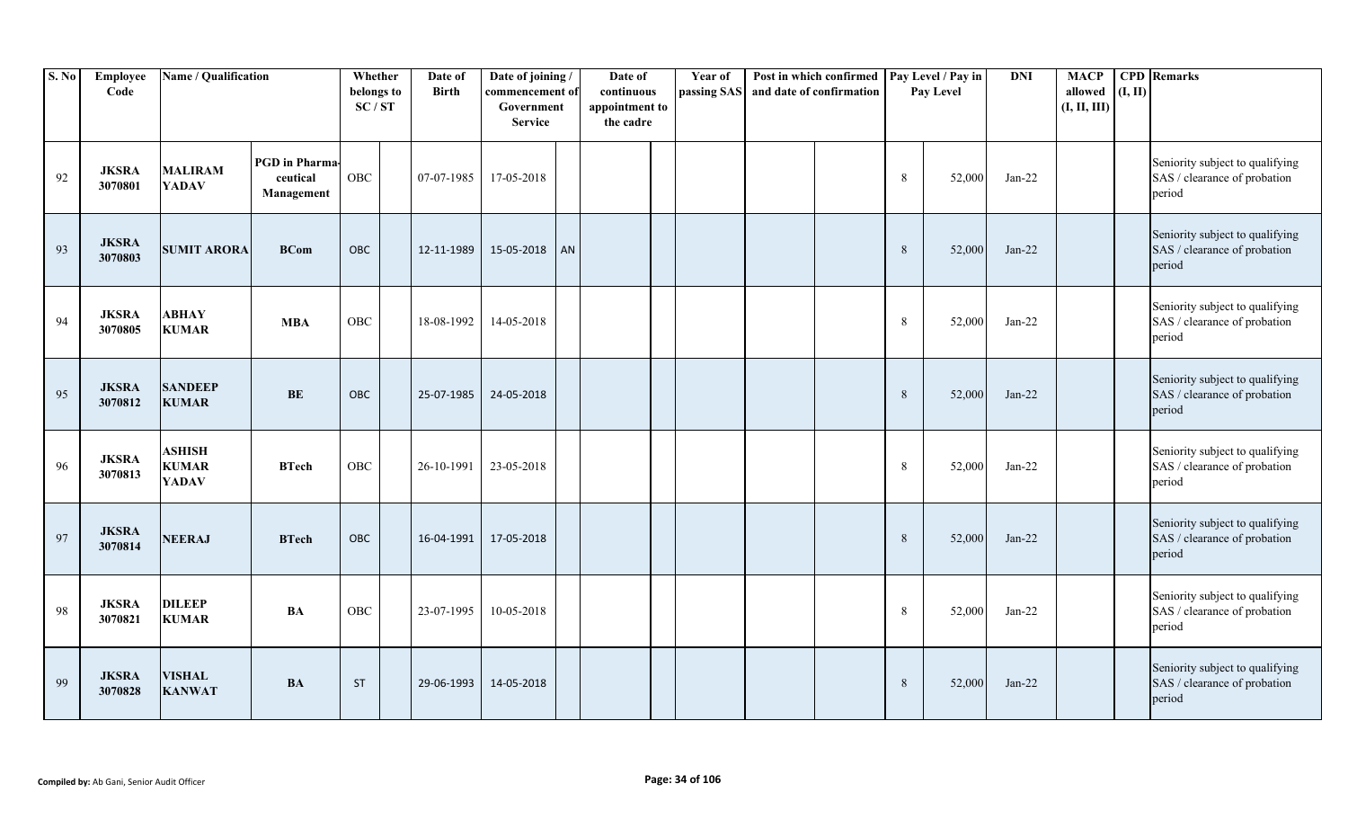| S. No | Employee Code | Name / Qualification | | Whether belongs to SC / ST | | Date of Birth | Date of joining / commencement of Government Service | | Date of continuous appointment to the cadre | | Year of passing SAS | Post in which confirmed and date of confirmation | | Pay Level / Pay in Pay Level | | DNI | MACP allowed (I, II, III) | CPD (I, II) | Remarks |
|---|---|---|---|---|---|---|---|---|---|---|---|---|---|---|---|---|---|---|---|
| 92 | **JKSRA 3070801** | **MALIRAM YADAV** | **PGD in Pharmaceutical Management** | OBC | | 07-07-1985 | 17-05-2018 | | | | | | | 8 | 52,000 | Jan-22 | | | Seniority subject to qualifying SAS / clearance of probation period |
| 93 | **JKSRA 3070803** | **SUMIT ARORA** | **BCom** | OBC | | 12-11-1989 | 15-05-2018 | AN | | | | | | 8 | 52,000 | Jan-22 | | | Seniority subject to qualifying SAS / clearance of probation period |
| 94 | **JKSRA 3070805** | **ABHAY KUMAR** | **MBA** | OBC | | 18-08-1992 | 14-05-2018 | | | | | | | 8 | 52,000 | Jan-22 | | | Seniority subject to qualifying SAS / clearance of probation period |
| 95 | **JKSRA 3070812** | **SANDEEP KUMAR** | **BE** | OBC | | 25-07-1985 | 24-05-2018 | | | | | | | 8 | 52,000 | Jan-22 | | | Seniority subject to qualifying SAS / clearance of probation period |
| 96 | **JKSRA 3070813** | **ASHISH KUMAR YADAV** | **BTech** | OBC | | 26-10-1991 | 23-05-2018 | | | | | | | 8 | 52,000 | Jan-22 | | | Seniority subject to qualifying SAS / clearance of probation period |
| 97 | **JKSRA 3070814** | **NEERAJ** | **BTech** | OBC | | 16-04-1991 | 17-05-2018 | | | | | | | 8 | 52,000 | Jan-22 | | | Seniority subject to qualifying SAS / clearance of probation period |
| 98 | **JKSRA 3070821** | **DILEEP KUMAR** | **BA** | OBC | | 23-07-1995 | 10-05-2018 | | | | | | | 8 | 52,000 | Jan-22 | | | Seniority subject to qualifying SAS / clearance of probation period |
| 99 | **JKSRA 3070828** | **VISHAL KANWAT** | **BA** | ST | | 29-06-1993 | 14-05-2018 | | | | | | | 8 | 52,000 | Jan-22 | | | Seniority subject to qualifying SAS / clearance of probation period |

**Compiled by:** Ab Gani, Senior Audit Officer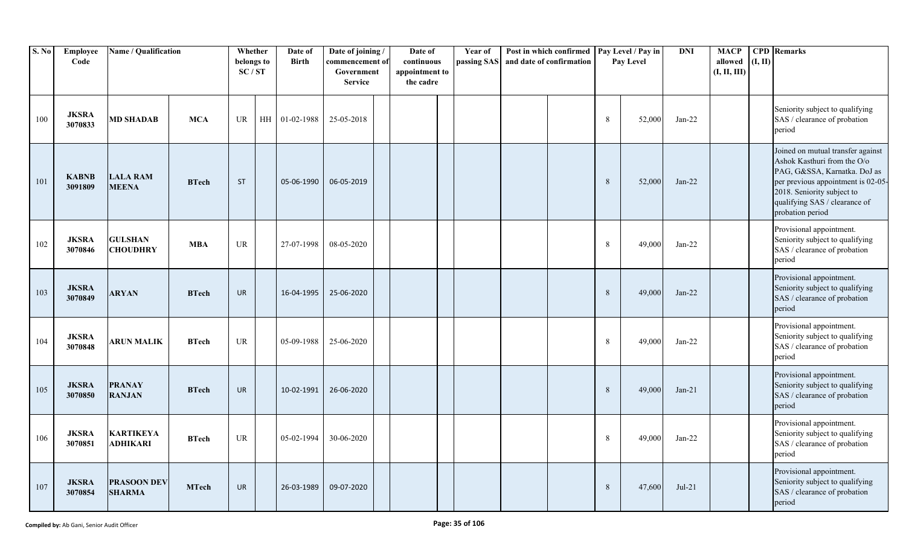| S. No | Employee Code | Name / Qualification | | Whether belongs to SC / ST | | Date of Birth | Date of joining / commencement of Government Service | | Date of continuous appointment to the cadre | | Year of passing SAS | Post in which confirmed and date of confirmation | | Pay Level / Pay in Pay Level | | DNI | MACP allowed (I, II, III) | CPD (I, II) | Remarks |
|---|---|---|---|---|---|---|---|---|---|---|---|---|---|---|---|---|---|---|---|
| 100 | **JKSRA 3070833** | **MD SHADAB** | **MCA** | UR | HH | 01-02-1988 | 25-05-2018 | | | | | | | 8 | 52,000 | Jan-22 | | | Seniority subject to qualifying SAS / clearance of probation period |
| 101 | **KABNB 3091809** | **LALA RAM MEENA** | **BTech** | ST | | 05-06-1990 | 06-05-2019 | | | | | | | 8 | 52,000 | Jan-22 | | | Joined on mutual transfer against Ashok Kasthuri from the O/o PAG, G&SSA, Karnatka. DoJ as per previous appointment is 02-05-2018. Seniority subject to qualifying SAS / clearance of probation period |
| 102 | **JKSRA 3070846** | **GULSHAN CHOUDHRY** | **MBA** | UR | | 27-07-1998 | 08-05-2020 | | | | | | | 8 | 49,000 | Jan-22 | | | Provisional appointment. Seniority subject to qualifying SAS / clearance of probation period |
| 103 | **JKSRA 3070849** | **ARYAN** | **BTech** | UR | | 16-04-1995 | 25-06-2020 | | | | | | | 8 | 49,000 | Jan-22 | | | Provisional appointment. Seniority subject to qualifying SAS / clearance of probation period |
| 104 | **JKSRA 3070848** | **ARUN MALIK** | **BTech** | UR | | 05-09-1988 | 25-06-2020 | | | | | | | 8 | 49,000 | Jan-22 | | | Provisional appointment. Seniority subject to qualifying SAS / clearance of probation period |
| 105 | **JKSRA 3070850** | **PRANAY RANJAN** | **BTech** | UR | | 10-02-1991 | 26-06-2020 | | | | | | | 8 | 49,000 | Jan-21 | | | Provisional appointment. Seniority subject to qualifying SAS / clearance of probation period |
| 106 | **JKSRA 3070851** | **KARTIKEYA ADHIKARI** | **BTech** | UR | | 05-02-1994 | 30-06-2020 | | | | | | | 8 | 49,000 | Jan-22 | | | Provisional appointment. Seniority subject to qualifying SAS / clearance of probation period |
| 107 | **JKSRA 3070854** | **PRASOON DEV SHARMA** | **MTech** | UR | | 26-03-1989 | 09-07-2020 | | | | | | | 8 | 47,600 | Jul-21 | | | Provisional appointment. Seniority subject to qualifying SAS / clearance of probation period |

**Compiled by:** Ab Gani, Senior Audit Officer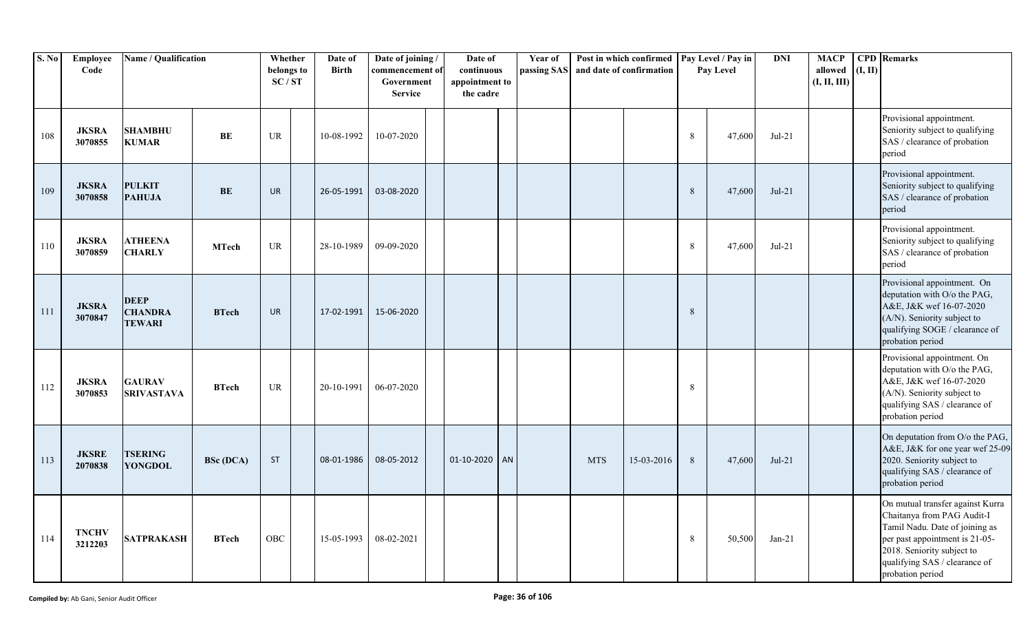| S. No | Employee Code | Name / Qualification | | Whether belongs to SC / ST | | Date of Birth | Date of joining / commencement of Government Service | | Date of continuous appointment to the cadre | | Year of passing SAS | Post in which confirmed and date of confirmation | | Pay Level / Pay in Pay Level | | DNI | MACP allowed (I, II, III) | CPD (I, II) | Remarks |
|---|---|---|---|---|---|---|---|---|---|---|---|---|---|---|---|---|---|---|---|
| 108 | **JKSRA 3070855** | **SHAMBHU KUMAR** | **BE** | UR | | 10-08-1992 | 10-07-2020 | | | | | | | 8 | 47,600 | Jul-21 | | | Provisional appointment. Seniority subject to qualifying SAS / clearance of probation period |
| 109 | **JKSRA 3070858** | **PULKIT PAHUJA** | **BE** | UR | | 26-05-1991 | 03-08-2020 | | | | | | | 8 | 47,600 | Jul-21 | | | Provisional appointment. Seniority subject to qualifying SAS / clearance of probation period |
| 110 | **JKSRA 3070859** | **ATHEENA CHARLY** | **MTech** | UR | | 28-10-1989 | 09-09-2020 | | | | | | | 8 | 47,600 | Jul-21 | | | Provisional appointment. Seniority subject to qualifying SAS / clearance of probation period |
| 111 | **JKSRA 3070847** | **DEEP CHANDRA TEWARI** | **BTech** | UR | | 17-02-1991 | 15-06-2020 | | | | | | | 8 | | | | | Provisional appointment. On deputation with O/o the PAG, A&E, J&K wef 16-07-2020 (A/N). Seniority subject to qualifying SOGE / clearance of probation period |
| 112 | **JKSRA 3070853** | **GAURAV SRIVASTAVA** | **BTech** | UR | | 20-10-1991 | 06-07-2020 | | | | | | | 8 | | | | | Provisional appointment. On deputation with O/o the PAG, A&E, J&K wef 16-07-2020 (A/N). Seniority subject to qualifying SAS / clearance of probation period |
| 113 | **JKSRE 2070838** | **TSERING YONGDOL** | **BSc (DCA)** | ST | | 08-01-1986 | 08-05-2012 | | 01-10-2020 | AN | | MTS | 15-03-2016 | 8 | 47,600 | Jul-21 | | | On deputation from O/o the PAG, A&E, J&K for one year wef 25-09-2020. Seniority subject to qualifying SAS / clearance of probation period |
| 114 | **TNCHV 3212203** | **SATPRAKASH** | **BTech** | OBC | | 15-05-1993 | 08-02-2021 | | | | | | | 8 | 50,500 | Jan-21 | | | On mutual transfer against Kurra Chaitanya from PAG Audit-I Tamil Nadu. Date of joining as per past appointment is 21-05-2018. Seniority subject to qualifying SAS / clearance of probation period |

**Compiled by:** Ab Gani, Senior Audit Officer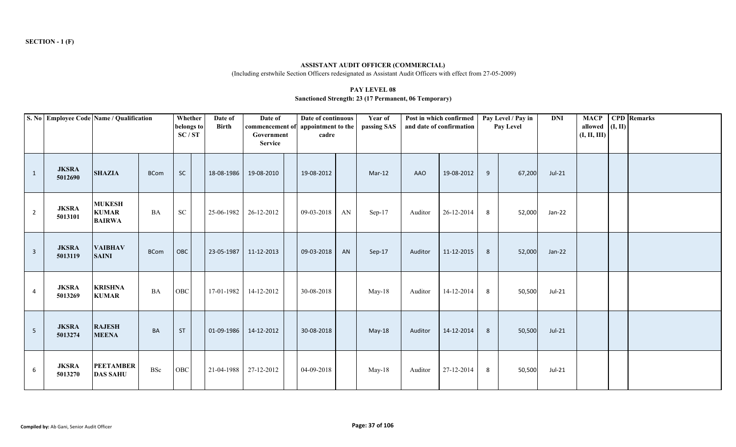**SECTION - 1 (F)**

## ASSISTANT AUDIT OFFICER (COMMERCIAL)

(Including erstwhile Section Officers redesignated as Assistant Audit Officers with effect from 27-05-2009)

### PAY LEVEL 08

**Sanctioned Strength: 23 (17 Permanent, 06 Temporary)**

| S. No | Employee Code | Name / Qualification | | Whether belongs to SC / ST | | Date of Birth | Date of commencement of Government Service | | Date of continuous appointment to the cadre | | Year of passing SAS | Post in which confirmed and date of confirmation | | Pay Level / Pay in Pay Level | | DNI | MACP allowed (I, II, III) | CPD (I, II) | Remarks |
|---|---|---|---|---|---|---|---|---|---|---|---|---|---|---|---|---|---|---|---|
| 1 | JKSRA 5012690 | SHAZIA | BCom | SC | | 18-08-1986 | 19-08-2010 | | 19-08-2012 | | Mar-12 | AAO | 19-08-2012 | 9 | 67,200 | Jul-21 | | | |
| 2 | JKSRA 5013101 | MUKESH KUMAR BAIRWA | BA | SC | | 25-06-1982 | 26-12-2012 | | 09-03-2018 | AN | Sep-17 | Auditor | 26-12-2014 | 8 | 52,000 | Jan-22 | | | |
| 3 | JKSRA 5013119 | VAIBHAV SAINI | BCom | OBC | | 23-05-1987 | 11-12-2013 | | 09-03-2018 | AN | Sep-17 | Auditor | 11-12-2015 | 8 | 52,000 | Jan-22 | | | |
| 4 | JKSRA 5013269 | KRISHNA KUMAR | BA | OBC | | 17-01-1982 | 14-12-2012 | | 30-08-2018 | | May-18 | Auditor | 14-12-2014 | 8 | 50,500 | Jul-21 | | | |
| 5 | JKSRA 5013274 | RAJESH MEENA | BA | ST | | 01-09-1986 | 14-12-2012 | | 30-08-2018 | | May-18 | Auditor | 14-12-2014 | 8 | 50,500 | Jul-21 | | | |
| 6 | JKSRA 5013270 | PEETAMBER DAS SAHU | BSc | OBC | | 21-04-1988 | 27-12-2012 | | 04-09-2018 | | May-18 | Auditor | 27-12-2014 | 8 | 50,500 | Jul-21 | | | |

**Compiled by:** Ab Gani, Senior Audit Officer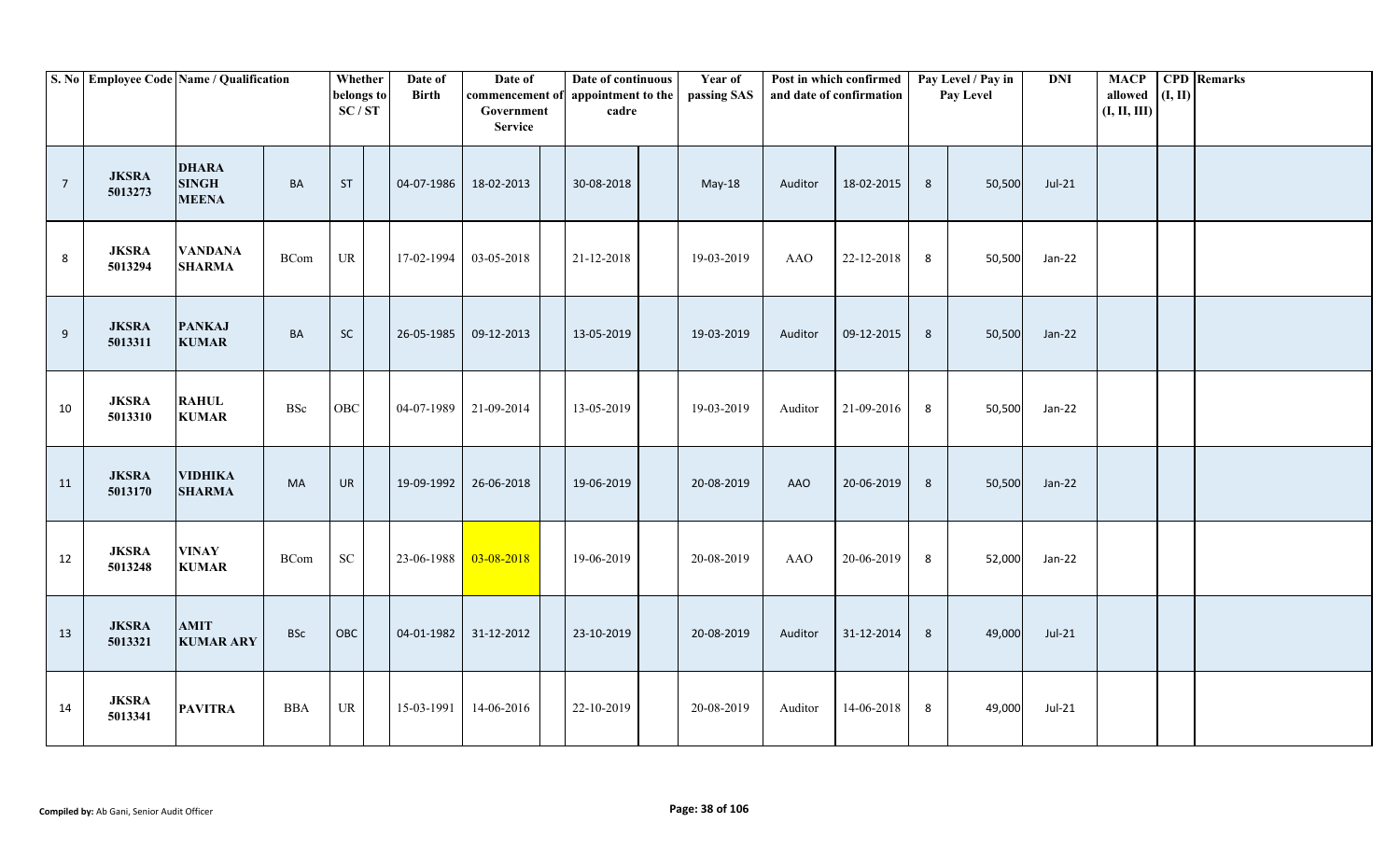| S. No | Employee Code | Name / Qualification | | Whether belongs to SC / ST | | Date of Birth | Date of commencement of Government Service | | Date of continuous appointment to the cadre | | Year of passing SAS | Post in which confirmed and date of confirmation | | Pay Level / Pay in Pay Level | | DNI | MACP allowed (I, II, III) | CPD (I, II) | Remarks |
|---|---|---|---|---|---|---|---|---|---|---|---|---|---|---|---|---|---|---|---|
| 7 | JKSRA 5013273 | DHARA SINGH MEENA | BA | ST | | 04-07-1986 | 18-02-2013 | | 30-08-2018 | | May-18 | Auditor | 18-02-2015 | 8 | 50,500 | Jul-21 | | | |
| 8 | JKSRA 5013294 | VANDANA SHARMA | BCom | UR | | 17-02-1994 | 03-05-2018 | | 21-12-2018 | | 19-03-2019 | AAO | 22-12-2018 | 8 | 50,500 | Jan-22 | | | |
| 9 | JKSRA 5013311 | PANKAJ KUMAR | BA | SC | | 26-05-1985 | 09-12-2013 | | 13-05-2019 | | 19-03-2019 | Auditor | 09-12-2015 | 8 | 50,500 | Jan-22 | | | |
| 10 | JKSRA 5013310 | RAHUL KUMAR | BSc | OBC | | 04-07-1989 | 21-09-2014 | | 13-05-2019 | | 19-03-2019 | Auditor | 21-09-2016 | 8 | 50,500 | Jan-22 | | | |
| 11 | JKSRA 5013170 | VIDHIKA SHARMA | MA | UR | | 19-09-1992 | 26-06-2018 | | 19-06-2019 | | 20-08-2019 | AAO | 20-06-2019 | 8 | 50,500 | Jan-22 | | | |
| 12 | JKSRA 5013248 | VINAY KUMAR | BCom | SC | | 23-06-1988 | 03-08-2018 | | 19-06-2019 | | 20-08-2019 | AAO | 20-06-2019 | 8 | 52,000 | Jan-22 | | | |
| 13 | JKSRA 5013321 | AMIT KUMAR ARY | BSc | OBC | | 04-01-1982 | 31-12-2012 | | 23-10-2019 | | 20-08-2019 | Auditor | 31-12-2014 | 8 | 49,000 | Jul-21 | | | |
| 14 | JKSRA 5013341 | PAVITRA | BBA | UR | | 15-03-1991 | 14-06-2016 | | 22-10-2019 | | 20-08-2019 | Auditor | 14-06-2018 | 8 | 49,000 | Jul-21 | | | |

**Compiled by:** Ab Gani, Senior Audit Officer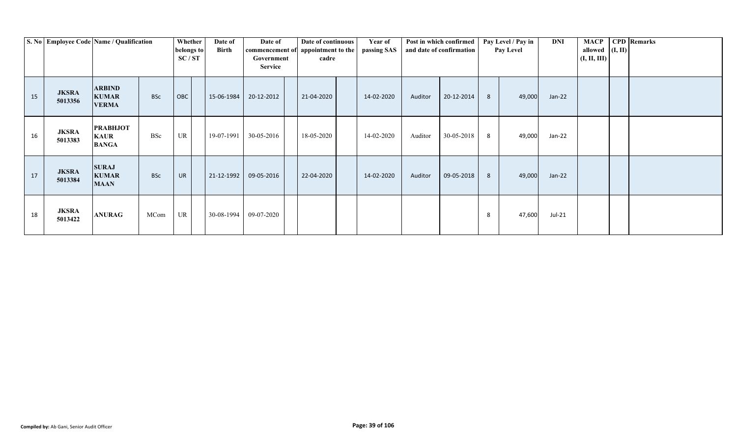| S. No | Employee Code | Name / Qualification | | Whether belongs to SC / ST | | Date of Birth | Date of commencement of Government Service | | Date of continuous appointment to the cadre | | Year of passing SAS | Post in which confirmed and date of confirmation | | Pay Level / Pay in Pay Level | | DNI | MACP allowed (I, II, III) | CPD (I, II) | Remarks |
|---|---|---|---|---|---|---|---|---|---|---|---|---|---|---|---|---|---|---|---|
| 15 | **JKSRA 5013356** | **ARBIND KUMAR VERMA** | BSc | OBC | | 15-06-1984 | 20-12-2012 | | 21-04-2020 | | 14-02-2020 | Auditor | 20-12-2014 | 8 | 49,000 | Jan-22 | | | |
| 16 | **JKSRA 5013383** | **PRABHJOT KAUR BANGA** | BSc | UR | | 19-07-1991 | 30-05-2016 | | 18-05-2020 | | 14-02-2020 | Auditor | 30-05-2018 | 8 | 49,000 | Jan-22 | | | |
| 17 | **JKSRA 5013384** | **SURAJ KUMAR MAAN** | BSc | UR | | 21-12-1992 | 09-05-2016 | | 22-04-2020 | | 14-02-2020 | Auditor | 09-05-2018 | 8 | 49,000 | Jan-22 | | | |
| 18 | **JKSRA 5013422** | **ANURAG** | MCom | UR | | 30-08-1994 | 09-07-2020 | | | | | | | 8 | 47,600 | Jul-21 | | | |

**Compiled by:** Ab Gani, Senior Audit Officer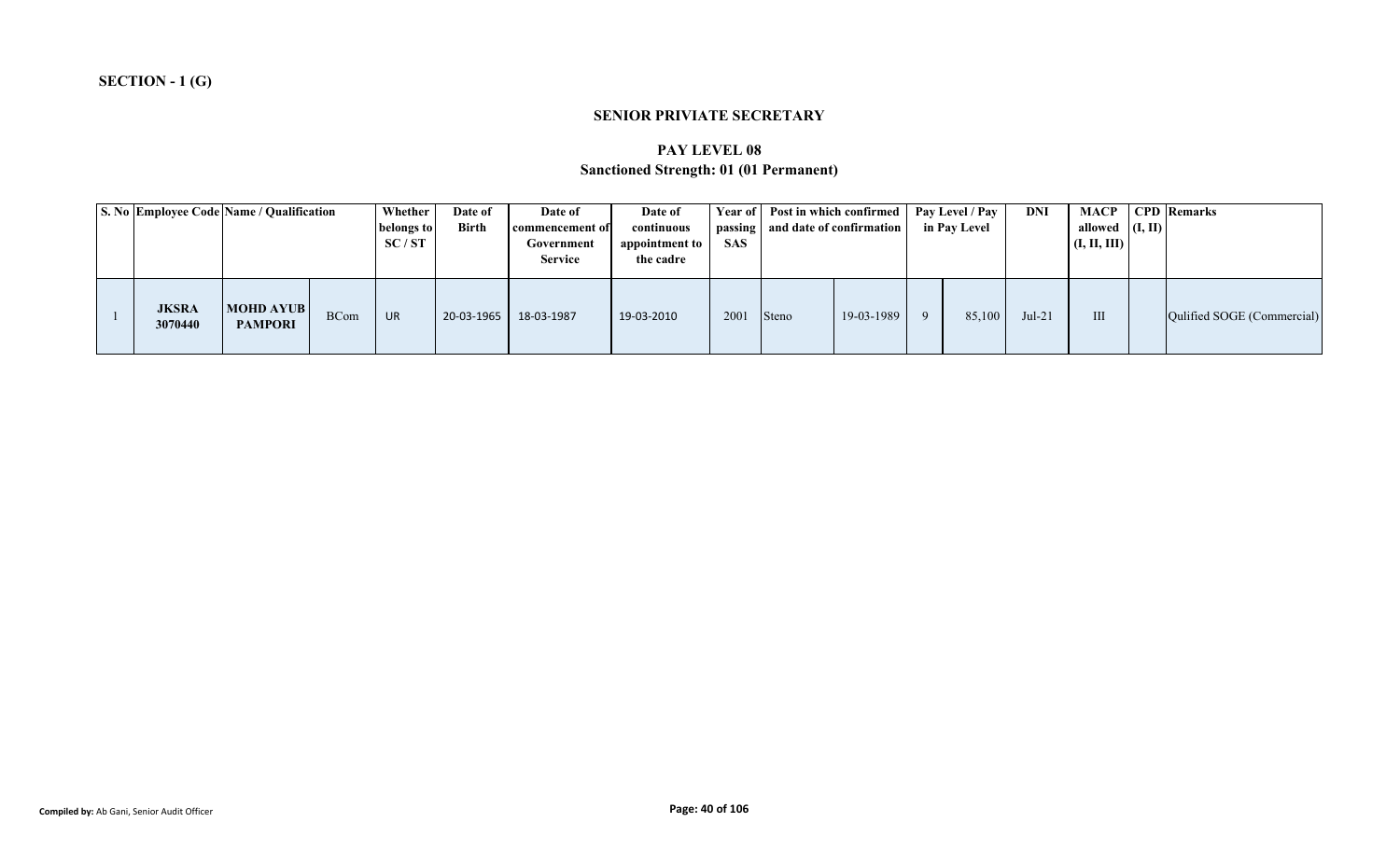**SECTION - 1 (G)**

## SENIOR PRIVIATE SECRETARY

### PAY LEVEL 08

### Sanctioned Strength: 01 (01 Permanent)

| S. No | Employee Code | Name / Qualification | | Whether belongs to SC / ST | Date of Birth | Date of commencement of Government Service | Date of continuous appointment to the cadre | Year of passing SAS | Post in which confirmed and date of confirmation | | Pay Level / Pay in Pay Level | | DNI | MACP allowed (I, II, III) | CPD (I, II) | Remarks |
|---|---|---|---|---|---|---|---|---|---|---|---|---|---|---|---|---|
| 1 | **JKSRA 3070440** | **MOHD AYUB PAMPORI** | BCom | UR | 20-03-1965 | 18-03-1987 | 19-03-2010 | 2001 | Steno | 19-03-1989 | 9 | 85,100 | Jul-21 | III | | Qulified SOGE (Commercial) |

**Compiled by:** Ab Gani, Senior Audit Officer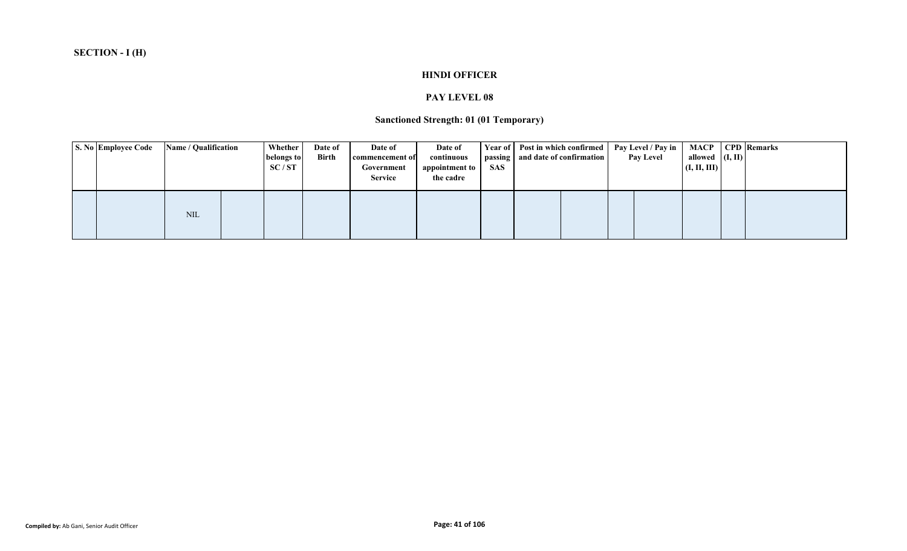**SECTION - I (H)**

## HINDI OFFICER

### PAY LEVEL 08

### Sanctioned Strength: 01 (01 Temporary)

| S. No | Employee Code | Name / Qualification | | Whether belongs to SC / ST | Date of Birth | Date of commencement of Government Service | Date of continuous appointment to the cadre | Year of passing SAS | Post in which confirmed and date of confirmation | | Pay Level / Pay in Pay Level | | MACP allowed (I, II, III) | CPD (I, II) | Remarks |
|---|---|---|---|---|---|---|---|---|---|---|---|---|---|---|---|
| | | NIL | | | | | | | | | | | | | |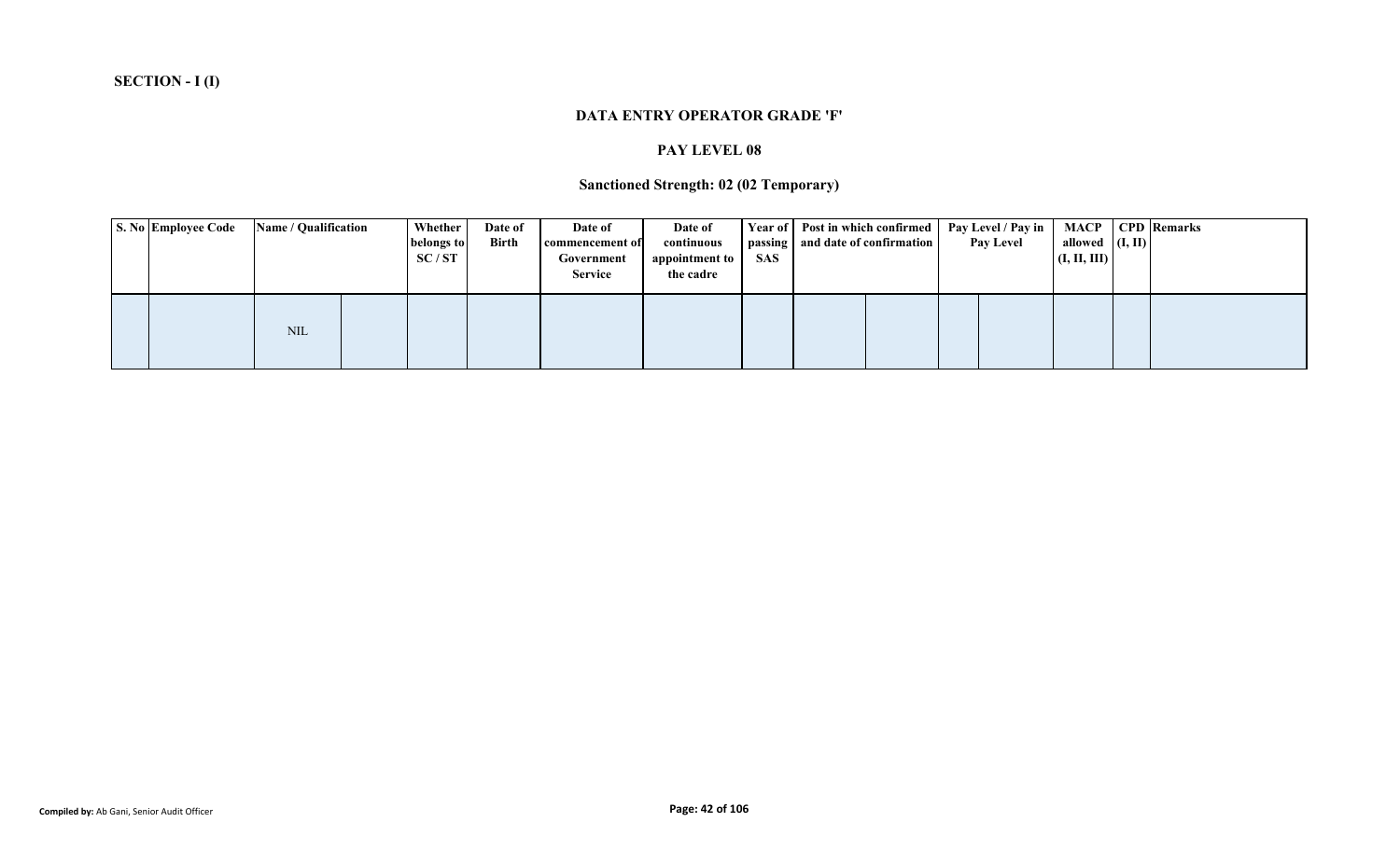**SECTION - I (I)**

**DATA ENTRY OPERATOR GRADE 'F'**

**PAY LEVEL 08**

**Sanctioned Strength: 02 (02 Temporary)**

| S. No | Employee Code | Name / Qualification | | Whether belongs to SC / ST | Date of Birth | Date of commencement of Government Service | Date of continuous appointment to the cadre | Year of passing SAS | Post in which confirmed and date of confirmation | | Pay Level / Pay in Pay Level | | MACP allowed (I, II, III) | CPD (I, II) | Remarks |
|---|---|---|---|---|---|---|---|---|---|---|---|---|---|---|---|
| | | NIL | | | | | | | | | | | | | |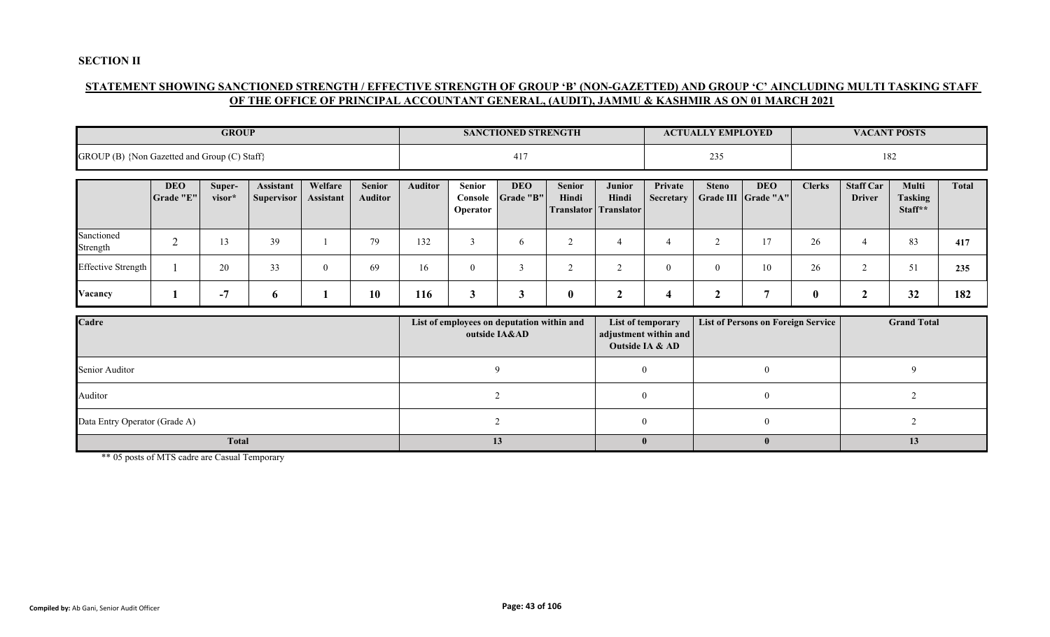**SECTION II**

**STATEMENT SHOWING SANCTIONED STRENGTH / EFFECTIVE STRENGTH OF GROUP 'B' (NON-GAZETTED) AND GROUP 'C' AINCLUDING MULTI TASKING STAFF OF THE OFFICE OF PRINCIPAL ACCOUNTANT GENERAL, (AUDIT), JAMMU & KASHMIR AS ON 01 MARCH 2021**

| GROUP | SANCTIONED STRENGTH | ACTUALLY EMPLOYED | VACANT POSTS |
|---|---|---|---|
| GROUP (B) {Non Gazetted and Group (C) Staff} | 417 | 235 | 182 |

| | DEO Grade "E" | Super-visor* | Assistant Supervisor | Welfare Assistant | Senior Auditor | Auditor | Senior Console Operator | DEO Grade "B" | Senior Hindi Translator | Junior Hindi Translator | Private Secretary | Steno Grade III | DEO Grade "A" | Clerks | Staff Car Driver | Multi Tasking Staff** | Total |
|---|---|---|---|---|---|---|---|---|---|---|---|---|---|---|---|---|---|
| Sanctioned Strength | 2 | 13 | 39 | 1 | 79 | 132 | 3 | 6 | 2 | 4 | 4 | 2 | 17 | 26 | 4 | 83 | **417** |
| Effective Strength | 1 | 20 | 33 | 0 | 69 | 16 | 0 | 3 | 2 | 2 | 0 | 0 | 10 | 26 | 2 | 51 | **235** |
| **Vacancy** | **1** | **-7** | **6** | **1** | **10** | **116** | **3** | **3** | **0** | **2** | **4** | **2** | **7** | **0** | **2** | **32** | **182** |

| Cadre | List of employees on deputation within and outside IA&AD | List of temporary adjustment within and Outside IA & AD | List of Persons on Foreign Service | Grand Total |
|---|---|---|---|---|
| Senior Auditor | 9 | 0 | 0 | 9 |
| Auditor | 2 | 0 | 0 | 2 |
| Data Entry Operator (Grade A) | 2 | 0 | 0 | 2 |
| **Total** | **13** | **0** | **0** | **13** |

** 05 posts of MTS cadre are Casual Temporary

**Compiled by:** Ab Gani, Senior Audit Officer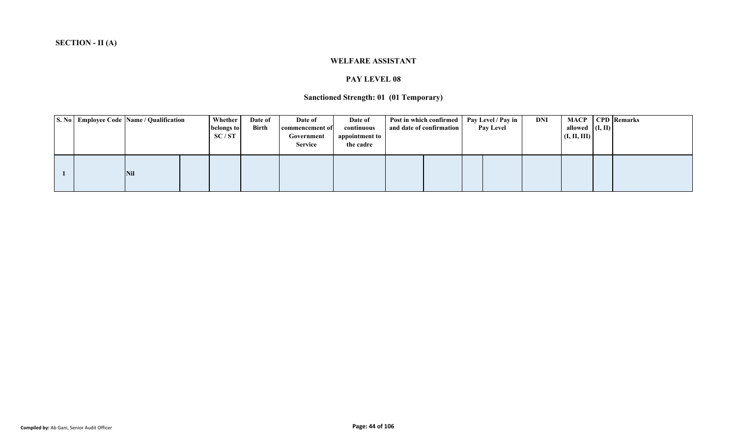**SECTION - II (A)**

### WELFARE ASSISTANT

### PAY LEVEL 08

### Sanctioned Strength: 01 (01 Temporary)

| S. No | Employee Code | Name / Qualification | | Whether belongs to SC / ST | Date of Birth | Date of commencement of Government Service | Date of continuous appointment to the cadre | Post in which confirmed and date of confirmation | | Pay Level / Pay in Pay Level | | DNI | MACP allowed (I, II, III) | CPD (I, II) | Remarks |
|---|---|---|---|---|---|---|---|---|---|---|---|---|---|---|---|
| 1 | | Nil | | | | | | | | | | | | | |

Compiled by: Ab Gani, Senior Audit Officer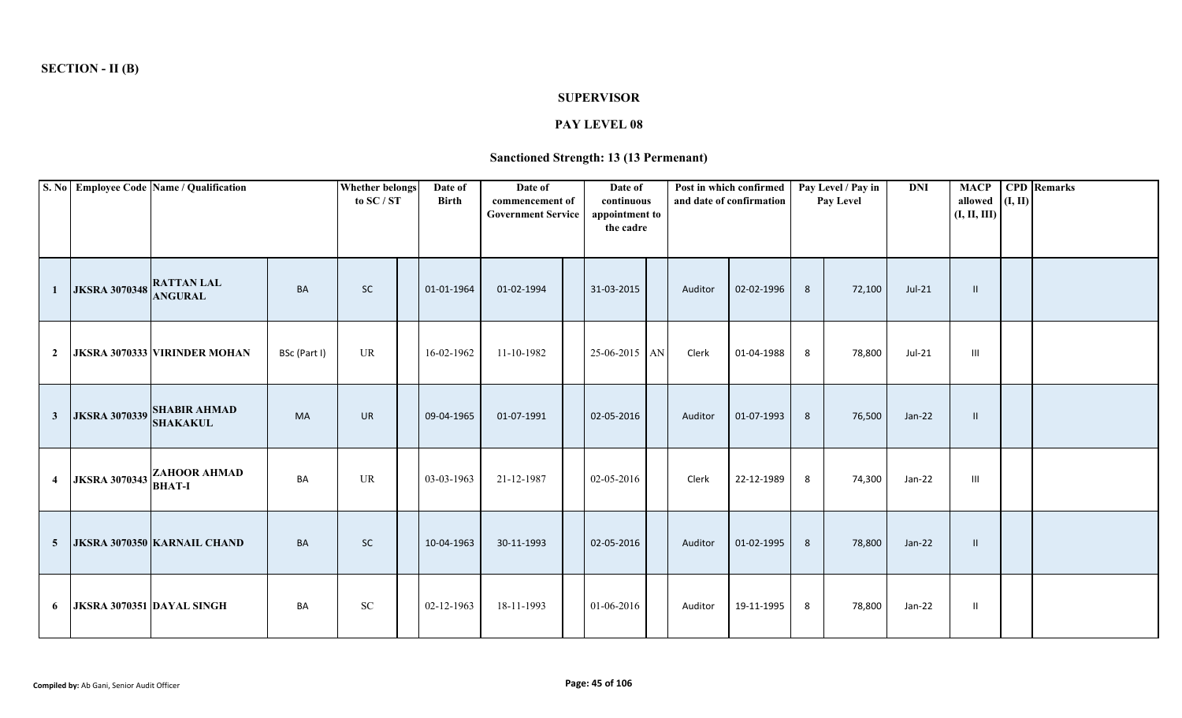**SECTION - II (B)**

## SUPERVISOR

### PAY LEVEL 08

### Sanctioned Strength: 13 (13 Permenant)

| S. No | Employee Code | Name / Qualification | | Whether belongs to SC / ST | | Date of Birth | Date of commencement of Government Service | | Date of continuous appointment to the cadre | | Post in which confirmed and date of confirmation | | Pay Level / Pay in Pay Level | | DNI | MACP allowed (I, II, III) | CPD (I, II) | Remarks |
|---|---|---|---|---|---|---|---|---|---|---|---|---|---|---|---|---|---|---|
| 1 | JKSRA 3070348 | RATTAN LAL ANGURAL | BA | SC | | 01-01-1964 | 01-02-1994 | | 31-03-2015 | | Auditor | 02-02-1996 | 8 | 72,100 | Jul-21 | II | | |
| 2 | JKSRA 3070333 | VIRINDER MOHAN | BSc (Part I) | UR | | 16-02-1962 | 11-10-1982 | | 25-06-2015 | AN | Clerk | 01-04-1988 | 8 | 78,800 | Jul-21 | III | | |
| 3 | JKSRA 3070339 | SHABIR AHMAD SHAKAKUL | MA | UR | | 09-04-1965 | 01-07-1991 | | 02-05-2016 | | Auditor | 01-07-1993 | 8 | 76,500 | Jan-22 | II | | |
| 4 | JKSRA 3070343 | ZAHOOR AHMAD BHAT-I | BA | UR | | 03-03-1963 | 21-12-1987 | | 02-05-2016 | | Clerk | 22-12-1989 | 8 | 74,300 | Jan-22 | III | | |
| 5 | JKSRA 3070350 | KARNAIL CHAND | BA | SC | | 10-04-1963 | 30-11-1993 | | 02-05-2016 | | Auditor | 01-02-1995 | 8 | 78,800 | Jan-22 | II | | |
| 6 | JKSRA 3070351 | DAYAL SINGH | BA | SC | | 02-12-1963 | 18-11-1993 | | 01-06-2016 | | Auditor | 19-11-1995 | 8 | 78,800 | Jan-22 | II | | |

**Compiled by:** Ab Gani, Senior Audit Officer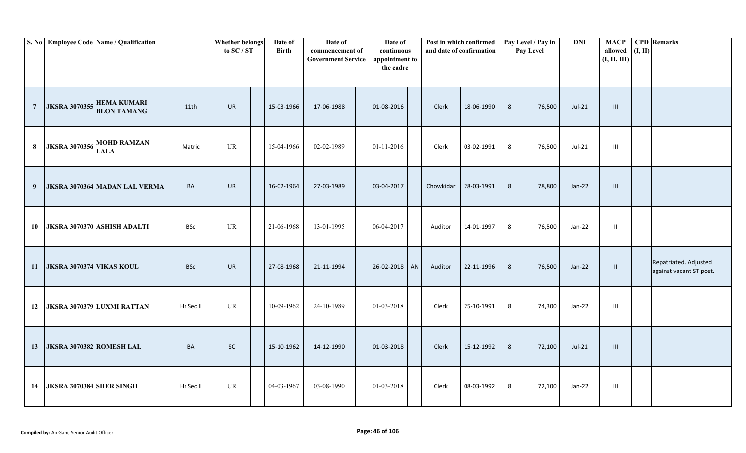| S. No | Employee Code | Name / Qualification | | Whether belongs to SC / ST | | Date of Birth | Date of commencement of Government Service | | Date of continuous appointment to the cadre | | Post in which confirmed and date of confirmation | | Pay Level / Pay in Pay Level | | DNI | MACP allowed (I, II, III) | CPD (I, II) | Remarks |
|---|---|---|---|---|---|---|---|---|---|---|---|---|---|---|---|---|---|---|
| 7 | JKSRA 3070355 | HEMA KUMARI BLON TAMANG | 11th | UR | | 15-03-1966 | 17-06-1988 | | 01-08-2016 | | Clerk | 18-06-1990 | 8 | 76,500 | Jul-21 | III | | |
| 8 | JKSRA 3070356 | MOHD RAMZAN LALA | Matric | UR | | 15-04-1966 | 02-02-1989 | | 01-11-2016 | | Clerk | 03-02-1991 | 8 | 76,500 | Jul-21 | III | | |
| 9 | JKSRA 3070364 | MADAN LAL VERMA | BA | UR | | 16-02-1964 | 27-03-1989 | | 03-04-2017 | | Chowkidar | 28-03-1991 | 8 | 78,800 | Jan-22 | III | | |
| 10 | JKSRA 3070370 | ASHISH ADALTI | BSc | UR | | 21-06-1968 | 13-01-1995 | | 06-04-2017 | | Auditor | 14-01-1997 | 8 | 76,500 | Jan-22 | II | | |
| 11 | JKSRA 3070374 | VIKAS KOUL | BSc | UR | | 27-08-1968 | 21-11-1994 | | 26-02-2018 | AN | Auditor | 22-11-1996 | 8 | 76,500 | Jan-22 | II | | Repatriated. Adjusted against vacant ST post. |
| 12 | JKSRA 3070379 | LUXMI RATTAN | Hr Sec II | UR | | 10-09-1962 | 24-10-1989 | | 01-03-2018 | | Clerk | 25-10-1991 | 8 | 74,300 | Jan-22 | III | | |
| 13 | JKSRA 3070382 | ROMESH LAL | BA | SC | | 15-10-1962 | 14-12-1990 | | 01-03-2018 | | Clerk | 15-12-1992 | 8 | 72,100 | Jul-21 | III | | |
| 14 | JKSRA 3070384 | SHER SINGH | Hr Sec II | UR | | 04-03-1967 | 03-08-1990 | | 01-03-2018 | | Clerk | 08-03-1992 | 8 | 72,100 | Jan-22 | III | | |

**Compiled by:** Ab Gani, Senior Audit Officer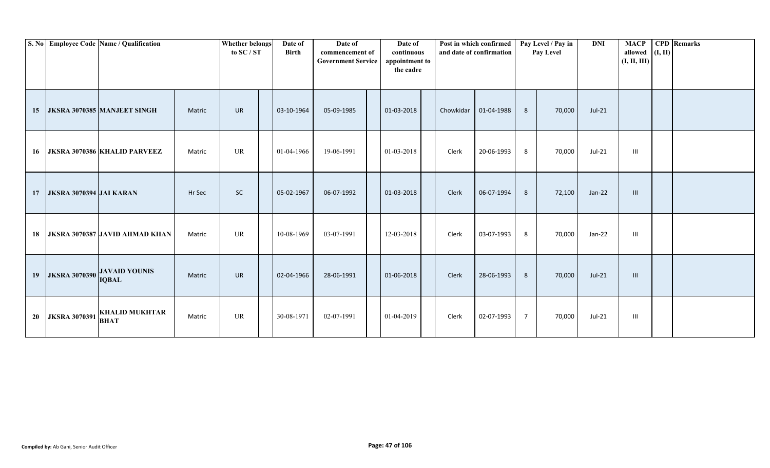| S. No | Employee Code | Name / Qualification | | Whether belongs to SC / ST | | Date of Birth | Date of commencement of Government Service | | Date of continuous appointment to the cadre | | Post in which confirmed and date of confirmation | | Pay Level / Pay in Pay Level | | DNI | MACP allowed (I, II, III) | CPD (I, II) | Remarks |
|---|---|---|---|---|---|---|---|---|---|---|---|---|---|---|---|---|---|---|
| 15 | JKSRA 3070385 | MANJEET SINGH | Matric | UR | | 03-10-1964 | 05-09-1985 | | 01-03-2018 | | Chowkidar | 01-04-1988 | 8 | 70,000 | Jul-21 | | | |
| 16 | JKSRA 3070386 | KHALID PARVEEZ | Matric | UR | | 01-04-1966 | 19-06-1991 | | 01-03-2018 | | Clerk | 20-06-1993 | 8 | 70,000 | Jul-21 | III | | |
| 17 | JKSRA 3070394 | JAI KARAN | Hr Sec | SC | | 05-02-1967 | 06-07-1992 | | 01-03-2018 | | Clerk | 06-07-1994 | 8 | 72,100 | Jan-22 | III | | |
| 18 | JKSRA 3070387 | JAVID AHMAD KHAN | Matric | UR | | 10-08-1969 | 03-07-1991 | | 12-03-2018 | | Clerk | 03-07-1993 | 8 | 70,000 | Jan-22 | III | | |
| 19 | JKSRA 3070390 | JAVAID YOUNIS IQBAL | Matric | UR | | 02-04-1966 | 28-06-1991 | | 01-06-2018 | | Clerk | 28-06-1993 | 8 | 70,000 | Jul-21 | III | | |
| 20 | JKSRA 3070391 | KHALID MUKHTAR BHAT | Matric | UR | | 30-08-1971 | 02-07-1991 | | 01-04-2019 | | Clerk | 02-07-1993 | 7 | 70,000 | Jul-21 | III | | |

**Compiled by:** Ab Gani, Senior Audit Officer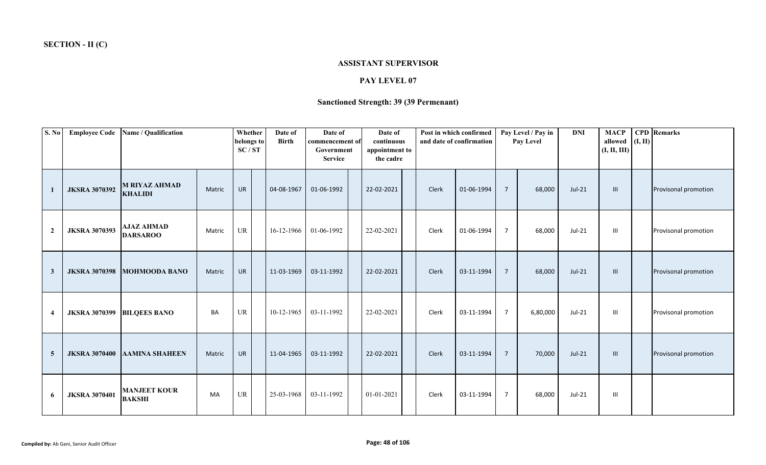**SECTION - II (C)**

## ASSISTANT SUPERVISOR

### PAY LEVEL 07

### Sanctioned Strength: 39 (39 Permenant)

| S. No | Employee Code | Name / Qualification | | Whether belongs to SC / ST | | Date of Birth | Date of commencement of Government Service | | Date of continuous appointment to the cadre | | Post in which confirmed and date of confirmation | | Pay Level / Pay in Pay Level | | DNI | MACP allowed (I, II, III) | CPD (I, II) | Remarks |
|---|---|---|---|---|---|---|---|---|---|---|---|---|---|---|---|---|---|---|
| 1 | JKSRA 3070392 | M RIYAZ AHMAD KHALIDI | Matric | UR | | 04-08-1967 | 01-06-1992 | | 22-02-2021 | | Clerk | 01-06-1994 | 7 | 68,000 | Jul-21 | III | | Provisonal promotion |
| 2 | JKSRA 3070393 | AJAZ AHMAD DARSAROO | Matric | UR | | 16-12-1966 | 01-06-1992 | | 22-02-2021 | | Clerk | 01-06-1994 | 7 | 68,000 | Jul-21 | III | | Provisonal promotion |
| 3 | JKSRA 3070398 | MOHMOODA BANO | Matric | UR | | 11-03-1969 | 03-11-1992 | | 22-02-2021 | | Clerk | 03-11-1994 | 7 | 68,000 | Jul-21 | III | | Provisonal promotion |
| 4 | JKSRA 3070399 | BILQEES BANO | BA | UR | | 10-12-1965 | 03-11-1992 | | 22-02-2021 | | Clerk | 03-11-1994 | 7 | 6,80,000 | Jul-21 | III | | Provisonal promotion |
| 5 | JKSRA 3070400 | AAMINA SHAHEEN | Matric | UR | | 11-04-1965 | 03-11-1992 | | 22-02-2021 | | Clerk | 03-11-1994 | 7 | 70,000 | Jul-21 | III | | Provisonal promotion |
| 6 | JKSRA 3070401 | MANJEET KOUR BAKSHI | MA | UR | | 25-03-1968 | 03-11-1992 | | 01-01-2021 | | Clerk | 03-11-1994 | 7 | 68,000 | Jul-21 | III | | |

**Compiled by:** Ab Gani, Senior Audit Officer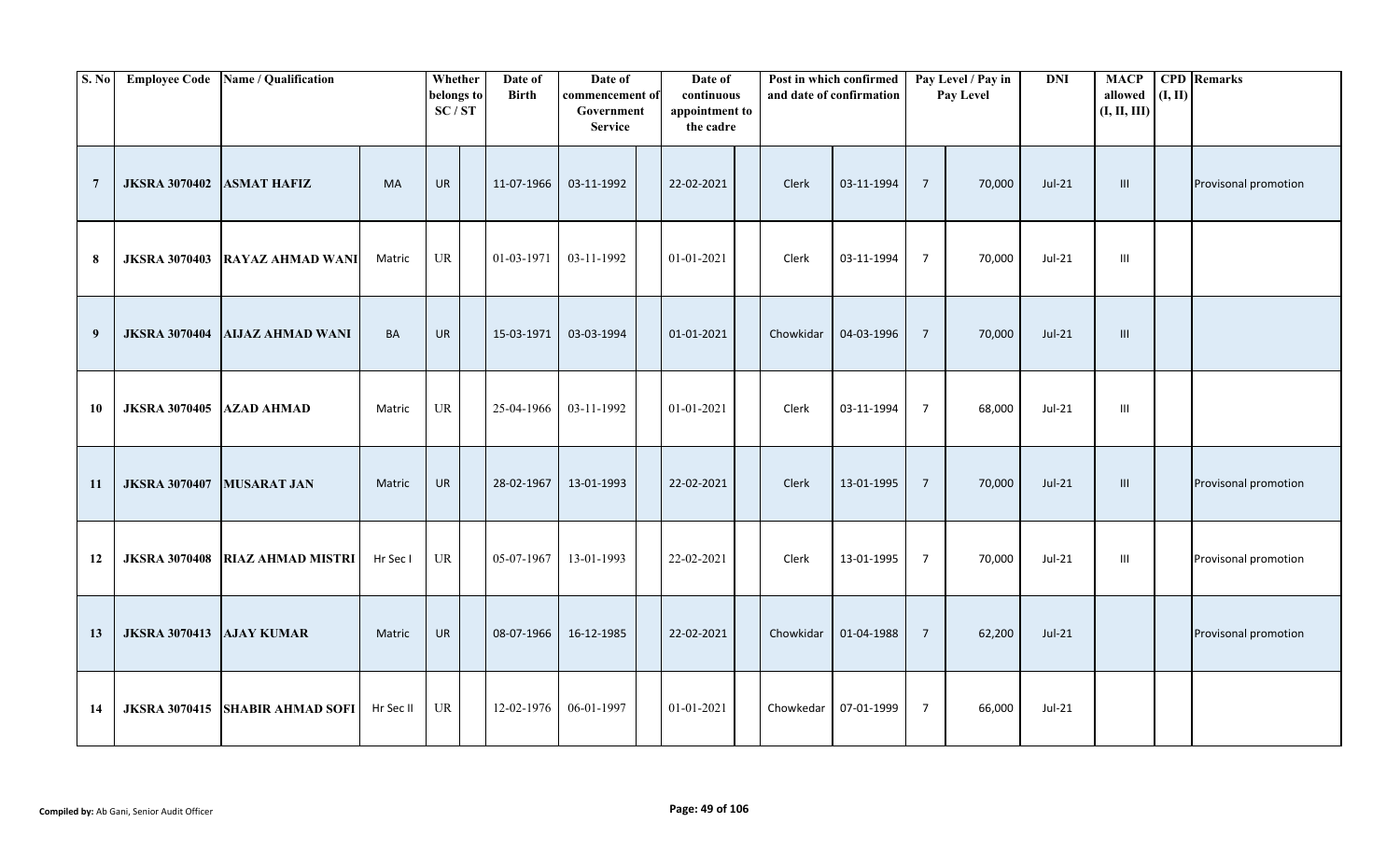| S. No | Employee Code | Name / Qualification | | Whether belongs to SC / ST | | Date of Birth | Date of commencement of Government Service | | Date of continuous appointment to the cadre | | Post in which confirmed and date of confirmation | | Pay Level / Pay in Pay Level | | DNI | MACP allowed (I, II, III) | CPD (I, II) | Remarks |
|---|---|---|---|---|---|---|---|---|---|---|---|---|---|---|---|---|---|---|
| 7 | JKSRA 3070402 | ASMAT HAFIZ | MA | UR | | 11-07-1966 | 03-11-1992 | | 22-02-2021 | | Clerk | 03-11-1994 | 7 | 70,000 | Jul-21 | III | | Provisonal promotion |
| 8 | JKSRA 3070403 | RAYAZ AHMAD WANI | Matric | UR | | 01-03-1971 | 03-11-1992 | | 01-01-2021 | | Clerk | 03-11-1994 | 7 | 70,000 | Jul-21 | III | | |
| 9 | JKSRA 3070404 | AIJAZ AHMAD WANI | BA | UR | | 15-03-1971 | 03-03-1994 | | 01-01-2021 | | Chowkidar | 04-03-1996 | 7 | 70,000 | Jul-21 | III | | |
| 10 | JKSRA 3070405 | AZAD AHMAD | Matric | UR | | 25-04-1966 | 03-11-1992 | | 01-01-2021 | | Clerk | 03-11-1994 | 7 | 68,000 | Jul-21 | III | | |
| 11 | JKSRA 3070407 | MUSARAT JAN | Matric | UR | | 28-02-1967 | 13-01-1993 | | 22-02-2021 | | Clerk | 13-01-1995 | 7 | 70,000 | Jul-21 | III | | Provisonal promotion |
| 12 | JKSRA 3070408 | RIAZ AHMAD MISTRI | Hr Sec I | UR | | 05-07-1967 | 13-01-1993 | | 22-02-2021 | | Clerk | 13-01-1995 | 7 | 70,000 | Jul-21 | III | | Provisonal promotion |
| 13 | JKSRA 3070413 | AJAY KUMAR | Matric | UR | | 08-07-1966 | 16-12-1985 | | 22-02-2021 | | Chowkidar | 01-04-1988 | 7 | 62,200 | Jul-21 | | | Provisonal promotion |
| 14 | JKSRA 3070415 | SHABIR AHMAD SOFI | Hr Sec II | UR | | 12-02-1976 | 06-01-1997 | | 01-01-2021 | | Chowkedar | 07-01-1999 | 7 | 66,000 | Jul-21 | | | |

**Compiled by:** Ab Gani, Senior Audit Officer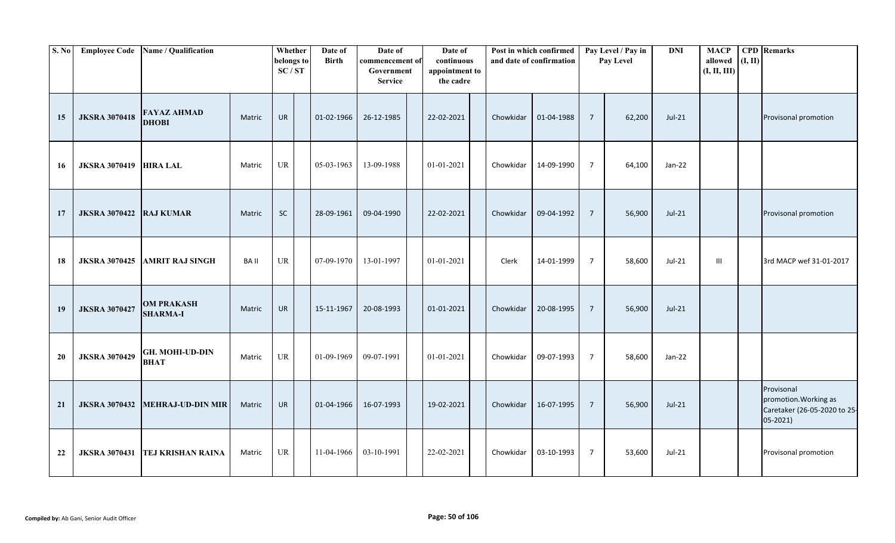| S. No | Employee Code | Name / Qualification | | Whether belongs to SC / ST | | Date of Birth | Date of commencement of Government Service | | Date of continuous appointment to the cadre | | Post in which confirmed and date of confirmation | | Pay Level / Pay in Pay Level | | DNI | MACP allowed (I, II, III) | CPD (I, II) | Remarks |
|---|---|---|---|---|---|---|---|---|---|---|---|---|---|---|---|---|---|---|
| 15 | JKSRA 3070418 | FAYAZ AHMAD DHOBI | Matric | UR | | 01-02-1966 | 26-12-1985 | | 22-02-2021 | | Chowkidar | 01-04-1988 | 7 | 62,200 | Jul-21 | | | Provisonal promotion |
| 16 | JKSRA 3070419 | HIRA LAL | Matric | UR | | 05-03-1963 | 13-09-1988 | | 01-01-2021 | | Chowkidar | 14-09-1990 | 7 | 64,100 | Jan-22 | | | |
| 17 | JKSRA 3070422 | RAJ KUMAR | Matric | SC | | 28-09-1961 | 09-04-1990 | | 22-02-2021 | | Chowkidar | 09-04-1992 | 7 | 56,900 | Jul-21 | | | Provisonal promotion |
| 18 | JKSRA 3070425 | AMRIT RAJ SINGH | BA II | UR | | 07-09-1970 | 13-01-1997 | | 01-01-2021 | | Clerk | 14-01-1999 | 7 | 58,600 | Jul-21 | III | | 3rd MACP wef 31-01-2017 |
| 19 | JKSRA 3070427 | OM PRAKASH SHARMA-I | Matric | UR | | 15-11-1967 | 20-08-1993 | | 01-01-2021 | | Chowkidar | 20-08-1995 | 7 | 56,900 | Jul-21 | | | |
| 20 | JKSRA 3070429 | GH. MOHI-UD-DIN BHAT | Matric | UR | | 01-09-1969 | 09-07-1991 | | 01-01-2021 | | Chowkidar | 09-07-1993 | 7 | 58,600 | Jan-22 | | | |
| 21 | JKSRA 3070432 | MEHRAJ-UD-DIN MIR | Matric | UR | | 01-04-1966 | 16-07-1993 | | 19-02-2021 | | Chowkidar | 16-07-1995 | 7 | 56,900 | Jul-21 | | | Provisonal promotion.Working as Caretaker (26-05-2020 to 25-05-2021) |
| 22 | JKSRA 3070431 | TEJ KRISHAN RAINA | Matric | UR | | 11-04-1966 | 03-10-1991 | | 22-02-2021 | | Chowkidar | 03-10-1993 | 7 | 53,600 | Jul-21 | | | Provisonal promotion |

**Compiled by:** Ab Gani, Senior Audit Officer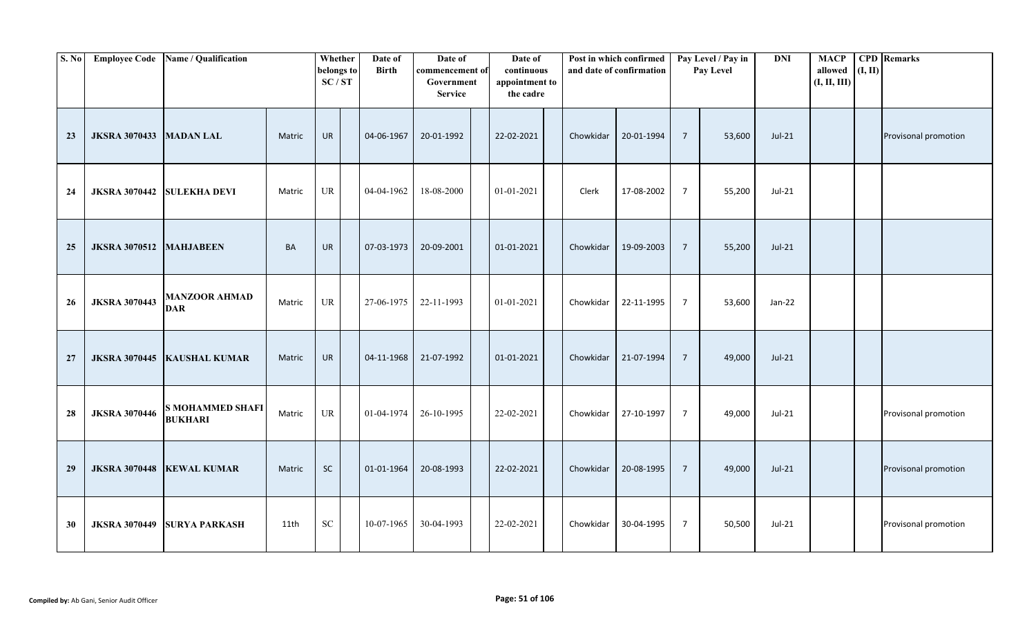| S. No | Employee Code | Name / Qualification | | Whether belongs to SC / ST | | Date of Birth | Date of commencement of Government Service | | Date of continuous appointment to the cadre | | Post in which confirmed and date of confirmation | | Pay Level / Pay in Pay Level | | DNI | MACP allowed (I, II, III) | CPD (I, II) | Remarks |
|---|---|---|---|---|---|---|---|---|---|---|---|---|---|---|---|---|---|---|
| 23 | JKSRA 3070433 | MADAN LAL | Matric | UR | | 04-06-1967 | 20-01-1992 | | 22-02-2021 | | Chowkidar | 20-01-1994 | 7 | 53,600 | Jul-21 | | | Provisonal promotion |
| 24 | JKSRA 3070442 | SULEKHA DEVI | Matric | UR | | 04-04-1962 | 18-08-2000 | | 01-01-2021 | | Clerk | 17-08-2002 | 7 | 55,200 | Jul-21 | | | |
| 25 | JKSRA 3070512 | MAHJABEEN | BA | UR | | 07-03-1973 | 20-09-2001 | | 01-01-2021 | | Chowkidar | 19-09-2003 | 7 | 55,200 | Jul-21 | | | |
| 26 | JKSRA 3070443 | MANZOOR AHMAD DAR | Matric | UR | | 27-06-1975 | 22-11-1993 | | 01-01-2021 | | Chowkidar | 22-11-1995 | 7 | 53,600 | Jan-22 | | | |
| 27 | JKSRA 3070445 | KAUSHAL KUMAR | Matric | UR | | 04-11-1968 | 21-07-1992 | | 01-01-2021 | | Chowkidar | 21-07-1994 | 7 | 49,000 | Jul-21 | | | |
| 28 | JKSRA 3070446 | S MOHAMMED SHAFI BUKHARI | Matric | UR | | 01-04-1974 | 26-10-1995 | | 22-02-2021 | | Chowkidar | 27-10-1997 | 7 | 49,000 | Jul-21 | | | Provisonal promotion |
| 29 | JKSRA 3070448 | KEWAL KUMAR | Matric | SC | | 01-01-1964 | 20-08-1993 | | 22-02-2021 | | Chowkidar | 20-08-1995 | 7 | 49,000 | Jul-21 | | | Provisonal promotion |
| 30 | JKSRA 3070449 | SURYA PARKASH | 11th | SC | | 10-07-1965 | 30-04-1993 | | 22-02-2021 | | Chowkidar | 30-04-1995 | 7 | 50,500 | Jul-21 | | | Provisonal promotion |

**Compiled by:** Ab Gani, Senior Audit Officer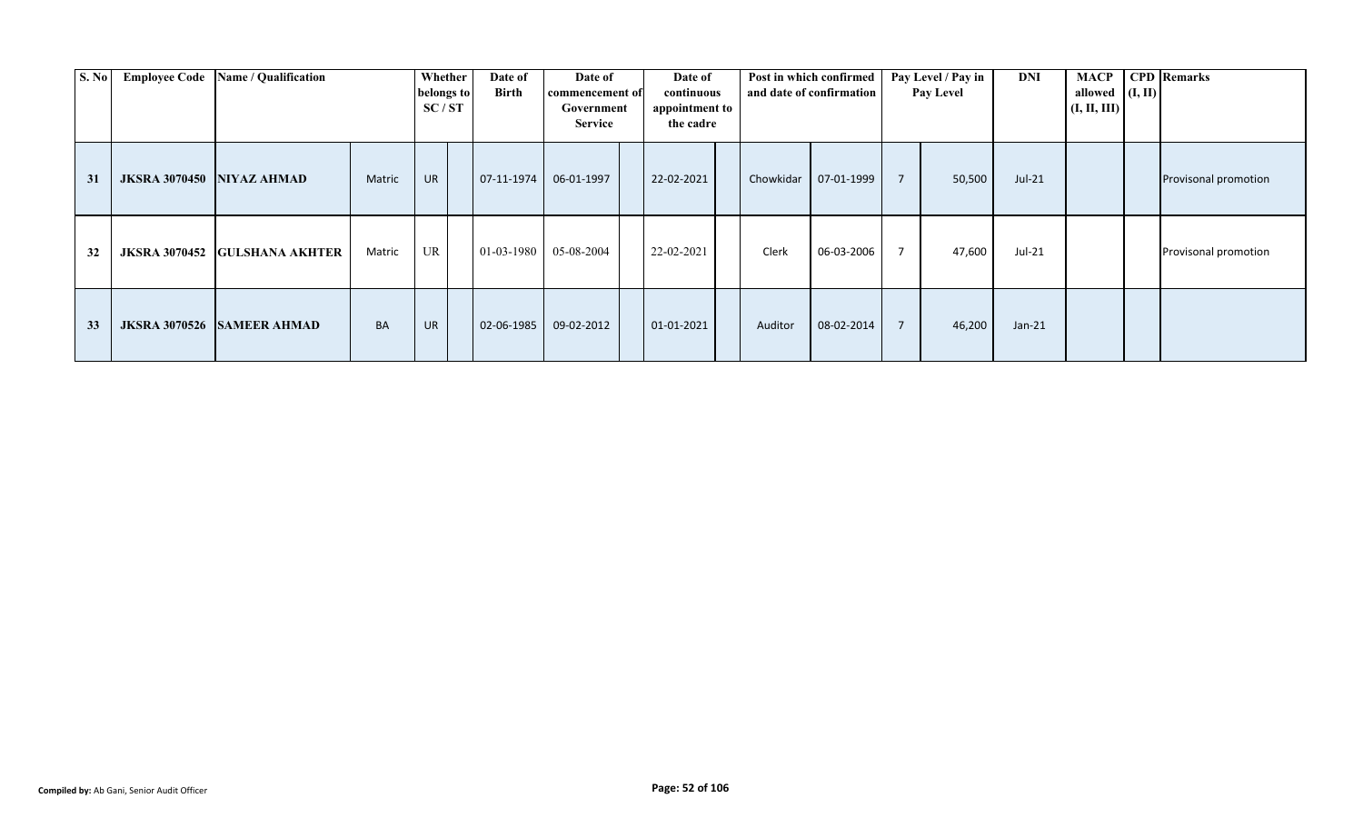| S. No | Employee Code | Name / Qualification | | Whether belongs to SC / ST | | Date of Birth | Date of commencement of Government Service | | Date of continuous appointment to the cadre | | Post in which confirmed and date of confirmation | | Pay Level / Pay in Pay Level | | DNI | MACP allowed (I, II, III) | CPD (I, II) | Remarks |
|---|---|---|---|---|---|---|---|---|---|---|---|---|---|---|---|---|---|---|
| 31 | JKSRA 3070450 | NIYAZ AHMAD | Matric | UR | | 07-11-1974 | 06-01-1997 | | 22-02-2021 | | Chowkidar | 07-01-1999 | 7 | 50,500 | Jul-21 | | | Provisonal promotion |
| 32 | JKSRA 3070452 | GULSHANA AKHTER | Matric | UR | | 01-03-1980 | 05-08-2004 | | 22-02-2021 | | Clerk | 06-03-2006 | 7 | 47,600 | Jul-21 | | | Provisonal promotion |
| 33 | JKSRA 3070526 | SAMEER AHMAD | BA | UR | | 02-06-1985 | 09-02-2012 | | 01-01-2021 | | Auditor | 08-02-2014 | 7 | 46,200 | Jan-21 | | | |

**Compiled by:** Ab Gani, Senior Audit Officer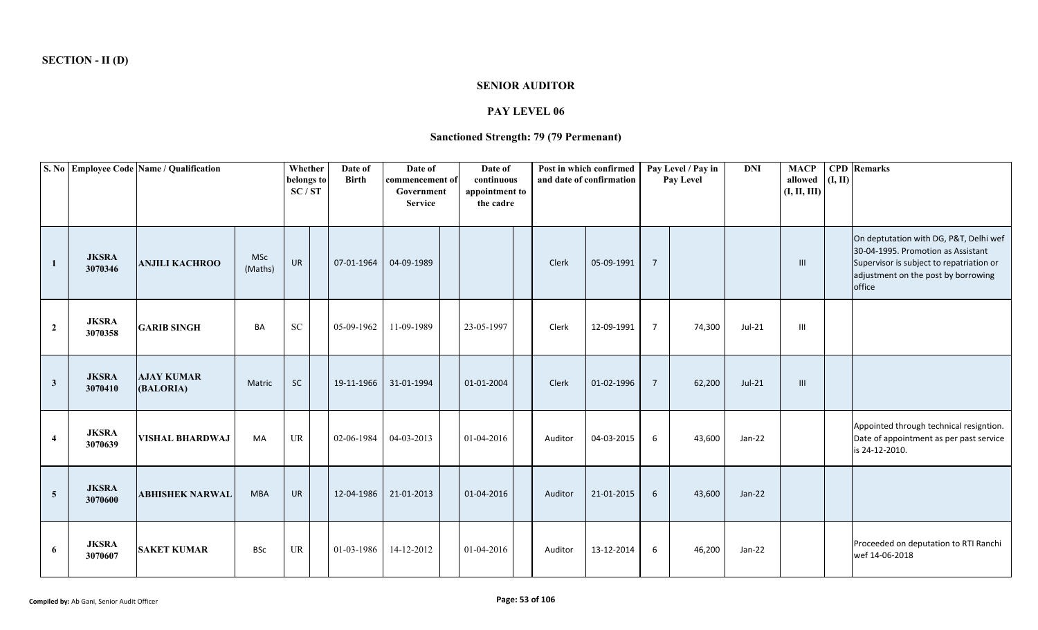**SECTION - II (D)**

## SENIOR AUDITOR

### PAY LEVEL 06

### Sanctioned Strength: 79 (79 Permenant)

| S. No | Employee Code | Name / Qualification | | Whether belongs to SC / ST | Date of Birth | Date of commencement of Government Service | Date of continuous appointment to the cadre | Post in which confirmed and date of confirmation | | Pay Level / Pay in Pay Level | | DNI | MACP allowed (I, II, III) | CPD (I, II) | Remarks |
|---|---|---|---|---|---|---|---|---|---|---|---|---|---|---|---|
| 1 | JKSRA 3070346 | ANJILI KACHROO | MSc (Maths) | UR | 07-01-1964 | 04-09-1989 | | Clerk | 05-09-1991 | 7 | | | III | | On deptutation with DG, P&T, Delhi wef 30-04-1995. Promotion as Assistant Supervisor is subject to repatriation or adjustment on the post by borrowing office |
| 2 | JKSRA 3070358 | GARIB SINGH | BA | SC | 05-09-1962 | 11-09-1989 | 23-05-1997 | Clerk | 12-09-1991 | 7 | 74,300 | Jul-21 | III | | |
| 3 | JKSRA 3070410 | AJAY KUMAR (BALORIA) | Matric | SC | 19-11-1966 | 31-01-1994 | 01-01-2004 | Clerk | 01-02-1996 | 7 | 62,200 | Jul-21 | III | | |
| 4 | JKSRA 3070639 | VISHAL BHARDWAJ | MA | UR | 02-06-1984 | 04-03-2013 | 01-04-2016 | Auditor | 04-03-2015 | 6 | 43,600 | Jan-22 | | | Appointed through technical resigntion. Date of appointment as per past service is 24-12-2010. |
| 5 | JKSRA 3070600 | ABHISHEK NARWAL | MBA | UR | 12-04-1986 | 21-01-2013 | 01-04-2016 | Auditor | 21-01-2015 | 6 | 43,600 | Jan-22 | | | |
| 6 | JKSRA 3070607 | SAKET KUMAR | BSc | UR | 01-03-1986 | 14-12-2012 | 01-04-2016 | Auditor | 13-12-2014 | 6 | 46,200 | Jan-22 | | | Proceeded on deputation to RTI Ranchi wef 14-06-2018 |

**Compiled by:** Ab Gani, Senior Audit Officer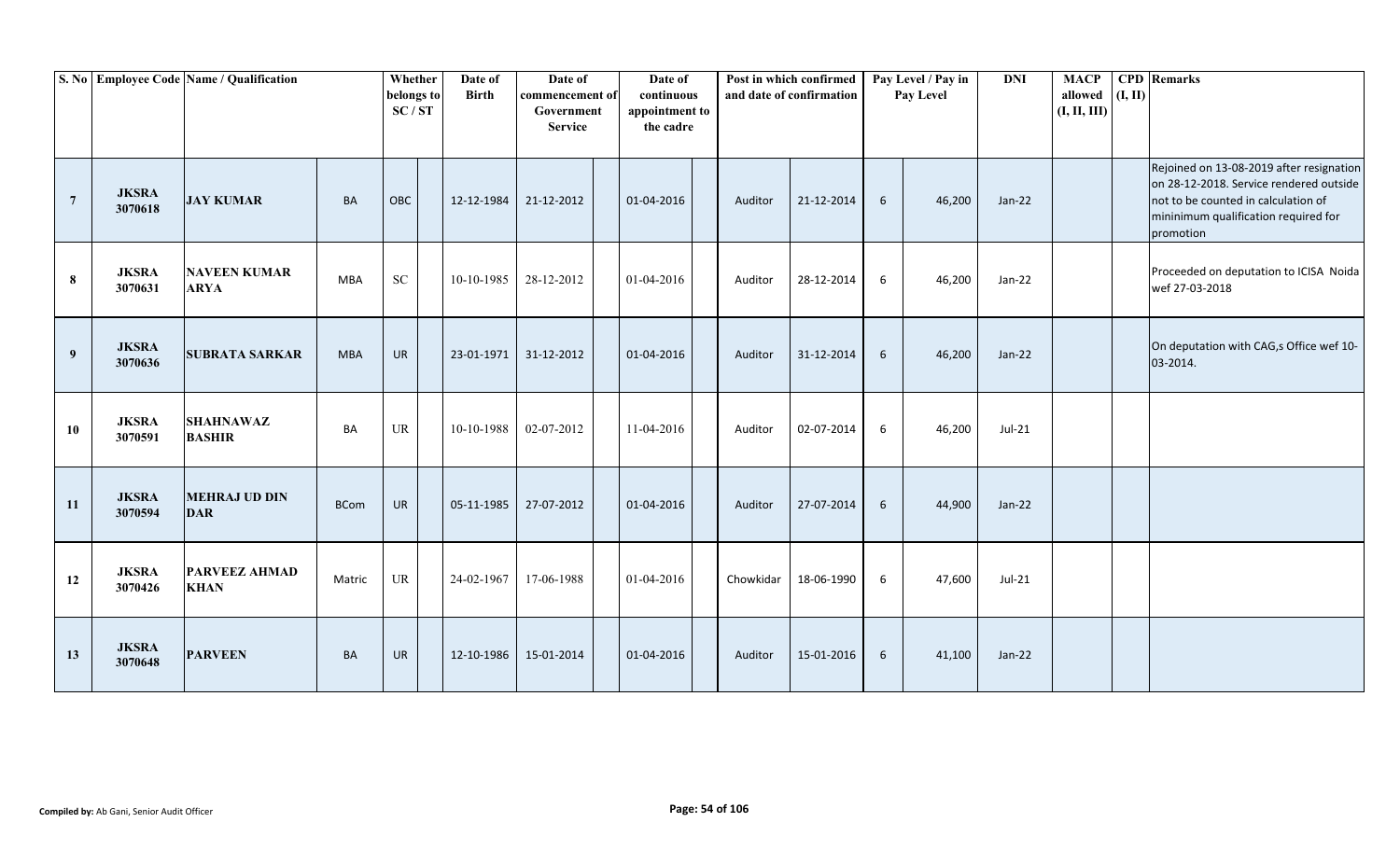| S. No | Employee Code | Name / Qualification | | Whether belongs to SC / ST | | Date of Birth | Date of commencement of Government Service | | Date of continuous appointment to the cadre | | Post in which confirmed and date of confirmation | | Pay Level / Pay in Pay Level | | DNI | MACP allowed (I, II, III) | CPD (I, II) | Remarks |
|---|---|---|---|---|---|---|---|---|---|---|---|---|---|---|---|---|---|---|
| 7 | JKSRA 3070618 | JAY KUMAR | BA | OBC | | 12-12-1984 | 21-12-2012 | | 01-04-2016 | | Auditor | 21-12-2014 | 6 | 46,200 | Jan-22 | | | Rejoined on 13-08-2019 after resignation on 28-12-2018. Service rendered outside not to be counted in calculation of mininimum qualification required for promotion |
| 8 | JKSRA 3070631 | NAVEEN KUMAR ARYA | MBA | SC | | 10-10-1985 | 28-12-2012 | | 01-04-2016 | | Auditor | 28-12-2014 | 6 | 46,200 | Jan-22 | | | Proceeded on deputation to ICISA Noida wef 27-03-2018 |
| 9 | JKSRA 3070636 | SUBRATA SARKAR | MBA | UR | | 23-01-1971 | 31-12-2012 | | 01-04-2016 | | Auditor | 31-12-2014 | 6 | 46,200 | Jan-22 | | | On deputation with CAG,s Office wef 10-03-2014. |
| 10 | JKSRA 3070591 | SHAHNAWAZ BASHIR | BA | UR | | 10-10-1988 | 02-07-2012 | | 11-04-2016 | | Auditor | 02-07-2014 | 6 | 46,200 | Jul-21 | | | |
| 11 | JKSRA 3070594 | MEHRAJ UD DIN DAR | BCom | UR | | 05-11-1985 | 27-07-2012 | | 01-04-2016 | | Auditor | 27-07-2014 | 6 | 44,900 | Jan-22 | | | |
| 12 | JKSRA 3070426 | PARVEEZ AHMAD KHAN | Matric | UR | | 24-02-1967 | 17-06-1988 | | 01-04-2016 | | Chowkidar | 18-06-1990 | 6 | 47,600 | Jul-21 | | | |
| 13 | JKSRA 3070648 | PARVEEN | BA | UR | | 12-10-1986 | 15-01-2014 | | 01-04-2016 | | Auditor | 15-01-2016 | 6 | 41,100 | Jan-22 | | | |

**Compiled by:** Ab Gani, Senior Audit Officer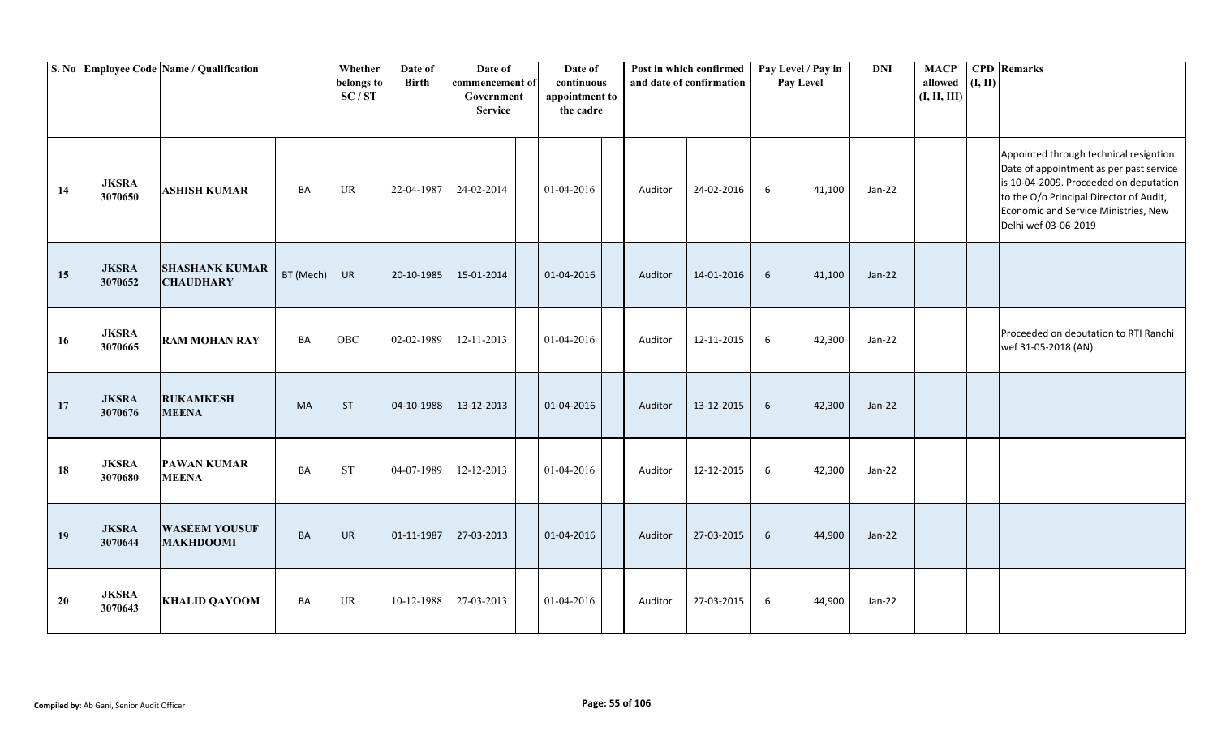| S. No | Employee Code | Name / Qualification | | Whether belongs to SC / ST | | Date of Birth | Date of commencement of Government Service | | Date of continuous appointment to the cadre | | Post in which confirmed and date of confirmation | | Pay Level / Pay in Pay Level | | DNI | MACP allowed (I, II, III) | CPD (I, II) | Remarks |
|---|---|---|---|---|---|---|---|---|---|---|---|---|---|---|---|---|---|---|
| 14 | JKSRA 3070650 | ASHISH KUMAR | BA | UR | | 22-04-1987 | 24-02-2014 | | 01-04-2016 | | Auditor | 24-02-2016 | 6 | 41,100 | Jan-22 | | | Appointed through technical resigntion. Date of appointment as per past service is 10-04-2009. Proceeded on deputation to the O/o Principal Director of Audit, Economic and Service Ministries, New Delhi wef 03-06-2019 |
| 15 | JKSRA 3070652 | SHASHANK KUMAR CHAUDHARY | BT (Mech) | UR | | 20-10-1985 | 15-01-2014 | | 01-04-2016 | | Auditor | 14-01-2016 | 6 | 41,100 | Jan-22 | | | |
| 16 | JKSRA 3070665 | RAM MOHAN RAY | BA | OBC | | 02-02-1989 | 12-11-2013 | | 01-04-2016 | | Auditor | 12-11-2015 | 6 | 42,300 | Jan-22 | | | Proceeded on deputation to RTI Ranchi wef 31-05-2018 (AN) |
| 17 | JKSRA 3070676 | RUKAMKESH MEENA | MA | ST | | 04-10-1988 | 13-12-2013 | | 01-04-2016 | | Auditor | 13-12-2015 | 6 | 42,300 | Jan-22 | | | |
| 18 | JKSRA 3070680 | PAWAN KUMAR MEENA | BA | ST | | 04-07-1989 | 12-12-2013 | | 01-04-2016 | | Auditor | 12-12-2015 | 6 | 42,300 | Jan-22 | | | |
| 19 | JKSRA 3070644 | WASEEM YOUSUF MAKHDOOMI | BA | UR | | 01-11-1987 | 27-03-2013 | | 01-04-2016 | | Auditor | 27-03-2015 | 6 | 44,900 | Jan-22 | | | |
| 20 | JKSRA 3070643 | KHALID QAYOOM | BA | UR | | 10-12-1988 | 27-03-2013 | | 01-04-2016 | | Auditor | 27-03-2015 | 6 | 44,900 | Jan-22 | | | |

**Compiled by:** Ab Gani, Senior Audit Officer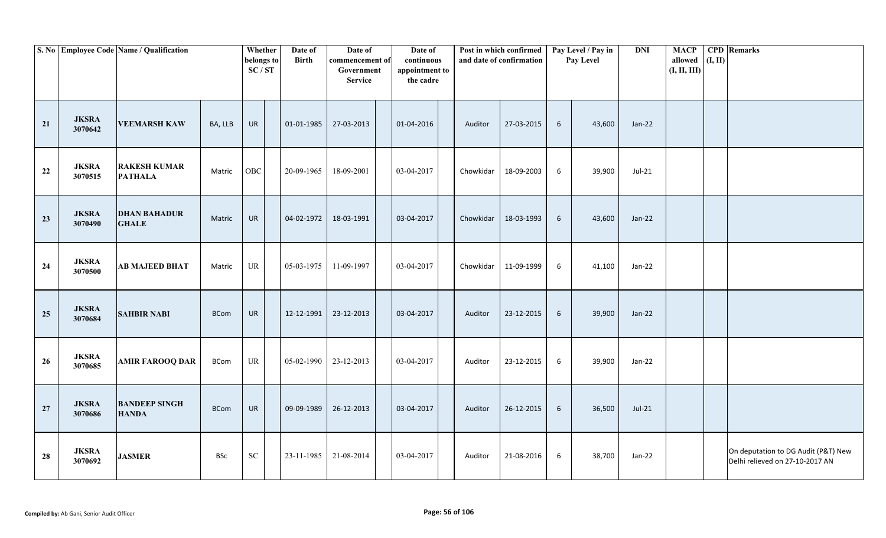| S. No | Employee Code | Name / Qualification | | Whether belongs to SC / ST | | Date of Birth | Date of commencement of Government Service | | Date of continuous appointment to the cadre | | Post in which confirmed and date of confirmation | | Pay Level / Pay in Pay Level | | DNI | MACP allowed (I, II, III) | CPD (I, II) | Remarks |
|---|---|---|---|---|---|---|---|---|---|---|---|---|---|---|---|---|---|---|
| 21 | JKSRA 3070642 | VEEMARSH KAW | BA, LLB | UR | | 01-01-1985 | 27-03-2013 | | 01-04-2016 | | Auditor | 27-03-2015 | 6 | 43,600 | Jan-22 | | | |
| 22 | JKSRA 3070515 | RAKESH KUMAR PATHALA | Matric | OBC | | 20-09-1965 | 18-09-2001 | | 03-04-2017 | | Chowkidar | 18-09-2003 | 6 | 39,900 | Jul-21 | | | |
| 23 | JKSRA 3070490 | DHAN BAHADUR GHALE | Matric | UR | | 04-02-1972 | 18-03-1991 | | 03-04-2017 | | Chowkidar | 18-03-1993 | 6 | 43,600 | Jan-22 | | | |
| 24 | JKSRA 3070500 | AB MAJEED BHAT | Matric | UR | | 05-03-1975 | 11-09-1997 | | 03-04-2017 | | Chowkidar | 11-09-1999 | 6 | 41,100 | Jan-22 | | | |
| 25 | JKSRA 3070684 | SAHBIR NABI | BCom | UR | | 12-12-1991 | 23-12-2013 | | 03-04-2017 | | Auditor | 23-12-2015 | 6 | 39,900 | Jan-22 | | | |
| 26 | JKSRA 3070685 | AMIR FAROOQ DAR | BCom | UR | | 05-02-1990 | 23-12-2013 | | 03-04-2017 | | Auditor | 23-12-2015 | 6 | 39,900 | Jan-22 | | | |
| 27 | JKSRA 3070686 | BANDEEP SINGH HANDA | BCom | UR | | 09-09-1989 | 26-12-2013 | | 03-04-2017 | | Auditor | 26-12-2015 | 6 | 36,500 | Jul-21 | | | |
| 28 | JKSRA 3070692 | JASMER | BSc | SC | | 23-11-1985 | 21-08-2014 | | 03-04-2017 | | Auditor | 21-08-2016 | 6 | 38,700 | Jan-22 | | | On deputation to DG Audit (P&T) New Delhi relieved on 27-10-2017 AN |

**Compiled by:** Ab Gani, Senior Audit Officer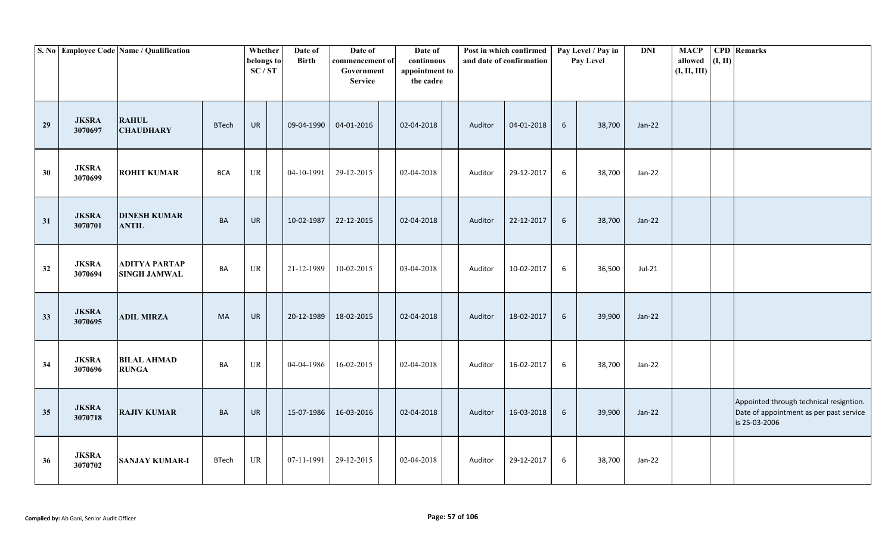| S. No | Employee Code | Name / Qualification | | Whether belongs to SC / ST | | Date of Birth | Date of commencement of Government Service | | Date of continuous appointment to the cadre | | Post in which confirmed and date of confirmation | | Pay Level / Pay in Pay Level | | DNI | MACP allowed (I, II, III) | CPD (I, II) | Remarks |
|---|---|---|---|---|---|---|---|---|---|---|---|---|---|---|---|---|---|---|
| 29 | JKSRA 3070697 | RAHUL CHAUDHARY | BTech | UR | | 09-04-1990 | 04-01-2016 | | 02-04-2018 | | Auditor | 04-01-2018 | 6 | 38,700 | Jan-22 | | | |
| 30 | JKSRA 3070699 | ROHIT KUMAR | BCA | UR | | 04-10-1991 | 29-12-2015 | | 02-04-2018 | | Auditor | 29-12-2017 | 6 | 38,700 | Jan-22 | | | |
| 31 | JKSRA 3070701 | DINESH KUMAR ANTIL | BA | UR | | 10-02-1987 | 22-12-2015 | | 02-04-2018 | | Auditor | 22-12-2017 | 6 | 38,700 | Jan-22 | | | |
| 32 | JKSRA 3070694 | ADITYA PARTAP SINGH JAMWAL | BA | UR | | 21-12-1989 | 10-02-2015 | | 03-04-2018 | | Auditor | 10-02-2017 | 6 | 36,500 | Jul-21 | | | |
| 33 | JKSRA 3070695 | ADIL MIRZA | MA | UR | | 20-12-1989 | 18-02-2015 | | 02-04-2018 | | Auditor | 18-02-2017 | 6 | 39,900 | Jan-22 | | | |
| 34 | JKSRA 3070696 | BILAL AHMAD RUNGA | BA | UR | | 04-04-1986 | 16-02-2015 | | 02-04-2018 | | Auditor | 16-02-2017 | 6 | 38,700 | Jan-22 | | | |
| 35 | JKSRA 3070718 | RAJIV KUMAR | BA | UR | | 15-07-1986 | 16-03-2016 | | 02-04-2018 | | Auditor | 16-03-2018 | 6 | 39,900 | Jan-22 | | | Appointed through technical resigntion. Date of appointment as per past service is 25-03-2006 |
| 36 | JKSRA 3070702 | SANJAY KUMAR-I | BTech | UR | | 07-11-1991 | 29-12-2015 | | 02-04-2018 | | Auditor | 29-12-2017 | 6 | 38,700 | Jan-22 | | | |

**Compiled by:** Ab Gani, Senior Audit Officer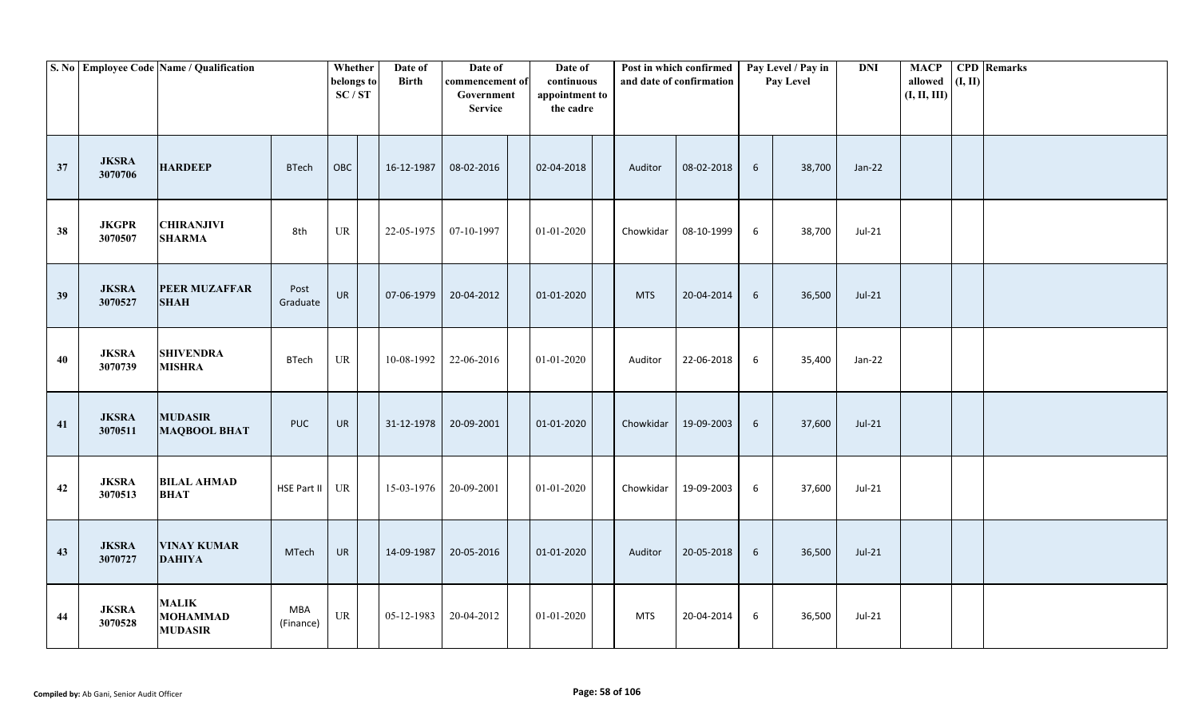| S. No | Employee Code | Name / Qualification | | Whether belongs to SC / ST | | Date of Birth | Date of commencement of Government Service | | Date of continuous appointment to the cadre | | Post in which confirmed and date of confirmation | | Pay Level / Pay in Pay Level | | DNI | MACP allowed (I, II, III) | CPD (I, II) | Remarks |
|---|---|---|---|---|---|---|---|---|---|---|---|---|---|---|---|---|---|---|
| 37 | JKSRA 3070706 | HARDEEP | BTech | OBC | | 16-12-1987 | 08-02-2016 | | 02-04-2018 | | Auditor | 08-02-2018 | 6 | 38,700 | Jan-22 | | | |
| 38 | JKGPR 3070507 | CHIRANJIVI SHARMA | 8th | UR | | 22-05-1975 | 07-10-1997 | | 01-01-2020 | | Chowkidar | 08-10-1999 | 6 | 38,700 | Jul-21 | | | |
| 39 | JKSRA 3070527 | PEER MUZAFFAR SHAH | Post Graduate | UR | | 07-06-1979 | 20-04-2012 | | 01-01-2020 | | MTS | 20-04-2014 | 6 | 36,500 | Jul-21 | | | |
| 40 | JKSRA 3070739 | SHIVENDRA MISHRA | BTech | UR | | 10-08-1992 | 22-06-2016 | | 01-01-2020 | | Auditor | 22-06-2018 | 6 | 35,400 | Jan-22 | | | |
| 41 | JKSRA 3070511 | MUDASIR MAQBOOL BHAT | PUC | UR | | 31-12-1978 | 20-09-2001 | | 01-01-2020 | | Chowkidar | 19-09-2003 | 6 | 37,600 | Jul-21 | | | |
| 42 | JKSRA 3070513 | BILAL AHMAD BHAT | HSE Part II | UR | | 15-03-1976 | 20-09-2001 | | 01-01-2020 | | Chowkidar | 19-09-2003 | 6 | 37,600 | Jul-21 | | | |
| 43 | JKSRA 3070727 | VINAY KUMAR DAHIYA | MTech | UR | | 14-09-1987 | 20-05-2016 | | 01-01-2020 | | Auditor | 20-05-2018 | 6 | 36,500 | Jul-21 | | | |
| 44 | JKSRA 3070528 | MALIK MOHAMMAD MUDASIR | MBA (Finance) | UR | | 05-12-1983 | 20-04-2012 | | 01-01-2020 | | MTS | 20-04-2014 | 6 | 36,500 | Jul-21 | | | |

**Compiled by:** Ab Gani, Senior Audit Officer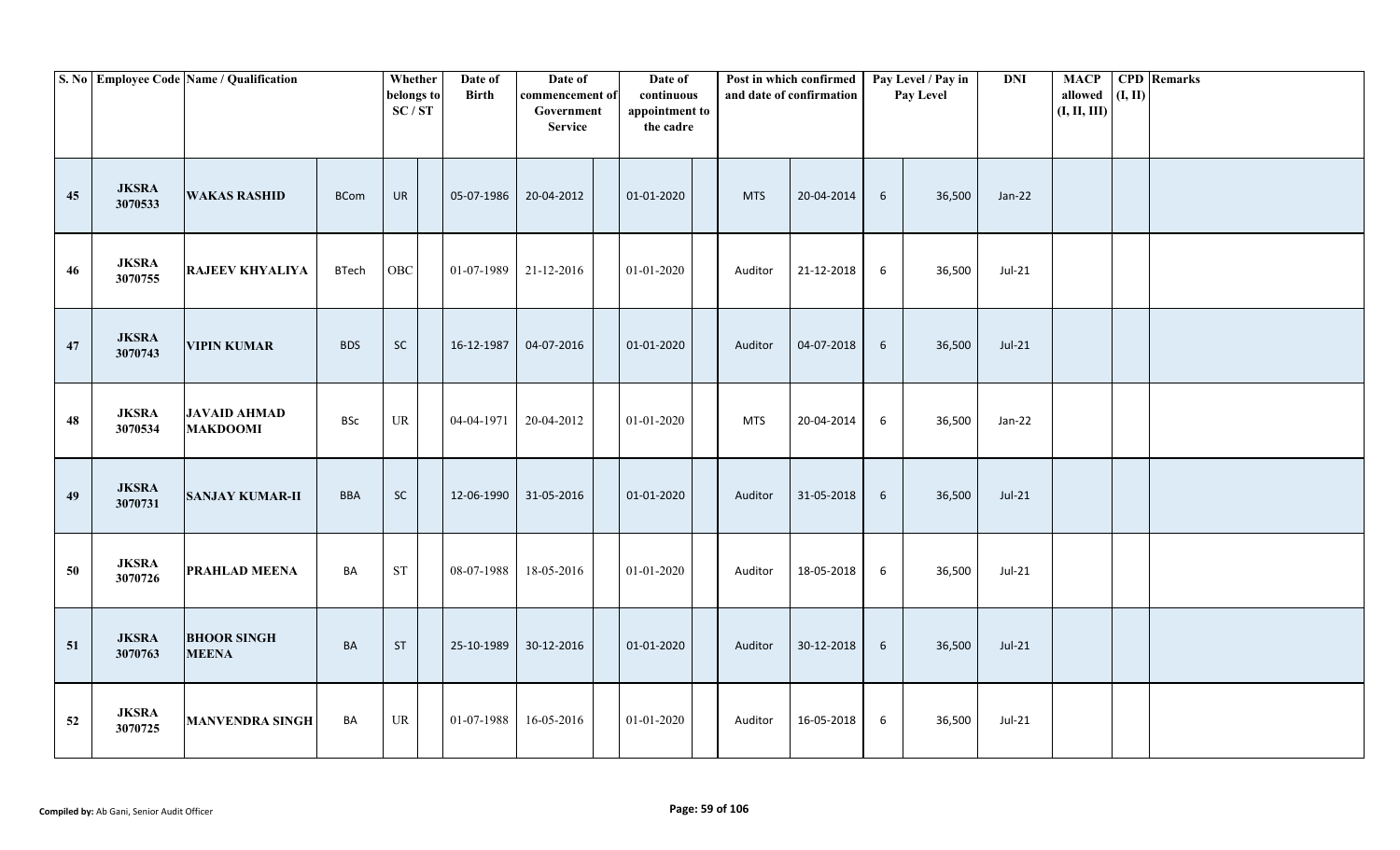| S. No | Employee Code | Name / Qualification | | Whether belongs to SC / ST | | Date of Birth | Date of commencement of Government Service | | Date of continuous appointment to the cadre | | Post in which confirmed and date of confirmation | | Pay Level / Pay in Pay Level | | DNI | MACP allowed (I, II, III) | CPD (I, II) | Remarks |
|---|---|---|---|---|---|---|---|---|---|---|---|---|---|---|---|---|---|---|
| 45 | JKSRA 3070533 | WAKAS RASHID | BCom | UR | | 05-07-1986 | 20-04-2012 | | 01-01-2020 | | MTS | 20-04-2014 | 6 | 36,500 | Jan-22 | | | |
| 46 | JKSRA 3070755 | RAJEEV KHYALIYA | BTech | OBC | | 01-07-1989 | 21-12-2016 | | 01-01-2020 | | Auditor | 21-12-2018 | 6 | 36,500 | Jul-21 | | | |
| 47 | JKSRA 3070743 | VIPIN KUMAR | BDS | SC | | 16-12-1987 | 04-07-2016 | | 01-01-2020 | | Auditor | 04-07-2018 | 6 | 36,500 | Jul-21 | | | |
| 48 | JKSRA 3070534 | JAVAID AHMAD MAKDOOMI | BSc | UR | | 04-04-1971 | 20-04-2012 | | 01-01-2020 | | MTS | 20-04-2014 | 6 | 36,500 | Jan-22 | | | |
| 49 | JKSRA 3070731 | SANJAY KUMAR-II | BBA | SC | | 12-06-1990 | 31-05-2016 | | 01-01-2020 | | Auditor | 31-05-2018 | 6 | 36,500 | Jul-21 | | | |
| 50 | JKSRA 3070726 | PRAHLAD MEENA | BA | ST | | 08-07-1988 | 18-05-2016 | | 01-01-2020 | | Auditor | 18-05-2018 | 6 | 36,500 | Jul-21 | | | |
| 51 | JKSRA 3070763 | BHOOR SINGH MEENA | BA | ST | | 25-10-1989 | 30-12-2016 | | 01-01-2020 | | Auditor | 30-12-2018 | 6 | 36,500 | Jul-21 | | | |
| 52 | JKSRA 3070725 | MANVENDRA SINGH | BA | UR | | 01-07-1988 | 16-05-2016 | | 01-01-2020 | | Auditor | 16-05-2018 | 6 | 36,500 | Jul-21 | | | |

**Compiled by:** Ab Gani, Senior Audit Officer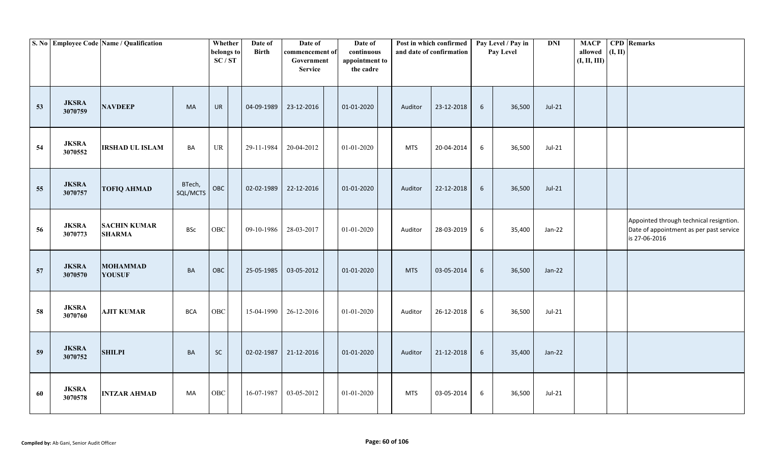| S. No | Employee Code | Name / Qualification | | Whether belongs to SC / ST | | Date of Birth | Date of commencement of Government Service | | Date of continuous appointment to the cadre | | Post in which confirmed and date of confirmation | | Pay Level / Pay in Pay Level | | DNI | MACP allowed (I, II, III) | CPD (I, II) | Remarks |
|---|---|---|---|---|---|---|---|---|---|---|---|---|---|---|---|---|---|---|
| 53 | JKSRA 3070759 | NAVDEEP | MA | UR | | 04-09-1989 | 23-12-2016 | | 01-01-2020 | | Auditor | 23-12-2018 | 6 | 36,500 | Jul-21 | | | |
| 54 | JKSRA 3070552 | IRSHAD UL ISLAM | BA | UR | | 29-11-1984 | 20-04-2012 | | 01-01-2020 | | MTS | 20-04-2014 | 6 | 36,500 | Jul-21 | | | |
| 55 | JKSRA 3070757 | TOFIQ AHMAD | BTech, SQL/MCTS | OBC | | 02-02-1989 | 22-12-2016 | | 01-01-2020 | | Auditor | 22-12-2018 | 6 | 36,500 | Jul-21 | | | |
| 56 | JKSRA 3070773 | SACHIN KUMAR SHARMA | BSc | OBC | | 09-10-1986 | 28-03-2017 | | 01-01-2020 | | Auditor | 28-03-2019 | 6 | 35,400 | Jan-22 | | | Appointed through technical resigntion. Date of appointment as per past service is 27-06-2016 |
| 57 | JKSRA 3070570 | MOHAMMAD YOUSUF | BA | OBC | | 25-05-1985 | 03-05-2012 | | 01-01-2020 | | MTS | 03-05-2014 | 6 | 36,500 | Jan-22 | | | |
| 58 | JKSRA 3070760 | AJIT KUMAR | BCA | OBC | | 15-04-1990 | 26-12-2016 | | 01-01-2020 | | Auditor | 26-12-2018 | 6 | 36,500 | Jul-21 | | | |
| 59 | JKSRA 3070752 | SHILPI | BA | SC | | 02-02-1987 | 21-12-2016 | | 01-01-2020 | | Auditor | 21-12-2018 | 6 | 35,400 | Jan-22 | | | |
| 60 | JKSRA 3070578 | INTZAR AHMAD | MA | OBC | | 16-07-1987 | 03-05-2012 | | 01-01-2020 | | MTS | 03-05-2014 | 6 | 36,500 | Jul-21 | | | |

**Compiled by:** Ab Gani, Senior Audit Officer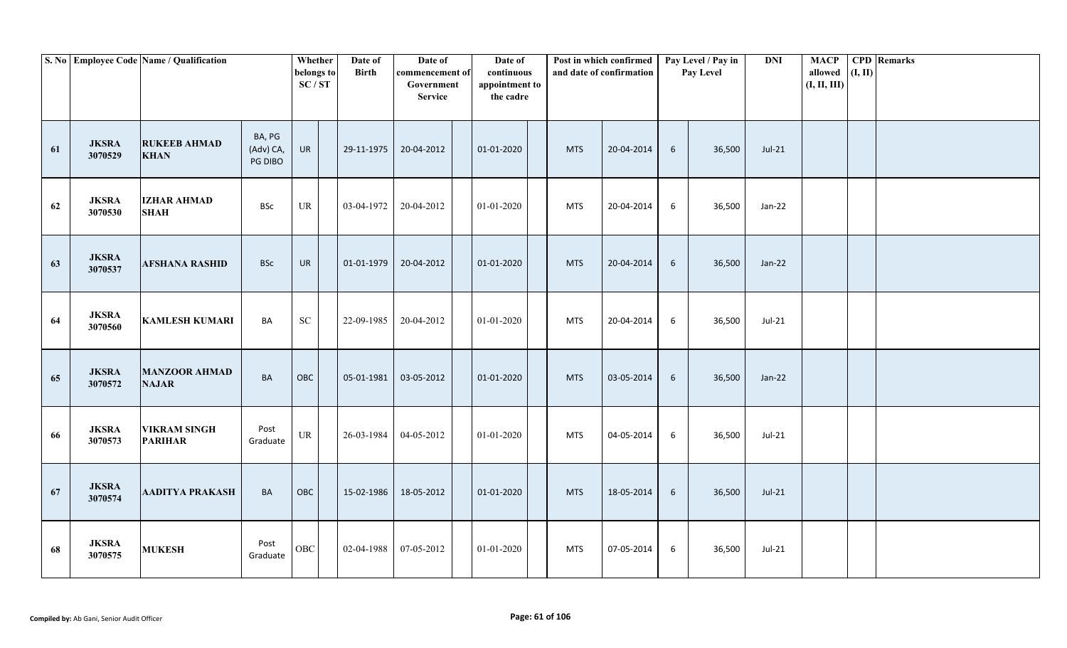| S. No | Employee Code | Name / Qualification | | Whether belongs to SC / ST | | Date of Birth | Date of commencement of Government Service | | Date of continuous appointment to the cadre | | Post in which confirmed and date of confirmation | | Pay Level / Pay in Pay Level | | DNI | MACP allowed (I, II, III) | CPD (I, II) | Remarks |
|---|---|---|---|---|---|---|---|---|---|---|---|---|---|---|---|---|---|---|
| 61 | JKSRA 3070529 | RUKEEB AHMAD KHAN | BA, PG (Adv) CA, PG DIBO | UR | | 29-11-1975 | 20-04-2012 | | 01-01-2020 | | MTS | 20-04-2014 | 6 | 36,500 | Jul-21 | | | |
| 62 | JKSRA 3070530 | IZHAR AHMAD SHAH | BSc | UR | | 03-04-1972 | 20-04-2012 | | 01-01-2020 | | MTS | 20-04-2014 | 6 | 36,500 | Jan-22 | | | |
| 63 | JKSRA 3070537 | AFSHANA RASHID | BSc | UR | | 01-01-1979 | 20-04-2012 | | 01-01-2020 | | MTS | 20-04-2014 | 6 | 36,500 | Jan-22 | | | |
| 64 | JKSRA 3070560 | KAMLESH KUMARI | BA | SC | | 22-09-1985 | 20-04-2012 | | 01-01-2020 | | MTS | 20-04-2014 | 6 | 36,500 | Jul-21 | | | |
| 65 | JKSRA 3070572 | MANZOOR AHMAD NAJAR | BA | OBC | | 05-01-1981 | 03-05-2012 | | 01-01-2020 | | MTS | 03-05-2014 | 6 | 36,500 | Jan-22 | | | |
| 66 | JKSRA 3070573 | VIKRAM SINGH PARIHAR | Post Graduate | UR | | 26-03-1984 | 04-05-2012 | | 01-01-2020 | | MTS | 04-05-2014 | 6 | 36,500 | Jul-21 | | | |
| 67 | JKSRA 3070574 | AADITYA PRAKASH | BA | OBC | | 15-02-1986 | 18-05-2012 | | 01-01-2020 | | MTS | 18-05-2014 | 6 | 36,500 | Jul-21 | | | |
| 68 | JKSRA 3070575 | MUKESH | Post Graduate | OBC | | 02-04-1988 | 07-05-2012 | | 01-01-2020 | | MTS | 07-05-2014 | 6 | 36,500 | Jul-21 | | | |

**Compiled by:** Ab Gani, Senior Audit Officer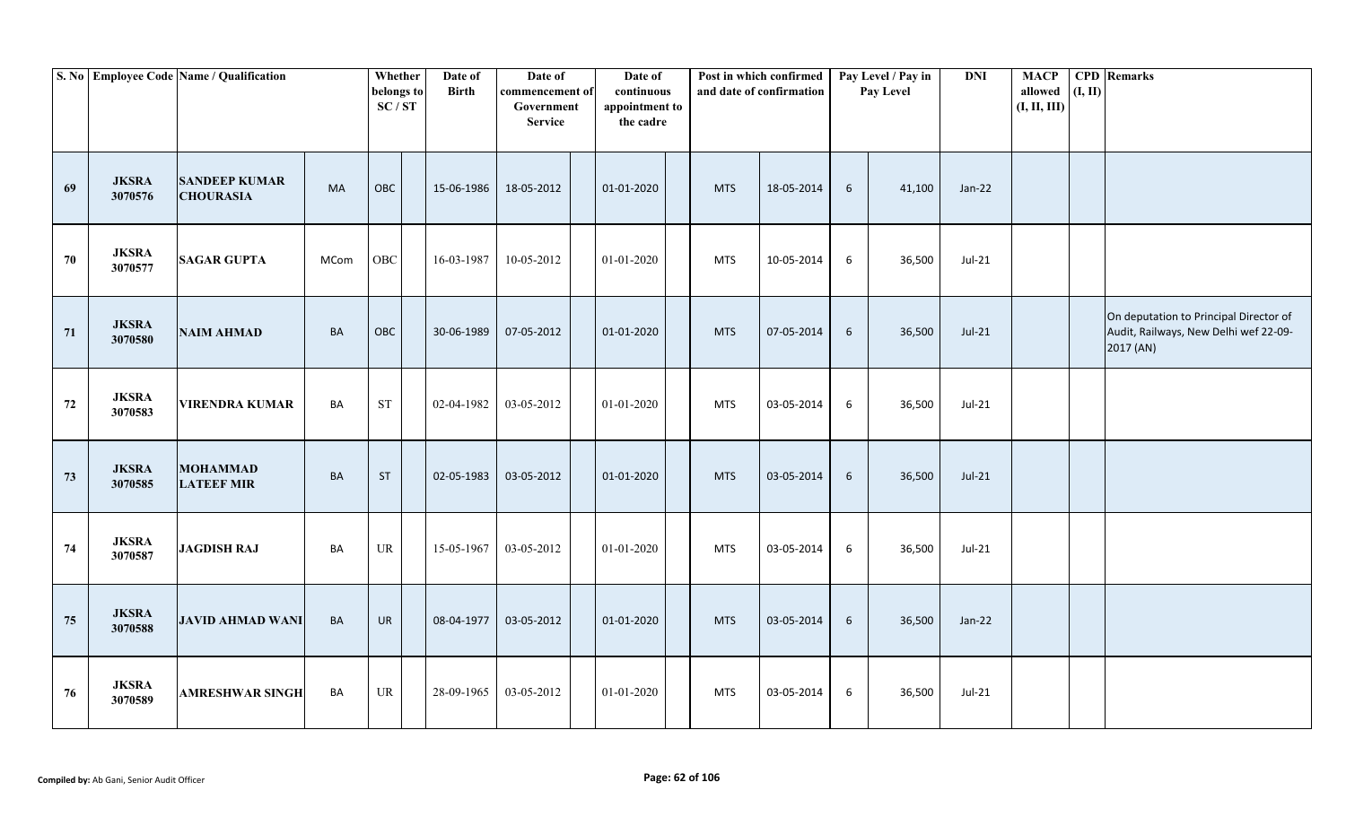| S. No | Employee Code | Name / Qualification | | Whether belongs to SC / ST | | Date of Birth | Date of commencement of Government Service | | Date of continuous appointment to the cadre | | Post in which confirmed and date of confirmation | | Pay Level / Pay in Pay Level | | DNI | MACP allowed (I, II, III) | CPD (I, II) | Remarks |
|---|---|---|---|---|---|---|---|---|---|---|---|---|---|---|---|---|---|---|
| 69 | JKSRA 3070576 | SANDEEP KUMAR CHOURASIA | MA | OBC | | 15-06-1986 | 18-05-2012 | | 01-01-2020 | | MTS | 18-05-2014 | 6 | 41,100 | Jan-22 | | | |
| 70 | JKSRA 3070577 | SAGAR GUPTA | MCom | OBC | | 16-03-1987 | 10-05-2012 | | 01-01-2020 | | MTS | 10-05-2014 | 6 | 36,500 | Jul-21 | | | |
| 71 | JKSRA 3070580 | NAIM AHMAD | BA | OBC | | 30-06-1989 | 07-05-2012 | | 01-01-2020 | | MTS | 07-05-2014 | 6 | 36,500 | Jul-21 | | | On deputation to Principal Director of Audit, Railways, New Delhi wef 22-09-2017 (AN) |
| 72 | JKSRA 3070583 | VIRENDRA KUMAR | BA | ST | | 02-04-1982 | 03-05-2012 | | 01-01-2020 | | MTS | 03-05-2014 | 6 | 36,500 | Jul-21 | | | |
| 73 | JKSRA 3070585 | MOHAMMAD LATEEF MIR | BA | ST | | 02-05-1983 | 03-05-2012 | | 01-01-2020 | | MTS | 03-05-2014 | 6 | 36,500 | Jul-21 | | | |
| 74 | JKSRA 3070587 | JAGDISH RAJ | BA | UR | | 15-05-1967 | 03-05-2012 | | 01-01-2020 | | MTS | 03-05-2014 | 6 | 36,500 | Jul-21 | | | |
| 75 | JKSRA 3070588 | JAVID AHMAD WANI | BA | UR | | 08-04-1977 | 03-05-2012 | | 01-01-2020 | | MTS | 03-05-2014 | 6 | 36,500 | Jan-22 | | | |
| 76 | JKSRA 3070589 | AMRESHWAR SINGH | BA | UR | | 28-09-1965 | 03-05-2012 | | 01-01-2020 | | MTS | 03-05-2014 | 6 | 36,500 | Jul-21 | | | |

**Compiled by:** Ab Gani, Senior Audit Officer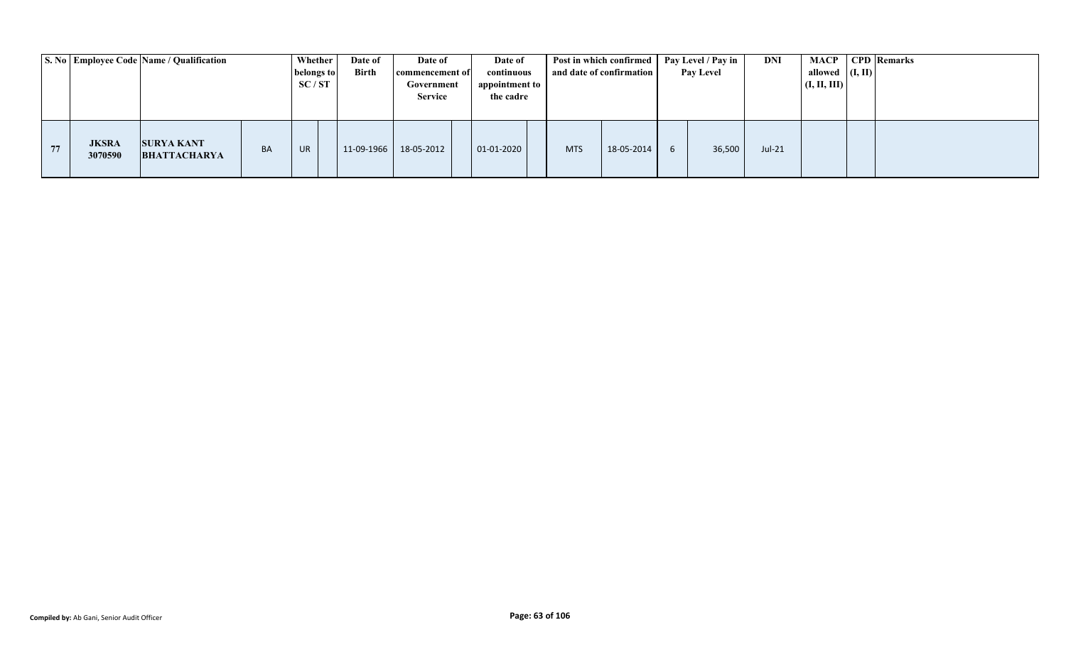| S. No | Employee Code | Name / Qualification | | Whether belongs to SC / ST | | Date of Birth | Date of commencement of Government Service | | Date of continuous appointment to the cadre | | Post in which confirmed and date of confirmation | | Pay Level / Pay in Pay Level | | DNI | MACP allowed (I, II, III) | CPD (I, II) | Remarks |
|---|---|---|---|---|---|---|---|---|---|---|---|---|---|---|---|---|---|---|
| 77 | JKSRA 3070590 | SURYA KANT BHATTACHARYA | BA | UR | | 11-09-1966 | 18-05-2012 | | 01-01-2020 | | MTS | 18-05-2014 | 6 | 36,500 | Jul-21 | | | |

**Compiled by:** Ab Gani, Senior Audit Officer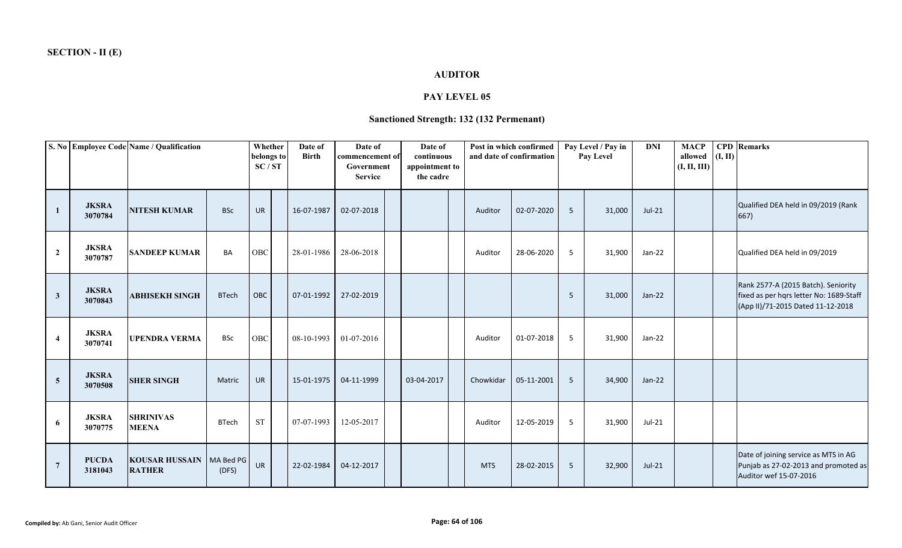**SECTION - II (E)**

**AUDITOR**

**PAY LEVEL 05**

**Sanctioned Strength: 132 (132 Permenant)**

| S. No | Employee Code | Name / Qualification | | Whether belongs to SC / ST | | Date of Birth | Date of commencement of Government Service | | Date of continuous appointment to the cadre | | Post in which confirmed and date of confirmation | | Pay Level / Pay in Pay Level | | DNI | MACP allowed (I, II, III) | CPD (I, II) | Remarks |
|---|---|---|---|---|---|---|---|---|---|---|---|---|---|---|---|---|---|---|
| 1 | JKSRA 3070784 | NITESH KUMAR | BSc | UR | | 16-07-1987 | 02-07-2018 | | | | Auditor | 02-07-2020 | 5 | 31,000 | Jul-21 | | | Qualified DEA held in 09/2019 (Rank 667) |
| 2 | JKSRA 3070787 | SANDEEP KUMAR | BA | OBC | | 28-01-1986 | 28-06-2018 | | | | Auditor | 28-06-2020 | 5 | 31,900 | Jan-22 | | | Qualified DEA held in 09/2019 |
| 3 | JKSRA 3070843 | ABHISEKH SINGH | BTech | OBC | | 07-01-1992 | 27-02-2019 | | | | | | 5 | 31,000 | Jan-22 | | | Rank 2577-A (2015 Batch). Seniority fixed as per hqrs letter No: 1689-Staff (App II)/71-2015 Dated 11-12-2018 |
| 4 | JKSRA 3070741 | UPENDRA VERMA | BSc | OBC | | 08-10-1993 | 01-07-2016 | | | | Auditor | 01-07-2018 | 5 | 31,900 | Jan-22 | | | |
| 5 | JKSRA 3070508 | SHER SINGH | Matric | UR | | 15-01-1975 | 04-11-1999 | | 03-04-2017 | | Chowkidar | 05-11-2001 | 5 | 34,900 | Jan-22 | | | |
| 6 | JKSRA 3070775 | SHRINIVAS MEENA | BTech | ST | | 07-07-1993 | 12-05-2017 | | | | Auditor | 12-05-2019 | 5 | 31,900 | Jul-21 | | | |
| 7 | PUCDA 3181043 | KOUSAR HUSSAIN RATHER | MA Bed PG (DFS) | UR | | 22-02-1984 | 04-12-2017 | | | | MTS | 28-02-2015 | 5 | 32,900 | Jul-21 | | | Date of joining service as MTS in AG Punjab as 27-02-2013 and promoted as Auditor wef 15-07-2016 |

**Compiled by:** Ab Gani, Senior Audit Officer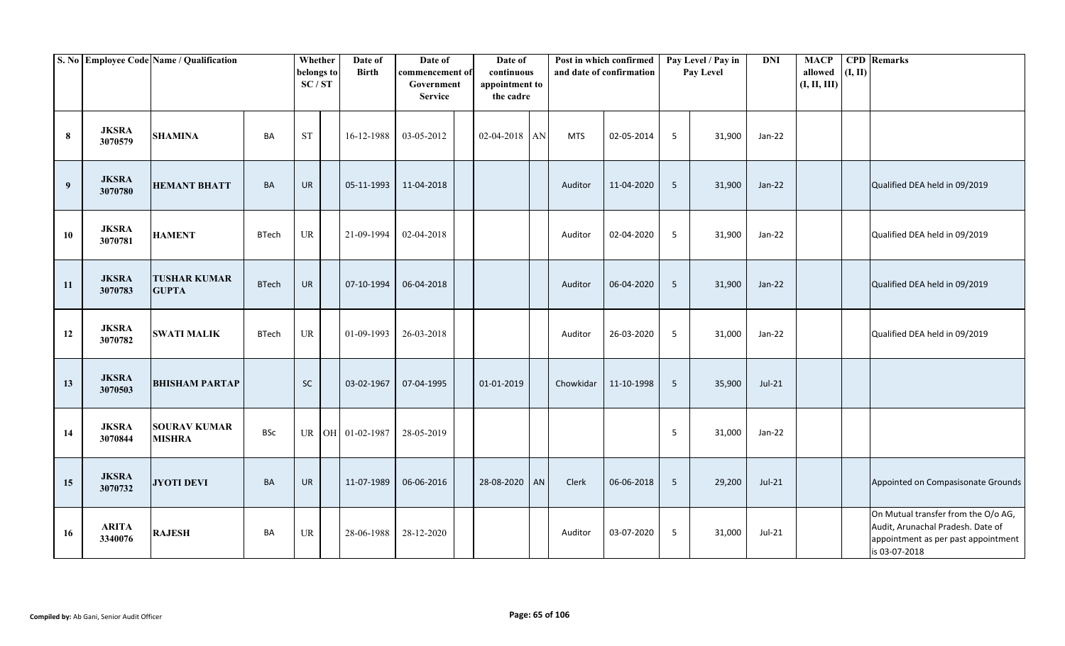| S. No | Employee Code | Name / Qualification | | Whether belongs to SC / ST | | Date of Birth | Date of commencement of Government Service | | Date of continuous appointment to the cadre | | Post in which confirmed and date of confirmation | | Pay Level / Pay in Pay Level | | DNI | MACP allowed (I, II, III) | CPD (I, II) | Remarks |
|---|---|---|---|---|---|---|---|---|---|---|---|---|---|---|---|---|---|---|
| 8 | JKSRA 3070579 | SHAMINA | BA | ST | | 16-12-1988 | 03-05-2012 | | 02-04-2018 | AN | MTS | 02-05-2014 | 5 | 31,900 | Jan-22 | | | |
| 9 | JKSRA 3070780 | HEMANT BHATT | BA | UR | | 05-11-1993 | 11-04-2018 | | | | Auditor | 11-04-2020 | 5 | 31,900 | Jan-22 | | | Qualified DEA held in 09/2019 |
| 10 | JKSRA 3070781 | HAMENT | BTech | UR | | 21-09-1994 | 02-04-2018 | | | | Auditor | 02-04-2020 | 5 | 31,900 | Jan-22 | | | Qualified DEA held in 09/2019 |
| 11 | JKSRA 3070783 | TUSHAR KUMAR GUPTA | BTech | UR | | 07-10-1994 | 06-04-2018 | | | | Auditor | 06-04-2020 | 5 | 31,900 | Jan-22 | | | Qualified DEA held in 09/2019 |
| 12 | JKSRA 3070782 | SWATI MALIK | BTech | UR | | 01-09-1993 | 26-03-2018 | | | | Auditor | 26-03-2020 | 5 | 31,000 | Jan-22 | | | Qualified DEA held in 09/2019 |
| 13 | JKSRA 3070503 | BHISHAM PARTAP | | SC | | 03-02-1967 | 07-04-1995 | | 01-01-2019 | | Chowkidar | 11-10-1998 | 5 | 35,900 | Jul-21 | | | |
| 14 | JKSRA 3070844 | SOURAV KUMAR MISHRA | BSc | UR | OH | 01-02-1987 | 28-05-2019 | | | | | | 5 | 31,000 | Jan-22 | | | |
| 15 | JKSRA 3070732 | JYOTI DEVI | BA | UR | | 11-07-1989 | 06-06-2016 | | 28-08-2020 | AN | Clerk | 06-06-2018 | 5 | 29,200 | Jul-21 | | | Appointed on Compasisonate Grounds |
| 16 | ARITA 3340076 | RAJESH | BA | UR | | 28-06-1988 | 28-12-2020 | | | | Auditor | 03-07-2020 | 5 | 31,000 | Jul-21 | | | On Mutual transfer from the O/o AG, Audit, Arunachal Pradesh. Date of appointment as per past appointment is 03-07-2018 |

**Compiled by:** Ab Gani, Senior Audit Officer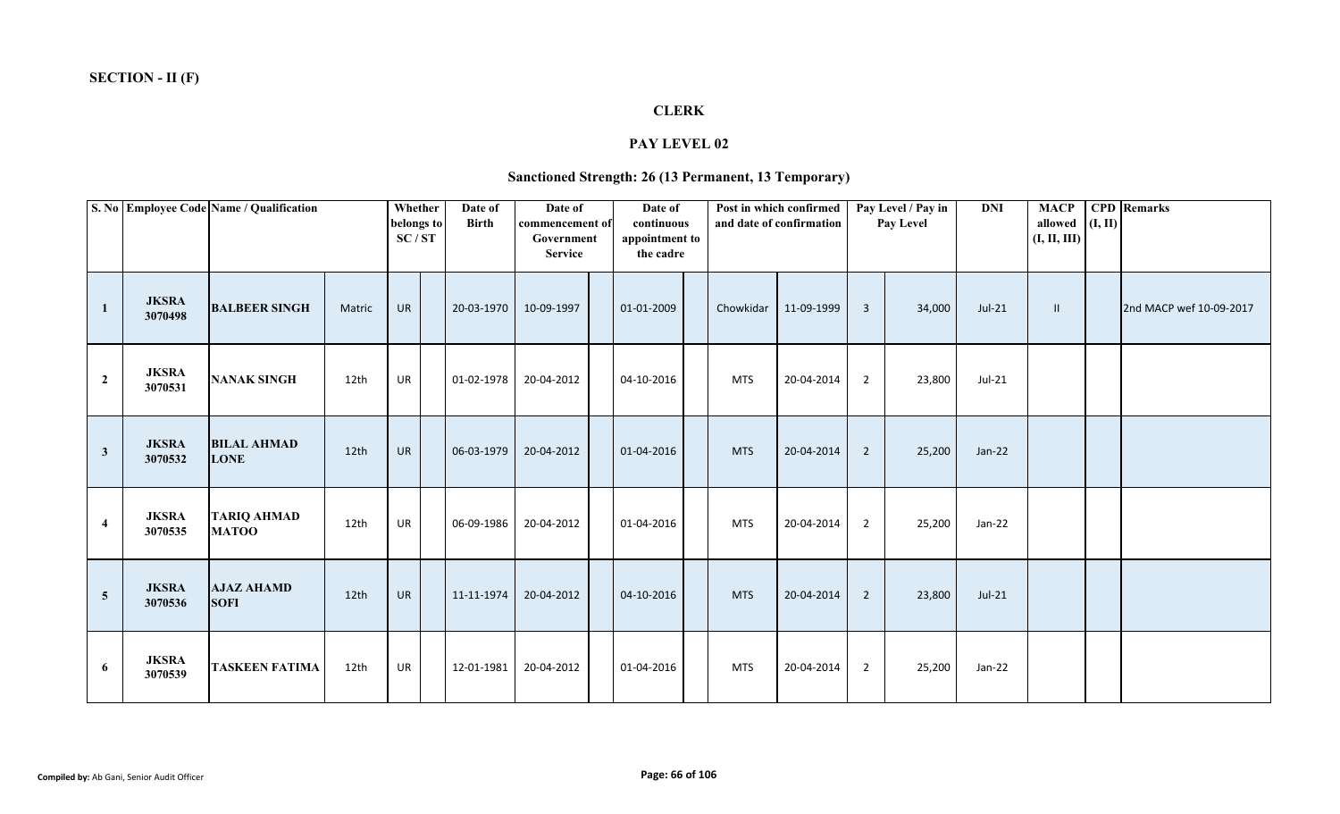**SECTION - II (F)**

## CLERK

### PAY LEVEL 02

### Sanctioned Strength: 26 (13 Permanent, 13 Temporary)

| S. No | Employee Code | Name / Qualification | | Whether belongs to SC / ST | | Date of Birth | Date of commencement of Government Service | | Date of continuous appointment to the cadre | | Post in which confirmed and date of confirmation | | Pay Level / Pay in Pay Level | | DNI | MACP allowed (I, II, III) | CPD (I, II) | Remarks |
|---|---|---|---|---|---|---|---|---|---|---|---|---|---|---|---|---|---|---|
| 1 | JKSRA 3070498 | BALBEER SINGH | Matric | UR | | 20-03-1970 | 10-09-1997 | | 01-01-2009 | | Chowkidar | 11-09-1999 | 3 | 34,000 | Jul-21 | II | | 2nd MACP wef 10-09-2017 |
| 2 | JKSRA 3070531 | NANAK SINGH | 12th | UR | | 01-02-1978 | 20-04-2012 | | 04-10-2016 | | MTS | 20-04-2014 | 2 | 23,800 | Jul-21 | | | |
| 3 | JKSRA 3070532 | BILAL AHMAD LONE | 12th | UR | | 06-03-1979 | 20-04-2012 | | 01-04-2016 | | MTS | 20-04-2014 | 2 | 25,200 | Jan-22 | | | |
| 4 | JKSRA 3070535 | TARIQ AHMAD MATOO | 12th | UR | | 06-09-1986 | 20-04-2012 | | 01-04-2016 | | MTS | 20-04-2014 | 2 | 25,200 | Jan-22 | | | |
| 5 | JKSRA 3070536 | AJAZ AHAMD SOFI | 12th | UR | | 11-11-1974 | 20-04-2012 | | 04-10-2016 | | MTS | 20-04-2014 | 2 | 23,800 | Jul-21 | | | |
| 6 | JKSRA 3070539 | TASKEEN FATIMA | 12th | UR | | 12-01-1981 | 20-04-2012 | | 01-04-2016 | | MTS | 20-04-2014 | 2 | 25,200 | Jan-22 | | | |

**Compiled by:** Ab Gani, Senior Audit Officer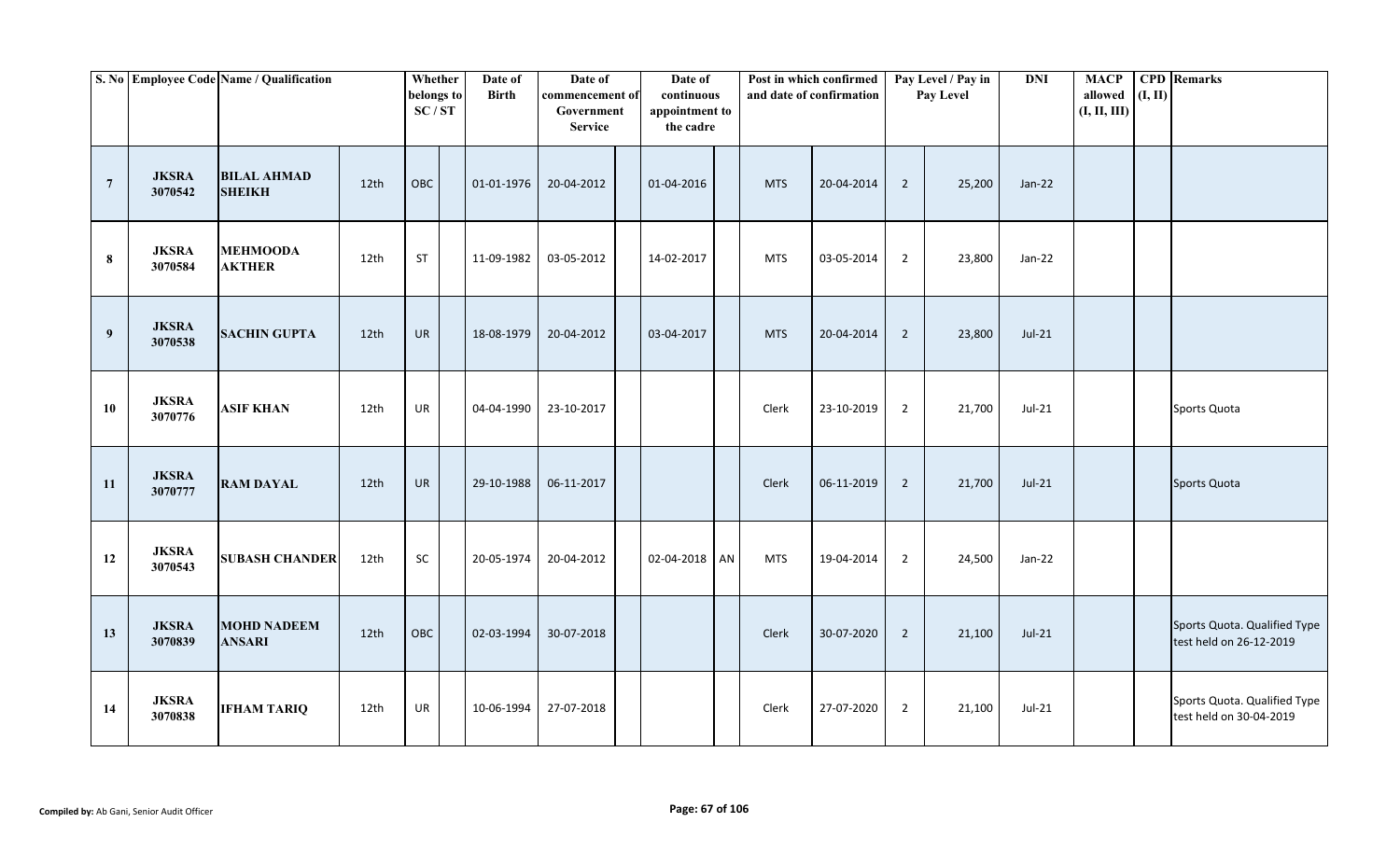| S. No | Employee Code | Name / Qualification | | Whether belongs to SC / ST | | Date of Birth | Date of commencement of Government Service | | Date of continuous appointment to the cadre | | Post in which confirmed and date of confirmation | | Pay Level / Pay in Pay Level | | DNI | MACP allowed (I, II, III) | CPD (I, II) | Remarks |
|---|---|---|---|---|---|---|---|---|---|---|---|---|---|---|---|---|---|---|
| 7 | JKSRA 3070542 | BILAL AHMAD SHEIKH | 12th | OBC | | 01-01-1976 | 20-04-2012 | | 01-04-2016 | | MTS | 20-04-2014 | 2 | 25,200 | Jan-22 | | | |
| 8 | JKSRA 3070584 | MEHMOODA AKTHER | 12th | ST | | 11-09-1982 | 03-05-2012 | | 14-02-2017 | | MTS | 03-05-2014 | 2 | 23,800 | Jan-22 | | | |
| 9 | JKSRA 3070538 | SACHIN GUPTA | 12th | UR | | 18-08-1979 | 20-04-2012 | | 03-04-2017 | | MTS | 20-04-2014 | 2 | 23,800 | Jul-21 | | | |
| 10 | JKSRA 3070776 | ASIF KHAN | 12th | UR | | 04-04-1990 | 23-10-2017 | | | | Clerk | 23-10-2019 | 2 | 21,700 | Jul-21 | | | Sports Quota |
| 11 | JKSRA 3070777 | RAM DAYAL | 12th | UR | | 29-10-1988 | 06-11-2017 | | | | Clerk | 06-11-2019 | 2 | 21,700 | Jul-21 | | | Sports Quota |
| 12 | JKSRA 3070543 | SUBASH CHANDER | 12th | SC | | 20-05-1974 | 20-04-2012 | | 02-04-2018 | AN | MTS | 19-04-2014 | 2 | 24,500 | Jan-22 | | | |
| 13 | JKSRA 3070839 | MOHD NADEEM ANSARI | 12th | OBC | | 02-03-1994 | 30-07-2018 | | | | Clerk | 30-07-2020 | 2 | 21,100 | Jul-21 | | | Sports Quota. Qualified Type test held on 26-12-2019 |
| 14 | JKSRA 3070838 | IFHAM TARIQ | 12th | UR | | 10-06-1994 | 27-07-2018 | | | | Clerk | 27-07-2020 | 2 | 21,100 | Jul-21 | | | Sports Quota. Qualified Type test held on 30-04-2019 |

**Compiled by:** Ab Gani, Senior Audit Officer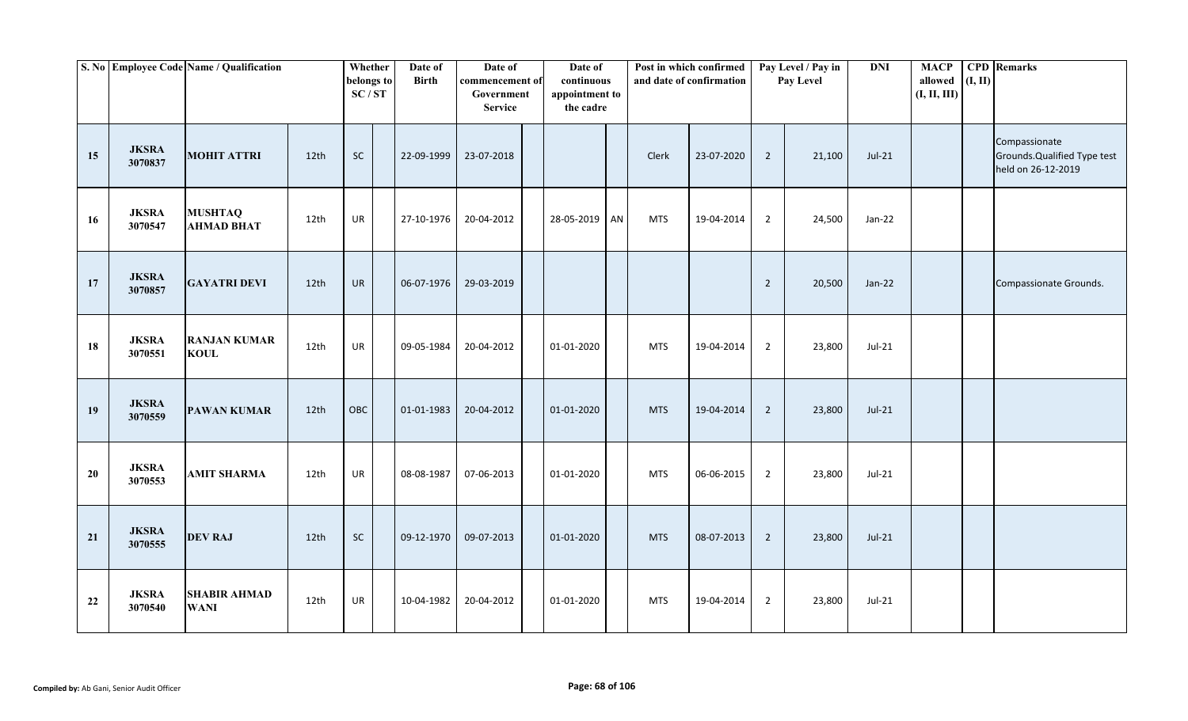| S. No | Employee Code | Name / Qualification | | Whether belongs to SC / ST | | Date of Birth | Date of commencement of Government Service | | Date of continuous appointment to the cadre | | Post in which confirmed and date of confirmation | | Pay Level / Pay in Pay Level | | DNI | MACP allowed (I, II, III) | CPD (I, II) | Remarks |
|---|---|---|---|---|---|---|---|---|---|---|---|---|---|---|---|---|---|---|
| 15 | JKSRA 3070837 | MOHIT ATTRI | 12th | SC | | 22-09-1999 | 23-07-2018 | | | | Clerk | 23-07-2020 | 2 | 21,100 | Jul-21 | | | Compassionate Grounds.Qualified Type test held on 26-12-2019 |
| 16 | JKSRA 3070547 | MUSHTAQ AHMAD BHAT | 12th | UR | | 27-10-1976 | 20-04-2012 | | 28-05-2019 | AN | MTS | 19-04-2014 | 2 | 24,500 | Jan-22 | | | |
| 17 | JKSRA 3070857 | GAYATRI DEVI | 12th | UR | | 06-07-1976 | 29-03-2019 | | | | | | 2 | 20,500 | Jan-22 | | | Compassionate Grounds. |
| 18 | JKSRA 3070551 | RANJAN KUMAR KOUL | 12th | UR | | 09-05-1984 | 20-04-2012 | | 01-01-2020 | | MTS | 19-04-2014 | 2 | 23,800 | Jul-21 | | | |
| 19 | JKSRA 3070559 | PAWAN KUMAR | 12th | OBC | | 01-01-1983 | 20-04-2012 | | 01-01-2020 | | MTS | 19-04-2014 | 2 | 23,800 | Jul-21 | | | |
| 20 | JKSRA 3070553 | AMIT SHARMA | 12th | UR | | 08-08-1987 | 07-06-2013 | | 01-01-2020 | | MTS | 06-06-2015 | 2 | 23,800 | Jul-21 | | | |
| 21 | JKSRA 3070555 | DEV RAJ | 12th | SC | | 09-12-1970 | 09-07-2013 | | 01-01-2020 | | MTS | 08-07-2013 | 2 | 23,800 | Jul-21 | | | |
| 22 | JKSRA 3070540 | SHABIR AHMAD WANI | 12th | UR | | 10-04-1982 | 20-04-2012 | | 01-01-2020 | | MTS | 19-04-2014 | 2 | 23,800 | Jul-21 | | | |

**Compiled by:** Ab Gani, Senior Audit Officer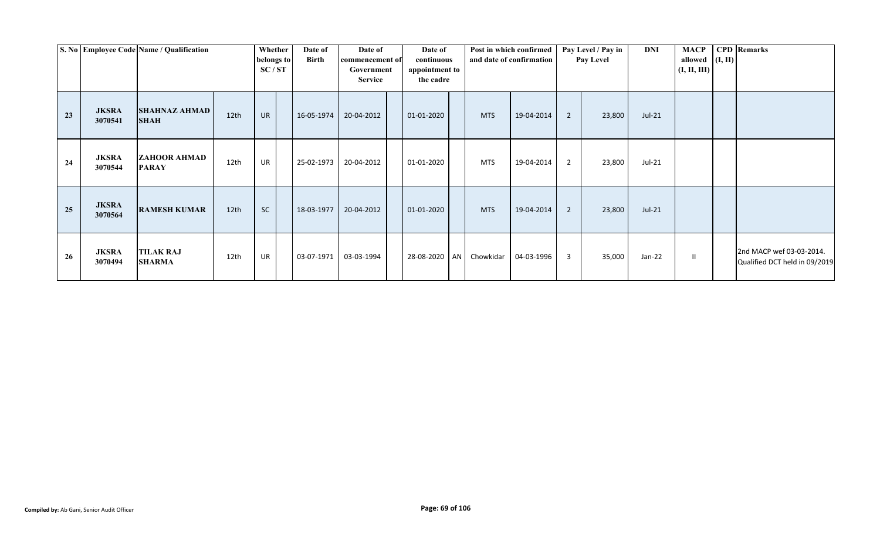| S. No | Employee Code | Name / Qualification | | Whether belongs to SC / ST | | Date of Birth | Date of commencement of Government Service | | Date of continuous appointment to the cadre | | Post in which confirmed and date of confirmation | | Pay Level / Pay in Pay Level | | DNI | MACP allowed (I, II, III) | CPD (I, II) | Remarks |
|---|---|---|---|---|---|---|---|---|---|---|---|---|---|---|---|---|---|---|
| 23 | JKSRA 3070541 | SHAHNAZ AHMAD SHAH | 12th | UR | | 16-05-1974 | 20-04-2012 | | 01-01-2020 | | MTS | 19-04-2014 | 2 | 23,800 | Jul-21 | | | |
| 24 | JKSRA 3070544 | ZAHOOR AHMAD PARAY | 12th | UR | | 25-02-1973 | 20-04-2012 | | 01-01-2020 | | MTS | 19-04-2014 | 2 | 23,800 | Jul-21 | | | |
| 25 | JKSRA 3070564 | RAMESH KUMAR | 12th | SC | | 18-03-1977 | 20-04-2012 | | 01-01-2020 | | MTS | 19-04-2014 | 2 | 23,800 | Jul-21 | | | |
| 26 | JKSRA 3070494 | TILAK RAJ SHARMA | 12th | UR | | 03-07-1971 | 03-03-1994 | | 28-08-2020 | AN | Chowkidar | 04-03-1996 | 3 | 35,000 | Jan-22 | II | | 2nd MACP wef 03-03-2014. Qualified DCT held in 09/2019 |

**Compiled by:** Ab Gani, Senior Audit Officer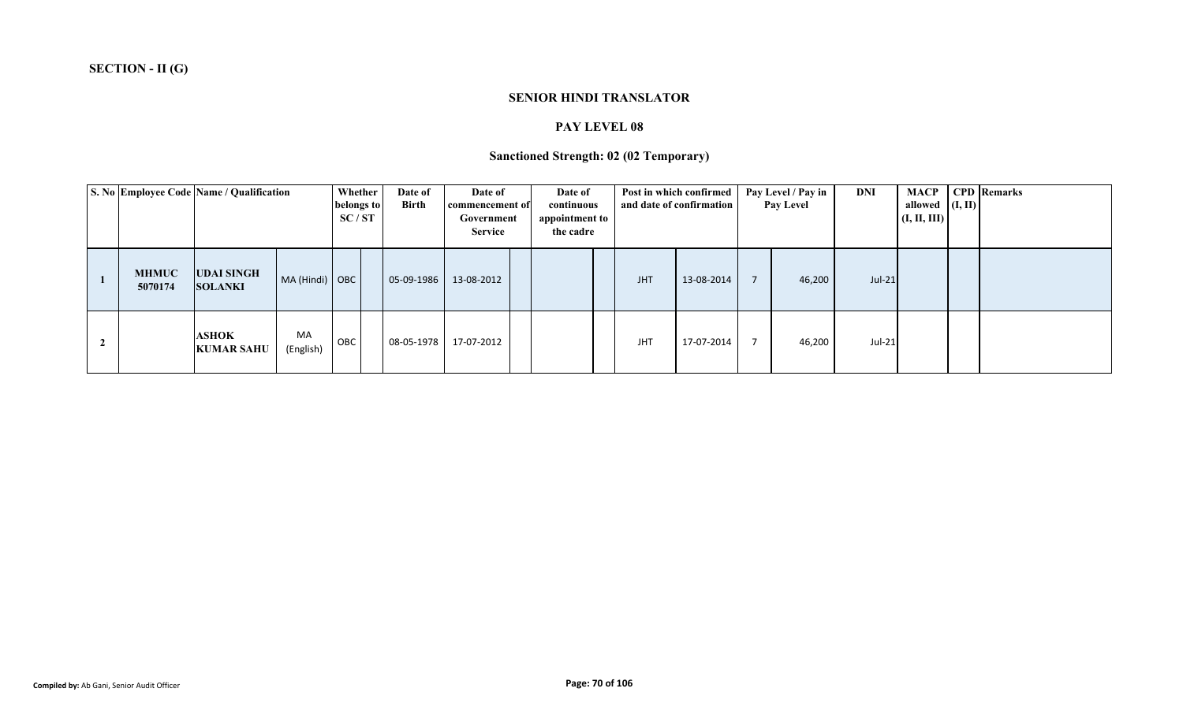**SECTION - II (G)**

## SENIOR HINDI TRANSLATOR

### PAY LEVEL 08

### Sanctioned Strength: 02 (02 Temporary)

| S. No | Employee Code | Name / Qualification | | Whether belongs to SC / ST | | Date of Birth | Date of commencement of Government Service | | Date of continuous appointment to the cadre | | Post in which confirmed and date of confirmation | | Pay Level / Pay in Pay Level | | DNI | MACP allowed (I, II, III) | CPD (I, II) | Remarks |
|---|---|---|---|---|---|---|---|---|---|---|---|---|---|---|---|---|---|---|
| 1 | MHMUC 5070174 | UDAI SINGH SOLANKI | MA (Hindi) | OBC | | 05-09-1986 | 13-08-2012 | | | | JHT | 13-08-2014 | 7 | 46,200 | Jul-21 | | | |
| 2 | | ASHOK KUMAR SAHU | MA (English) | OBC | | 08-05-1978 | 17-07-2012 | | | | JHT | 17-07-2014 | 7 | 46,200 | Jul-21 | | | |

**Compiled by:** Ab Gani, Senior Audit Officer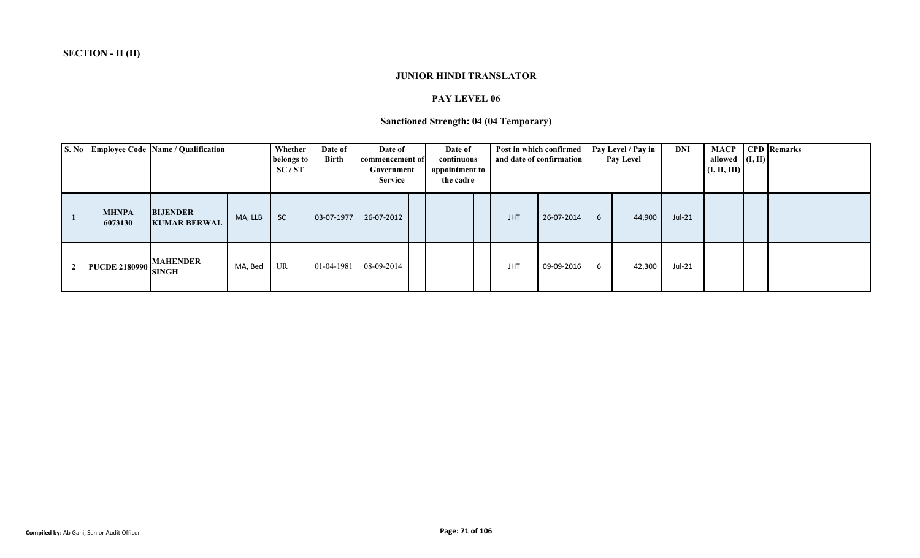**SECTION - II (H)**

### JUNIOR HINDI TRANSLATOR

### PAY LEVEL 06

### Sanctioned Strength: 04 (04 Temporary)

| S. No | Employee Code | Name / Qualification | | Whether belongs to SC / ST | | Date of Birth | Date of commencement of Government Service | | Date of continuous appointment to the cadre | | Post in which confirmed and date of confirmation | | Pay Level / Pay in Pay Level | | DNI | MACP allowed (I, II, III) | CPD (I, II) | Remarks |
|---|---|---|---|---|---|---|---|---|---|---|---|---|---|---|---|---|---|---|
| 1 | MHNPA 6073130 | BIJENDER KUMAR BERWAL | MA, LLB | SC | | 03-07-1977 | 26-07-2012 | | | | JHT | 26-07-2014 | 6 | 44,900 | Jul-21 | | | |
| 2 | PUCDE 2180990 | MAHENDER SINGH | MA, Bed | UR | | 01-04-1981 | 08-09-2014 | | | | JHT | 09-09-2016 | 6 | 42,300 | Jul-21 | | | |

**Compiled by:** Ab Gani, Senior Audit Officer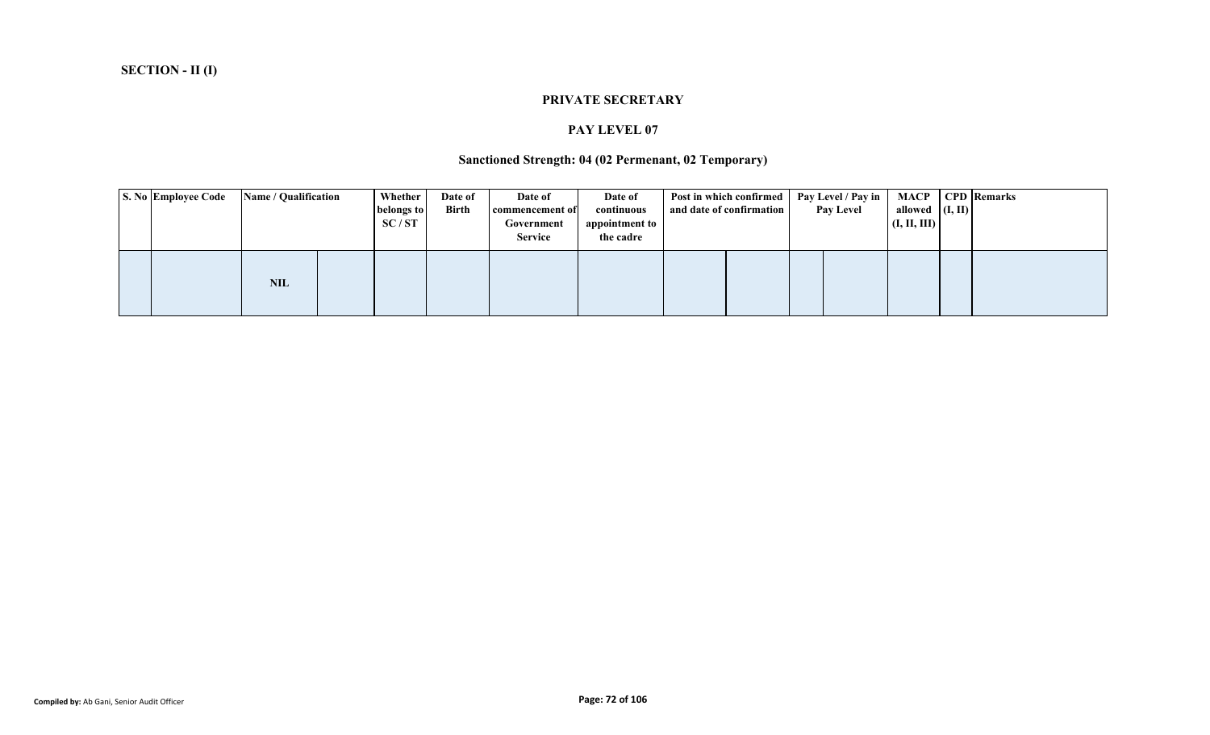**SECTION - II (I)**

### PRIVATE SECRETARY

### PAY LEVEL 07

### Sanctioned Strength: 04 (02 Permenant, 02 Temporary)

| S. No | Employee Code | Name / Qualification | | Whether belongs to SC / ST | Date of Birth | Date of commencement of Government Service | Date of continuous appointment to the cadre | Post in which confirmed and date of confirmation | | Pay Level / Pay in Pay Level | | MACP allowed (I, II, III) | CPD (I, II) | Remarks |
|---|---|---|---|---|---|---|---|---|---|---|---|---|---|---|
| | | NIL | | | | | | | | | | | | |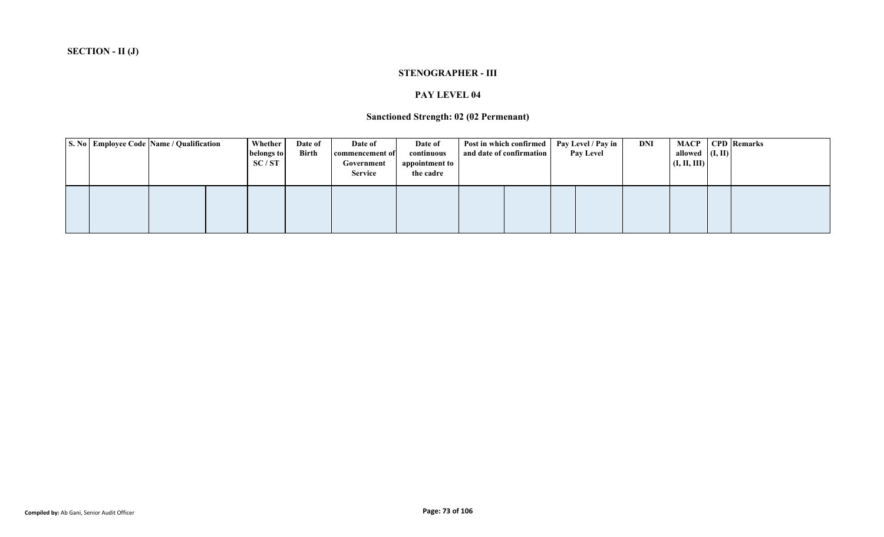**SECTION - II (J)**

### STENOGRAPHER - III

### PAY LEVEL 04

### Sanctioned Strength: 02 (02 Permenant)

| S. No | Employee Code | Name / Qualification | | Whether belongs to SC / ST | Date of Birth | Date of commencement of Government Service | Date of continuous appointment to the cadre | Post in which confirmed and date of confirmation | | Pay Level / Pay in Pay Level | | DNI | MACP allowed (I, II, III) | CPD (I, II) | Remarks |
|---|---|---|---|---|---|---|---|---|---|---|---|---|---|---|---|
| | | | | | | | | | | | | | | | |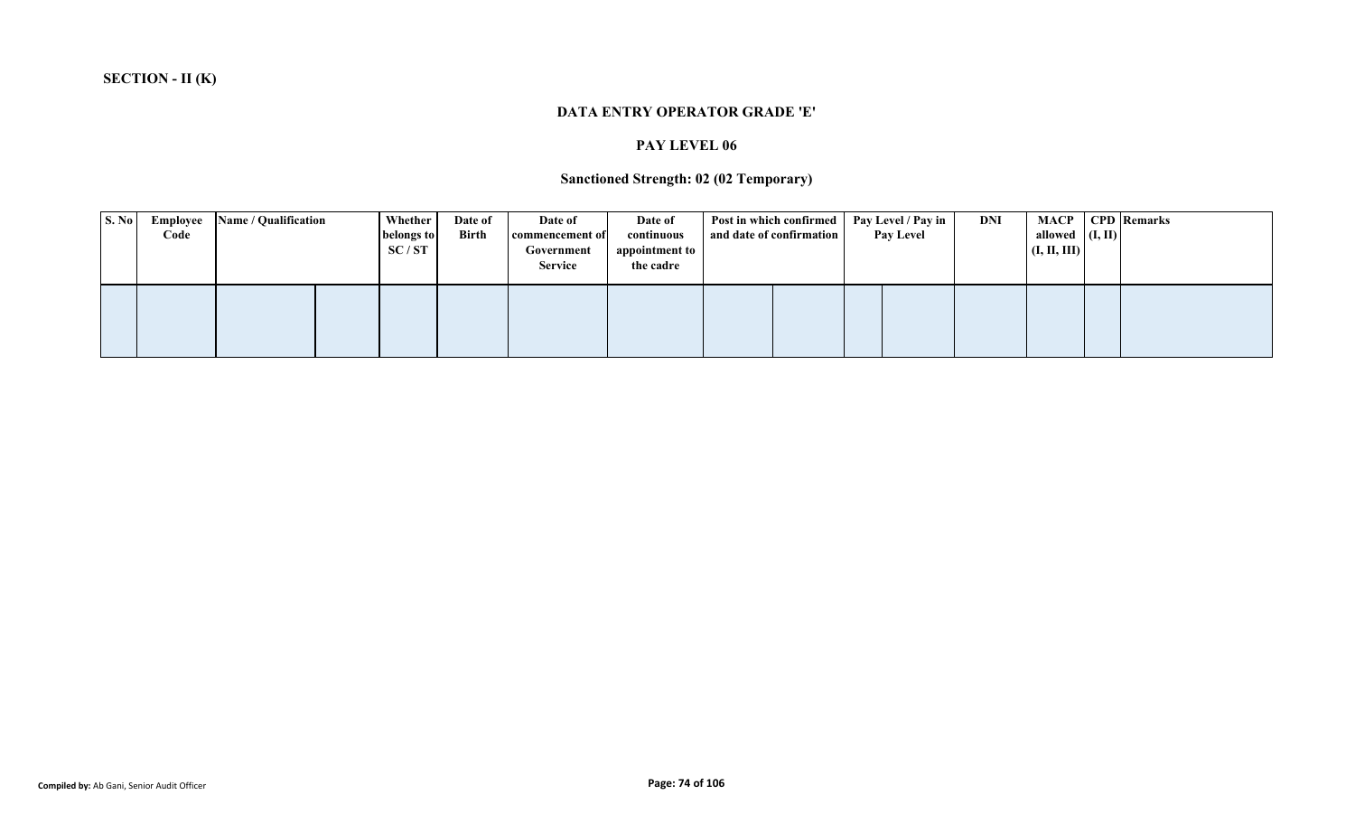**SECTION - II (K)**

## DATA ENTRY OPERATOR GRADE 'E'

### PAY LEVEL 06

### Sanctioned Strength: 02 (02 Temporary)

| S. No | Employee Code | Name / Qualification | | Whether belongs to SC / ST | Date of Birth | Date of commencement of Government Service | Date of continuous appointment to the cadre | Post in which confirmed and date of confirmation | | Pay Level / Pay in Pay Level | | DNI | MACP allowed (I, II, III) | CPD (I, II) | Remarks |
|---|---|---|---|---|---|---|---|---|---|---|---|---|---|---|---|
| | | | | | | | | | | | | | | | |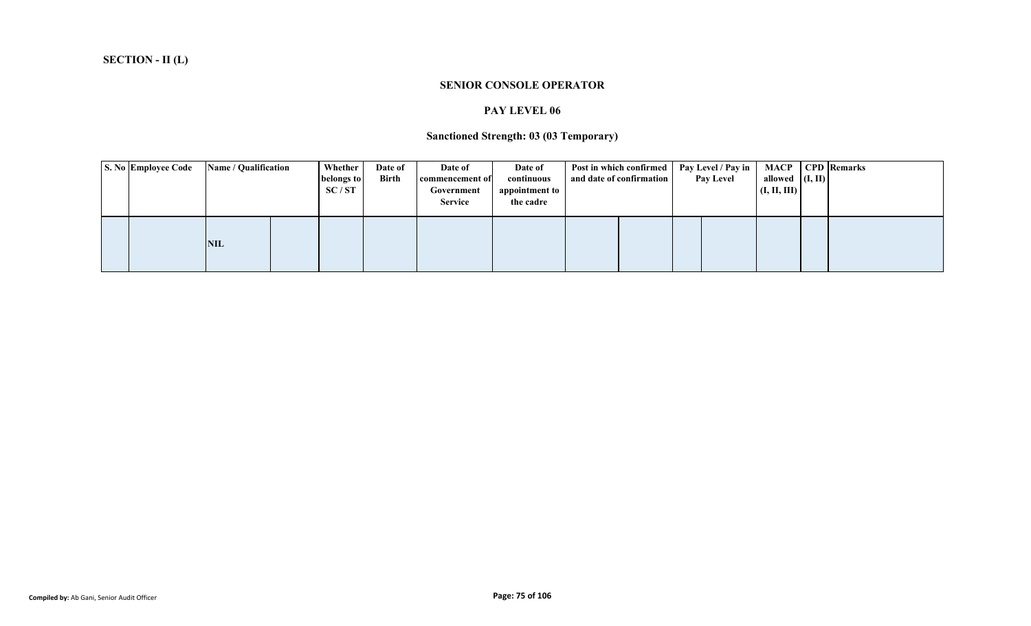**SECTION - II (L)**

**SENIOR CONSOLE OPERATOR**

**PAY LEVEL 06**

**Sanctioned Strength: 03 (03 Temporary)**

| S. No | Employee Code | Name / Qualification | | Whether belongs to SC / ST | Date of Birth | Date of commencement of Government Service | Date of continuous appointment to the cadre | Post in which confirmed and date of confirmation | | Pay Level / Pay in Pay Level | | MACP allowed (I, II, III) | CPD (I, II) | Remarks |
|---|---|---|---|---|---|---|---|---|---|---|---|---|---|---|
| | | NIL | | | | | | | | | | | | |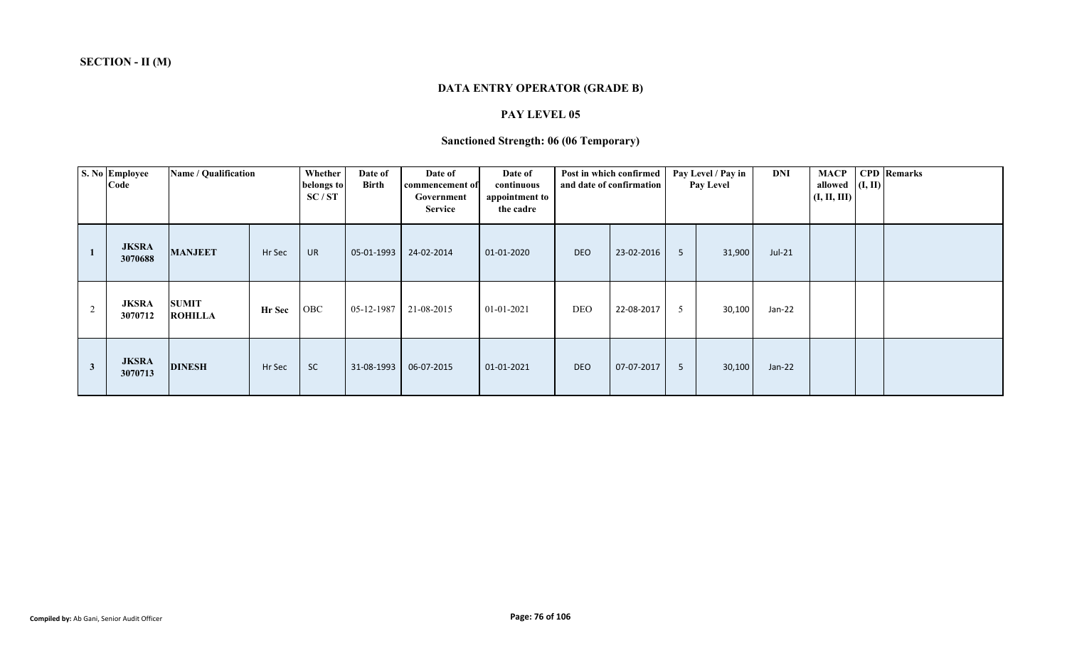**SECTION - II (M)**

## DATA ENTRY OPERATOR (GRADE B)

### PAY LEVEL 05

### Sanctioned Strength: 06 (06 Temporary)

| S. No | Employee Code | Name / Qualification | | Whether belongs to SC / ST | Date of Birth | Date of commencement of Government Service | Date of continuous appointment to the cadre | Post in which confirmed and date of confirmation | | Pay Level / Pay in Pay Level | | DNI | MACP allowed (I, II, III) | CPD (I, II) | Remarks |
|---|---|---|---|---|---|---|---|---|---|---|---|---|---|---|---|
| 1 | JKSRA 3070688 | MANJEET | Hr Sec | UR | 05-01-1993 | 24-02-2014 | 01-01-2020 | DEO | 23-02-2016 | 5 | 31,900 | Jul-21 | | | |
| 2 | JKSRA 3070712 | SUMIT ROHILLA | Hr Sec | OBC | 05-12-1987 | 21-08-2015 | 01-01-2021 | DEO | 22-08-2017 | 5 | 30,100 | Jan-22 | | | |
| 3 | JKSRA 3070713 | DINESH | Hr Sec | SC | 31-08-1993 | 06-07-2015 | 01-01-2021 | DEO | 07-07-2017 | 5 | 30,100 | Jan-22 | | | |

**Compiled by:** Ab Gani, Senior Audit Officer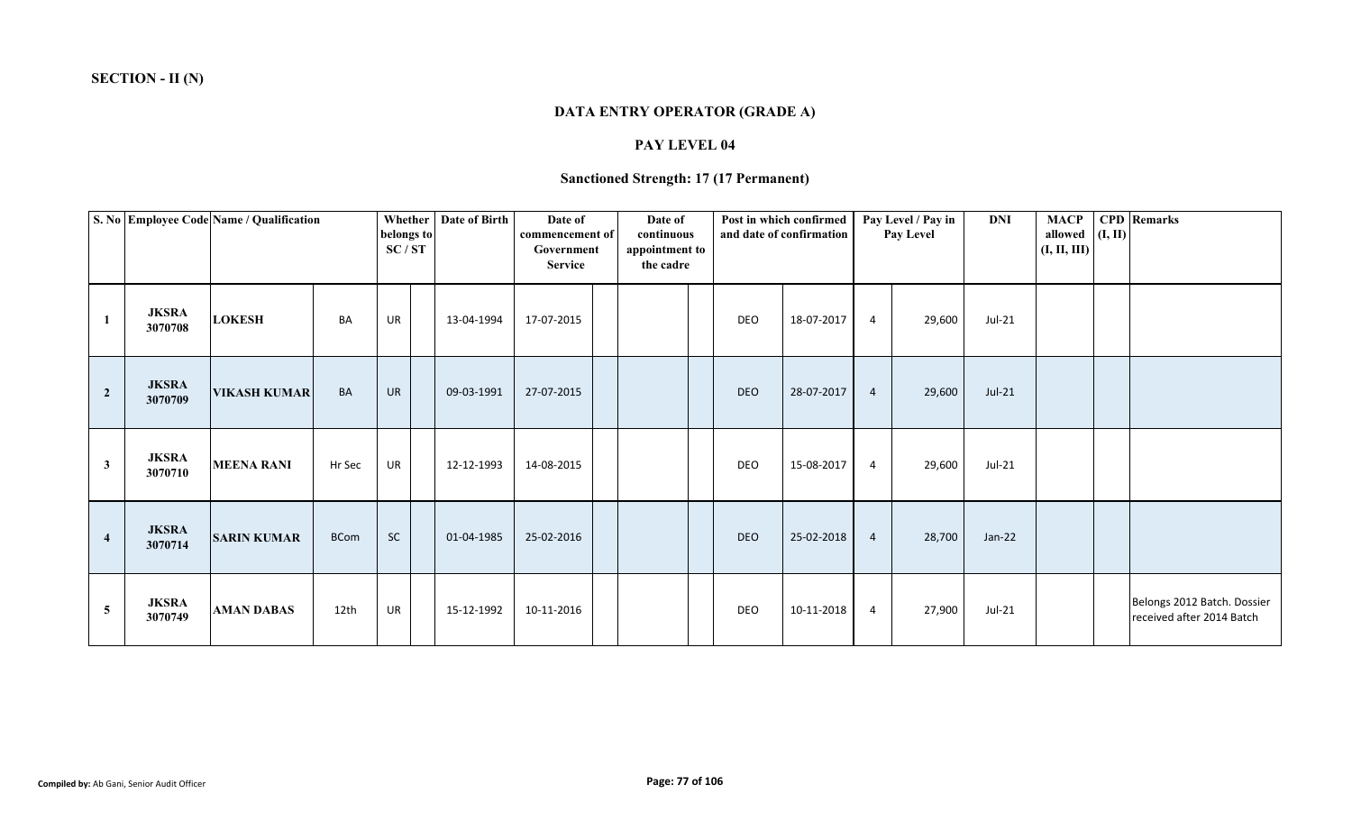**SECTION - II (N)**

## DATA ENTRY OPERATOR (GRADE A)

### PAY LEVEL 04

### Sanctioned Strength: 17 (17 Permanent)

| S. No | Employee Code | Name / Qualification | | Whether belongs to SC / ST | | Date of Birth | Date of commencement of Government Service | | Date of continuous appointment to the cadre | | Post in which confirmed and date of confirmation | | Pay Level / Pay in Pay Level | | DNI | MACP allowed (I, II, III) | CPD (I, II) | Remarks |
|---|---|---|---|---|---|---|---|---|---|---|---|---|---|---|---|---|---|---|
| 1 | JKSRA 3070708 | LOKESH | BA | UR | | 13-04-1994 | 17-07-2015 | | | | DEO | 18-07-2017 | 4 | 29,600 | Jul-21 | | | |
| 2 | JKSRA 3070709 | VIKASH KUMAR | BA | UR | | 09-03-1991 | 27-07-2015 | | | | DEO | 28-07-2017 | 4 | 29,600 | Jul-21 | | | |
| 3 | JKSRA 3070710 | MEENA RANI | Hr Sec | UR | | 12-12-1993 | 14-08-2015 | | | | DEO | 15-08-2017 | 4 | 29,600 | Jul-21 | | | |
| 4 | JKSRA 3070714 | SARIN KUMAR | BCom | SC | | 01-04-1985 | 25-02-2016 | | | | DEO | 25-02-2018 | 4 | 28,700 | Jan-22 | | | |
| 5 | JKSRA 3070749 | AMAN DABAS | 12th | UR | | 15-12-1992 | 10-11-2016 | | | | DEO | 10-11-2018 | 4 | 27,900 | Jul-21 | | | Belongs 2012 Batch. Dossier received after 2014 Batch |

**Compiled by:** Ab Gani, Senior Audit Officer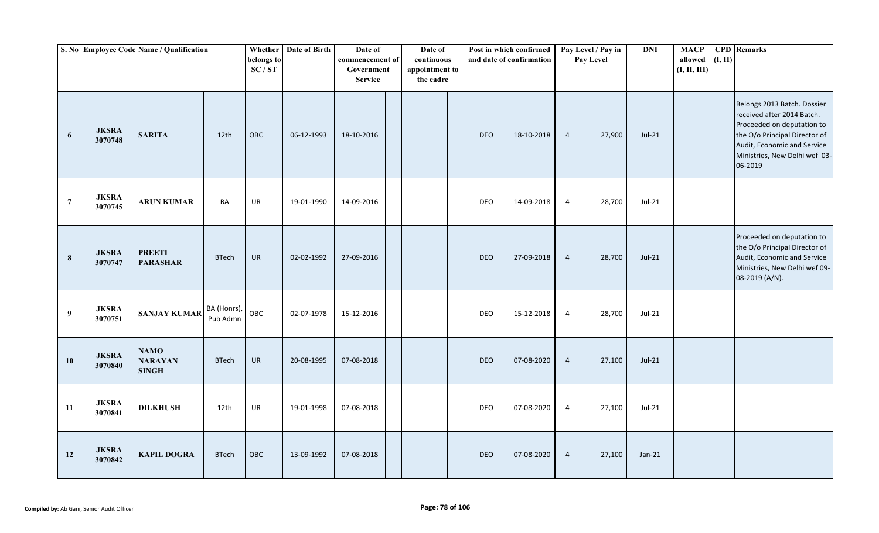| S. No | Employee Code | Name / Qualification | | Whether belongs to SC / ST | | Date of Birth | Date of commencement of Government Service | | Date of continuous appointment to the cadre | | Post in which confirmed and date of confirmation | | Pay Level / Pay in Pay Level | | DNI | MACP allowed (I, II, III) | CPD (I, II) | Remarks |
|---|---|---|---|---|---|---|---|---|---|---|---|---|---|---|---|---|---|---|
| 6 | JKSRA 3070748 | SARITA | 12th | OBC | | 06-12-1993 | 18-10-2016 | | | | DEO | 18-10-2018 | 4 | 27,900 | Jul-21 | | | Belongs 2013 Batch. Dossier received after 2014 Batch. Proceeded on deputation to the O/o Principal Director of Audit, Economic and Service Ministries, New Delhi wef 03-06-2019 |
| 7 | JKSRA 3070745 | ARUN KUMAR | BA | UR | | 19-01-1990 | 14-09-2016 | | | | DEO | 14-09-2018 | 4 | 28,700 | Jul-21 | | | |
| 8 | JKSRA 3070747 | PREETI PARASHAR | BTech | UR | | 02-02-1992 | 27-09-2016 | | | | DEO | 27-09-2018 | 4 | 28,700 | Jul-21 | | | Proceeded on deputation to the O/o Principal Director of Audit, Economic and Service Ministries, New Delhi wef 09-08-2019 (A/N). |
| 9 | JKSRA 3070751 | SANJAY KUMAR | BA (Honrs), Pub Admn | OBC | | 02-07-1978 | 15-12-2016 | | | | DEO | 15-12-2018 | 4 | 28,700 | Jul-21 | | | |
| 10 | JKSRA 3070840 | NAMO NARAYAN SINGH | BTech | UR | | 20-08-1995 | 07-08-2018 | | | | DEO | 07-08-2020 | 4 | 27,100 | Jul-21 | | | |
| 11 | JKSRA 3070841 | DILKHUSH | 12th | UR | | 19-01-1998 | 07-08-2018 | | | | DEO | 07-08-2020 | 4 | 27,100 | Jul-21 | | | |
| 12 | JKSRA 3070842 | KAPIL DOGRA | BTech | OBC | | 13-09-1992 | 07-08-2018 | | | | DEO | 07-08-2020 | 4 | 27,100 | Jan-21 | | | |

**Compiled by:** Ab Gani, Senior Audit Officer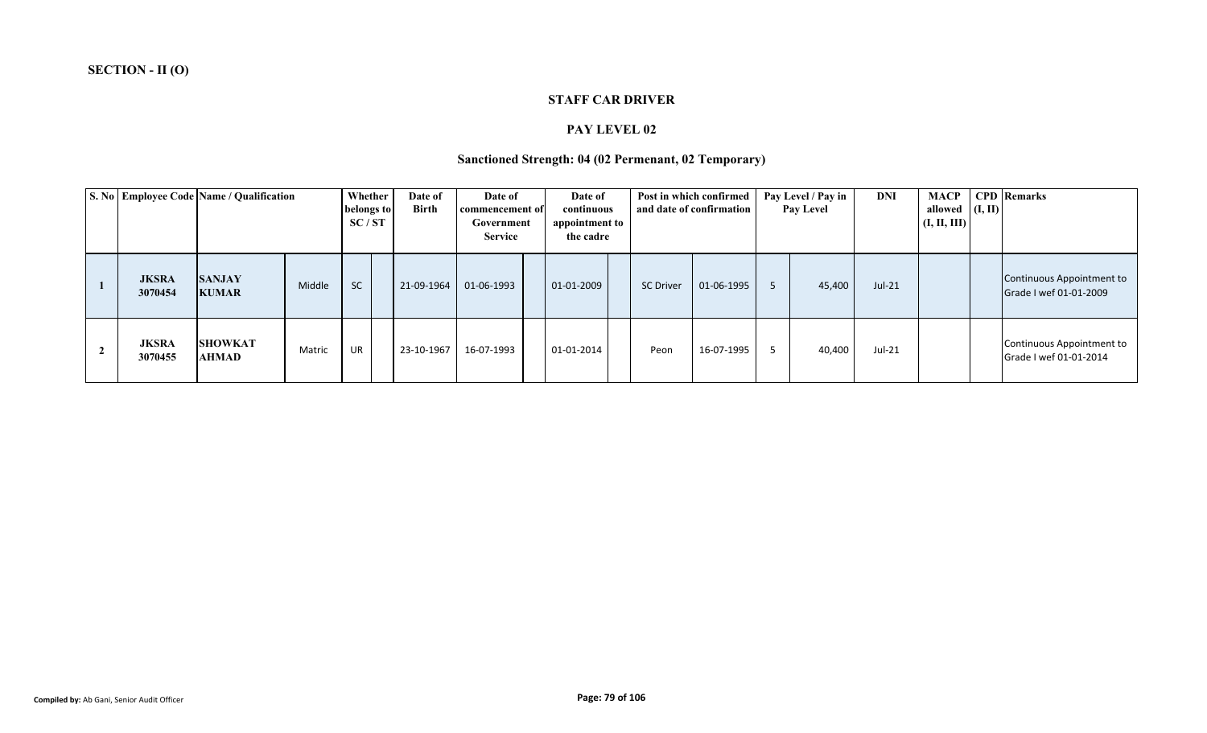**SECTION - II (O)**

### STAFF CAR DRIVER

### PAY LEVEL 02

### Sanctioned Strength: 04 (02 Permenant, 02 Temporary)

| S. No | Employee Code | Name / Qualification | | Whether belongs to SC / ST | | Date of Birth | Date of commencement of Government Service | | Date of continuous appointment to the cadre | | Post in which confirmed and date of confirmation | | Pay Level / Pay in Pay Level | | DNI | MACP allowed (I, II, III) | CPD (I, II) | Remarks |
|---|---|---|---|---|---|---|---|---|---|---|---|---|---|---|---|---|---|---|
| 1 | JKSRA 3070454 | SANJAY KUMAR | Middle | SC | | 21-09-1964 | 01-06-1993 | | 01-01-2009 | | SC Driver | 01-06-1995 | 5 | 45,400 | Jul-21 | | | Continuous Appointment to Grade I wef 01-01-2009 |
| 2 | JKSRA 3070455 | SHOWKAT AHMAD | Matric | UR | | 23-10-1967 | 16-07-1993 | | 01-01-2014 | | Peon | 16-07-1995 | 5 | 40,400 | Jul-21 | | | Continuous Appointment to Grade I wef 01-01-2014 |

Compiled by: Ab Gani, Senior Audit Officer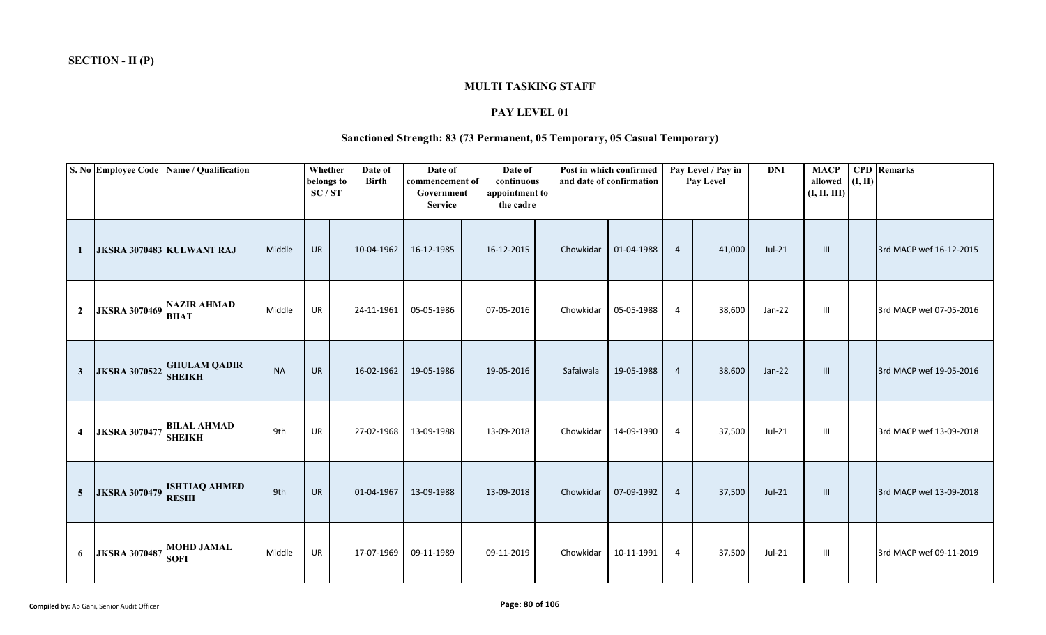**SECTION - II (P)**

**MULTI TASKING STAFF**

**PAY LEVEL 01**

**Sanctioned Strength: 83 (73 Permanent, 05 Temporary, 05 Casual Temporary)**

| S. No | Employee Code | Name / Qualification | | Whether belongs to SC / ST | | Date of Birth | Date of commencement of Government Service | | Date of continuous appointment to the cadre | | Post in which confirmed and date of confirmation | | Pay Level / Pay in Pay Level | | DNI | MACP allowed (I, II, III) | CPD (I, II) | Remarks |
|---|---|---|---|---|---|---|---|---|---|---|---|---|---|---|---|---|---|---|
| 1 | JKSRA 3070483 | KULWANT RAJ | Middle | UR | | 10-04-1962 | 16-12-1985 | | 16-12-2015 | | Chowkidar | 01-04-1988 | 4 | 41,000 | Jul-21 | III | | 3rd MACP wef 16-12-2015 |
| 2 | JKSRA 3070469 | NAZIR AHMAD BHAT | Middle | UR | | 24-11-1961 | 05-05-1986 | | 07-05-2016 | | Chowkidar | 05-05-1988 | 4 | 38,600 | Jan-22 | III | | 3rd MACP wef 07-05-2016 |
| 3 | JKSRA 3070522 | GHULAM QADIR SHEIKH | NA | UR | | 16-02-1962 | 19-05-1986 | | 19-05-2016 | | Safaiwala | 19-05-1988 | 4 | 38,600 | Jan-22 | III | | 3rd MACP wef 19-05-2016 |
| 4 | JKSRA 3070477 | BILAL AHMAD SHEIKH | 9th | UR | | 27-02-1968 | 13-09-1988 | | 13-09-2018 | | Chowkidar | 14-09-1990 | 4 | 37,500 | Jul-21 | III | | 3rd MACP wef 13-09-2018 |
| 5 | JKSRA 3070479 | ISHTIAQ AHMED RESHI | 9th | UR | | 01-04-1967 | 13-09-1988 | | 13-09-2018 | | Chowkidar | 07-09-1992 | 4 | 37,500 | Jul-21 | III | | 3rd MACP wef 13-09-2018 |
| 6 | JKSRA 3070487 | MOHD JAMAL SOFI | Middle | UR | | 17-07-1969 | 09-11-1989 | | 09-11-2019 | | Chowkidar | 10-11-1991 | 4 | 37,500 | Jul-21 | III | | 3rd MACP wef 09-11-2019 |

**Compiled by:** Ab Gani, Senior Audit Officer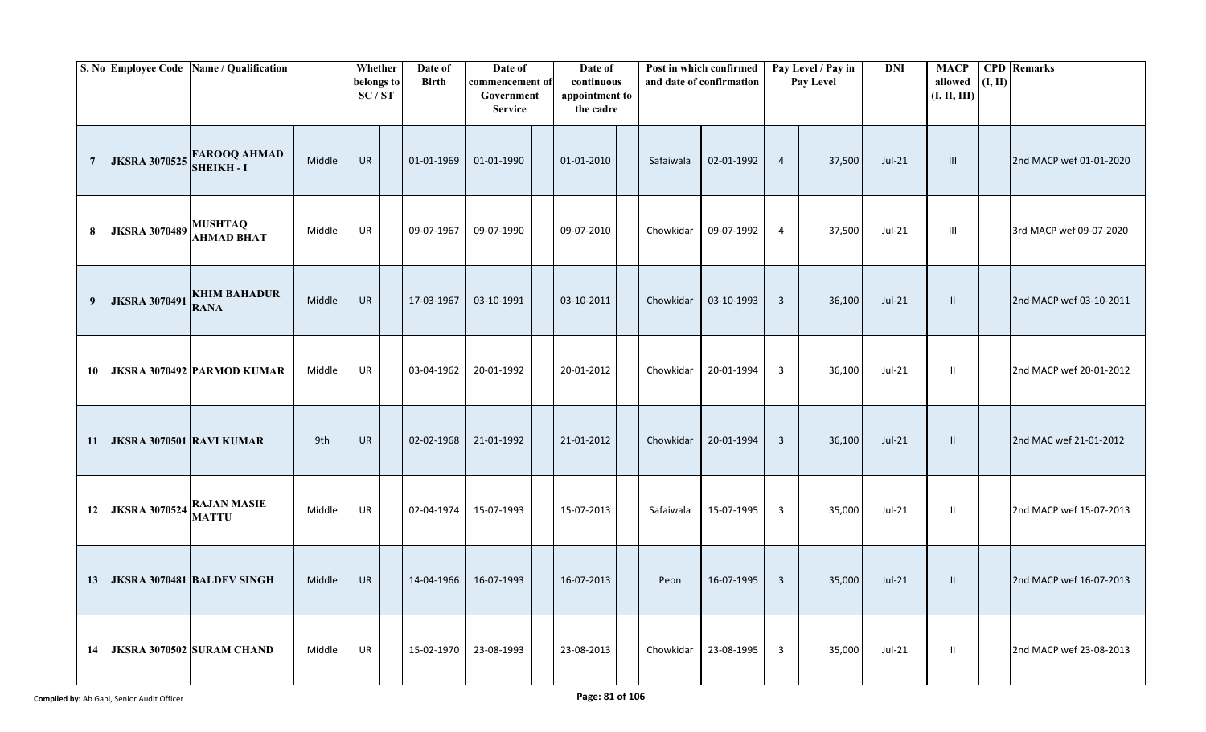| S. No | Employee Code | Name / Qualification | | Whether belongs to SC / ST | | Date of Birth | Date of commencement of Government Service | | Date of continuous appointment to the cadre | | Post in which confirmed and date of confirmation | | Pay Level / Pay in Pay Level | | DNI | MACP allowed (I, II, III) | CPD (I, II) | Remarks |
|---|---|---|---|---|---|---|---|---|---|---|---|---|---|---|---|---|---|---|
| 7 | JKSRA 3070525 | FAROOQ AHMAD SHEIKH - I | Middle | UR | | 01-01-1969 | 01-01-1990 | | 01-01-2010 | | Safaiwala | 02-01-1992 | 4 | 37,500 | Jul-21 | III | | 2nd MACP wef 01-01-2020 |
| 8 | JKSRA 3070489 | MUSHTAQ AHMAD BHAT | Middle | UR | | 09-07-1967 | 09-07-1990 | | 09-07-2010 | | Chowkidar | 09-07-1992 | 4 | 37,500 | Jul-21 | III | | 3rd MACP wef 09-07-2020 |
| 9 | JKSRA 3070491 | KHIM BAHADUR RANA | Middle | UR | | 17-03-1967 | 03-10-1991 | | 03-10-2011 | | Chowkidar | 03-10-1993 | 3 | 36,100 | Jul-21 | II | | 2nd MACP wef 03-10-2011 |
| 10 | JKSRA 3070492 | PARMOD KUMAR | Middle | UR | | 03-04-1962 | 20-01-1992 | | 20-01-2012 | | Chowkidar | 20-01-1994 | 3 | 36,100 | Jul-21 | II | | 2nd MACP wef 20-01-2012 |
| 11 | JKSRA 3070501 | RAVI KUMAR | 9th | UR | | 02-02-1968 | 21-01-1992 | | 21-01-2012 | | Chowkidar | 20-01-1994 | 3 | 36,100 | Jul-21 | II | | 2nd MAC wef 21-01-2012 |
| 12 | JKSRA 3070524 | RAJAN MASIE MATTU | Middle | UR | | 02-04-1974 | 15-07-1993 | | 15-07-2013 | | Safaiwala | 15-07-1995 | 3 | 35,000 | Jul-21 | II | | 2nd MACP wef 15-07-2013 |
| 13 | JKSRA 3070481 | BALDEV SINGH | Middle | UR | | 14-04-1966 | 16-07-1993 | | 16-07-2013 | | Peon | 16-07-1995 | 3 | 35,000 | Jul-21 | II | | 2nd MACP wef 16-07-2013 |
| 14 | JKSRA 3070502 | SURAM CHAND | Middle | UR | | 15-02-1970 | 23-08-1993 | | 23-08-2013 | | Chowkidar | 23-08-1995 | 3 | 35,000 | Jul-21 | II | | 2nd MACP wef 23-08-2013 |

**Compiled by:** Ab Gani, Senior Audit Officer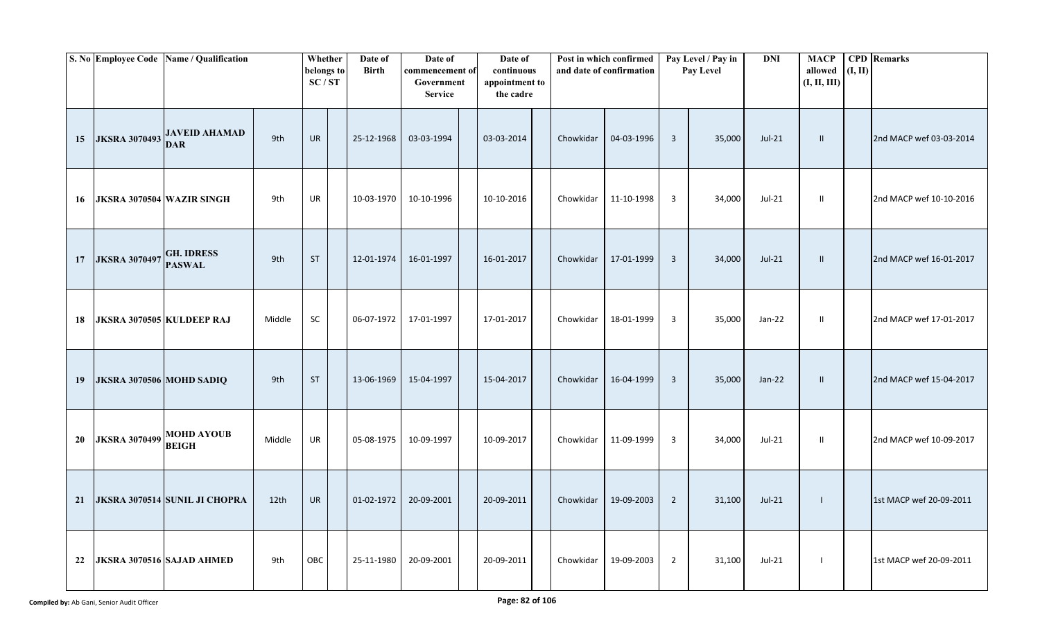| S. No | Employee Code | Name / Qualification | | Whether belongs to SC / ST | | Date of Birth | Date of commencement of Government Service | | Date of continuous appointment to the cadre | | Post in which confirmed and date of confirmation | | Pay Level / Pay in Pay Level | | DNI | MACP allowed (I, II, III) | CPD (I, II) | Remarks |
|---|---|---|---|---|---|---|---|---|---|---|---|---|---|---|---|---|---|---|
| 15 | JKSRA 3070493 | JAVEID AHAMAD DAR | 9th | UR | | 25-12-1968 | 03-03-1994 | | 03-03-2014 | | Chowkidar | 04-03-1996 | 3 | 35,000 | Jul-21 | II | | 2nd MACP wef 03-03-2014 |
| 16 | JKSRA 3070504 | WAZIR SINGH | 9th | UR | | 10-03-1970 | 10-10-1996 | | 10-10-2016 | | Chowkidar | 11-10-1998 | 3 | 34,000 | Jul-21 | II | | 2nd MACP wef 10-10-2016 |
| 17 | JKSRA 3070497 | GH. IDRESS PASWAL | 9th | ST | | 12-01-1974 | 16-01-1997 | | 16-01-2017 | | Chowkidar | 17-01-1999 | 3 | 34,000 | Jul-21 | II | | 2nd MACP wef 16-01-2017 |
| 18 | JKSRA 3070505 | KULDEEP RAJ | Middle | SC | | 06-07-1972 | 17-01-1997 | | 17-01-2017 | | Chowkidar | 18-01-1999 | 3 | 35,000 | Jan-22 | II | | 2nd MACP wef 17-01-2017 |
| 19 | JKSRA 3070506 | MOHD SADIQ | 9th | ST | | 13-06-1969 | 15-04-1997 | | 15-04-2017 | | Chowkidar | 16-04-1999 | 3 | 35,000 | Jan-22 | II | | 2nd MACP wef 15-04-2017 |
| 20 | JKSRA 3070499 | MOHD AYOUB BEIGH | Middle | UR | | 05-08-1975 | 10-09-1997 | | 10-09-2017 | | Chowkidar | 11-09-1999 | 3 | 34,000 | Jul-21 | II | | 2nd MACP wef 10-09-2017 |
| 21 | JKSRA 3070514 | SUNIL JI CHOPRA | 12th | UR | | 01-02-1972 | 20-09-2001 | | 20-09-2011 | | Chowkidar | 19-09-2003 | 2 | 31,100 | Jul-21 | I | | 1st MACP wef 20-09-2011 |
| 22 | JKSRA 3070516 | SAJAD AHMED | 9th | OBC | | 25-11-1980 | 20-09-2001 | | 20-09-2011 | | Chowkidar | 19-09-2003 | 2 | 31,100 | Jul-21 | I | | 1st MACP wef 20-09-2011 |

**Compiled by:** Ab Gani, Senior Audit Officer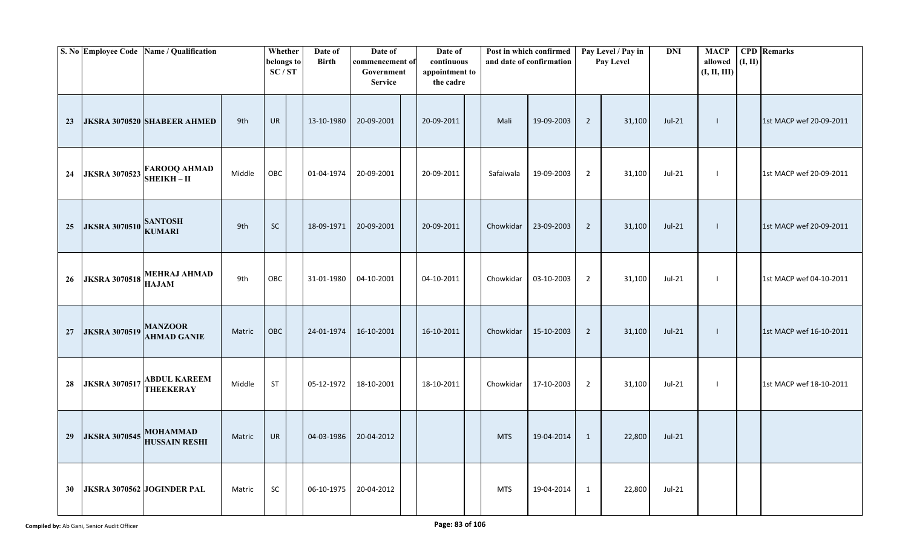| S. No | Employee Code | Name / Qualification | | Whether belongs to SC / ST | | Date of Birth | Date of commencement of Government Service | | Date of continuous appointment to the cadre | | Post in which confirmed and date of confirmation | | Pay Level / Pay in Pay Level | | DNI | MACP allowed (I, II, III) | CPD (I, II) | Remarks |
|---|---|---|---|---|---|---|---|---|---|---|---|---|---|---|---|---|---|---|
| 23 | JKSRA 3070520 | SHABEER AHMED | 9th | UR | | 13-10-1980 | 20-09-2001 | | 20-09-2011 | | Mali | 19-09-2003 | 2 | 31,100 | Jul-21 | I | | 1st MACP wef 20-09-2011 |
| 24 | JKSRA 3070523 | FAROOQ AHMAD SHEIKH – II | Middle | OBC | | 01-04-1974 | 20-09-2001 | | 20-09-2011 | | Safaiwala | 19-09-2003 | 2 | 31,100 | Jul-21 | I | | 1st MACP wef 20-09-2011 |
| 25 | JKSRA 3070510 | SANTOSH KUMARI | 9th | SC | | 18-09-1971 | 20-09-2001 | | 20-09-2011 | | Chowkidar | 23-09-2003 | 2 | 31,100 | Jul-21 | I | | 1st MACP wef 20-09-2011 |
| 26 | JKSRA 3070518 | MEHRAJ AHMAD HAJAM | 9th | OBC | | 31-01-1980 | 04-10-2001 | | 04-10-2011 | | Chowkidar | 03-10-2003 | 2 | 31,100 | Jul-21 | I | | 1st MACP wef 04-10-2011 |
| 27 | JKSRA 3070519 | MANZOOR AHMAD GANIE | Matric | OBC | | 24-01-1974 | 16-10-2001 | | 16-10-2011 | | Chowkidar | 15-10-2003 | 2 | 31,100 | Jul-21 | I | | 1st MACP wef 16-10-2011 |
| 28 | JKSRA 3070517 | ABDUL KAREEM THEEKERAY | Middle | ST | | 05-12-1972 | 18-10-2001 | | 18-10-2011 | | Chowkidar | 17-10-2003 | 2 | 31,100 | Jul-21 | I | | 1st MACP wef 18-10-2011 |
| 29 | JKSRA 3070545 | MOHAMMAD HUSSAIN RESHI | Matric | UR | | 04-03-1986 | 20-04-2012 | | | | MTS | 19-04-2014 | 1 | 22,800 | Jul-21 | | | |
| 30 | JKSRA 3070562 | JOGINDER PAL | Matric | SC | | 06-10-1975 | 20-04-2012 | | | | MTS | 19-04-2014 | 1 | 22,800 | Jul-21 | | | |

**Compiled by:** Ab Gani, Senior Audit Officer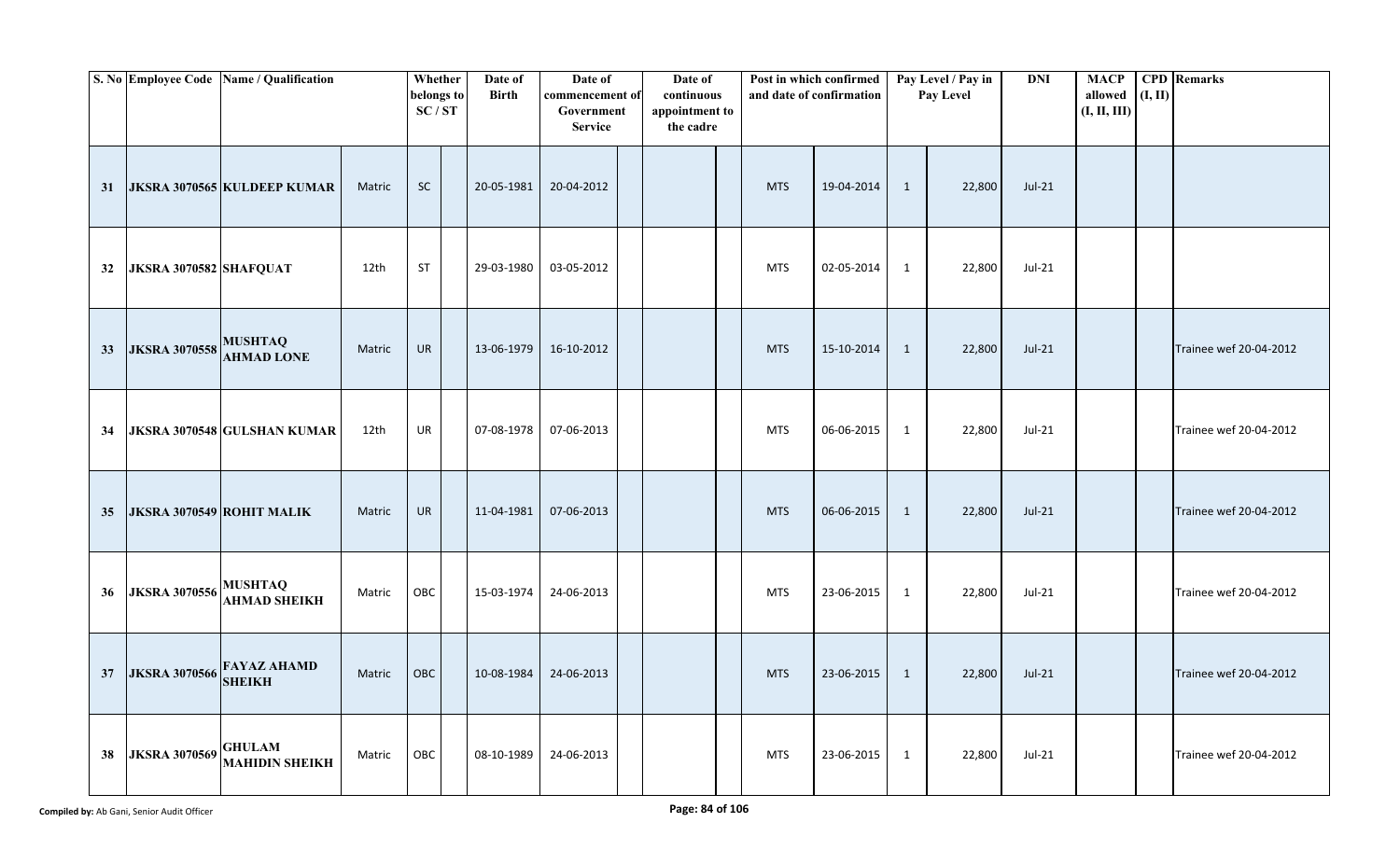| S. No | Employee Code | Name / Qualification | | Whether belongs to SC / ST | | Date of Birth | Date of commencement of Government Service | | Date of continuous appointment to the cadre | | Post in which confirmed and date of confirmation | | Pay Level / Pay in Pay Level | | DNI | MACP allowed (I, II, III) | CPD (I, II) | Remarks |
|---|---|---|---|---|---|---|---|---|---|---|---|---|---|---|---|---|---|---|
| 31 | JKSRA 3070565 | KULDEEP KUMAR | Matric | SC | | 20-05-1981 | 20-04-2012 | | | | MTS | 19-04-2014 | 1 | 22,800 | Jul-21 | | | |
| 32 | JKSRA 3070582 | SHAFQUAT | 12th | ST | | 29-03-1980 | 03-05-2012 | | | | MTS | 02-05-2014 | 1 | 22,800 | Jul-21 | | | |
| 33 | JKSRA 3070558 | MUSHTAQ AHMAD LONE | Matric | UR | | 13-06-1979 | 16-10-2012 | | | | MTS | 15-10-2014 | 1 | 22,800 | Jul-21 | | | Trainee wef 20-04-2012 |
| 34 | JKSRA 3070548 | GULSHAN KUMAR | 12th | UR | | 07-08-1978 | 07-06-2013 | | | | MTS | 06-06-2015 | 1 | 22,800 | Jul-21 | | | Trainee wef 20-04-2012 |
| 35 | JKSRA 3070549 | ROHIT MALIK | Matric | UR | | 11-04-1981 | 07-06-2013 | | | | MTS | 06-06-2015 | 1 | 22,800 | Jul-21 | | | Trainee wef 20-04-2012 |
| 36 | JKSRA 3070556 | MUSHTAQ AHMAD SHEIKH | Matric | OBC | | 15-03-1974 | 24-06-2013 | | | | MTS | 23-06-2015 | 1 | 22,800 | Jul-21 | | | Trainee wef 20-04-2012 |
| 37 | JKSRA 3070566 | FAYAZ AHAMD SHEIKH | Matric | OBC | | 10-08-1984 | 24-06-2013 | | | | MTS | 23-06-2015 | 1 | 22,800 | Jul-21 | | | Trainee wef 20-04-2012 |
| 38 | JKSRA 3070569 | GHULAM MAHIDIN SHEIKH | Matric | OBC | | 08-10-1989 | 24-06-2013 | | | | MTS | 23-06-2015 | 1 | 22,800 | Jul-21 | | | Trainee wef 20-04-2012 |

**Compiled by:** Ab Gani, Senior Audit Officer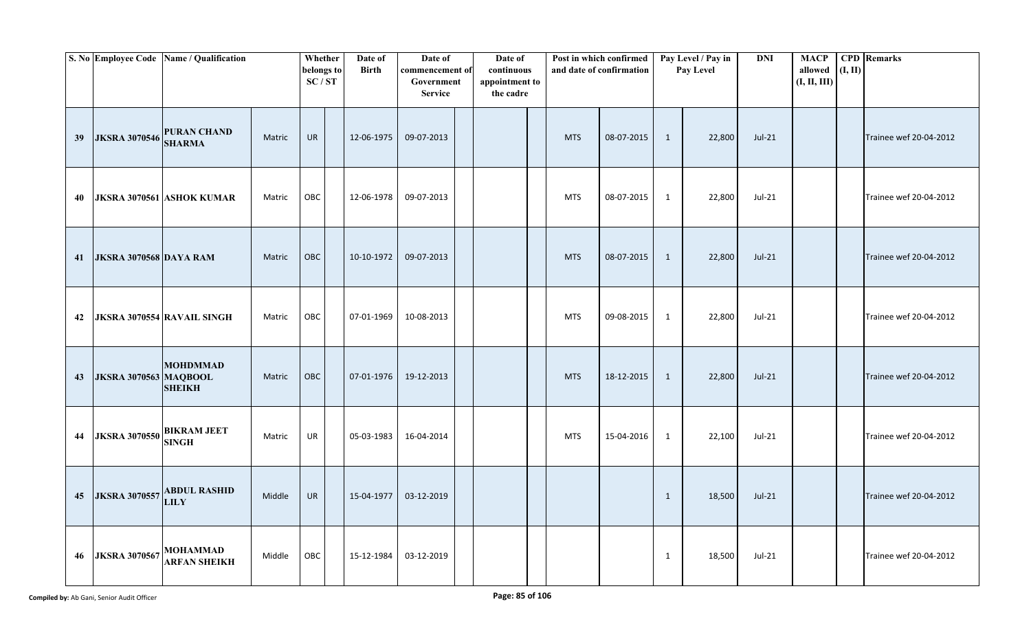| S. No | Employee Code | Name / Qualification | | Whether belongs to SC / ST | | Date of Birth | Date of commencement of Government Service | | Date of continuous appointment to the cadre | | Post in which confirmed and date of confirmation | | Pay Level / Pay in Pay Level | | DNI | MACP allowed (I, II, III) | CPD (I, II) | Remarks |
|---|---|---|---|---|---|---|---|---|---|---|---|---|---|---|---|---|---|---|
| 39 | JKSRA 3070546 | PURAN CHAND SHARMA | Matric | UR | | 12-06-1975 | 09-07-2013 | | | | MTS | 08-07-2015 | 1 | 22,800 | Jul-21 | | | Trainee wef 20-04-2012 |
| 40 | JKSRA 3070561 | ASHOK KUMAR | Matric | OBC | | 12-06-1978 | 09-07-2013 | | | | MTS | 08-07-2015 | 1 | 22,800 | Jul-21 | | | Trainee wef 20-04-2012 |
| 41 | JKSRA 3070568 | DAYA RAM | Matric | OBC | | 10-10-1972 | 09-07-2013 | | | | MTS | 08-07-2015 | 1 | 22,800 | Jul-21 | | | Trainee wef 20-04-2012 |
| 42 | JKSRA 3070554 | RAVAIL SINGH | Matric | OBC | | 07-01-1969 | 10-08-2013 | | | | MTS | 09-08-2015 | 1 | 22,800 | Jul-21 | | | Trainee wef 20-04-2012 |
| 43 | JKSRA 3070563 | MOHDMMAD MAQBOOL SHEIKH | Matric | OBC | | 07-01-1976 | 19-12-2013 | | | | MTS | 18-12-2015 | 1 | 22,800 | Jul-21 | | | Trainee wef 20-04-2012 |
| 44 | JKSRA 3070550 | BIKRAM JEET SINGH | Matric | UR | | 05-03-1983 | 16-04-2014 | | | | MTS | 15-04-2016 | 1 | 22,100 | Jul-21 | | | Trainee wef 20-04-2012 |
| 45 | JKSRA 3070557 | ABDUL RASHID LILY | Middle | UR | | 15-04-1977 | 03-12-2019 | | | | | | 1 | 18,500 | Jul-21 | | | Trainee wef 20-04-2012 |
| 46 | JKSRA 3070567 | MOHAMMAD ARFAN SHEIKH | Middle | OBC | | 15-12-1984 | 03-12-2019 | | | | | | 1 | 18,500 | Jul-21 | | | Trainee wef 20-04-2012 |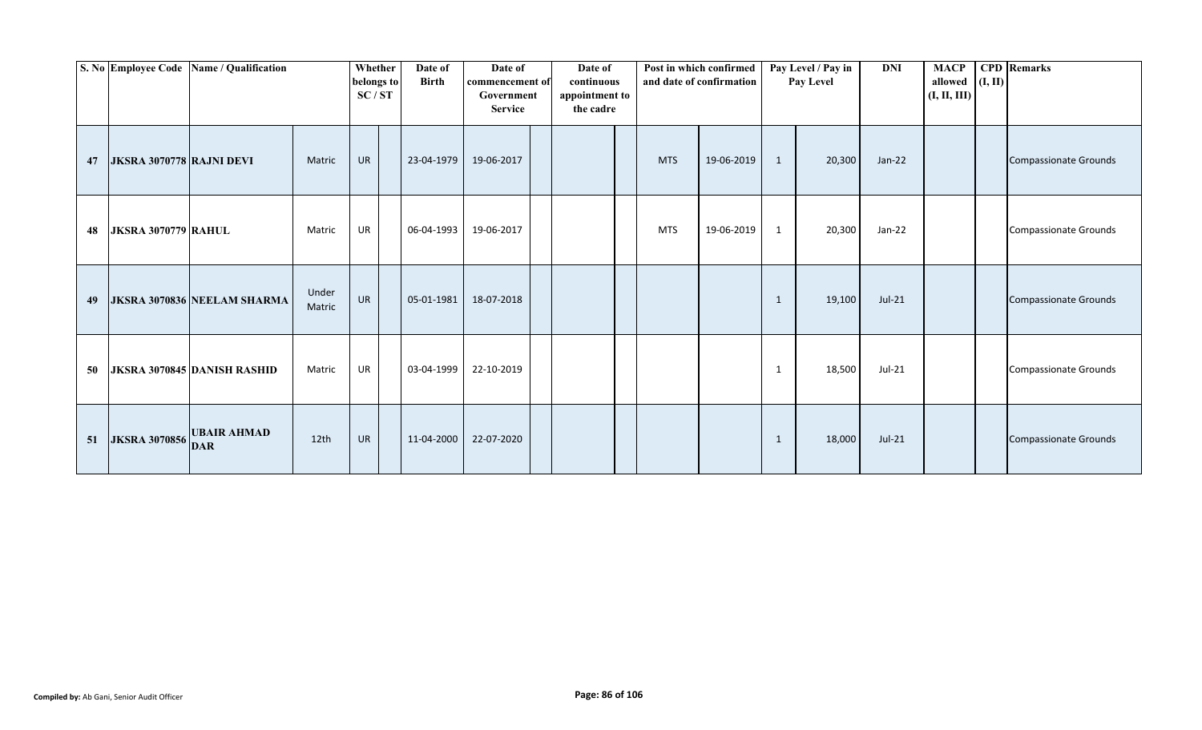| S. No | Employee Code | Name / Qualification | | Whether belongs to SC / ST | | Date of Birth | Date of commencement of Government Service | | Date of continuous appointment to the cadre | | Post in which confirmed and date of confirmation | | Pay Level / Pay in Pay Level | | DNI | MACP allowed (I, II, III) | CPD (I, II) | Remarks |
|---|---|---|---|---|---|---|---|---|---|---|---|---|---|---|---|---|---|---|
| 47 | JKSRA 3070778 | RAJNI DEVI | Matric | UR | | 23-04-1979 | 19-06-2017 | | | | MTS | 19-06-2019 | 1 | 20,300 | Jan-22 | | | Compassionate Grounds |
| 48 | JKSRA 3070779 | RAHUL | Matric | UR | | 06-04-1993 | 19-06-2017 | | | | MTS | 19-06-2019 | 1 | 20,300 | Jan-22 | | | Compassionate Grounds |
| 49 | JKSRA 3070836 | NEELAM SHARMA | Under Matric | UR | | 05-01-1981 | 18-07-2018 | | | | | | 1 | 19,100 | Jul-21 | | | Compassionate Grounds |
| 50 | JKSRA 3070845 | DANISH RASHID | Matric | UR | | 03-04-1999 | 22-10-2019 | | | | | | 1 | 18,500 | Jul-21 | | | Compassionate Grounds |
| 51 | JKSRA 3070856 | UBAIR AHMAD DAR | 12th | UR | | 11-04-2000 | 22-07-2020 | | | | | | 1 | 18,000 | Jul-21 | | | Compassionate Grounds |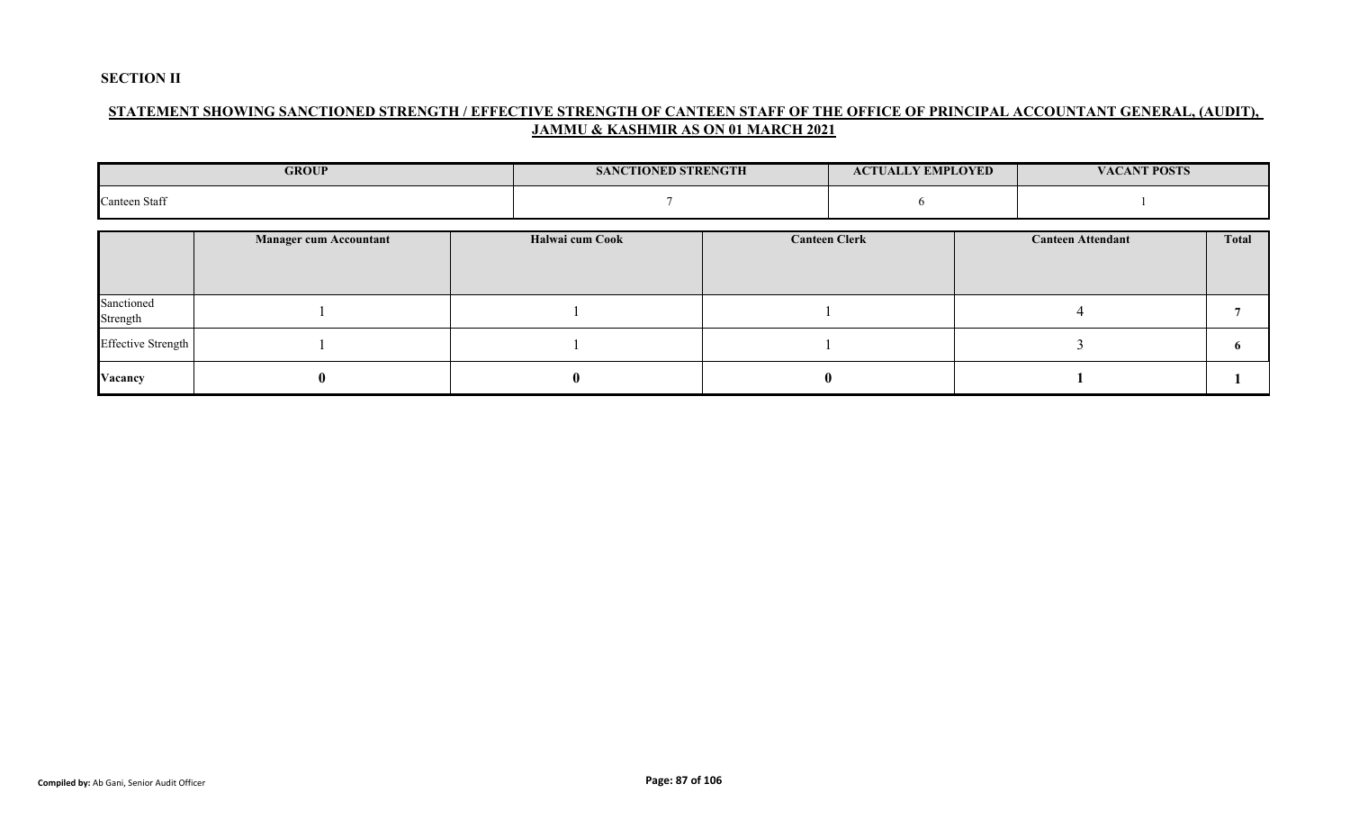**SECTION II**

## STATEMENT SHOWING SANCTIONED STRENGTH / EFFECTIVE STRENGTH OF CANTEEN STAFF OF THE OFFICE OF PRINCIPAL ACCOUNTANT GENERAL, (AUDIT), JAMMU & KASHMIR AS ON 01 MARCH 2021

| GROUP | SANCTIONED STRENGTH | ACTUALLY EMPLOYED | VACANT POSTS |
|---|---|---|---|
| Canteen Staff | 7 | 6 | 1 |

| | Manager cum Accountant | Halwai cum Cook | Canteen Clerk | Canteen Attendant | Total |
|---|---|---|---|---|---|
| Sanctioned Strength | 1 | 1 | 1 | 4 | **7** |
| Effective Strength | 1 | 1 | 1 | 3 | **6** |
| **Vacancy** | **0** | **0** | **0** | **1** | **1** |

**Compiled by:** Ab Gani, Senior Audit Officer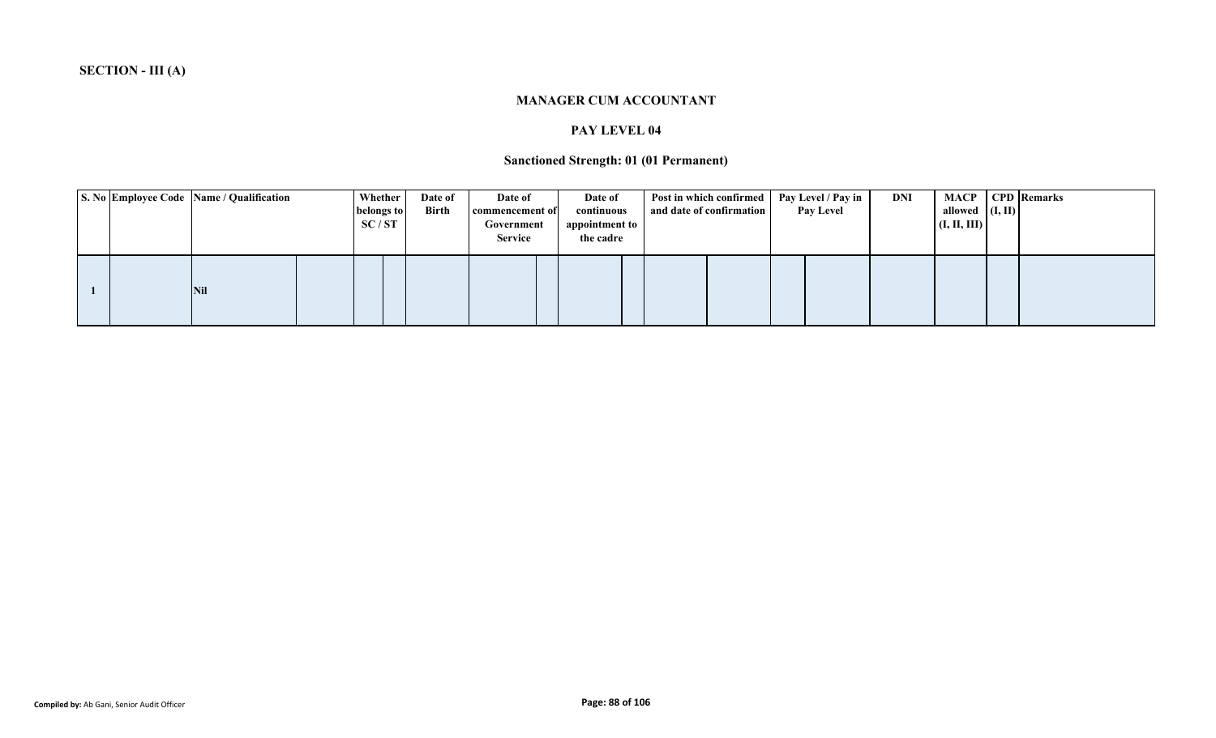**SECTION - III (A)**

### MANAGER CUM ACCOUNTANT

### PAY LEVEL 04

### Sanctioned Strength: 01 (01 Permanent)

| S. No | Employee Code | Name / Qualification | Whether belongs to SC / ST | Date of Birth | Date of commencement of Government Service | Date of continuous appointment to the cadre | Post in which confirmed and date of confirmation | Pay Level / Pay in Pay Level | DNI | MACP allowed (I, II, III) | CPD (I, II) | Remarks |
|---|---|---|---|---|---|---|---|---|---|---|---|---|
| 1 | | Nil | | | | | | | | | | |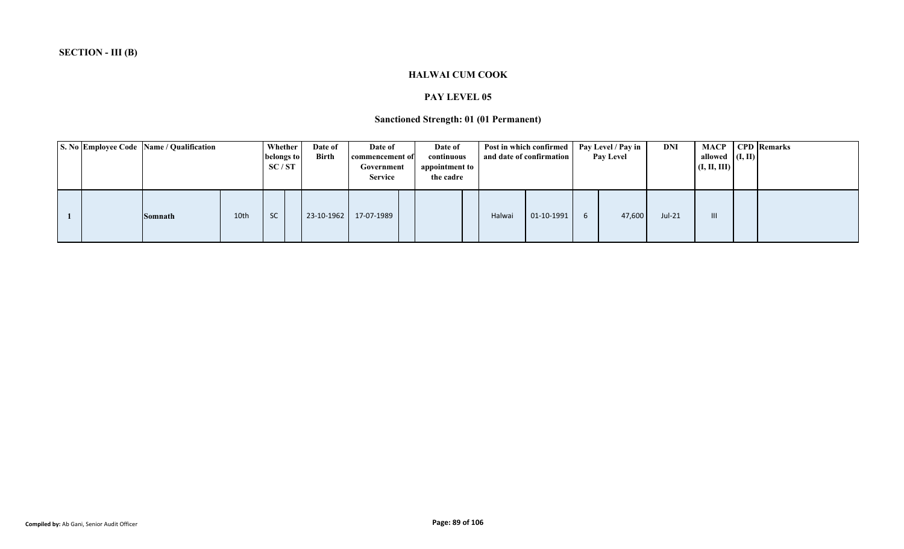**SECTION - III (B)**

### HALWAI CUM COOK

### PAY LEVEL 05

### Sanctioned Strength: 01 (01 Permanent)

| S. No | Employee Code | Name / Qualification | | Whether belongs to SC / ST | | Date of Birth | Date of commencement of Government Service | | Date of continuous appointment to the cadre | | Post in which confirmed and date of confirmation | | Pay Level / Pay in Pay Level | | DNI | MACP allowed (I, II, III) | CPD (I, II) | Remarks |
|---|---|---|---|---|---|---|---|---|---|---|---|---|---|---|---|---|---|---|
| 1 | | Somnath | 10th | SC | | 23-10-1962 | 17-07-1989 | | | | Halwai | 01-10-1991 | 6 | 47,600 | Jul-21 | III | | |

Compiled by: Ab Gani, Senior Audit Officer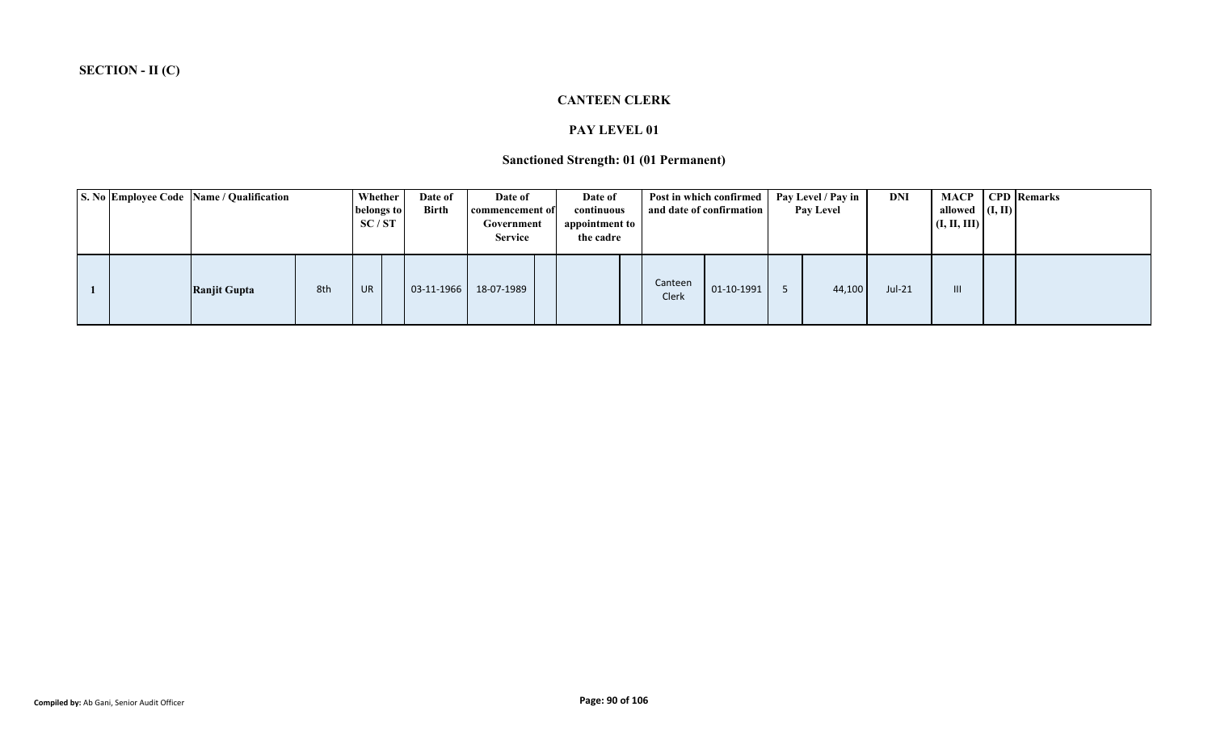**SECTION - II (C)**

## CANTEEN CLERK

### PAY LEVEL 01

### Sanctioned Strength: 01 (01 Permanent)

| S. No | Employee Code | Name / Qualification | | Whether belongs to SC / ST | | Date of Birth | Date of commencement of Government Service | | Date of continuous appointment to the cadre | | Post in which confirmed and date of confirmation | | Pay Level / Pay in Pay Level | | DNI | MACP allowed (I, II, III) | CPD (I, II) | Remarks |
|---|---|---|---|---|---|---|---|---|---|---|---|---|---|---|---|---|---|---|
| 1 | | **Ranjit Gupta** | 8th | UR | | 03-11-1966 | 18-07-1989 | | | | Canteen Clerk | 01-10-1991 | 5 | 44,100 | Jul-21 | III | | |

**Compiled by:** Ab Gani, Senior Audit Officer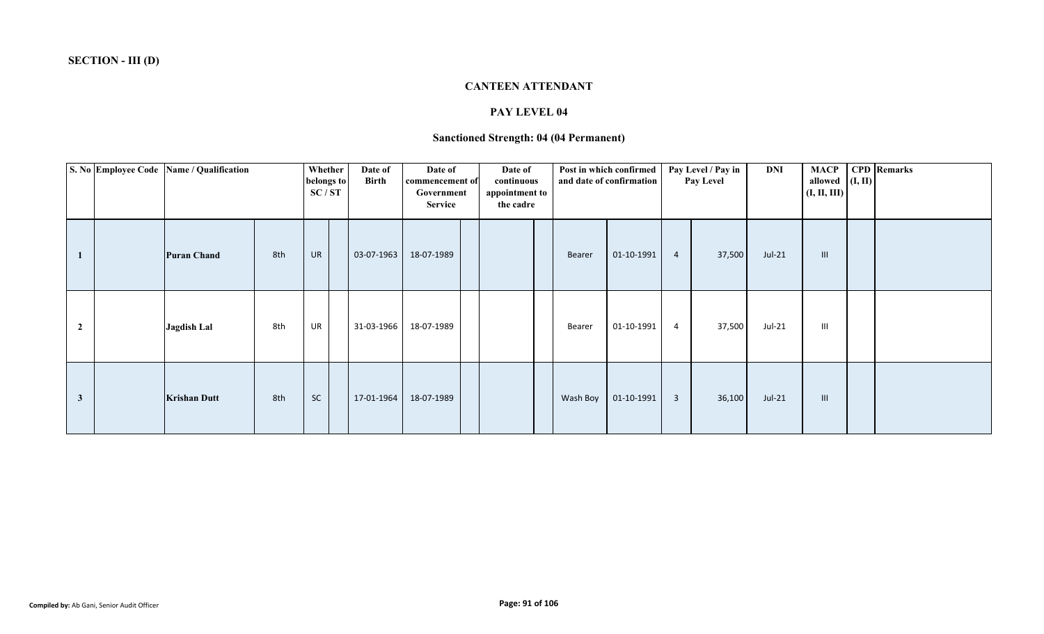**SECTION - III (D)**

## CANTEEN ATTENDANT

### PAY LEVEL 04

### Sanctioned Strength: 04 (04 Permanent)

| S. No | Employee Code | Name / Qualification | | Whether belongs to SC / ST | | Date of Birth | Date of commencement of Government Service | | Date of continuous appointment to the cadre | | Post in which confirmed and date of confirmation | | Pay Level / Pay in Pay Level | | DNI | MACP allowed (I, II, III) | CPD (I, II) | Remarks |
|---|---|---|---|---|---|---|---|---|---|---|---|---|---|---|---|---|---|---|
| 1 | | **Puran Chand** | 8th | UR | | 03-07-1963 | 18-07-1989 | | | | Bearer | 01-10-1991 | 4 | 37,500 | Jul-21 | III | | |
| 2 | | **Jagdish Lal** | 8th | UR | | 31-03-1966 | 18-07-1989 | | | | Bearer | 01-10-1991 | 4 | 37,500 | Jul-21 | III | | |
| 3 | | **Krishan Dutt** | 8th | SC | | 17-01-1964 | 18-07-1989 | | | | Wash Boy | 01-10-1991 | 3 | 36,100 | Jul-21 | III | | |

**Compiled by:** Ab Gani, Senior Audit Officer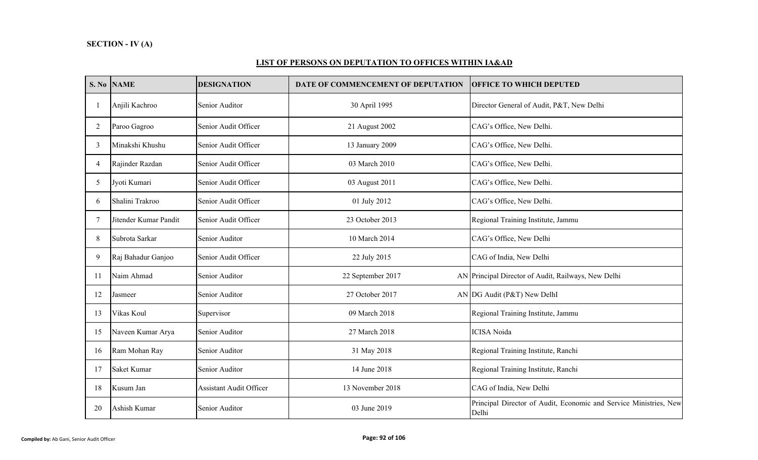**SECTION - IV (A)**

**LIST OF PERSONS ON DEPUTATION TO OFFICES WITHIN IA&AD**

| S. No | NAME | DESIGNATION | DATE OF COMMENCEMENT OF DEPUTATION | OFFICE TO WHICH DEPUTED |
|---|---|---|---|---|
| 1 | Anjili Kachroo | Senior Auditor | 30 April 1995 | Director General of Audit, P&T, New Delhi |
| 2 | Paroo Gagroo | Senior Audit Officer | 21 August 2002 | CAG's Office, New Delhi. |
| 3 | Minakshi Khushu | Senior Audit Officer | 13 January 2009 | CAG's Office, New Delhi. |
| 4 | Rajinder Razdan | Senior Audit Officer | 03 March 2010 | CAG's Office, New Delhi. |
| 5 | Jyoti Kumari | Senior Audit Officer | 03 August 2011 | CAG's Office, New Delhi. |
| 6 | Shalini Trakroo | Senior Audit Officer | 01 July 2012 | CAG's Office, New Delhi. |
| 7 | Jitender Kumar Pandit | Senior Audit Officer | 23 October 2013 | Regional Training Institute, Jammu |
| 8 | Subrota Sarkar | Senior Auditor | 10 March 2014 | CAG's Office, New Delhi |
| 9 | Raj Bahadur Ganjoo | Senior Audit Officer | 22 July 2015 | CAG of India, New Delhi |
| 11 | Naim Ahmad | Senior Auditor | 22 September 2017 AN | Principal Director of Audit, Railways, New Delhi |
| 12 | Jasmeer | Senior Auditor | 27 October 2017 AN | DG Audit (P&T) New DelhI |
| 13 | Vikas Koul | Supervisor | 09 March 2018 | Regional Training Institute, Jammu |
| 15 | Naveen Kumar Arya | Senior Auditor | 27 March 2018 | ICISA Noida |
| 16 | Ram Mohan Ray | Senior Auditor | 31 May 2018 | Regional Training Institute, Ranchi |
| 17 | Saket Kumar | Senior Auditor | 14 June 2018 | Regional Training Institute, Ranchi |
| 18 | Kusum Jan | Assistant Audit Officer | 13 November 2018 | CAG of India, New Delhi |
| 20 | Ashish Kumar | Senior Auditor | 03 June 2019 | Principal Director of Audit, Economic and Service Ministries, New Delhi |

**Compiled by:** Ab Gani, Senior Audit Officer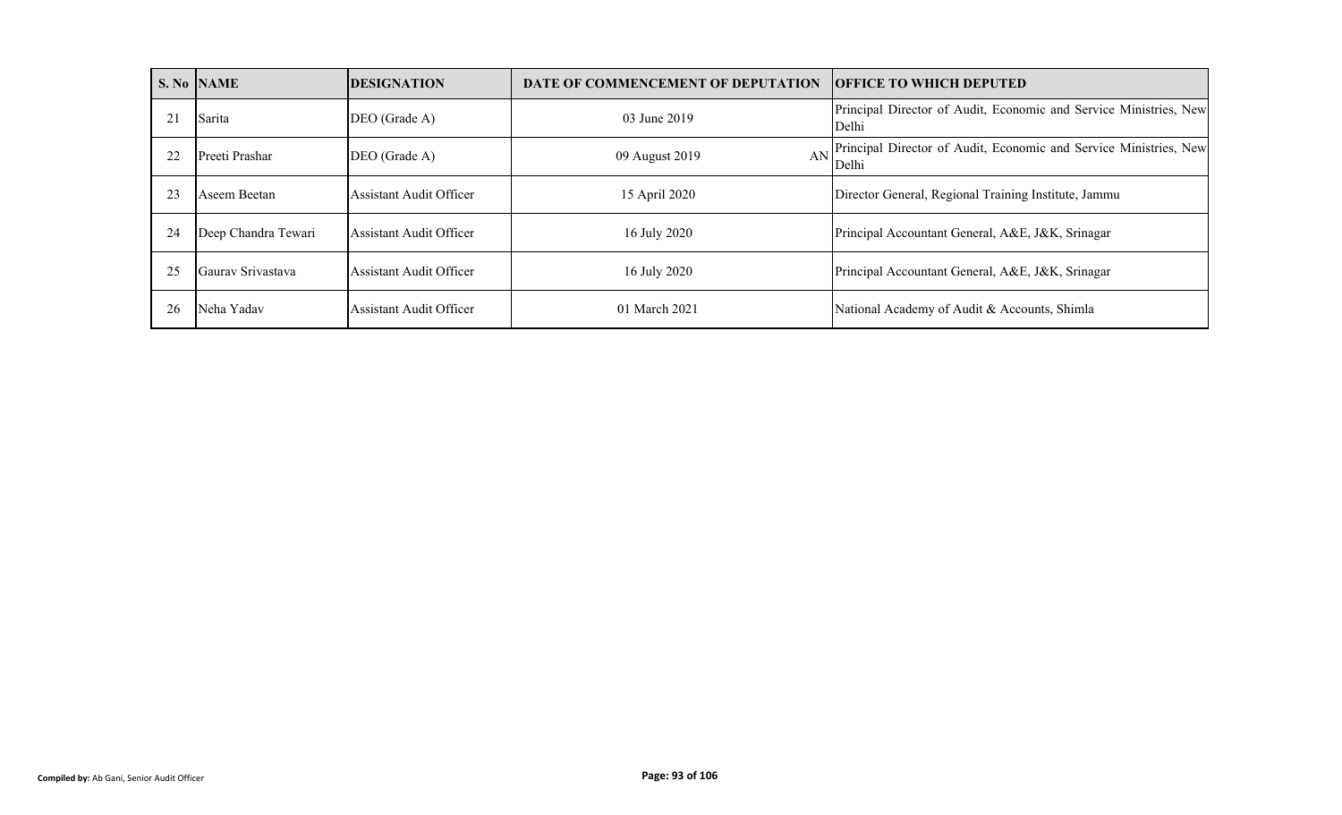| S. No | NAME | DESIGNATION | DATE OF COMMENCEMENT OF DEPUTATION | OFFICE TO WHICH DEPUTED |
|---|---|---|---|---|
| 21 | Sarita | DEO (Grade A) | 03 June 2019 | Principal Director of Audit, Economic and Service Ministries, New Delhi |
| 22 | Preeti Prashar | DEO (Grade A) | 09 August 2019 AN | Principal Director of Audit, Economic and Service Ministries, New Delhi |
| 23 | Aseem Beetan | Assistant Audit Officer | 15 April 2020 | Director General, Regional Training Institute, Jammu |
| 24 | Deep Chandra Tewari | Assistant Audit Officer | 16 July 2020 | Principal Accountant General, A&E, J&K, Srinagar |
| 25 | Gaurav Srivastava | Assistant Audit Officer | 16 July 2020 | Principal Accountant General, A&E, J&K, Srinagar |
| 26 | Neha Yadav | Assistant Audit Officer | 01 March 2021 | National Academy of Audit & Accounts, Shimla |

**Compiled by:** Ab Gani, Senior Audit Officer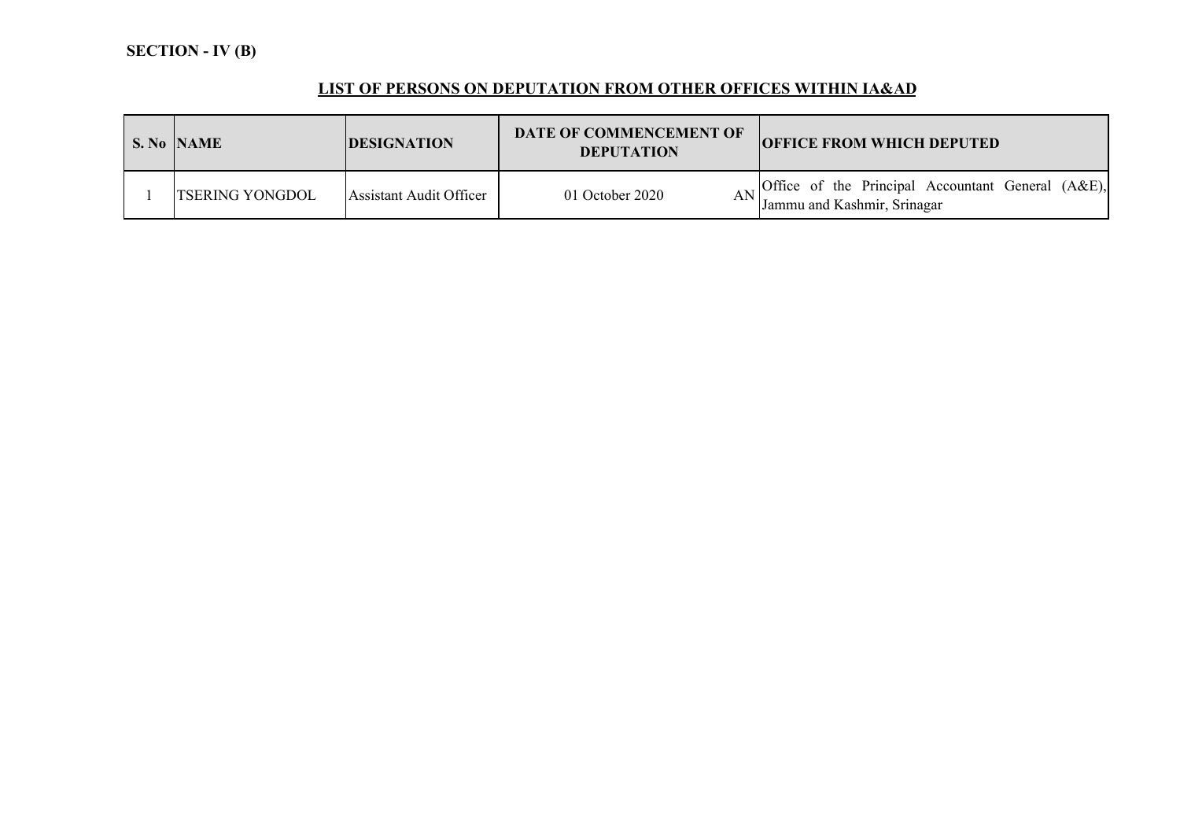**SECTION - IV (B)**

## LIST OF PERSONS ON DEPUTATION FROM OTHER OFFICES WITHIN IA&AD

| S. No | NAME | DESIGNATION | DATE OF COMMENCEMENT OF DEPUTATION | OFFICE FROM WHICH DEPUTED |
|---|---|---|---|---|
| 1 | TSERING YONGDOL | Assistant Audit Officer | 01 October 2020 AN | Office of the Principal Accountant General (A&E), Jammu and Kashmir, Srinagar |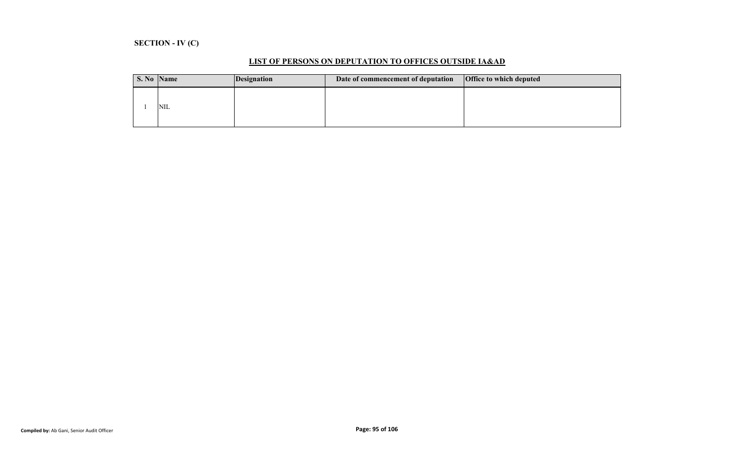**SECTION - IV (C)**

## LIST OF PERSONS ON DEPUTATION TO OFFICES OUTSIDE IA&AD

| S. No | Name | Designation | Date of commencement of deputation | Office to which deputed |
|---|---|---|---|---|
| 1 | NIL | | | |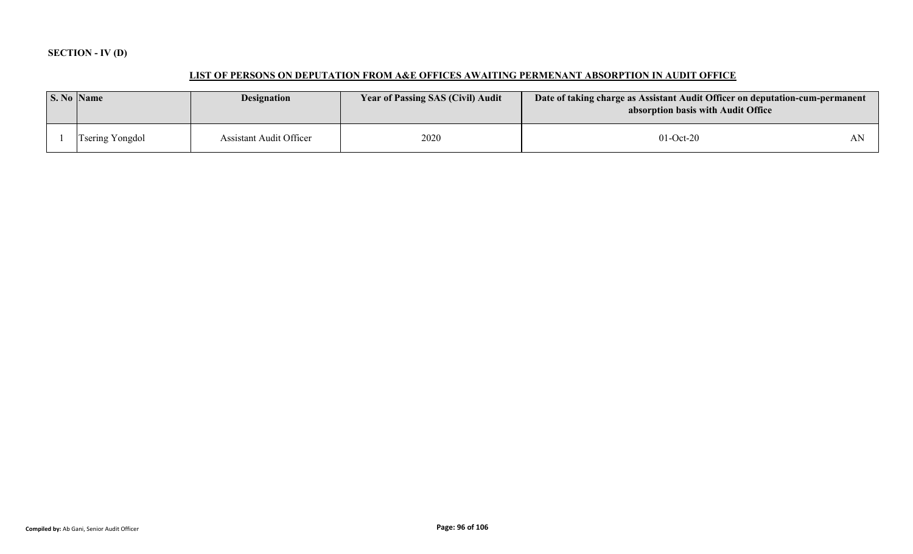**SECTION - IV (D)**

**LIST OF PERSONS ON DEPUTATION FROM A&E OFFICES AWAITING PERMENANT ABSORPTION IN AUDIT OFFICE**

| S. No | Name | Designation | Year of Passing SAS (Civil) Audit | Date of taking charge as Assistant Audit Officer on deputation-cum-permanent absorption basis with Audit Office | |
|---|---|---|---|---|---|
| 1 | Tsering Yongdol | Assistant Audit Officer | 2020 | 01-Oct-20 | AN |

**Compiled by:** Ab Gani, Senior Audit Officer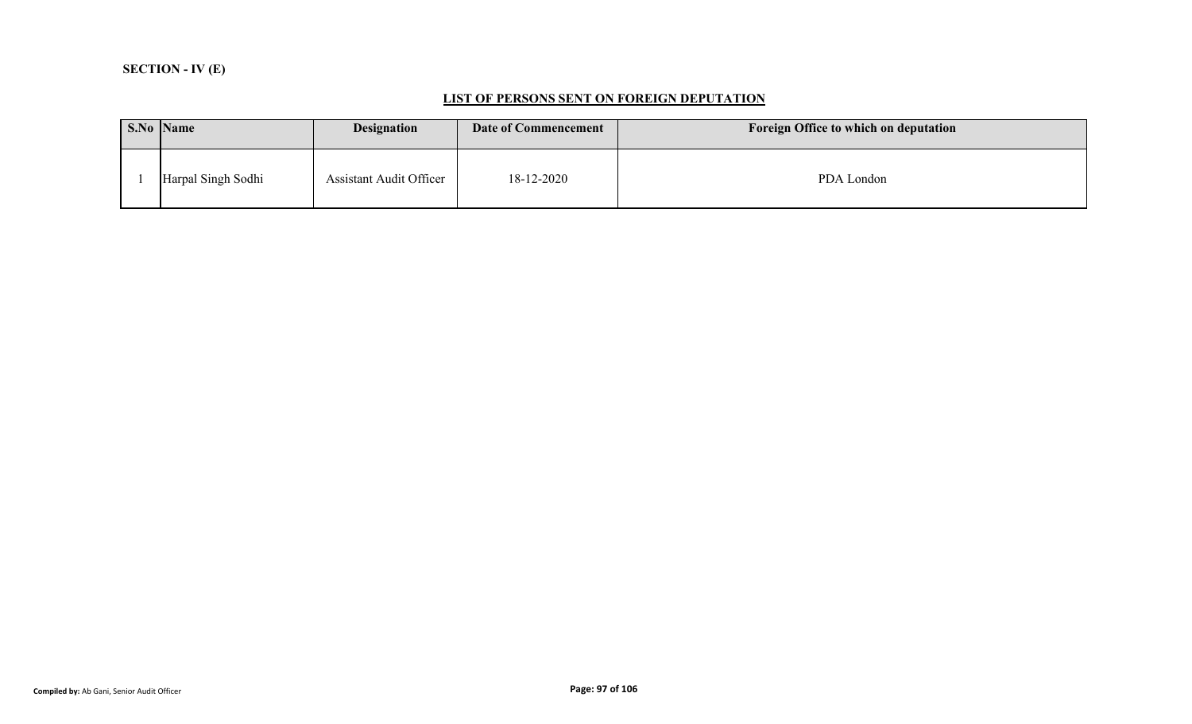**SECTION - IV (E)**

## LIST OF PERSONS SENT ON FOREIGN DEPUTATION

| S.No | Name | Designation | Date of Commencement | Foreign Office to which on deputation |
|---|---|---|---|---|
| 1 | Harpal Singh Sodhi | Assistant Audit Officer | 18-12-2020 | PDA London |

**Compiled by:** Ab Gani, Senior Audit Officer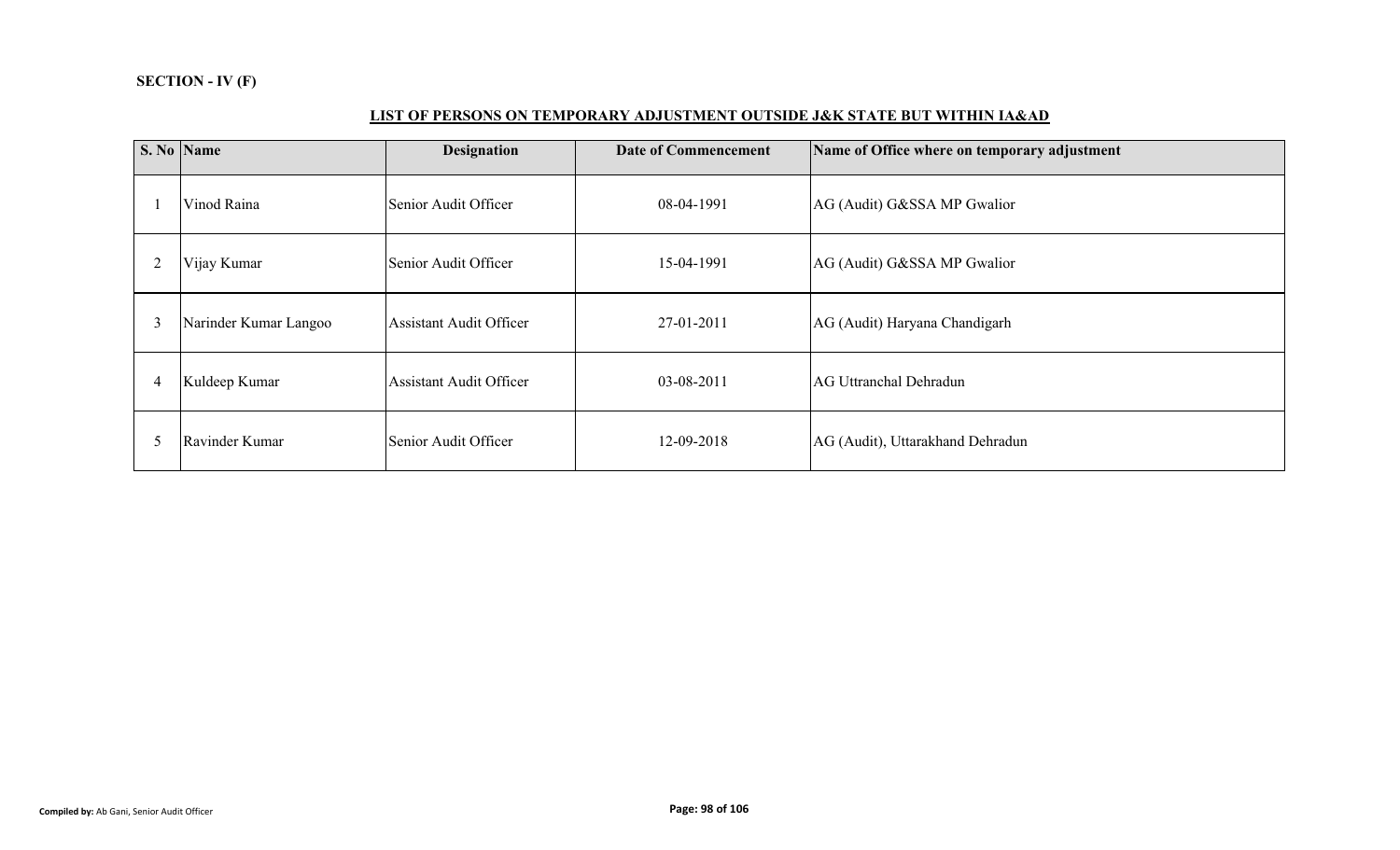**SECTION - IV (F)**

## LIST OF PERSONS ON TEMPORARY ADJUSTMENT OUTSIDE J&K STATE BUT WITHIN IA&AD

| S. No | Name | Designation | Date of Commencement | Name of Office where on temporary adjustment |
|---|---|---|---|---|
| 1 | Vinod Raina | Senior Audit Officer | 08-04-1991 | AG (Audit) G&SSA MP Gwalior |
| 2 | Vijay Kumar | Senior Audit Officer | 15-04-1991 | AG (Audit) G&SSA MP Gwalior |
| 3 | Narinder Kumar Langoo | Assistant Audit Officer | 27-01-2011 | AG (Audit) Haryana Chandigarh |
| 4 | Kuldeep Kumar | Assistant Audit Officer | 03-08-2011 | AG Uttranchal Dehradun |
| 5 | Ravinder Kumar | Senior Audit Officer | 12-09-2018 | AG (Audit), Uttarakhand Dehradun |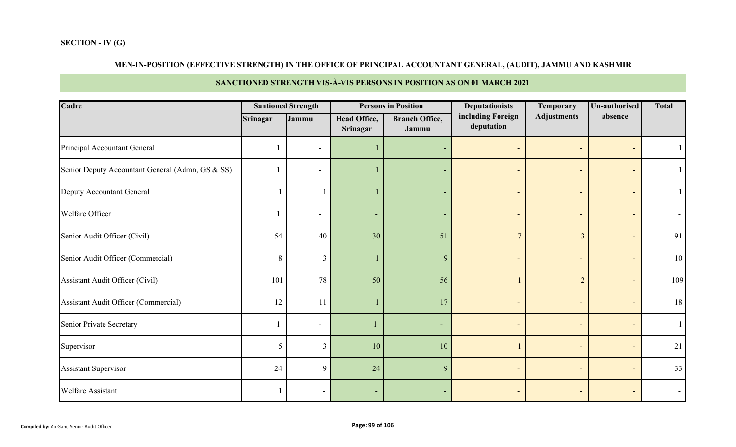**SECTION - IV (G)**

**MEN-IN-POSITION (EFFECTIVE STRENGTH) IN THE OFFICE OF PRINCIPAL ACCOUNTANT GENERAL, (AUDIT), JAMMU AND KASHMIR**

**SANCTIONED STRENGTH VIS-À-VIS PERSONS IN POSITION AS ON 01 MARCH 2021**

| Cadre | Santioned Strength | | Persons in Position | | Deputationists including Foreign deputation | Temporary Adjustments | Un-authorised absence | Total |
|---|---|---|---|---|---|---|---|---|
| | Srinagar | Jammu | Head Office, Srinagar | Branch Office, Jammu | | | | |
| Principal Accountant General | 1 | - | 1 | - | - | - | - | 1 |
| Senior Deputy Accountant General (Admn, GS & SS) | 1 | - | 1 | - | - | - | - | 1 |
| Deputy Accountant General | 1 | 1 | 1 | - | - | - | - | 1 |
| Welfare Officer | 1 | - | - | - | - | - | - | - |
| Senior Audit Officer (Civil) | 54 | 40 | 30 | 51 | 7 | 3 | - | 91 |
| Senior Audit Officer (Commercial) | 8 | 3 | 1 | 9 | - | - | - | 10 |
| Assistant Audit Officer (Civil) | 101 | 78 | 50 | 56 | 1 | 2 | - | 109 |
| Assistant Audit Officer (Commercial) | 12 | 11 | 1 | 17 | - | - | - | 18 |
| Senior Private Secretary | 1 | - | 1 | - | - | - | - | 1 |
| Supervisor | 5 | 3 | 10 | 10 | 1 | - | - | 21 |
| Assistant Supervisor | 24 | 9 | 24 | 9 | - | - | - | 33 |
| Welfare Assistant | 1 | - | - | - | - | - | - | - |

**Compiled by:** Ab Gani, Senior Audit Officer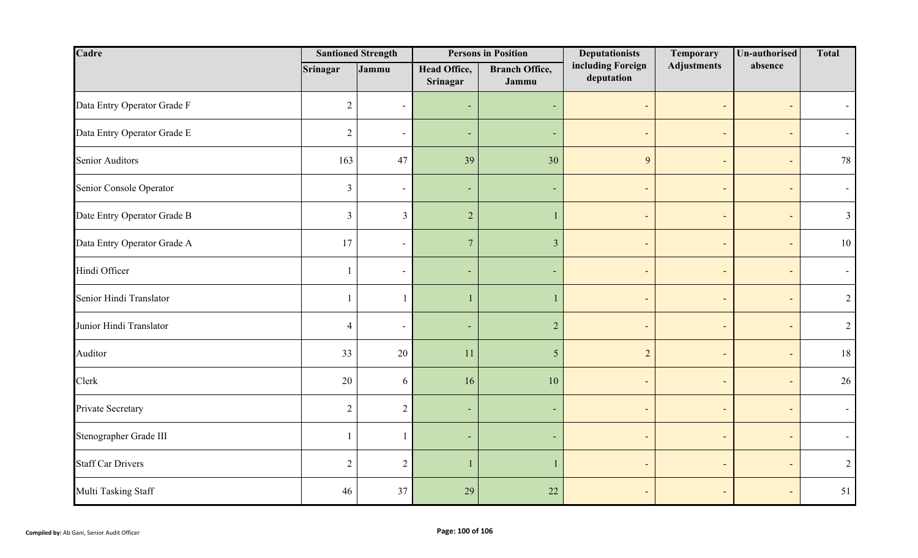| Cadre | Santioned Strength | | Persons in Position | | Deputationists including Foreign deputation | Temporary Adjustments | Un-authorised absence | Total |
|---|---|---|---|---|---|---|---|---|
| | Srinagar | Jammu | Head Office, Srinagar | Branch Office, Jammu | | | | |
| Data Entry Operator Grade F | 2 | - | - | - | - | - | - | - |
| Data Entry Operator Grade E | 2 | - | - | - | - | - | - | - |
| Senior Auditors | 163 | 47 | 39 | 30 | 9 | - | - | 78 |
| Senior Console Operator | 3 | - | - | - | - | - | - | - |
| Date Entry Operator Grade B | 3 | 3 | 2 | 1 | - | - | - | 3 |
| Data Entry Operator Grade A | 17 | - | 7 | 3 | - | - | - | 10 |
| Hindi Officer | 1 | - | - | - | - | - | - | - |
| Senior Hindi Translator | 1 | 1 | 1 | 1 | - | - | - | 2 |
| Junior Hindi Translator | 4 | - | - | 2 | - | - | - | 2 |
| Auditor | 33 | 20 | 11 | 5 | 2 | - | - | 18 |
| Clerk | 20 | 6 | 16 | 10 | - | - | - | 26 |
| Private Secretary | 2 | 2 | - | - | - | - | - | - |
| Stenographer Grade III | 1 | 1 | - | - | - | - | - | - |
| Staff Car Drivers | 2 | 2 | 1 | 1 | - | - | - | 2 |
| Multi Tasking Staff | 46 | 37 | 29 | 22 | - | - | - | 51 |

**Compiled by:** Ab Gani, Senior Audit Officer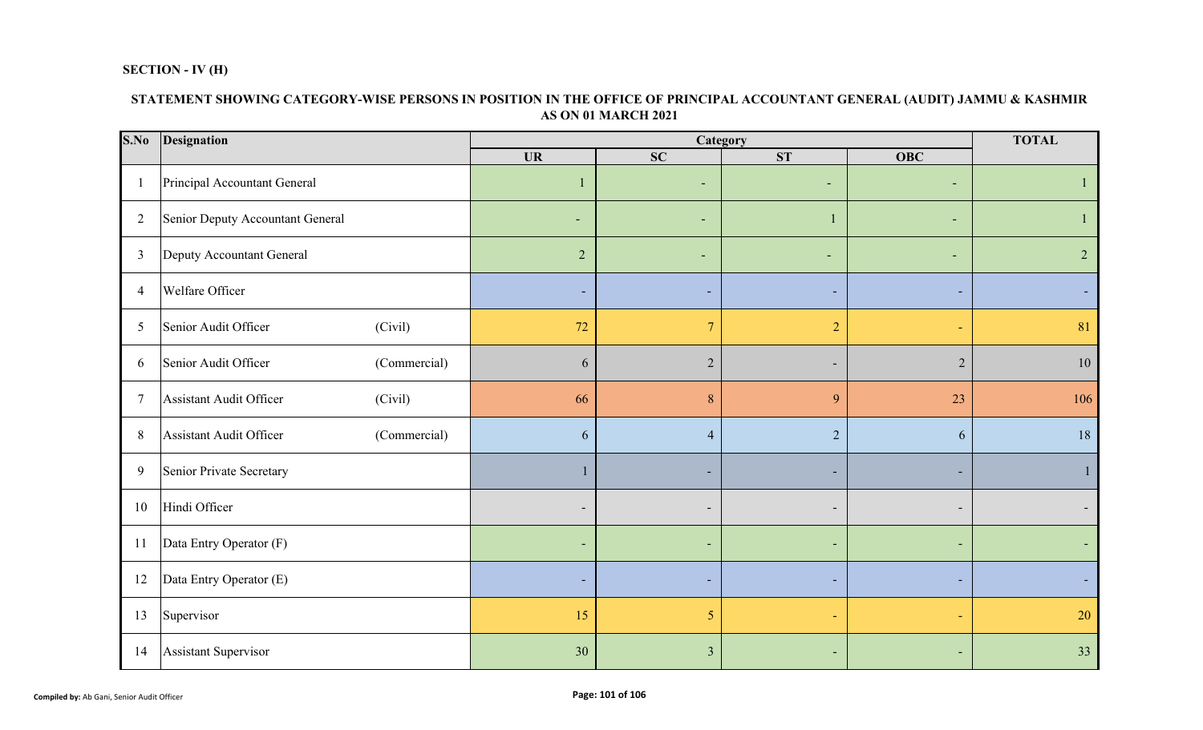**SECTION - IV (H)**

**STATEMENT SHOWING CATEGORY-WISE PERSONS IN POSITION IN THE OFFICE OF PRINCIPAL ACCOUNTANT GENERAL (AUDIT) JAMMU & KASHMIR AS ON 01 MARCH 2021**

| S.No | Designation | | Category | | | | TOTAL |
|---|---|---|---|---|---|---|---|
| | | | UR | SC | ST | OBC | |
| 1 | Principal Accountant General | | 1 | - | - | - | 1 |
| 2 | Senior Deputy Accountant General | | - | - | 1 | - | 1 |
| 3 | Deputy Accountant General | | 2 | - | - | - | 2 |
| 4 | Welfare Officer | | - | - | - | - | - |
| 5 | Senior Audit Officer | (Civil) | 72 | 7 | 2 | - | 81 |
| 6 | Senior Audit Officer | (Commercial) | 6 | 2 | - | 2 | 10 |
| 7 | Assistant Audit Officer | (Civil) | 66 | 8 | 9 | 23 | 106 |
| 8 | Assistant Audit Officer | (Commercial) | 6 | 4 | 2 | 6 | 18 |
| 9 | Senior Private Secretary | | 1 | - | - | - | 1 |
| 10 | Hindi Officer | | - | - | - | - | - |
| 11 | Data Entry Operator (F) | | - | - | - | - | - |
| 12 | Data Entry Operator (E) | | - | - | - | - | - |
| 13 | Supervisor | | 15 | 5 | - | - | 20 |
| 14 | Assistant Supervisor | | 30 | 3 | - | - | 33 |

**Compiled by:** Ab Gani, Senior Audit Officer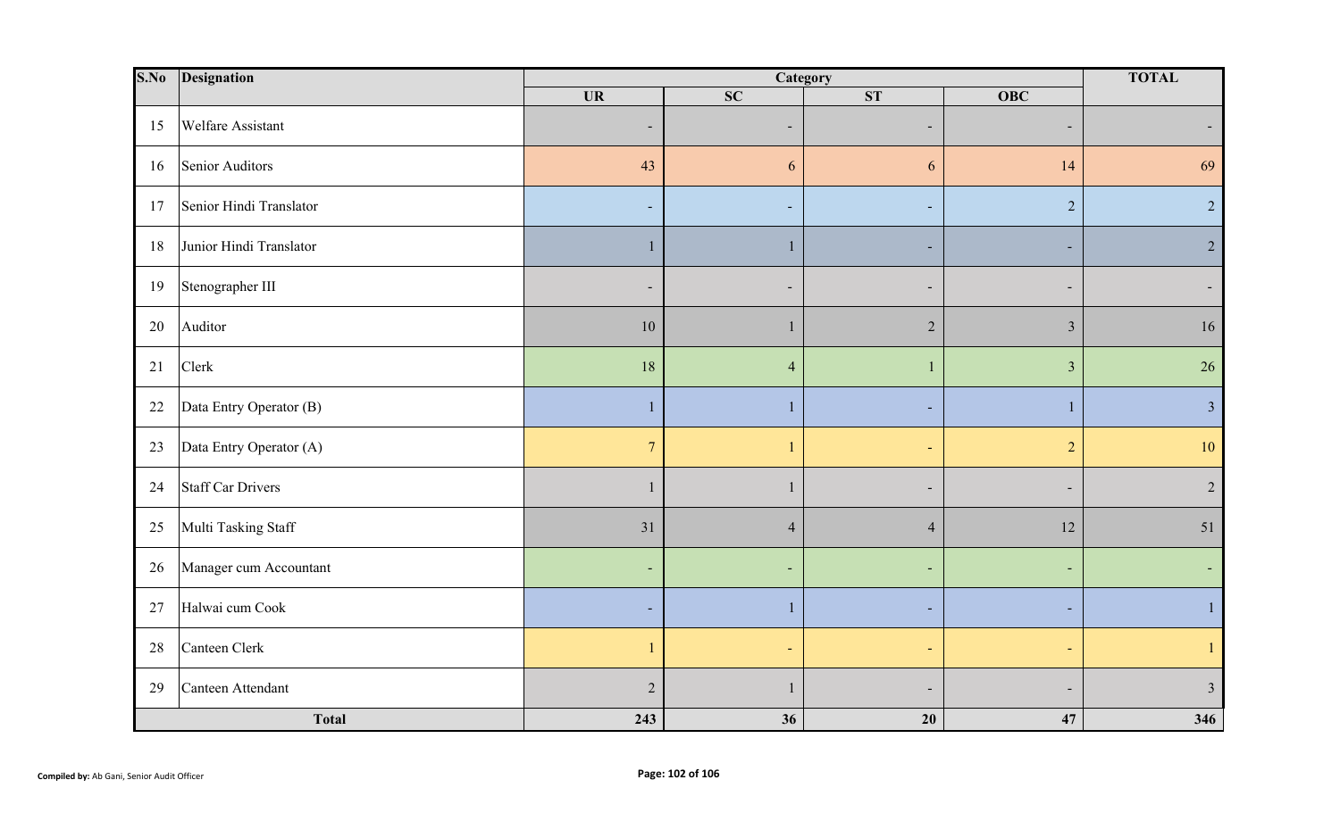| S.No | Designation | Category | | | | TOTAL |
|---|---|---|---|---|---|---|
| | | UR | SC | ST | OBC | |
| 15 | Welfare Assistant | - | - | - | - | - |
| 16 | Senior Auditors | 43 | 6 | 6 | 14 | 69 |
| 17 | Senior Hindi Translator | - | - | - | 2 | 2 |
| 18 | Junior Hindi Translator | 1 | 1 | - | - | 2 |
| 19 | Stenographer III | - | - | - | - | - |
| 20 | Auditor | 10 | 1 | 2 | 3 | 16 |
| 21 | Clerk | 18 | 4 | 1 | 3 | 26 |
| 22 | Data Entry Operator (B) | 1 | 1 | - | 1 | 3 |
| 23 | Data Entry Operator (A) | 7 | 1 | - | 2 | 10 |
| 24 | Staff Car Drivers | 1 | 1 | - | - | 2 |
| 25 | Multi Tasking Staff | 31 | 4 | 4 | 12 | 51 |
| 26 | Manager cum Accountant | - | - | - | - | - |
| 27 | Halwai cum Cook | - | 1 | - | - | 1 |
| 28 | Canteen Clerk | 1 | - | - | - | 1 |
| 29 | Canteen Attendant | 2 | 1 | - | - | 3 |
| **Total** | | **243** | **36** | **20** | **47** | **346** |

**Compiled by:** Ab Gani, Senior Audit Officer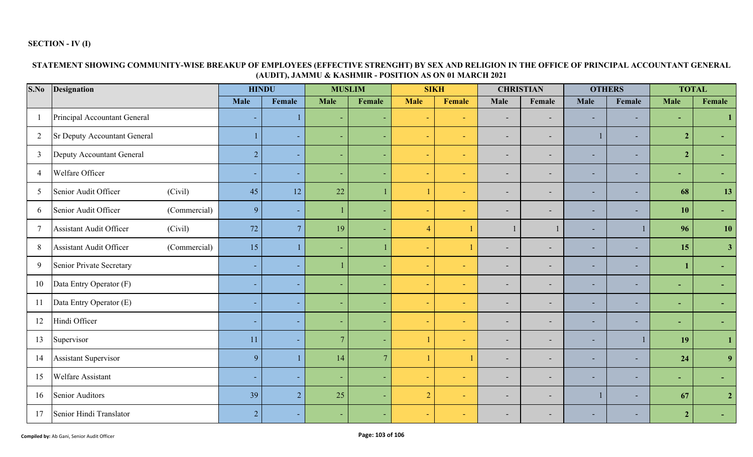**SECTION - IV (I)**

**STATEMENT SHOWING COMMUNITY-WISE BREAKUP OF EMPLOYEES (EFFECTIVE STRENGHT) BY SEX AND RELIGION IN THE OFFICE OF PRINCIPAL ACCOUNTANT GENERAL (AUDIT), JAMMU & KASHMIR - POSITION AS ON 01 MARCH 2021**

| S.No | Designation | | HINDU | | MUSLIM | | SIKH | | CHRISTIAN | | OTHERS | | TOTAL | |
|---|---|---|---|---|---|---|---|---|---|---|---|---|---|---|
| | | | Male | Female | Male | Female | Male | Female | Male | Female | Male | Female | Male | Female |
| 1 | Principal Accountant General | | - | 1 | - | - | - | - | - | - | - | - | - | 1 |
| 2 | Sr Deputy Accountant General | | 1 | - | - | - | - | - | - | - | 1 | - | 2 | - |
| 3 | Deputy Accountant General | | 2 | - | - | - | - | - | - | - | - | - | 2 | - |
| 4 | Welfare Officer | | - | - | - | - | - | - | - | - | - | - | - | - |
| 5 | Senior Audit Officer | (Civil) | 45 | 12 | 22 | 1 | 1 | - | - | - | - | - | 68 | 13 |
| 6 | Senior Audit Officer | (Commercial) | 9 | - | 1 | - | - | - | - | - | - | - | 10 | - |
| 7 | Assistant Audit Officer | (Civil) | 72 | 7 | 19 | - | 4 | 1 | 1 | 1 | - | 1 | 96 | 10 |
| 8 | Assistant Audit Officer | (Commercial) | 15 | 1 | - | 1 | - | 1 | - | - | - | - | 15 | 3 |
| 9 | Senior Private Secretary | | - | - | 1 | - | - | - | - | - | - | - | 1 | - |
| 10 | Data Entry Operator (F) | | - | - | - | - | - | - | - | - | - | - | - | - |
| 11 | Data Entry Operator (E) | | - | - | - | - | - | - | - | - | - | - | - | - |
| 12 | Hindi Officer | | - | - | - | - | - | - | - | - | - | - | - | - |
| 13 | Supervisor | | 11 | - | 7 | - | 1 | - | - | - | - | 1 | 19 | 1 |
| 14 | Assistant Supervisor | | 9 | 1 | 14 | 7 | 1 | 1 | - | - | - | - | 24 | 9 |
| 15 | Welfare Assistant | | - | - | - | - | - | - | - | - | - | - | - | - |
| 16 | Senior Auditors | | 39 | 2 | 25 | - | 2 | - | - | - | 1 | - | 67 | 2 |
| 17 | Senior Hindi Translator | | 2 | - | - | - | - | - | - | - | - | - | 2 | - |

**Compiled by:** Ab Gani, Senior Audit Officer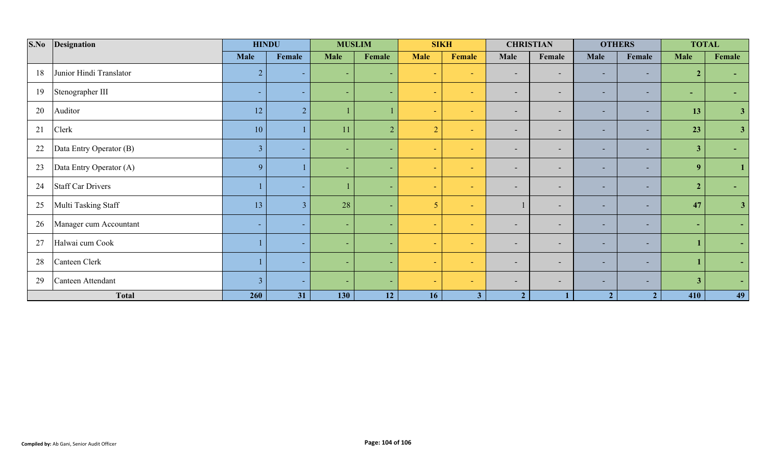| S.No | Designation | HINDU | | MUSLIM | | SIKH | | CHRISTIAN | | OTHERS | | TOTAL | |
|---|---|---|---|---|---|---|---|---|---|---|---|---|---|
| | | Male | Female | Male | Female | Male | Female | Male | Female | Male | Female | Male | Female |
| 18 | Junior Hindi Translator | 2 | - | - | - | - | - | - | - | - | - | **2** | **-** |
| 19 | Stenographer III | - | - | - | - | - | - | - | - | - | - | **-** | **-** |
| 20 | Auditor | 12 | 2 | 1 | 1 | - | - | - | - | - | - | **13** | **3** |
| 21 | Clerk | 10 | 1 | 11 | 2 | 2 | - | - | - | - | - | **23** | **3** |
| 22 | Data Entry Operator (B) | 3 | - | - | - | - | - | - | - | - | - | **3** | **-** |
| 23 | Data Entry Operator (A) | 9 | 1 | - | - | - | - | - | - | - | - | **9** | **1** |
| 24 | Staff Car Drivers | 1 | - | 1 | - | - | - | - | - | - | - | **2** | **-** |
| 25 | Multi Tasking Staff | 13 | 3 | 28 | - | 5 | - | 1 | - | - | - | **47** | **3** |
| 26 | Manager cum Accountant | - | - | - | - | - | - | - | - | - | - | **-** | **-** |
| 27 | Halwai cum Cook | 1 | - | - | - | - | - | - | - | - | - | **1** | **-** |
| 28 | Canteen Clerk | 1 | - | - | - | - | - | - | - | - | - | **1** | **-** |
| 29 | Canteen Attendant | 3 | - | - | - | - | - | - | - | - | - | **3** | **-** |
| **Total** | | **260** | **31** | **130** | **12** | **16** | **3** | **2** | **1** | **2** | **2** | **410** | **49** |

**Compiled by:** Ab Gani, Senior Audit Officer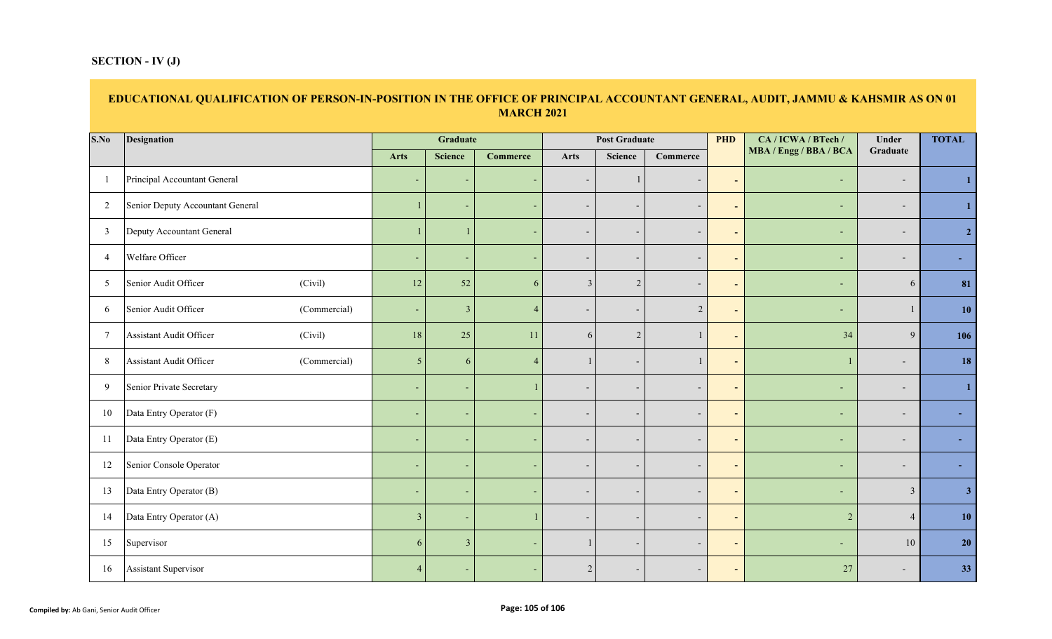**SECTION - IV (J)**

## EDUCATIONAL QUALIFICATION OF PERSON-IN-POSITION IN THE OFFICE OF PRINCIPAL ACCOUNTANT GENERAL, AUDIT, JAMMU & KAHSMIR AS ON 01 MARCH 2021

| S.No | Designation | | Graduate | | | Post Graduate | | | PHD | CA / ICWA / BTech / MBA / Engg / BBA / BCA | Under Graduate | TOTAL |
|---|---|---|---|---|---|---|---|---|---|---|---|---|
| | | | Arts | Science | Commerce | Arts | Science | Commerce | | | | |
| 1 | Principal Accountant General | | - | - | - | - | 1 | - | - | - | - | 1 |
| 2 | Senior Deputy Accountant General | | 1 | - | - | - | - | - | - | - | - | 1 |
| 3 | Deputy Accountant General | | 1 | 1 | - | - | - | - | - | - | - | 2 |
| 4 | Welfare Officer | | - | - | - | - | - | - | - | - | - | - |
| 5 | Senior Audit Officer | (Civil) | 12 | 52 | 6 | 3 | 2 | - | - | - | 6 | 81 |
| 6 | Senior Audit Officer | (Commercial) | - | 3 | 4 | - | - | 2 | - | - | 1 | 10 |
| 7 | Assistant Audit Officer | (Civil) | 18 | 25 | 11 | 6 | 2 | 1 | - | 34 | 9 | 106 |
| 8 | Assistant Audit Officer | (Commercial) | 5 | 6 | 4 | 1 | - | 1 | - | 1 | - | 18 |
| 9 | Senior Private Secretary | | - | - | 1 | - | - | - | - | - | - | 1 |
| 10 | Data Entry Operator (F) | | - | - | - | - | - | - | - | - | - | - |
| 11 | Data Entry Operator (E) | | - | - | - | - | - | - | - | - | - | - |
| 12 | Senior Console Operator | | - | - | - | - | - | - | - | - | - | - |
| 13 | Data Entry Operator (B) | | - | - | - | - | - | - | - | - | 3 | 3 |
| 14 | Data Entry Operator (A) | | 3 | - | 1 | - | - | - | - | 2 | 4 | 10 |
| 15 | Supervisor | | 6 | 3 | - | 1 | - | - | - | - | 10 | 20 |
| 16 | Assistant Supervisor | | 4 | - | - | 2 | - | - | - | 27 | - | 33 |

**Compiled by:** Ab Gani, Senior Audit Officer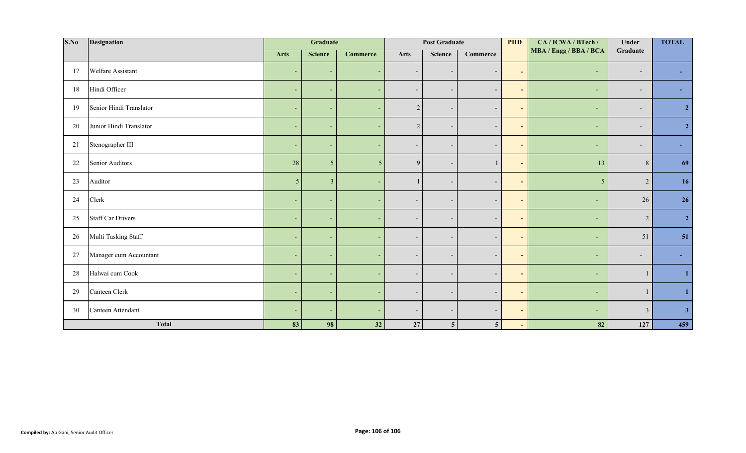| S.No | Designation | Graduate | | | Post Graduate | | | PHD | CA / ICWA / BTech / MBA / Engg / BBA / BCA | Under Graduate | TOTAL |
|---|---|---|---|---|---|---|---|---|---|---|---|
| | | Arts | Science | Commerce | Arts | Science | Commerce | | | | |
| 17 | Welfare Assistant | - | - | - | - | - | - | - | - | - | - |
| 18 | Hindi Officer | - | - | - | - | - | - | - | - | - | - |
| 19 | Senior Hindi Translator | - | - | - | 2 | - | - | - | - | - | 2 |
| 20 | Junior Hindi Translator | - | - | - | 2 | - | - | - | - | - | 2 |
| 21 | Stenographer III | - | - | - | - | - | - | - | - | - | - |
| 22 | Senior Auditors | 28 | 5 | 5 | 9 | - | 1 | - | 13 | 8 | 69 |
| 23 | Auditor | 5 | 3 | - | 1 | - | - | - | 5 | 2 | 16 |
| 24 | Clerk | - | - | - | - | - | - | - | - | 26 | 26 |
| 25 | Staff Car Drivers | - | - | - | - | - | - | - | - | 2 | 2 |
| 26 | Multi Tasking Staff | - | - | - | - | - | - | - | - | 51 | 51 |
| 27 | Manager cum Accountant | - | - | - | - | - | - | - | - | - | - |
| 28 | Halwai cum Cook | - | - | - | - | - | - | - | - | 1 | 1 |
| 29 | Canteen Clerk | - | - | - | - | - | - | - | - | 1 | 1 |
| 30 | Canteen Attendant | - | - | - | - | - | - | - | - | 3 | 3 |
| **Total** | | **83** | **98** | **32** | **27** | **5** | **5** | **-** | **82** | **127** | **459** |

**Compiled by:** Ab Gani, Senior Audit Officer